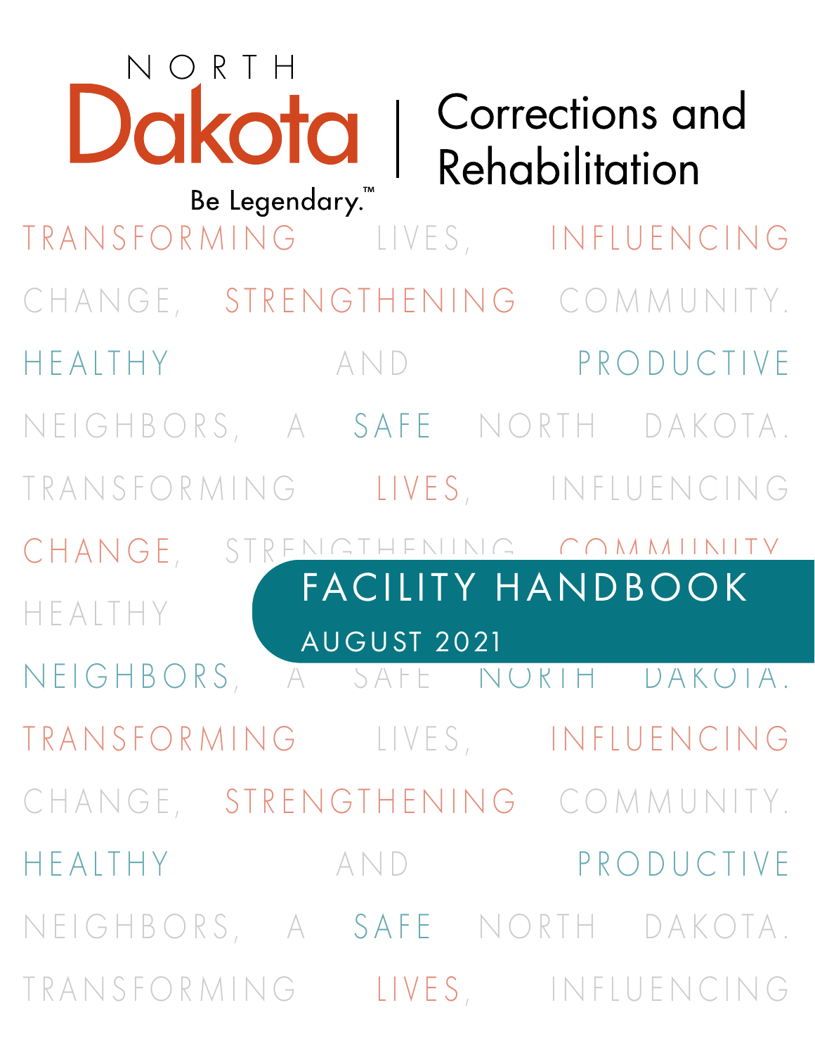NORTH Dakota | Corrections and Rehabilitation

Be Legendary.™

TRANSFORMING LIVES, INFLUENCING CHANGE, STRENGTHENING COMMUNITY. HEALTHY AND PRODUCTIVE NEIGHBORS, A SAFE NORTH DAKOTA.

# FACILITY HANDBOOK

AUGUST 2021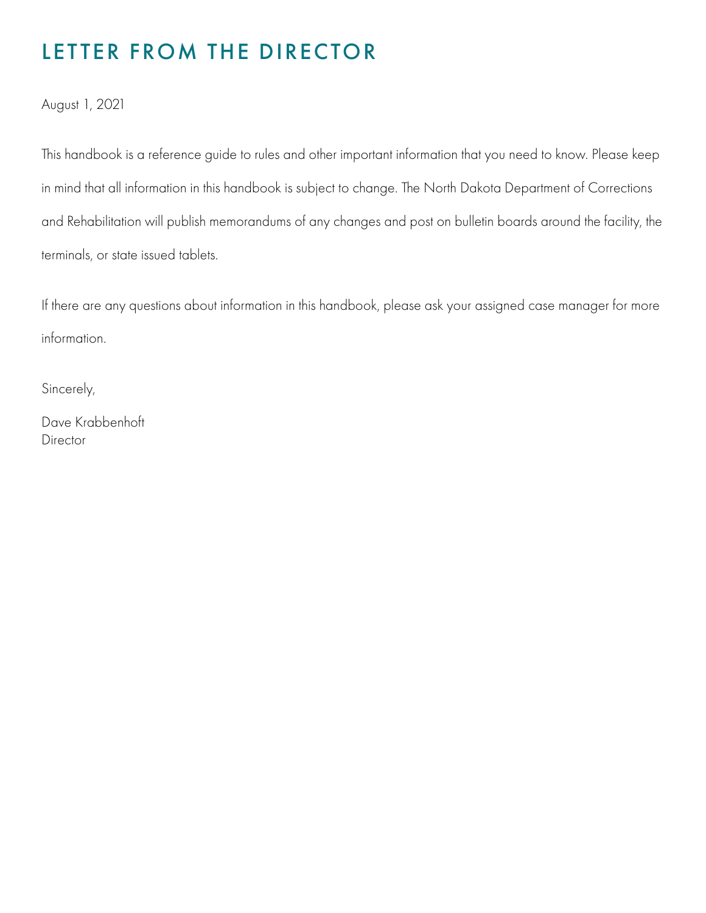# LETTER FROM THE DIRECTOR

August 1, 2021

This handbook is a reference guide to rules and other important information that you need to know. Please keep in mind that all information in this handbook is subject to change. The North Dakota Department of Corrections and Rehabilitation will publish memorandums of any changes and post on bulletin boards around the facility, the terminals, or state issued tablets.

If there are any questions about information in this handbook, please ask your assigned case manager for more information.

Sincerely,

Dave Krabbenhoft
Director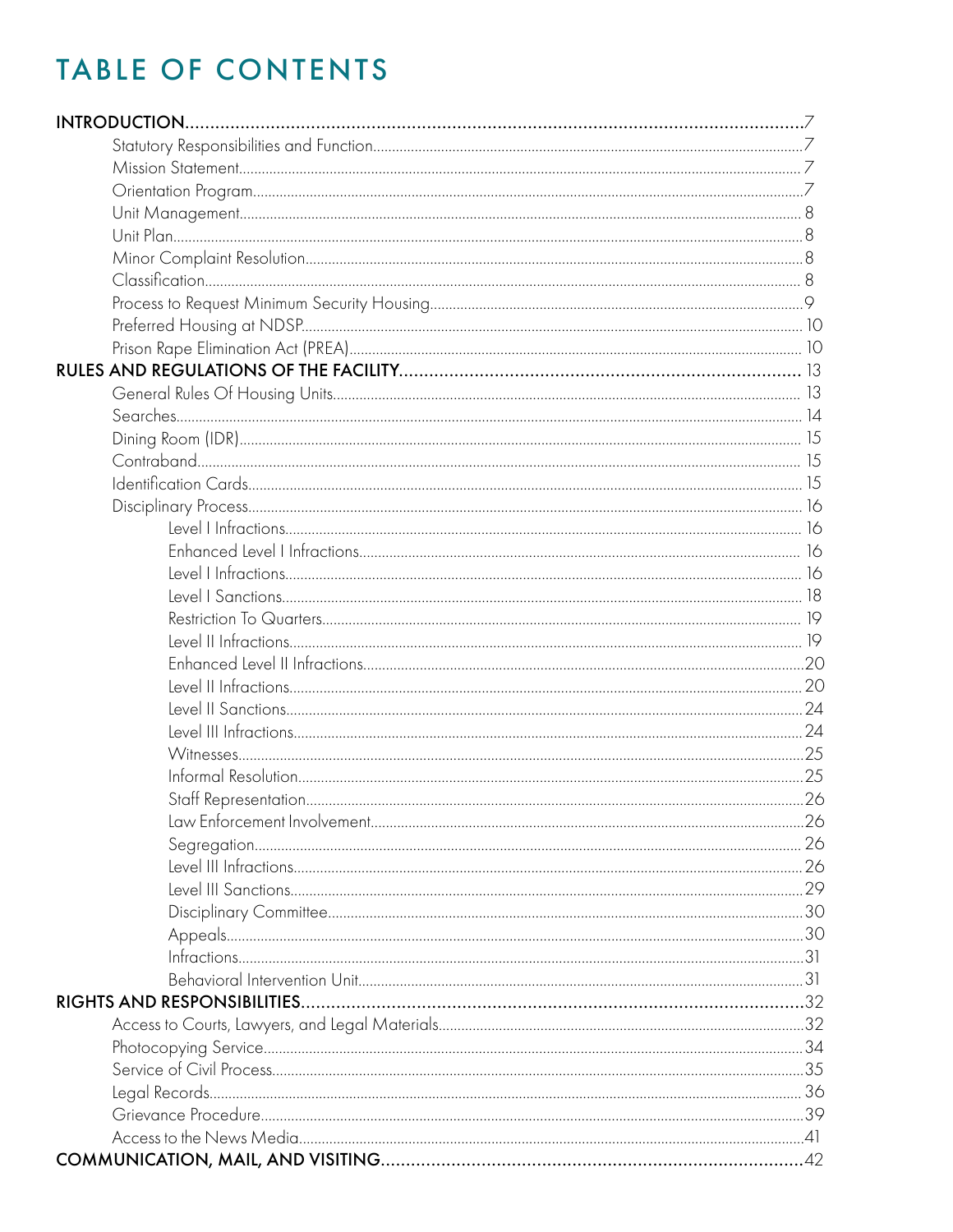# TABLE OF CONTENTS

- **INTRODUCTION** ... 7
  - Statutory Responsibilities and Function ... 7
  - Mission Statement ... 7
  - Orientation Program ... 7
  - Unit Management ... 8
  - Unit Plan ... 8
  - Minor Complaint Resolution ... 8
  - Classification ... 8
  - Process to Request Minimum Security Housing ... 9
  - Preferred Housing at NDSP ... 10
  - Prison Rape Elimination Act (PREA) ... 10
- **RULES AND REGULATIONS OF THE FACILITY** ... 13
  - General Rules Of Housing Units ... 13
  - Searches ... 14
  - Dining Room (IDR) ... 15
  - Contraband ... 15
  - Identification Cards ... 15
  - Disciplinary Process ... 16
    - Level I Infractions ... 16
    - Enhanced Level I Infractions ... 16
    - Level I Infractions ... 16
    - Level I Sanctions ... 18
    - Restriction To Quarters ... 19
    - Level II Infractions ... 19
    - Enhanced Level II Infractions ... 20
    - Level II Infractions ... 20
    - Level II Sanctions ... 24
    - Level III Infractions ... 24
    - Witnesses ... 25
    - Informal Resolution ... 25
    - Staff Representation ... 26
    - Law Enforcement Involvement ... 26
    - Segregation ... 26
    - Level III Infractions ... 26
    - Level III Sanctions ... 29
    - Disciplinary Committee ... 30
    - Appeals ... 30
    - Infractions ... 31
    - Behavioral Intervention Unit ... 31
- **RIGHTS AND RESPONSIBILITIES** ... 32
  - Access to Courts, Lawyers, and Legal Materials ... 32
  - Photocopying Service ... 34
  - Service of Civil Process ... 35
  - Legal Records ... 36
  - Grievance Procedure ... 39
  - Access to the News Media ... 41
- **COMMUNICATION, MAIL, AND VISITING** ... 42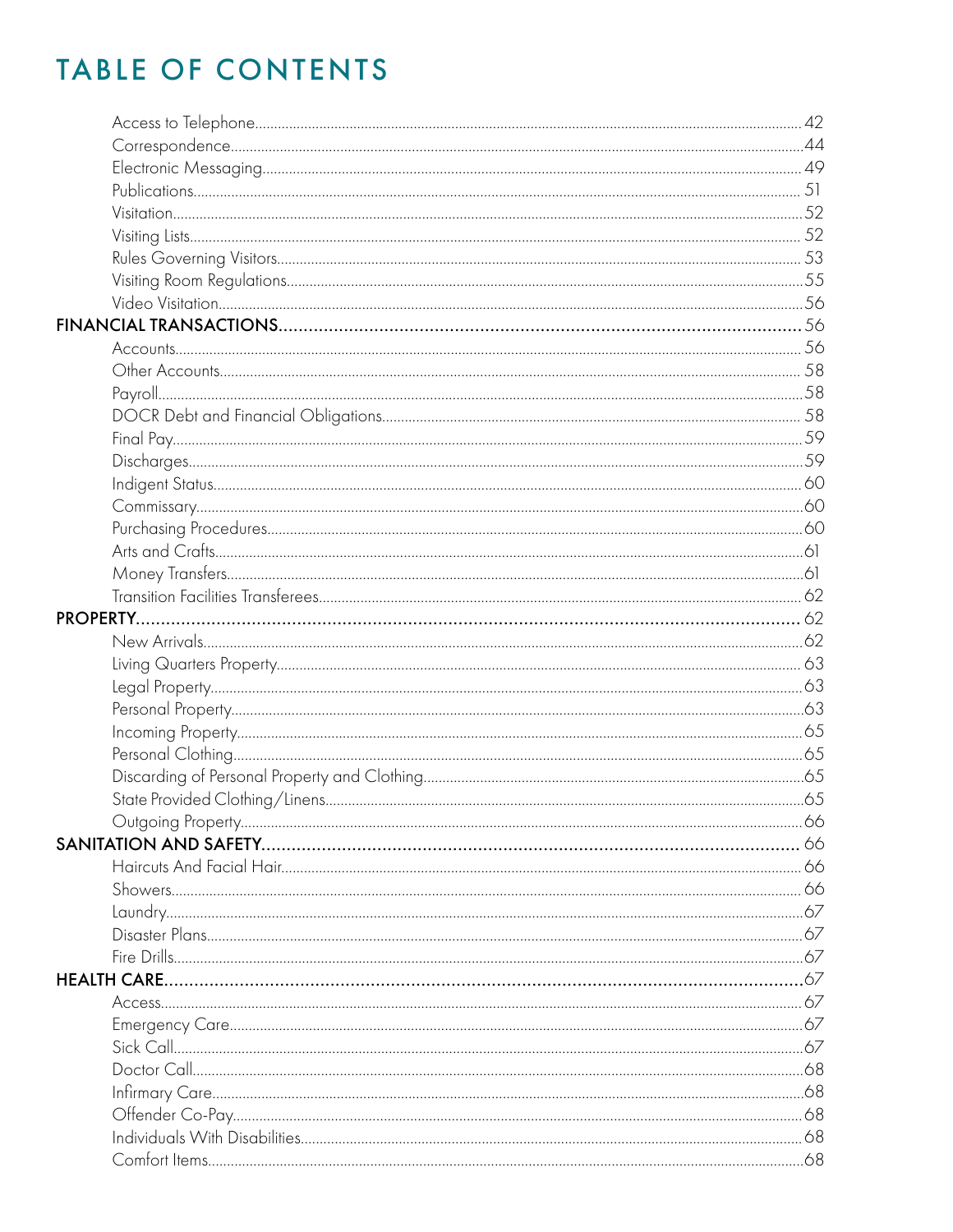# TABLE OF CONTENTS

- Access to Telephone....42
- Correspondence....44
- Electronic Messaging....49
- Publications....51
- Visitation....52
- Visiting Lists....52
- Rules Governing Visitors....53
- Visiting Room Regulations....55
- Video Visitation....56

**FINANCIAL TRANSACTIONS....56**

- Accounts....56
- Other Accounts....58
- Payroll....58
- DOCR Debt and Financial Obligations....58
- Final Pay....59
- Discharges....59
- Indigent Status....60
- Commissary....60
- Purchasing Procedures....60
- Arts and Crafts....61
- Money Transfers....61
- Transition Facilities Transferees....62

**PROPERTY....62**

- New Arrivals....62
- Living Quarters Property....63
- Legal Property....63
- Personal Property....63
- Incoming Property....65
- Personal Clothing....65
- Discarding of Personal Property and Clothing....65
- State Provided Clothing/Linens....65
- Outgoing Property....66

**SANITATION AND SAFETY....66**

- Haircuts And Facial Hair....66
- Showers....66
- Laundry....67
- Disaster Plans....67
- Fire Drills....67

**HEALTH CARE....67**

- Access....67
- Emergency Care....67
- Sick Call....67
- Doctor Call....68
- Infirmary Care....68
- Offender Co-Pay....68
- Individuals With Disabilities....68
- Comfort Items....68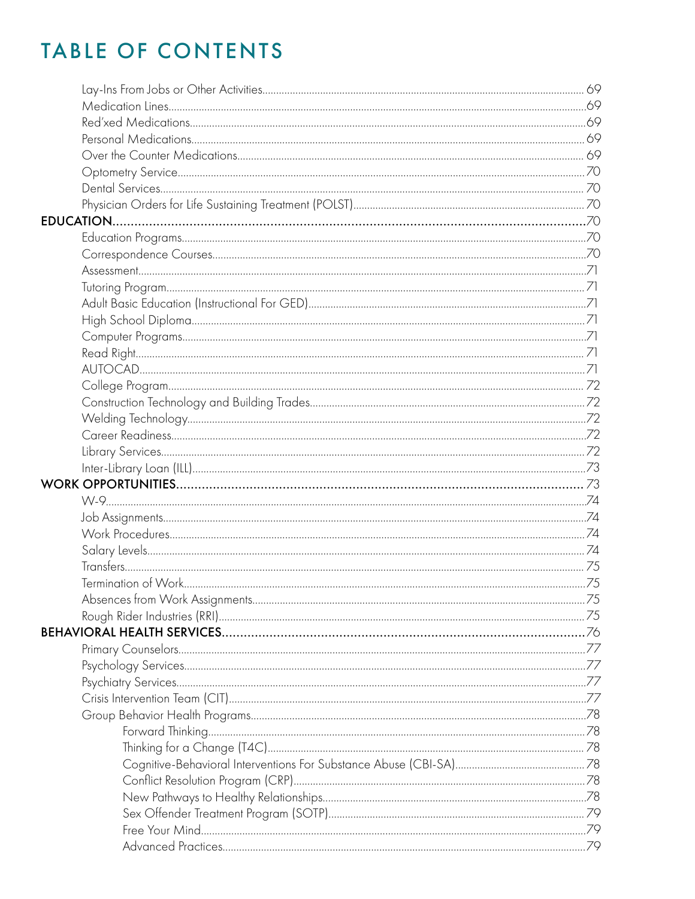# TABLE OF CONTENTS

- Lay-Ins From Jobs or Other Activities.......... 69
- Medication Lines.......... 69
- Red'xed Medications.......... 69
- Personal Medications.......... 69
- Over the Counter Medications.......... 69
- Optometry Service.......... 70
- Dental Services.......... 70
- Physician Orders for Life Sustaining Treatment (POLST).......... 70

**EDUCATION.......... 70**

- Education Programs.......... 70
- Correspondence Courses.......... 70
- Assessment.......... 71
- Tutoring Program.......... 71
- Adult Basic Education (Instructional For GED).......... 71
- High School Diploma.......... 71
- Computer Programs.......... 71
- Read Right.......... 71
- AUTOCAD.......... 71
- College Program.......... 72
- Construction Technology and Building Trades.......... 72
- Welding Technology.......... 72
- Career Readiness.......... 72
- Library Services.......... 72
- Inter-Library Loan (ILL).......... 73

**WORK OPPORTUNITIES.......... 73**

- W-9.......... 74
- Job Assignments.......... 74
- Work Procedures.......... 74
- Salary Levels.......... 74
- Transfers.......... 75
- Termination of Work.......... 75
- Absences from Work Assignments.......... 75
- Rough Rider Industries (RRI).......... 75

**BEHAVIORAL HEALTH SERVICES.......... 76**

- Primary Counselors.......... 77
- Psychology Services.......... 77
- Psychiatry Services.......... 77
- Crisis Intervention Team (CIT).......... 77
- Group Behavior Health Programs.......... 78
  - Forward Thinking.......... 78
  - Thinking for a Change (T4C).......... 78
  - Cognitive-Behavioral Interventions For Substance Abuse (CBI-SA).......... 78
  - Conflict Resolution Program (CRP).......... 78
  - New Pathways to Healthy Relationships.......... 78
  - Sex Offender Treatment Program (SOTP).......... 79
  - Free Your Mind.......... 79
  - Advanced Practices.......... 79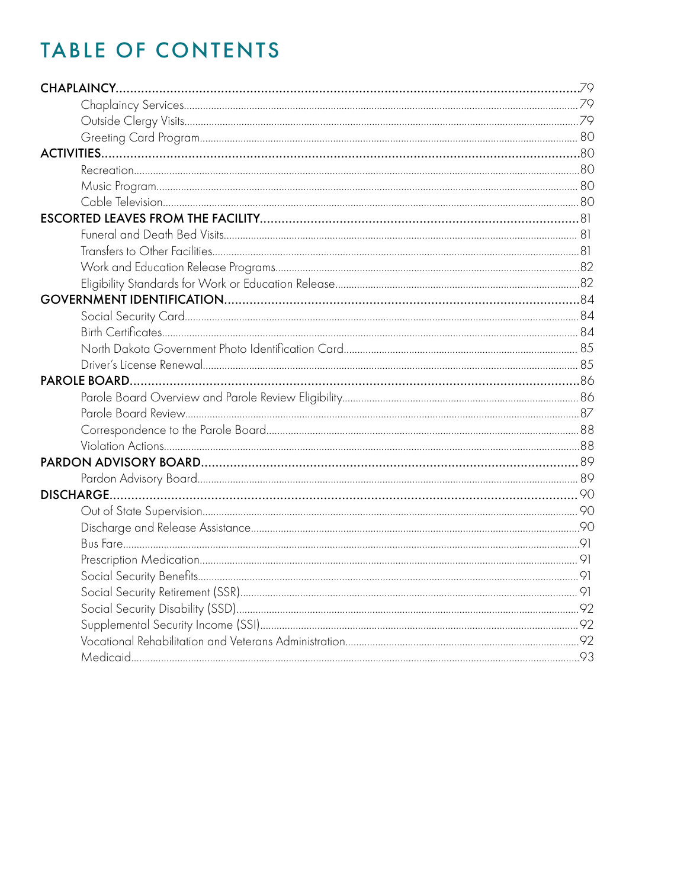# TABLE OF CONTENTS

**CHAPLAINCY** .......... 79

- Chaplaincy Services .......... 79
- Outside Clergy Visits .......... 79
- Greeting Card Program .......... 80

**ACTIVITIES** .......... 80

- Recreation .......... 80
- Music Program .......... 80
- Cable Television .......... 80

**ESCORTED LEAVES FROM THE FACILITY** .......... 81

- Funeral and Death Bed Visits .......... 81
- Transfers to Other Facilities .......... 81
- Work and Education Release Programs .......... 82
- Eligibility Standards for Work or Education Release .......... 82

**GOVERNMENT IDENTIFICATION** .......... 84

- Social Security Card .......... 84
- Birth Certificates .......... 84
- North Dakota Government Photo Identification Card .......... 85
- Driver's License Renewal .......... 85

**PAROLE BOARD** .......... 86

- Parole Board Overview and Parole Review Eligibility .......... 86
- Parole Board Review .......... 87
- Correspondence to the Parole Board .......... 88
- Violation Actions .......... 88

**PARDON ADVISORY BOARD** .......... 89

- Pardon Advisory Board .......... 89

**DISCHARGE** .......... 90

- Out of State Supervision .......... 90
- Discharge and Release Assistance .......... 90
- Bus Fare .......... 91
- Prescription Medication .......... 91
- Social Security Benefits .......... 91
- Social Security Retirement (SSR) .......... 91
- Social Security Disability (SSD) .......... 92
- Supplemental Security Income (SSI) .......... 92
- Vocational Rehabilitation and Veterans Administration .......... 92
- Medicaid .......... 93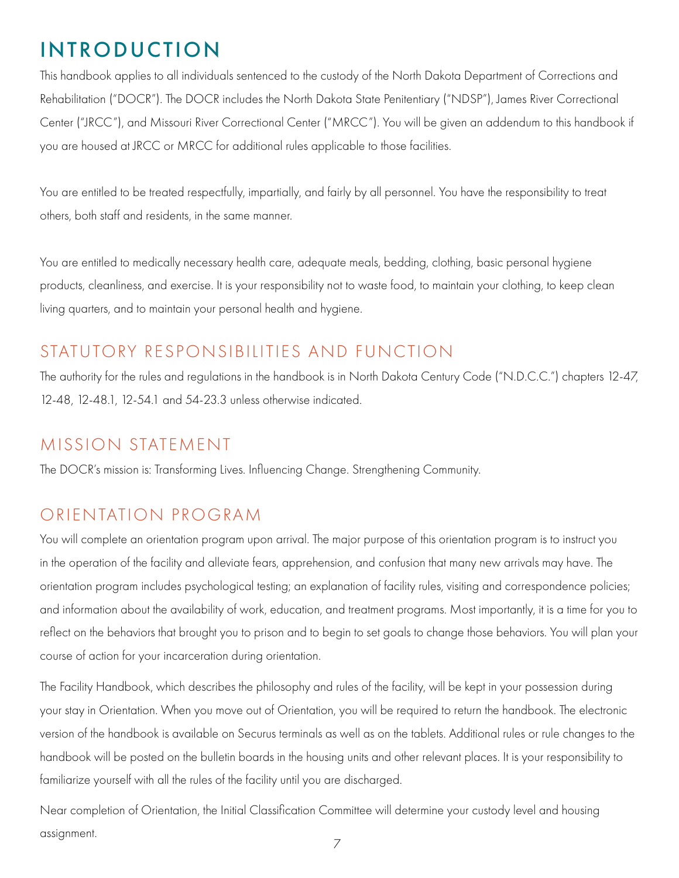# INTRODUCTION

This handbook applies to all individuals sentenced to the custody of the North Dakota Department of Corrections and Rehabilitation ("DOCR"). The DOCR includes the North Dakota State Penitentiary ("NDSP"), James River Correctional Center ("JRCC"), and Missouri River Correctional Center ("MRCC"). You will be given an addendum to this handbook if you are housed at JRCC or MRCC for additional rules applicable to those facilities.

You are entitled to be treated respectfully, impartially, and fairly by all personnel. You have the responsibility to treat others, both staff and residents, in the same manner.

You are entitled to medically necessary health care, adequate meals, bedding, clothing, basic personal hygiene products, cleanliness, and exercise. It is your responsibility not to waste food, to maintain your clothing, to keep clean living quarters, and to maintain your personal health and hygiene.

## STATUTORY RESPONSIBILITIES AND FUNCTION

The authority for the rules and regulations in the handbook is in North Dakota Century Code ("N.D.C.C.") chapters 12-47, 12-48, 12-48.1, 12-54.1 and 54-23.3 unless otherwise indicated.

## MISSION STATEMENT

The DOCR's mission is: Transforming Lives. Influencing Change. Strengthening Community.

## ORIENTATION PROGRAM

You will complete an orientation program upon arrival. The major purpose of this orientation program is to instruct you in the operation of the facility and alleviate fears, apprehension, and confusion that many new arrivals may have. The orientation program includes psychological testing; an explanation of facility rules, visiting and correspondence policies; and information about the availability of work, education, and treatment programs. Most importantly, it is a time for you to reflect on the behaviors that brought you to prison and to begin to set goals to change those behaviors. You will plan your course of action for your incarceration during orientation.

The Facility Handbook, which describes the philosophy and rules of the facility, will be kept in your possession during your stay in Orientation. When you move out of Orientation, you will be required to return the handbook. The electronic version of the handbook is available on Securus terminals as well as on the tablets. Additional rules or rule changes to the handbook will be posted on the bulletin boards in the housing units and other relevant places. It is your responsibility to familiarize yourself with all the rules of the facility until you are discharged.

Near completion of Orientation, the Initial Classification Committee will determine your custody level and housing assignment.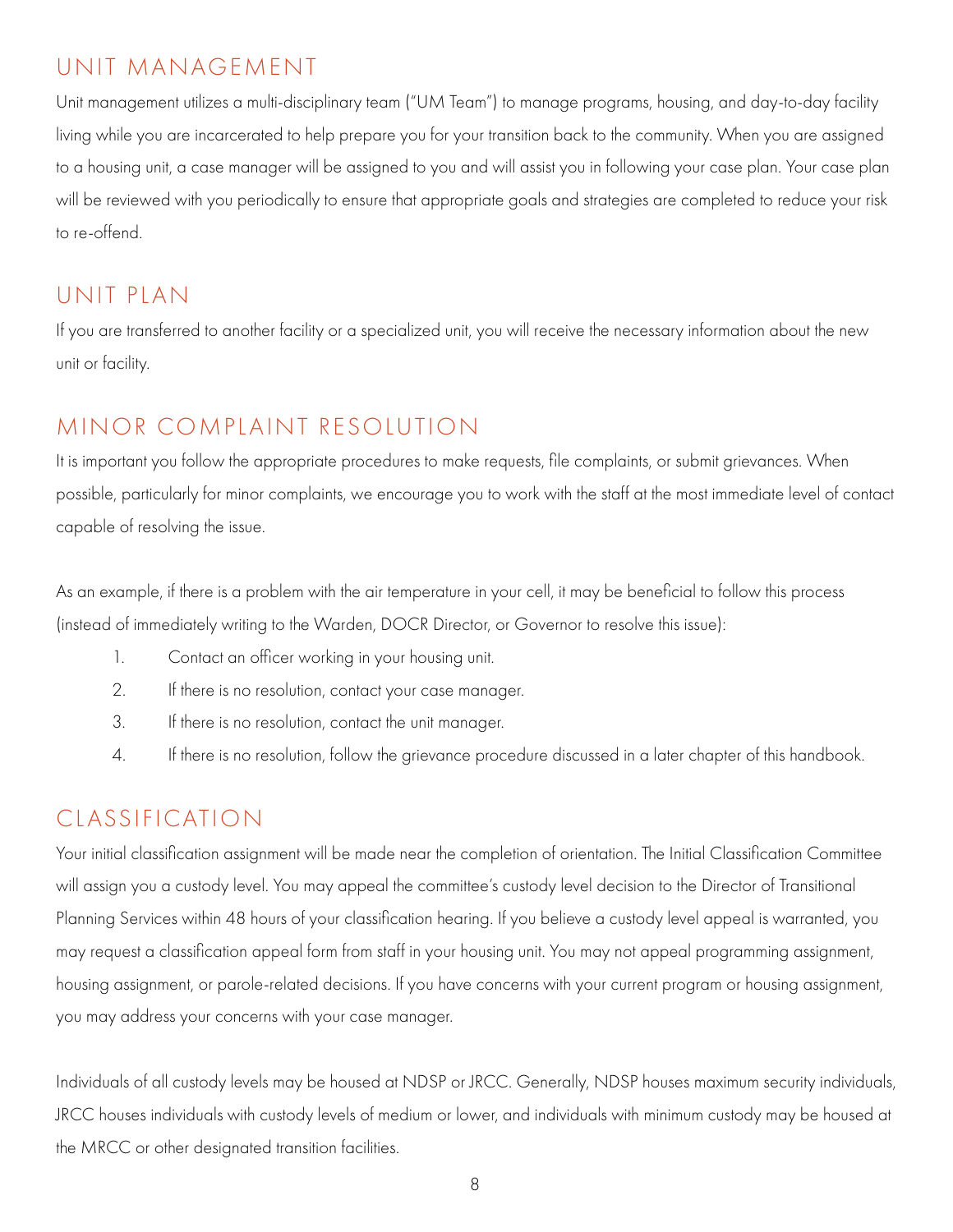## UNIT MANAGEMENT

Unit management utilizes a multi-disciplinary team ("UM Team") to manage programs, housing, and day-to-day facility living while you are incarcerated to help prepare you for your transition back to the community. When you are assigned to a housing unit, a case manager will be assigned to you and will assist you in following your case plan. Your case plan will be reviewed with you periodically to ensure that appropriate goals and strategies are completed to reduce your risk to re-offend.

## UNIT PLAN

If you are transferred to another facility or a specialized unit, you will receive the necessary information about the new unit or facility.

## MINOR COMPLAINT RESOLUTION

It is important you follow the appropriate procedures to make requests, file complaints, or submit grievances. When possible, particularly for minor complaints, we encourage you to work with the staff at the most immediate level of contact capable of resolving the issue.

As an example, if there is a problem with the air temperature in your cell, it may be beneficial to follow this process (instead of immediately writing to the Warden, DOCR Director, or Governor to resolve this issue):

1. Contact an officer working in your housing unit.
2. If there is no resolution, contact your case manager.
3. If there is no resolution, contact the unit manager.
4. If there is no resolution, follow the grievance procedure discussed in a later chapter of this handbook.

## CLASSIFICATION

Your initial classification assignment will be made near the completion of orientation. The Initial Classification Committee will assign you a custody level. You may appeal the committee's custody level decision to the Director of Transitional Planning Services within 48 hours of your classification hearing. If you believe a custody level appeal is warranted, you may request a classification appeal form from staff in your housing unit. You may not appeal programming assignment, housing assignment, or parole-related decisions. If you have concerns with your current program or housing assignment, you may address your concerns with your case manager.

Individuals of all custody levels may be housed at NDSP or JRCC. Generally, NDSP houses maximum security individuals, JRCC houses individuals with custody levels of medium or lower, and individuals with minimum custody may be housed at the MRCC or other designated transition facilities.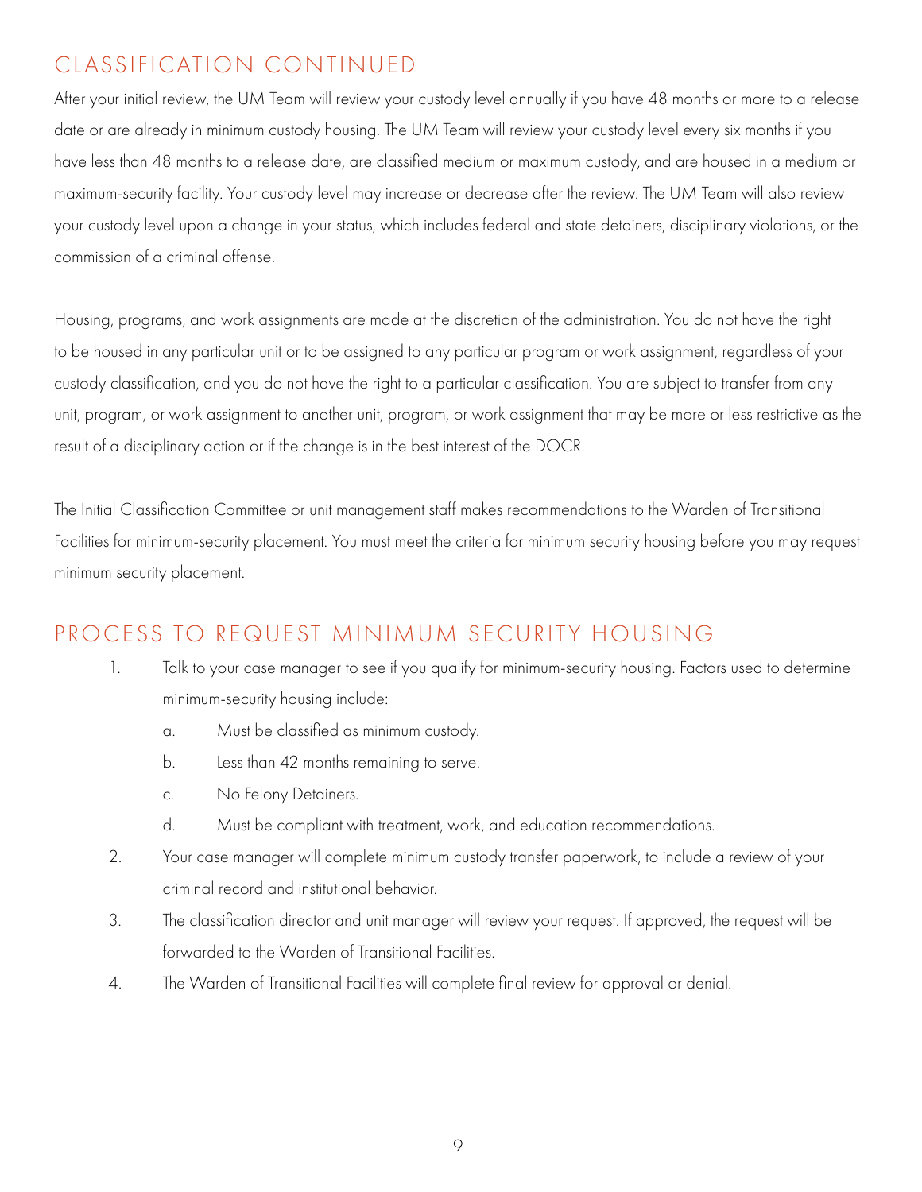## CLASSIFICATION CONTINUED

After your initial review, the UM Team will review your custody level annually if you have 48 months or more to a release date or are already in minimum custody housing. The UM Team will review your custody level every six months if you have less than 48 months to a release date, are classified medium or maximum custody, and are housed in a medium or maximum-security facility. Your custody level may increase or decrease after the review. The UM Team will also review your custody level upon a change in your status, which includes federal and state detainers, disciplinary violations, or the commission of a criminal offense.

Housing, programs, and work assignments are made at the discretion of the administration. You do not have the right to be housed in any particular unit or to be assigned to any particular program or work assignment, regardless of your custody classification, and you do not have the right to a particular classification. You are subject to transfer from any unit, program, or work assignment to another unit, program, or work assignment that may be more or less restrictive as the result of a disciplinary action or if the change is in the best interest of the DOCR.

The Initial Classification Committee or unit management staff makes recommendations to the Warden of Transitional Facilities for minimum-security placement. You must meet the criteria for minimum security housing before you may request minimum security placement.

## PROCESS TO REQUEST MINIMUM SECURITY HOUSING

1. Talk to your case manager to see if you qualify for minimum-security housing. Factors used to determine minimum-security housing include:
    a. Must be classified as minimum custody.
    b. Less than 42 months remaining to serve.
    c. No Felony Detainers.
    d. Must be compliant with treatment, work, and education recommendations.
2. Your case manager will complete minimum custody transfer paperwork, to include a review of your criminal record and institutional behavior.
3. The classification director and unit manager will review your request. If approved, the request will be forwarded to the Warden of Transitional Facilities.
4. The Warden of Transitional Facilities will complete final review for approval or denial.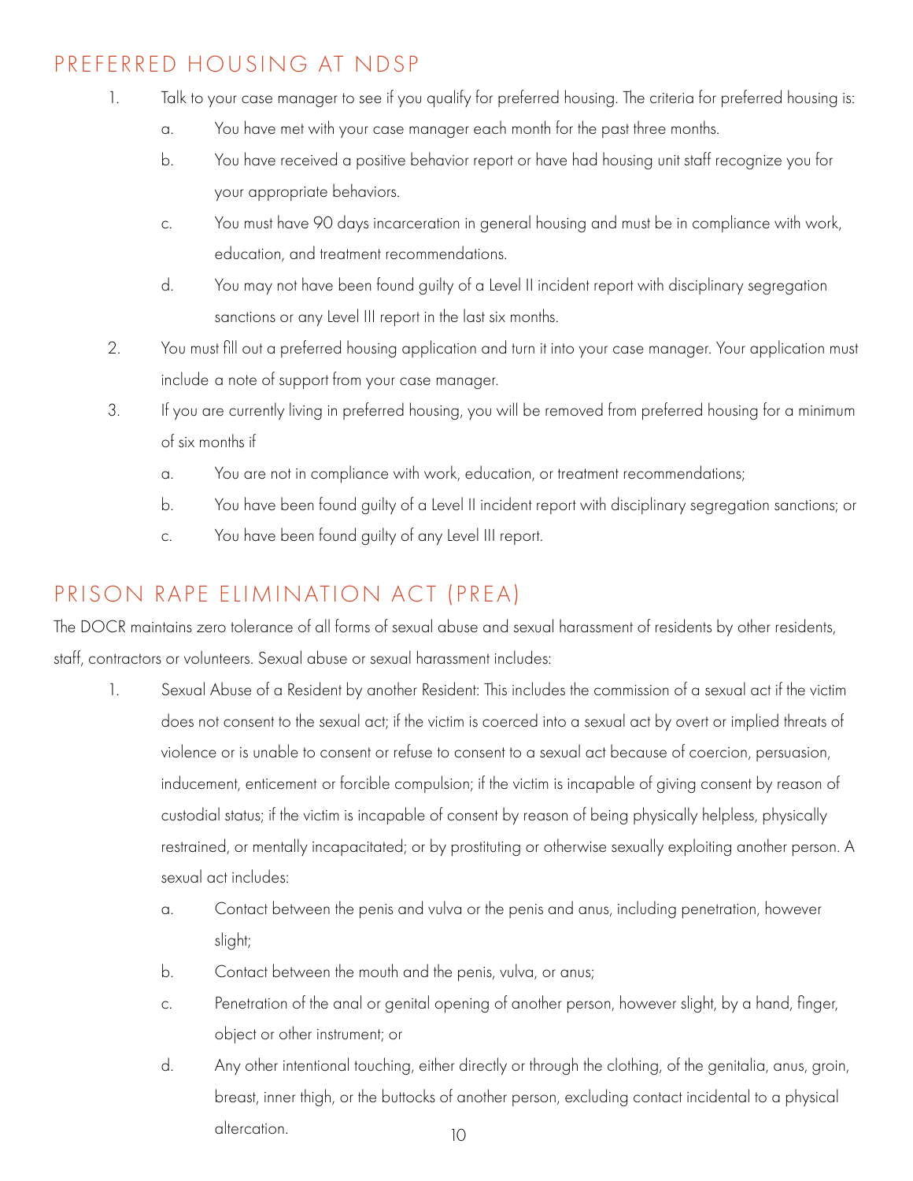## PREFERRED HOUSING AT NDSP

1. Talk to your case manager to see if you qualify for preferred housing. The criteria for preferred housing is:
   a. You have met with your case manager each month for the past three months.
   b. You have received a positive behavior report or have had housing unit staff recognize you for your appropriate behaviors.
   c. You must have 90 days incarceration in general housing and must be in compliance with work, education, and treatment recommendations.
   d. You may not have been found guilty of a Level II incident report with disciplinary segregation sanctions or any Level III report in the last six months.
2. You must fill out a preferred housing application and turn it into your case manager. Your application must include a note of support from your case manager.
3. If you are currently living in preferred housing, you will be removed from preferred housing for a minimum of six months if
   a. You are not in compliance with work, education, or treatment recommendations;
   b. You have been found guilty of a Level II incident report with disciplinary segregation sanctions; or
   c. You have been found guilty of any Level III report.

## PRISON RAPE ELIMINATION ACT (PREA)

The DOCR maintains zero tolerance of all forms of sexual abuse and sexual harassment of residents by other residents, staff, contractors or volunteers. Sexual abuse or sexual harassment includes:

1. Sexual Abuse of a Resident by another Resident: This includes the commission of a sexual act if the victim does not consent to the sexual act; if the victim is coerced into a sexual act by overt or implied threats of violence or is unable to consent or refuse to consent to a sexual act because of coercion, persuasion, inducement, enticement or forcible compulsion; if the victim is incapable of giving consent by reason of custodial status; if the victim is incapable of consent by reason of being physically helpless, physically restrained, or mentally incapacitated; or by prostituting or otherwise sexually exploiting another person. A sexual act includes:
   a. Contact between the penis and vulva or the penis and anus, including penetration, however slight;
   b. Contact between the mouth and the penis, vulva, or anus;
   c. Penetration of the anal or genital opening of another person, however slight, by a hand, finger, object or other instrument; or
   d. Any other intentional touching, either directly or through the clothing, of the genitalia, anus, groin, breast, inner thigh, or the buttocks of another person, excluding contact incidental to a physical altercation.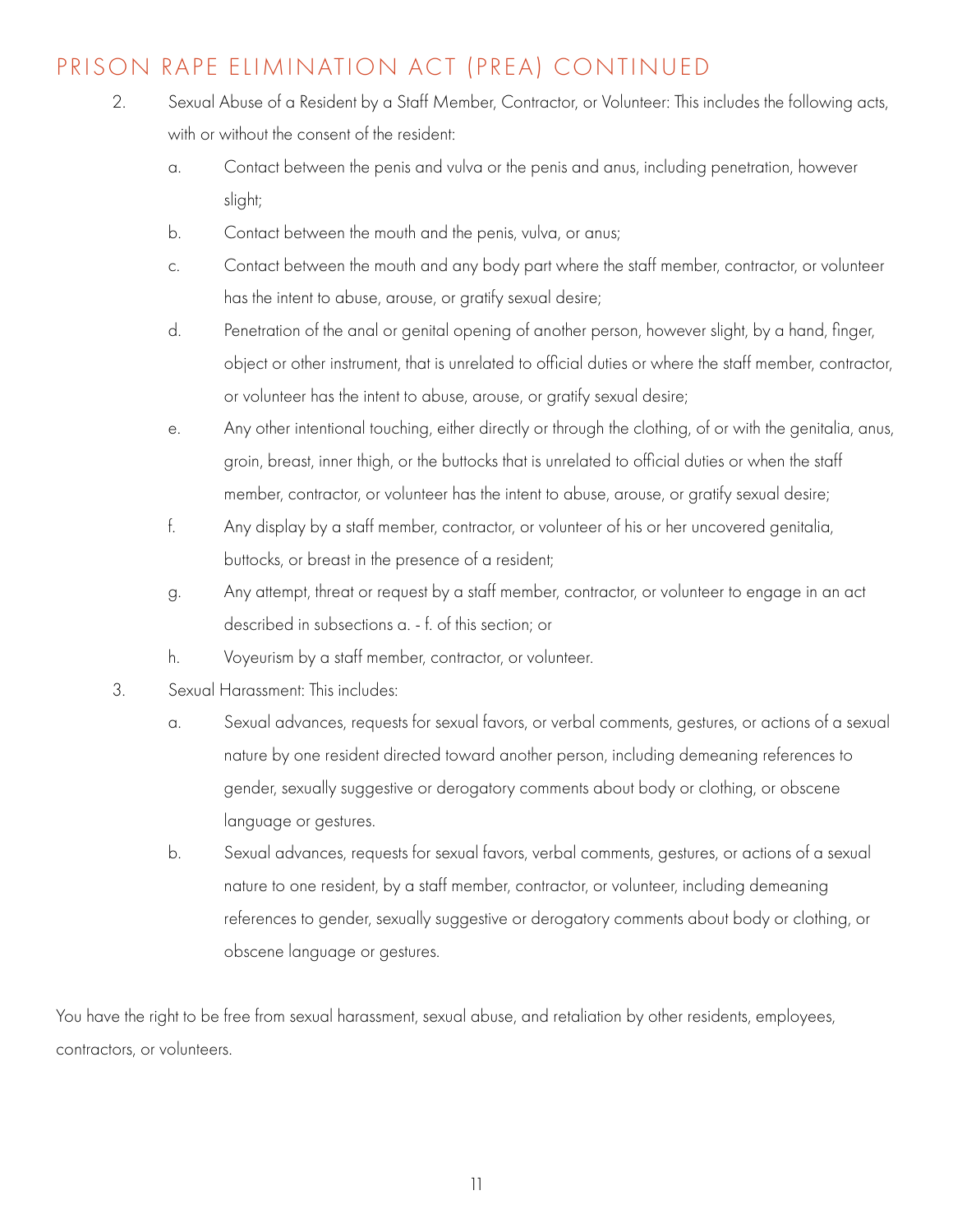## PRISON RAPE ELIMINATION ACT (PREA) CONTINUED

2. Sexual Abuse of a Resident by a Staff Member, Contractor, or Volunteer: This includes the following acts, with or without the consent of the resident:
    a. Contact between the penis and vulva or the penis and anus, including penetration, however slight;
    b. Contact between the mouth and the penis, vulva, or anus;
    c. Contact between the mouth and any body part where the staff member, contractor, or volunteer has the intent to abuse, arouse, or gratify sexual desire;
    d. Penetration of the anal or genital opening of another person, however slight, by a hand, finger, object or other instrument, that is unrelated to official duties or where the staff member, contractor, or volunteer has the intent to abuse, arouse, or gratify sexual desire;
    e. Any other intentional touching, either directly or through the clothing, of or with the genitalia, anus, groin, breast, inner thigh, or the buttocks that is unrelated to official duties or when the staff member, contractor, or volunteer has the intent to abuse, arouse, or gratify sexual desire;
    f. Any display by a staff member, contractor, or volunteer of his or her uncovered genitalia, buttocks, or breast in the presence of a resident;
    g. Any attempt, threat or request by a staff member, contractor, or volunteer to engage in an act described in subsections a. - f. of this section; or
    h. Voyeurism by a staff member, contractor, or volunteer.
3. Sexual Harassment: This includes:
    a. Sexual advances, requests for sexual favors, or verbal comments, gestures, or actions of a sexual nature by one resident directed toward another person, including demeaning references to gender, sexually suggestive or derogatory comments about body or clothing, or obscene language or gestures.
    b. Sexual advances, requests for sexual favors, verbal comments, gestures, or actions of a sexual nature to one resident, by a staff member, contractor, or volunteer, including demeaning references to gender, sexually suggestive or derogatory comments about body or clothing, or obscene language or gestures.

You have the right to be free from sexual harassment, sexual abuse, and retaliation by other residents, employees, contractors, or volunteers.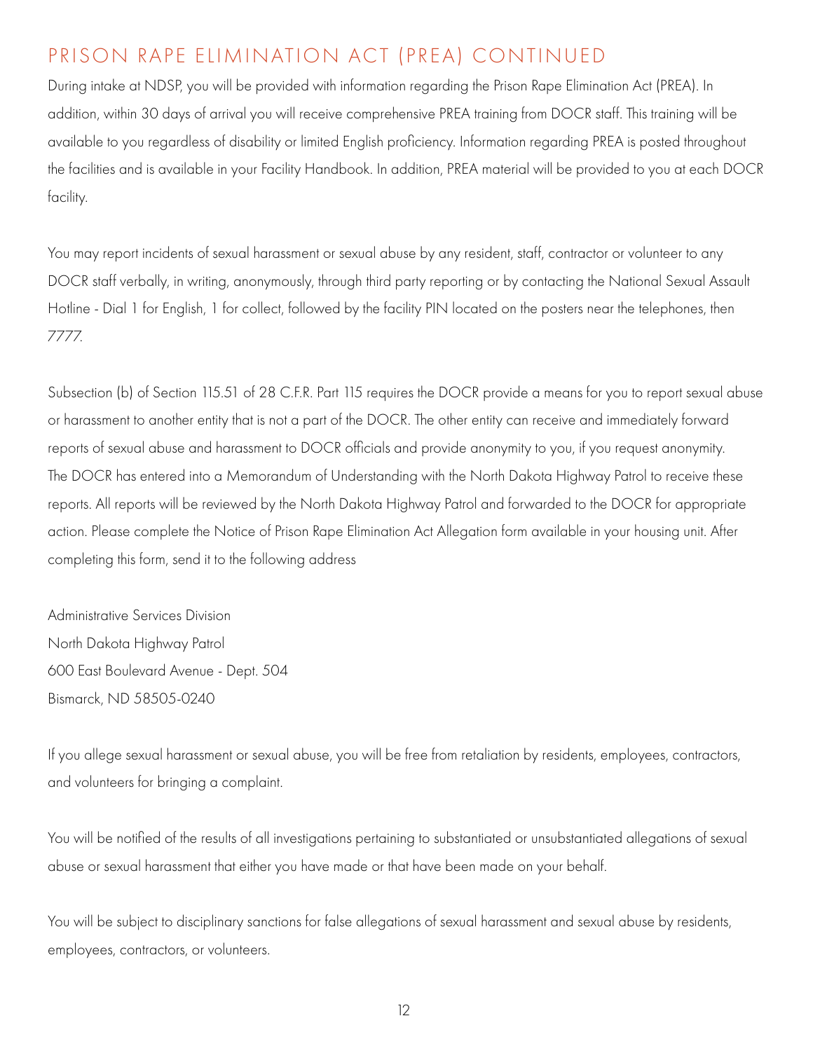## PRISON RAPE ELIMINATION ACT (PREA) CONTINUED

During intake at NDSP, you will be provided with information regarding the Prison Rape Elimination Act (PREA). In addition, within 30 days of arrival you will receive comprehensive PREA training from DOCR staff. This training will be available to you regardless of disability or limited English proficiency. Information regarding PREA is posted throughout the facilities and is available in your Facility Handbook. In addition, PREA material will be provided to you at each DOCR facility.

You may report incidents of sexual harassment or sexual abuse by any resident, staff, contractor or volunteer to any DOCR staff verbally, in writing, anonymously, through third party reporting or by contacting the National Sexual Assault Hotline - Dial 1 for English, 1 for collect, followed by the facility PIN located on the posters near the telephones, then 7777.

Subsection (b) of Section 115.51 of 28 C.F.R. Part 115 requires the DOCR provide a means for you to report sexual abuse or harassment to another entity that is not a part of the DOCR. The other entity can receive and immediately forward reports of sexual abuse and harassment to DOCR officials and provide anonymity to you, if you request anonymity. The DOCR has entered into a Memorandum of Understanding with the North Dakota Highway Patrol to receive these reports. All reports will be reviewed by the North Dakota Highway Patrol and forwarded to the DOCR for appropriate action. Please complete the Notice of Prison Rape Elimination Act Allegation form available in your housing unit. After completing this form, send it to the following address

Administrative Services Division
North Dakota Highway Patrol
600 East Boulevard Avenue - Dept. 504
Bismarck, ND 58505-0240

If you allege sexual harassment or sexual abuse, you will be free from retaliation by residents, employees, contractors, and volunteers for bringing a complaint.

You will be notified of the results of all investigations pertaining to substantiated or unsubstantiated allegations of sexual abuse or sexual harassment that either you have made or that have been made on your behalf.

You will be subject to disciplinary sanctions for false allegations of sexual harassment and sexual abuse by residents, employees, contractors, or volunteers.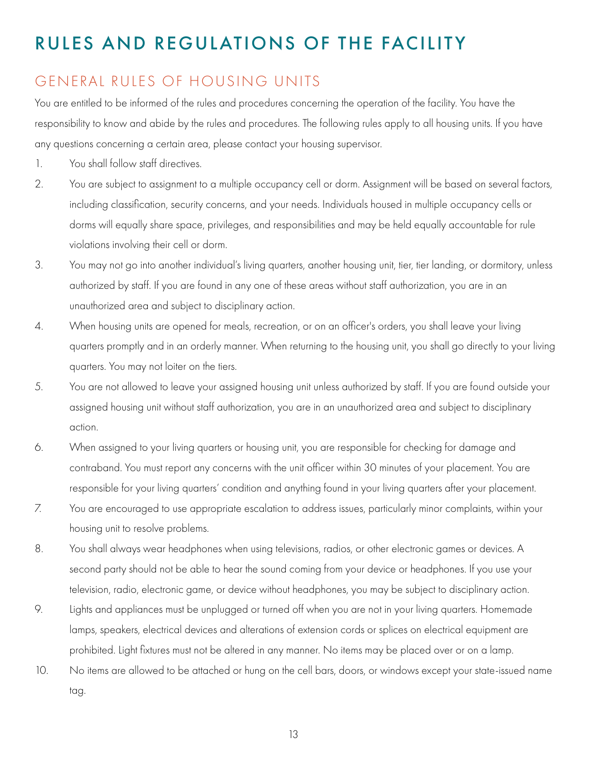# RULES AND REGULATIONS OF THE FACILITY

## GENERAL RULES OF HOUSING UNITS

You are entitled to be informed of the rules and procedures concerning the operation of the facility. You have the responsibility to know and abide by the rules and procedures. The following rules apply to all housing units. If you have any questions concerning a certain area, please contact your housing supervisor.

1. You shall follow staff directives.
2. You are subject to assignment to a multiple occupancy cell or dorm. Assignment will be based on several factors, including classification, security concerns, and your needs. Individuals housed in multiple occupancy cells or dorms will equally share space, privileges, and responsibilities and may be held equally accountable for rule violations involving their cell or dorm.
3. You may not go into another individual's living quarters, another housing unit, tier, tier landing, or dormitory, unless authorized by staff. If you are found in any one of these areas without staff authorization, you are in an unauthorized area and subject to disciplinary action.
4. When housing units are opened for meals, recreation, or on an officer's orders, you shall leave your living quarters promptly and in an orderly manner. When returning to the housing unit, you shall go directly to your living quarters. You may not loiter on the tiers.
5. You are not allowed to leave your assigned housing unit unless authorized by staff. If you are found outside your assigned housing unit without staff authorization, you are in an unauthorized area and subject to disciplinary action.
6. When assigned to your living quarters or housing unit, you are responsible for checking for damage and contraband. You must report any concerns with the unit officer within 30 minutes of your placement. You are responsible for your living quarters' condition and anything found in your living quarters after your placement.
7. You are encouraged to use appropriate escalation to address issues, particularly minor complaints, within your housing unit to resolve problems.
8. You shall always wear headphones when using televisions, radios, or other electronic games or devices. A second party should not be able to hear the sound coming from your device or headphones. If you use your television, radio, electronic game, or device without headphones, you may be subject to disciplinary action.
9. Lights and appliances must be unplugged or turned off when you are not in your living quarters. Homemade lamps, speakers, electrical devices and alterations of extension cords or splices on electrical equipment are prohibited. Light fixtures must not be altered in any manner. No items may be placed over or on a lamp.
10. No items are allowed to be attached or hung on the cell bars, doors, or windows except your state-issued name tag.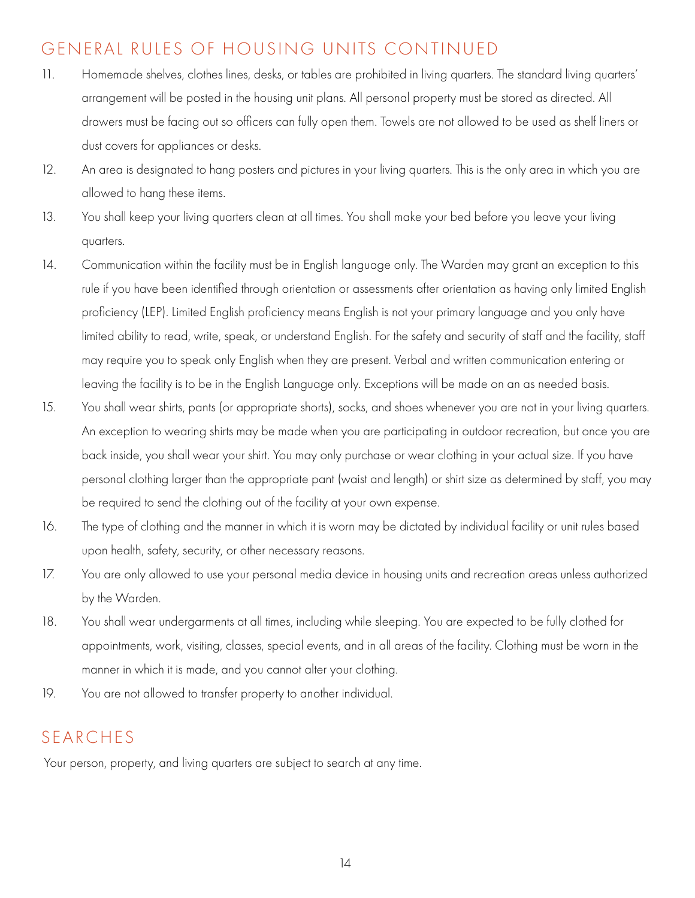## GENERAL RULES OF HOUSING UNITS CONTINUED

11. Homemade shelves, clothes lines, desks, or tables are prohibited in living quarters. The standard living quarters' arrangement will be posted in the housing unit plans. All personal property must be stored as directed. All drawers must be facing out so officers can fully open them. Towels are not allowed to be used as shelf liners or dust covers for appliances or desks.
12. An area is designated to hang posters and pictures in your living quarters. This is the only area in which you are allowed to hang these items.
13. You shall keep your living quarters clean at all times. You shall make your bed before you leave your living quarters.
14. Communication within the facility must be in English language only. The Warden may grant an exception to this rule if you have been identified through orientation or assessments after orientation as having only limited English proficiency (LEP). Limited English proficiency means English is not your primary language and you only have limited ability to read, write, speak, or understand English. For the safety and security of staff and the facility, staff may require you to speak only English when they are present. Verbal and written communication entering or leaving the facility is to be in the English Language only. Exceptions will be made on an as needed basis.
15. You shall wear shirts, pants (or appropriate shorts), socks, and shoes whenever you are not in your living quarters. An exception to wearing shirts may be made when you are participating in outdoor recreation, but once you are back inside, you shall wear your shirt. You may only purchase or wear clothing in your actual size. If you have personal clothing larger than the appropriate pant (waist and length) or shirt size as determined by staff, you may be required to send the clothing out of the facility at your own expense.
16. The type of clothing and the manner in which it is worn may be dictated by individual facility or unit rules based upon health, safety, security, or other necessary reasons.
17. You are only allowed to use your personal media device in housing units and recreation areas unless authorized by the Warden.
18. You shall wear undergarments at all times, including while sleeping. You are expected to be fully clothed for appointments, work, visiting, classes, special events, and in all areas of the facility. Clothing must be worn in the manner in which it is made, and you cannot alter your clothing.
19. You are not allowed to transfer property to another individual.

## SEARCHES

Your person, property, and living quarters are subject to search at any time.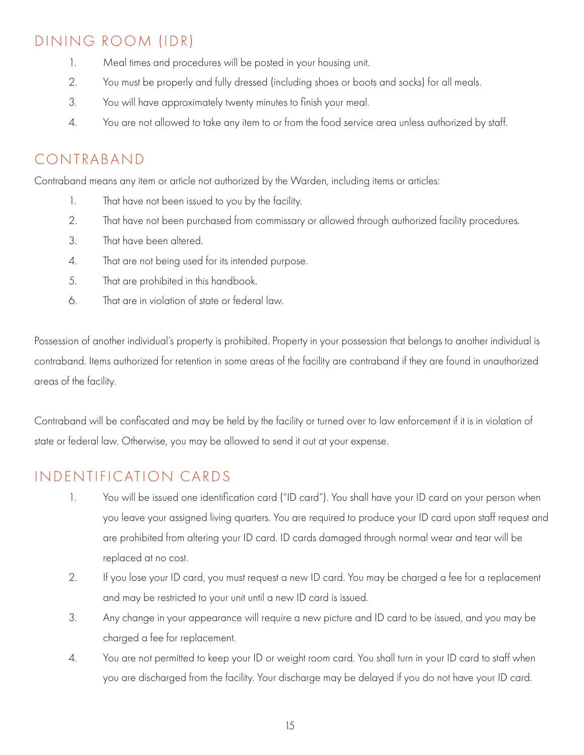## DINING ROOM (IDR)

1. Meal times and procedures will be posted in your housing unit.
2. You must be properly and fully dressed (including shoes or boots and socks) for all meals.
3. You will have approximately twenty minutes to finish your meal.
4. You are not allowed to take any item to or from the food service area unless authorized by staff.

## CONTRABAND

Contraband means any item or article not authorized by the Warden, including items or articles:

1. That have not been issued to you by the facility.
2. That have not been purchased from commissary or allowed through authorized facility procedures.
3. That have been altered.
4. That are not being used for its intended purpose.
5. That are prohibited in this handbook.
6. That are in violation of state or federal law.

Possession of another individual's property is prohibited. Property in your possession that belongs to another individual is contraband. Items authorized for retention in some areas of the facility are contraband if they are found in unauthorized areas of the facility.

Contraband will be confiscated and may be held by the facility or turned over to law enforcement if it is in violation of state or federal law. Otherwise, you may be allowed to send it out at your expense.

## INDENTIFICATION CARDS

1. You will be issued one identification card ("ID card"). You shall have your ID card on your person when you leave your assigned living quarters. You are required to produce your ID card upon staff request and are prohibited from altering your ID card. ID cards damaged through normal wear and tear will be replaced at no cost.
2. If you lose your ID card, you must request a new ID card. You may be charged a fee for a replacement and may be restricted to your unit until a new ID card is issued.
3. Any change in your appearance will require a new picture and ID card to be issued, and you may be charged a fee for replacement.
4. You are not permitted to keep your ID or weight room card. You shall turn in your ID card to staff when you are discharged from the facility. Your discharge may be delayed if you do not have your ID card.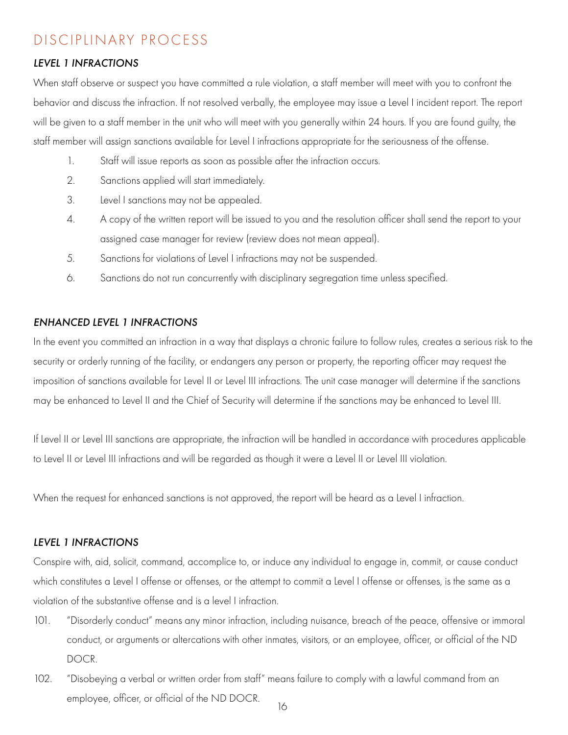# DISCIPLINARY PROCESS

### *LEVEL 1 INFRACTIONS*

When staff observe or suspect you have committed a rule violation, a staff member will meet with you to confront the behavior and discuss the infraction. If not resolved verbally, the employee may issue a Level I incident report. The report will be given to a staff member in the unit who will meet with you generally within 24 hours. If you are found guilty, the staff member will assign sanctions available for Level I infractions appropriate for the seriousness of the offense.

1. Staff will issue reports as soon as possible after the infraction occurs.
2. Sanctions applied will start immediately.
3. Level I sanctions may not be appealed.
4. A copy of the written report will be issued to you and the resolution officer shall send the report to your assigned case manager for review (review does not mean appeal).
5. Sanctions for violations of Level I infractions may not be suspended.
6. Sanctions do not run concurrently with disciplinary segregation time unless specified.

### *ENHANCED LEVEL 1 INFRACTIONS*

In the event you committed an infraction in a way that displays a chronic failure to follow rules, creates a serious risk to the security or orderly running of the facility, or endangers any person or property, the reporting officer may request the imposition of sanctions available for Level II or Level III infractions. The unit case manager will determine if the sanctions may be enhanced to Level II and the Chief of Security will determine if the sanctions may be enhanced to Level III.

If Level II or Level III sanctions are appropriate, the infraction will be handled in accordance with procedures applicable to Level II or Level III infractions and will be regarded as though it were a Level II or Level III violation.

When the request for enhanced sanctions is not approved, the report will be heard as a Level I infraction.

### *LEVEL 1 INFRACTIONS*

Conspire with, aid, solicit, command, accomplice to, or induce any individual to engage in, commit, or cause conduct which constitutes a Level I offense or offenses, or the attempt to commit a Level I offense or offenses, is the same as a violation of the substantive offense and is a level I infraction.

101. "Disorderly conduct" means any minor infraction, including nuisance, breach of the peace, offensive or immoral conduct, or arguments or altercations with other inmates, visitors, or an employee, officer, or official of the ND DOCR.
102. "Disobeying a verbal or written order from staff" means failure to comply with a lawful command from an employee, officer, or official of the ND DOCR.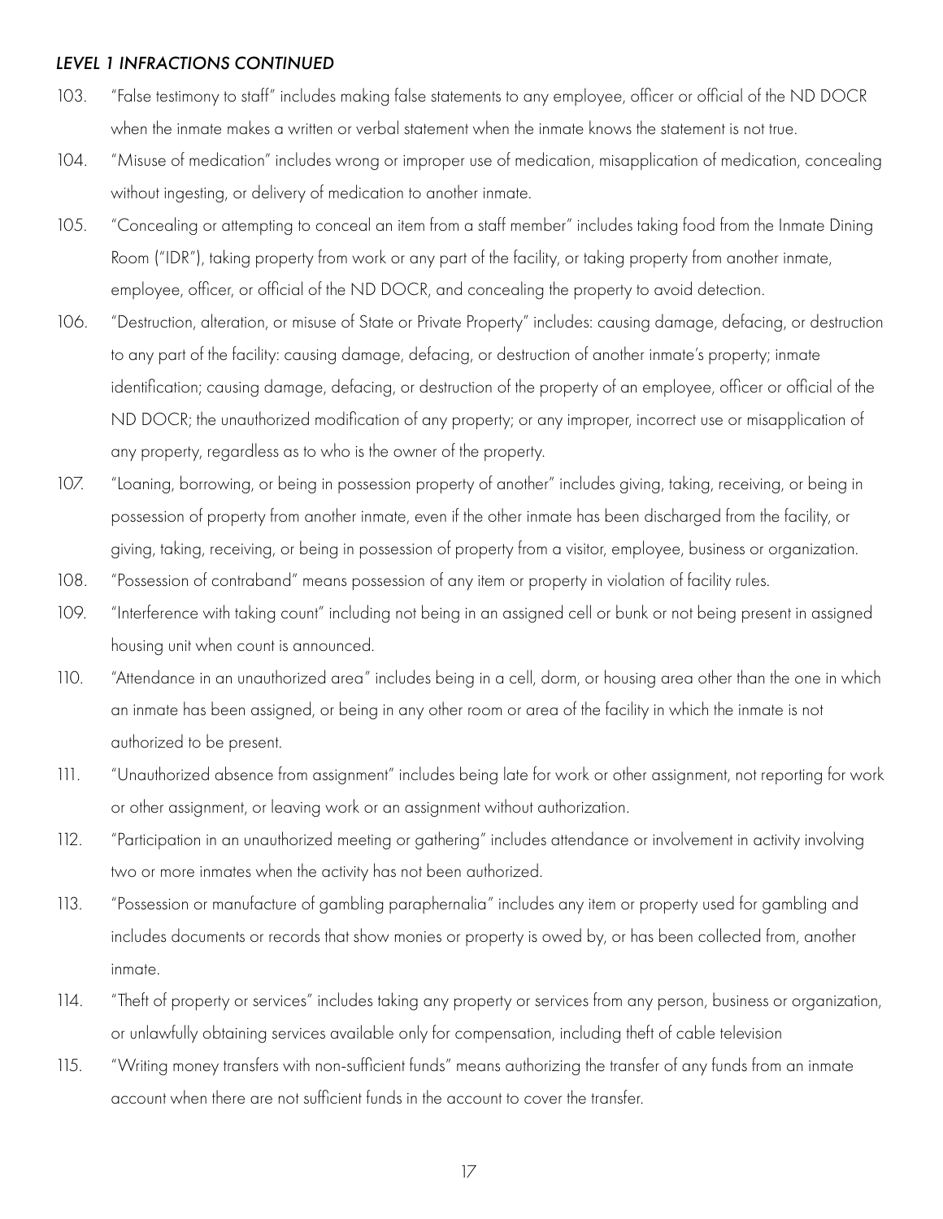*LEVEL 1 INFRACTIONS CONTINUED*

103. "False testimony to staff" includes making false statements to any employee, officer or official of the ND DOCR when the inmate makes a written or verbal statement when the inmate knows the statement is not true.

104. "Misuse of medication" includes wrong or improper use of medication, misapplication of medication, concealing without ingesting, or delivery of medication to another inmate.

105. "Concealing or attempting to conceal an item from a staff member" includes taking food from the Inmate Dining Room ("IDR"), taking property from work or any part of the facility, or taking property from another inmate, employee, officer, or official of the ND DOCR, and concealing the property to avoid detection.

106. "Destruction, alteration, or misuse of State or Private Property" includes: causing damage, defacing, or destruction to any part of the facility: causing damage, defacing, or destruction of another inmate's property; inmate identification; causing damage, defacing, or destruction of the property of an employee, officer or official of the ND DOCR; the unauthorized modification of any property; or any improper, incorrect use or misapplication of any property, regardless as to who is the owner of the property.

107. "Loaning, borrowing, or being in possession property of another" includes giving, taking, receiving, or being in possession of property from another inmate, even if the other inmate has been discharged from the facility, or giving, taking, receiving, or being in possession of property from a visitor, employee, business or organization.

108. "Possession of contraband" means possession of any item or property in violation of facility rules.

109. "Interference with taking count" including not being in an assigned cell or bunk or not being present in assigned housing unit when count is announced.

110. "Attendance in an unauthorized area" includes being in a cell, dorm, or housing area other than the one in which an inmate has been assigned, or being in any other room or area of the facility in which the inmate is not authorized to be present.

111. "Unauthorized absence from assignment" includes being late for work or other assignment, not reporting for work or other assignment, or leaving work or an assignment without authorization.

112. "Participation in an unauthorized meeting or gathering" includes attendance or involvement in activity involving two or more inmates when the activity has not been authorized.

113. "Possession or manufacture of gambling paraphernalia" includes any item or property used for gambling and includes documents or records that show monies or property is owed by, or has been collected from, another inmate.

114. "Theft of property or services" includes taking any property or services from any person, business or organization, or unlawfully obtaining services available only for compensation, including theft of cable television

115. "Writing money transfers with non-sufficient funds" means authorizing the transfer of any funds from an inmate account when there are not sufficient funds in the account to cover the transfer.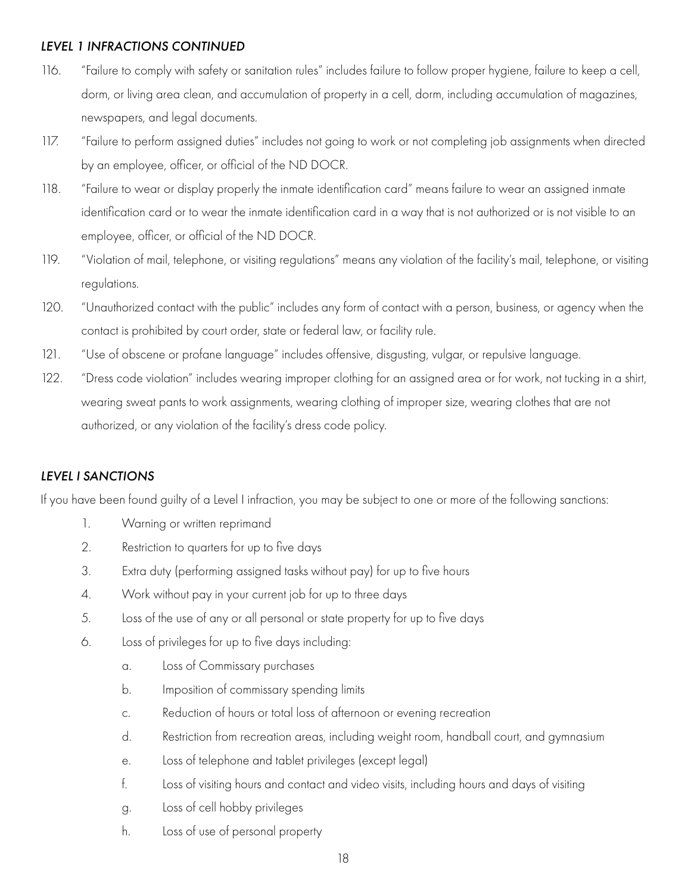### *LEVEL 1 INFRACTIONS CONTINUED*

116. "Failure to comply with safety or sanitation rules" includes failure to follow proper hygiene, failure to keep a cell, dorm, or living area clean, and accumulation of property in a cell, dorm, including accumulation of magazines, newspapers, and legal documents.
117. "Failure to perform assigned duties" includes not going to work or not completing job assignments when directed by an employee, officer, or official of the ND DOCR.
118. "Failure to wear or display properly the inmate identification card" means failure to wear an assigned inmate identification card or to wear the inmate identification card in a way that is not authorized or is not visible to an employee, officer, or official of the ND DOCR.
119. "Violation of mail, telephone, or visiting regulations" means any violation of the facility's mail, telephone, or visiting regulations.
120. "Unauthorized contact with the public" includes any form of contact with a person, business, or agency when the contact is prohibited by court order, state or federal law, or facility rule.
121. "Use of obscene or profane language" includes offensive, disgusting, vulgar, or repulsive language.
122. "Dress code violation" includes wearing improper clothing for an assigned area or for work, not tucking in a shirt, wearing sweat pants to work assignments, wearing clothing of improper size, wearing clothes that are not authorized, or any violation of the facility's dress code policy.

### *LEVEL I SANCTIONS*

If you have been found guilty of a Level I infraction, you may be subject to one or more of the following sanctions:

1. Warning or written reprimand
2. Restriction to quarters for up to five days
3. Extra duty (performing assigned tasks without pay) for up to five hours
4. Work without pay in your current job for up to three days
5. Loss of the use of any or all personal or state property for up to five days
6. Loss of privileges for up to five days including:
   a. Loss of Commissary purchases
   b. Imposition of commissary spending limits
   c. Reduction of hours or total loss of afternoon or evening recreation
   d. Restriction from recreation areas, including weight room, handball court, and gymnasium
   e. Loss of telephone and tablet privileges (except legal)
   f. Loss of visiting hours and contact and video visits, including hours and days of visiting
   g. Loss of cell hobby privileges
   h. Loss of use of personal property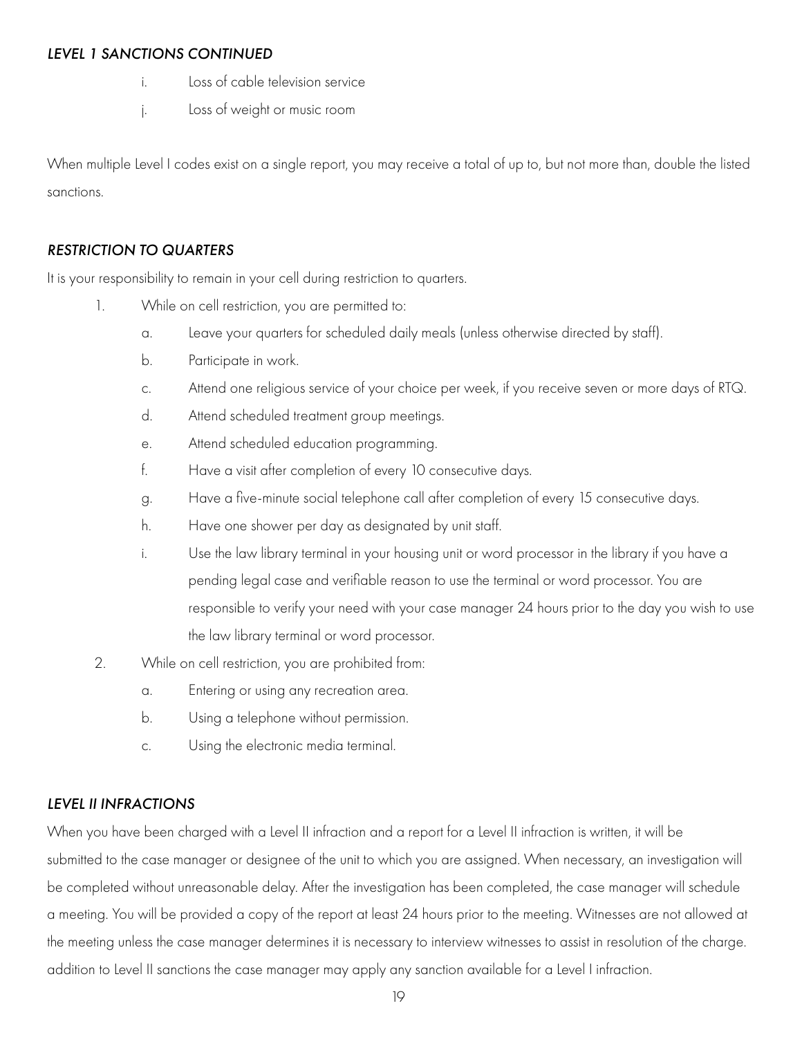### *LEVEL 1 SANCTIONS CONTINUED*

i. Loss of cable television service

j. Loss of weight or music room

When multiple Level I codes exist on a single report, you may receive a total of up to, but not more than, double the listed sanctions.

### *RESTRICTION TO QUARTERS*

It is your responsibility to remain in your cell during restriction to quarters.

1. While on cell restriction, you are permitted to:
   - a. Leave your quarters for scheduled daily meals (unless otherwise directed by staff).
   - b. Participate in work.
   - c. Attend one religious service of your choice per week, if you receive seven or more days of RTQ.
   - d. Attend scheduled treatment group meetings.
   - e. Attend scheduled education programming.
   - f. Have a visit after completion of every 10 consecutive days.
   - g. Have a five-minute social telephone call after completion of every 15 consecutive days.
   - h. Have one shower per day as designated by unit staff.
   - i. Use the law library terminal in your housing unit or word processor in the library if you have a pending legal case and verifiable reason to use the terminal or word processor. You are responsible to verify your need with your case manager 24 hours prior to the day you wish to use the law library terminal or word processor.
2. While on cell restriction, you are prohibited from:
   - a. Entering or using any recreation area.
   - b. Using a telephone without permission.
   - c. Using the electronic media terminal.

### *LEVEL II INFRACTIONS*

When you have been charged with a Level II infraction and a report for a Level II infraction is written, it will be submitted to the case manager or designee of the unit to which you are assigned. When necessary, an investigation will be completed without unreasonable delay. After the investigation has been completed, the case manager will schedule a meeting. You will be provided a copy of the report at least 24 hours prior to the meeting. Witnesses are not allowed at the meeting unless the case manager determines it is necessary to interview witnesses to assist in resolution of the charge. addition to Level II sanctions the case manager may apply any sanction available for a Level I infraction.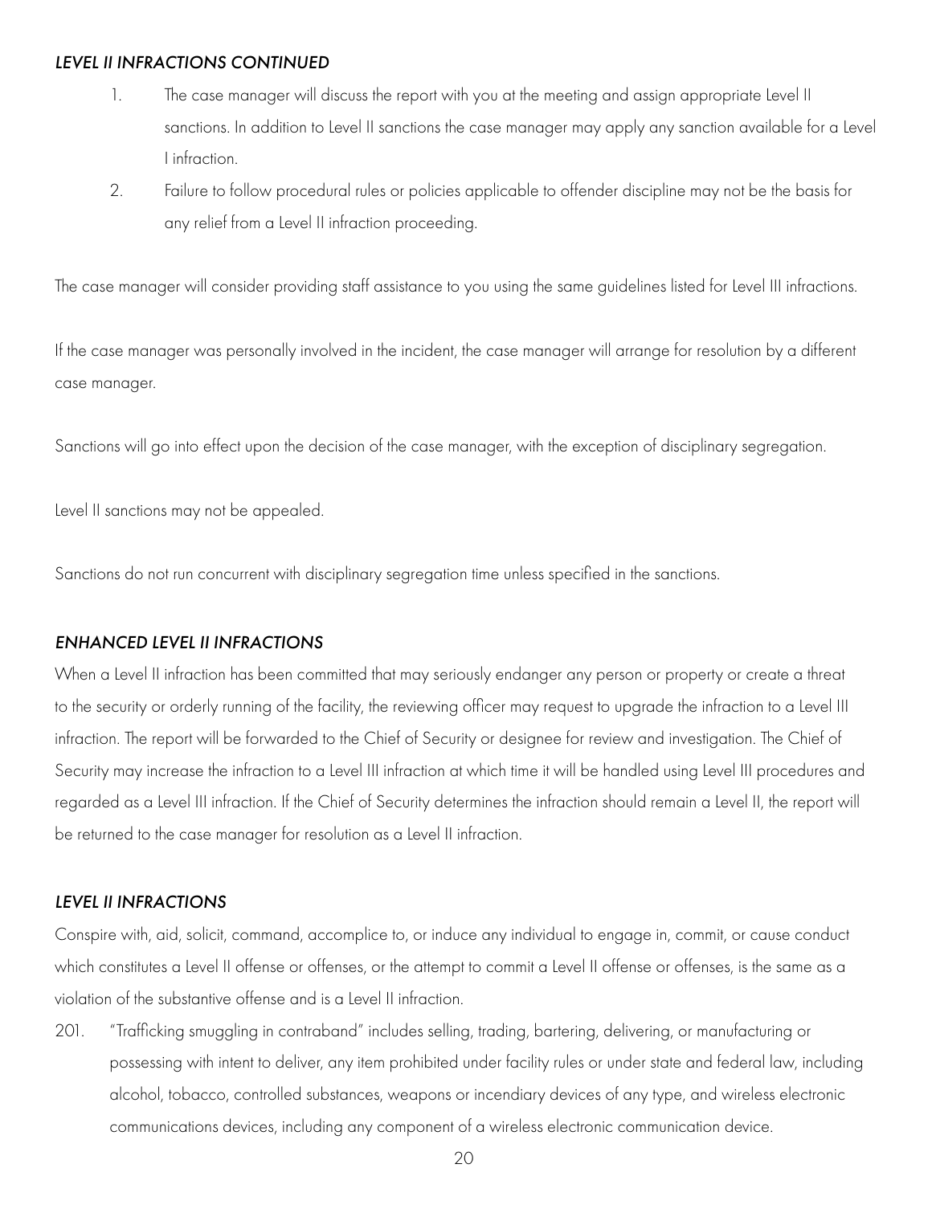### *LEVEL II INFRACTIONS CONTINUED*

1. The case manager will discuss the report with you at the meeting and assign appropriate Level II sanctions. In addition to Level II sanctions the case manager may apply any sanction available for a Level I infraction.
2. Failure to follow procedural rules or policies applicable to offender discipline may not be the basis for any relief from a Level II infraction proceeding.

The case manager will consider providing staff assistance to you using the same guidelines listed for Level III infractions.

If the case manager was personally involved in the incident, the case manager will arrange for resolution by a different case manager.

Sanctions will go into effect upon the decision of the case manager, with the exception of disciplinary segregation.

Level II sanctions may not be appealed.

Sanctions do not run concurrent with disciplinary segregation time unless specified in the sanctions.

### *ENHANCED LEVEL II INFRACTIONS*

When a Level II infraction has been committed that may seriously endanger any person or property or create a threat to the security or orderly running of the facility, the reviewing officer may request to upgrade the infraction to a Level III infraction. The report will be forwarded to the Chief of Security or designee for review and investigation. The Chief of Security may increase the infraction to a Level III infraction at which time it will be handled using Level III procedures and regarded as a Level III infraction. If the Chief of Security determines the infraction should remain a Level II, the report will be returned to the case manager for resolution as a Level II infraction.

### *LEVEL II INFRACTIONS*

Conspire with, aid, solicit, command, accomplice to, or induce any individual to engage in, commit, or cause conduct which constitutes a Level II offense or offenses, or the attempt to commit a Level II offense or offenses, is the same as a violation of the substantive offense and is a Level II infraction.

201. "Trafficking smuggling in contraband" includes selling, trading, bartering, delivering, or manufacturing or possessing with intent to deliver, any item prohibited under facility rules or under state and federal law, including alcohol, tobacco, controlled substances, weapons or incendiary devices of any type, and wireless electronic communications devices, including any component of a wireless electronic communication device.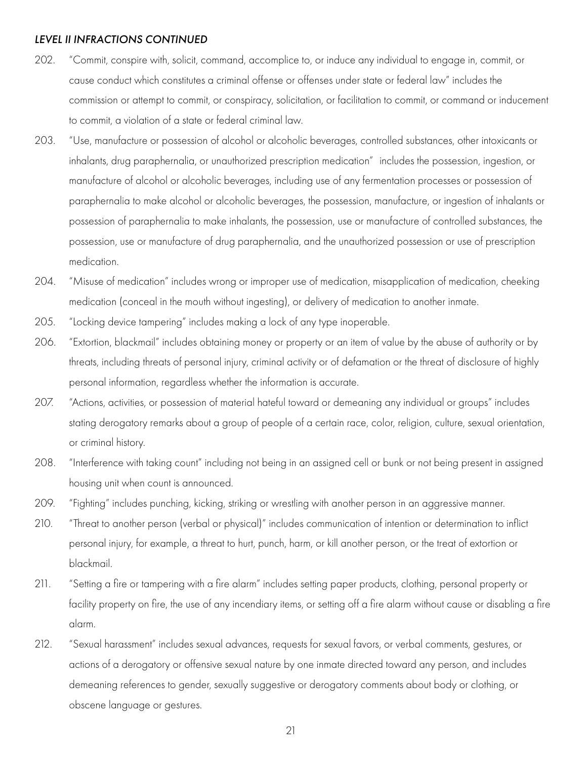*LEVEL II INFRACTIONS CONTINUED*

202. "Commit, conspire with, solicit, command, accomplice to, or induce any individual to engage in, commit, or cause conduct which constitutes a criminal offense or offenses under state or federal law" includes the commission or attempt to commit, or conspiracy, solicitation, or facilitation to commit, or command or inducement to commit, a violation of a state or federal criminal law.

203. "Use, manufacture or possession of alcohol or alcoholic beverages, controlled substances, other intoxicants or inhalants, drug paraphernalia, or unauthorized prescription medication" includes the possession, ingestion, or manufacture of alcohol or alcoholic beverages, including use of any fermentation processes or possession of paraphernalia to make alcohol or alcoholic beverages, the possession, manufacture, or ingestion of inhalants or possession of paraphernalia to make inhalants, the possession, use or manufacture of controlled substances, the possession, use or manufacture of drug paraphernalia, and the unauthorized possession or use of prescription medication.

204. "Misuse of medication" includes wrong or improper use of medication, misapplication of medication, cheeking medication (conceal in the mouth without ingesting), or delivery of medication to another inmate.

205. "Locking device tampering" includes making a lock of any type inoperable.

206. "Extortion, blackmail" includes obtaining money or property or an item of value by the abuse of authority or by threats, including threats of personal injury, criminal activity or of defamation or the threat of disclosure of highly personal information, regardless whether the information is accurate.

207. "Actions, activities, or possession of material hateful toward or demeaning any individual or groups" includes stating derogatory remarks about a group of people of a certain race, color, religion, culture, sexual orientation, or criminal history.

208. "Interference with taking count" including not being in an assigned cell or bunk or not being present in assigned housing unit when count is announced.

209. "Fighting" includes punching, kicking, striking or wrestling with another person in an aggressive manner.

210. "Threat to another person (verbal or physical)" includes communication of intention or determination to inflict personal injury, for example, a threat to hurt, punch, harm, or kill another person, or the treat of extortion or blackmail.

211. "Setting a fire or tampering with a fire alarm" includes setting paper products, clothing, personal property or facility property on fire, the use of any incendiary items, or setting off a fire alarm without cause or disabling a fire alarm.

212. "Sexual harassment" includes sexual advances, requests for sexual favors, or verbal comments, gestures, or actions of a derogatory or offensive sexual nature by one inmate directed toward any person, and includes demeaning references to gender, sexually suggestive or derogatory comments about body or clothing, or obscene language or gestures.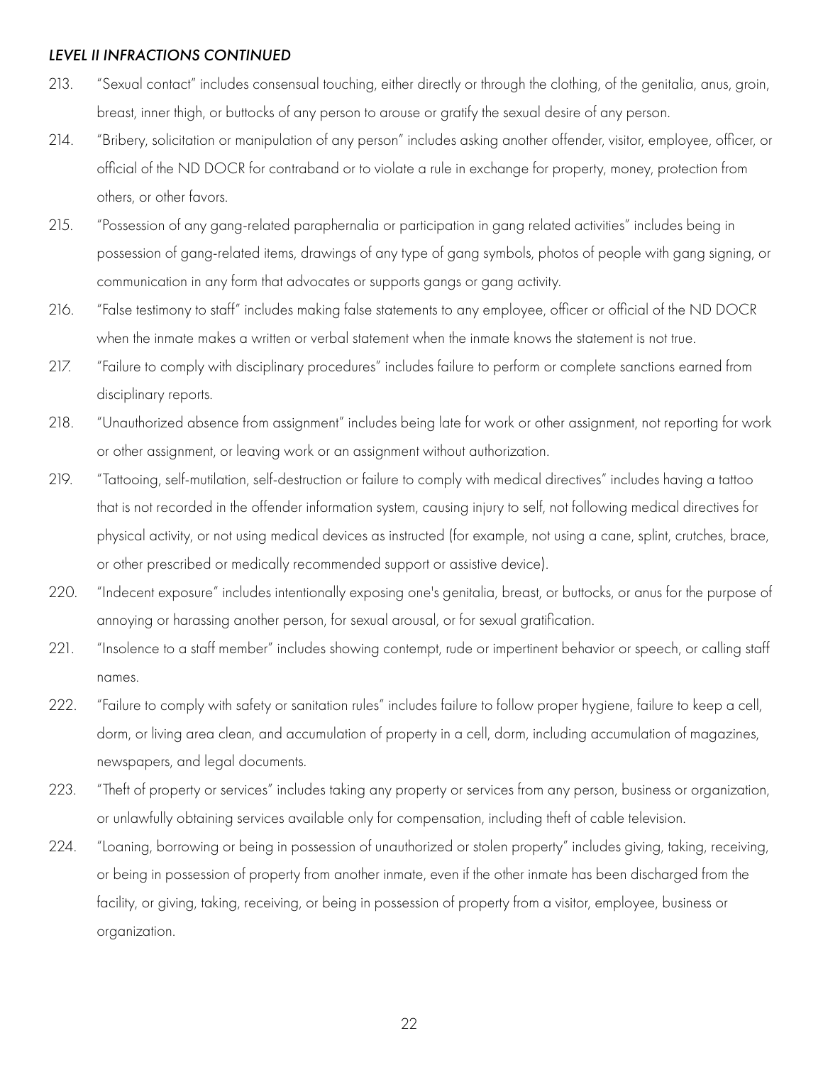*LEVEL II INFRACTIONS CONTINUED*

213. "Sexual contact" includes consensual touching, either directly or through the clothing, of the genitalia, anus, groin, breast, inner thigh, or buttocks of any person to arouse or gratify the sexual desire of any person.

214. "Bribery, solicitation or manipulation of any person" includes asking another offender, visitor, employee, officer, or official of the ND DOCR for contraband or to violate a rule in exchange for property, money, protection from others, or other favors.

215. "Possession of any gang-related paraphernalia or participation in gang related activities" includes being in possession of gang-related items, drawings of any type of gang symbols, photos of people with gang signing, or communication in any form that advocates or supports gangs or gang activity.

216. "False testimony to staff" includes making false statements to any employee, officer or official of the ND DOCR when the inmate makes a written or verbal statement when the inmate knows the statement is not true.

217. "Failure to comply with disciplinary procedures" includes failure to perform or complete sanctions earned from disciplinary reports.

218. "Unauthorized absence from assignment" includes being late for work or other assignment, not reporting for work or other assignment, or leaving work or an assignment without authorization.

219. "Tattooing, self-mutilation, self-destruction or failure to comply with medical directives" includes having a tattoo that is not recorded in the offender information system, causing injury to self, not following medical directives for physical activity, or not using medical devices as instructed (for example, not using a cane, splint, crutches, brace, or other prescribed or medically recommended support or assistive device).

220. "Indecent exposure" includes intentionally exposing one's genitalia, breast, or buttocks, or anus for the purpose of annoying or harassing another person, for sexual arousal, or for sexual gratification.

221. "Insolence to a staff member" includes showing contempt, rude or impertinent behavior or speech, or calling staff names.

222. "Failure to comply with safety or sanitation rules" includes failure to follow proper hygiene, failure to keep a cell, dorm, or living area clean, and accumulation of property in a cell, dorm, including accumulation of magazines, newspapers, and legal documents.

223. "Theft of property or services" includes taking any property or services from any person, business or organization, or unlawfully obtaining services available only for compensation, including theft of cable television.

224. "Loaning, borrowing or being in possession of unauthorized or stolen property" includes giving, taking, receiving, or being in possession of property from another inmate, even if the other inmate has been discharged from the facility, or giving, taking, receiving, or being in possession of property from a visitor, employee, business or organization.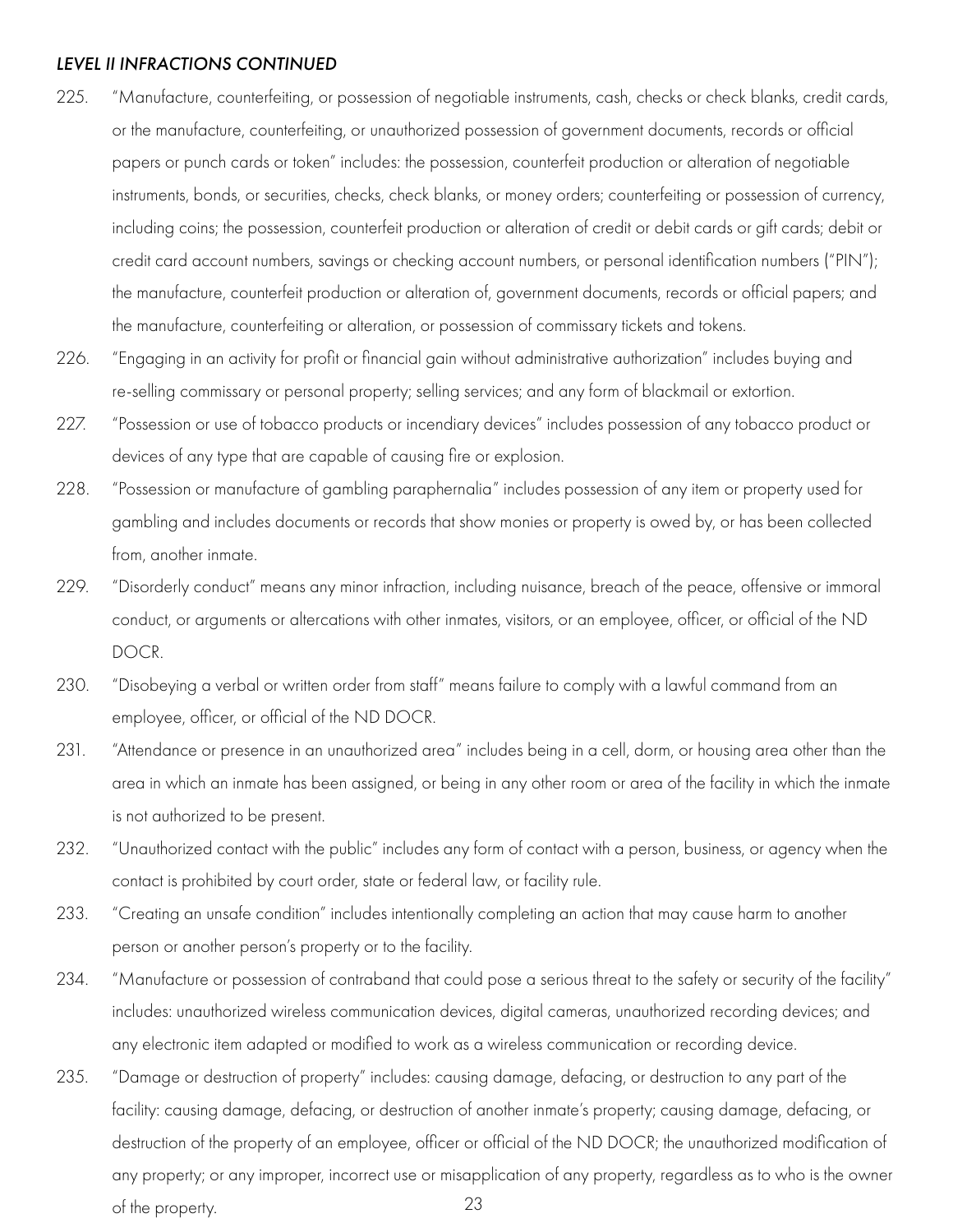*LEVEL II INFRACTIONS CONTINUED*

225. "Manufacture, counterfeiting, or possession of negotiable instruments, cash, checks or check blanks, credit cards, or the manufacture, counterfeiting, or unauthorized possession of government documents, records or official papers or punch cards or token" includes: the possession, counterfeit production or alteration of negotiable instruments, bonds, or securities, checks, check blanks, or money orders; counterfeiting or possession of currency, including coins; the possession, counterfeit production or alteration of credit or debit cards or gift cards; debit or credit card account numbers, savings or checking account numbers, or personal identification numbers ("PIN"); the manufacture, counterfeit production or alteration of, government documents, records or official papers; and the manufacture, counterfeiting or alteration, or possession of commissary tickets and tokens.
226. "Engaging in an activity for profit or financial gain without administrative authorization" includes buying and re-selling commissary or personal property; selling services; and any form of blackmail or extortion.
227. "Possession or use of tobacco products or incendiary devices" includes possession of any tobacco product or devices of any type that are capable of causing fire or explosion.
228. "Possession or manufacture of gambling paraphernalia" includes possession of any item or property used for gambling and includes documents or records that show monies or property is owed by, or has been collected from, another inmate.
229. "Disorderly conduct" means any minor infraction, including nuisance, breach of the peace, offensive or immoral conduct, or arguments or altercations with other inmates, visitors, or an employee, officer, or official of the ND DOCR.
230. "Disobeying a verbal or written order from staff" means failure to comply with a lawful command from an employee, officer, or official of the ND DOCR.
231. "Attendance or presence in an unauthorized area" includes being in a cell, dorm, or housing area other than the area in which an inmate has been assigned, or being in any other room or area of the facility in which the inmate is not authorized to be present.
232. "Unauthorized contact with the public" includes any form of contact with a person, business, or agency when the contact is prohibited by court order, state or federal law, or facility rule.
233. "Creating an unsafe condition" includes intentionally completing an action that may cause harm to another person or another person's property or to the facility.
234. "Manufacture or possession of contraband that could pose a serious threat to the safety or security of the facility" includes: unauthorized wireless communication devices, digital cameras, unauthorized recording devices; and any electronic item adapted or modified to work as a wireless communication or recording device.
235. "Damage or destruction of property" includes: causing damage, defacing, or destruction to any part of the facility: causing damage, defacing, or destruction of another inmate's property; causing damage, defacing, or destruction of the property of an employee, officer or official of the ND DOCR; the unauthorized modification of any property; or any improper, incorrect use or misapplication of any property, regardless as to who is the owner of the property.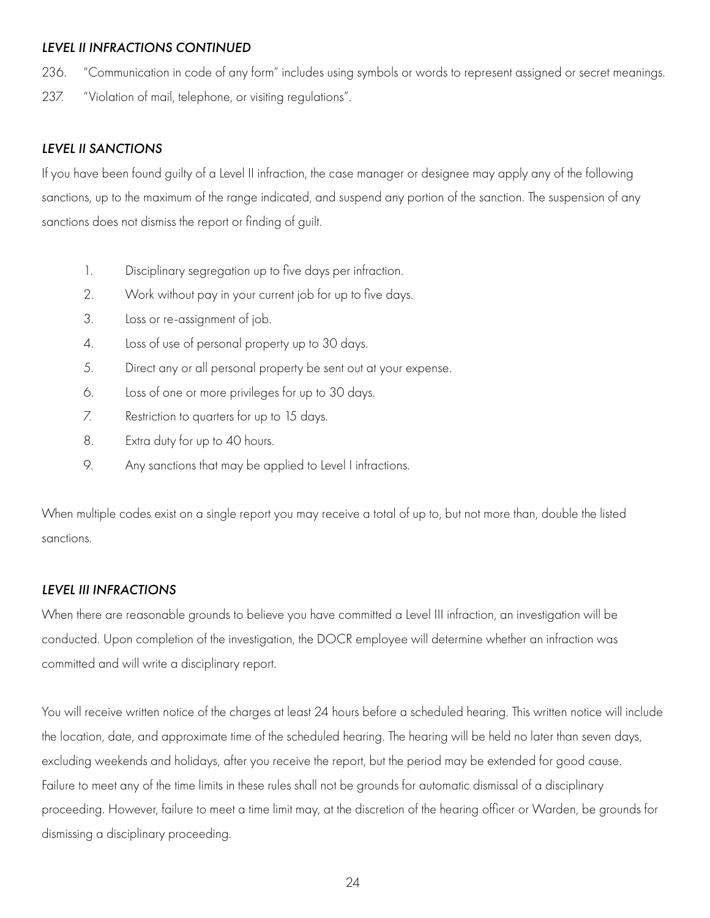### *LEVEL II INFRACTIONS CONTINUED*

236. "Communication in code of any form" includes using symbols or words to represent assigned or secret meanings.

237. "Violation of mail, telephone, or visiting regulations".

### *LEVEL II SANCTIONS*

If you have been found guilty of a Level II infraction, the case manager or designee may apply any of the following sanctions, up to the maximum of the range indicated, and suspend any portion of the sanction. The suspension of any sanctions does not dismiss the report or finding of guilt.

1. Disciplinary segregation up to five days per infraction.
2. Work without pay in your current job for up to five days.
3. Loss or re-assignment of job.
4. Loss of use of personal property up to 30 days.
5. Direct any or all personal property be sent out at your expense.
6. Loss of one or more privileges for up to 30 days.
7. Restriction to quarters for up to 15 days.
8. Extra duty for up to 40 hours.
9. Any sanctions that may be applied to Level I infractions.

When multiple codes exist on a single report you may receive a total of up to, but not more than, double the listed sanctions.

### *LEVEL III INFRACTIONS*

When there are reasonable grounds to believe you have committed a Level III infraction, an investigation will be conducted. Upon completion of the investigation, the DOCR employee will determine whether an infraction was committed and will write a disciplinary report.

You will receive written notice of the charges at least 24 hours before a scheduled hearing. This written notice will include the location, date, and approximate time of the scheduled hearing. The hearing will be held no later than seven days, excluding weekends and holidays, after you receive the report, but the period may be extended for good cause. Failure to meet any of the time limits in these rules shall not be grounds for automatic dismissal of a disciplinary proceeding. However, failure to meet a time limit may, at the discretion of the hearing officer or Warden, be grounds for dismissing a disciplinary proceeding.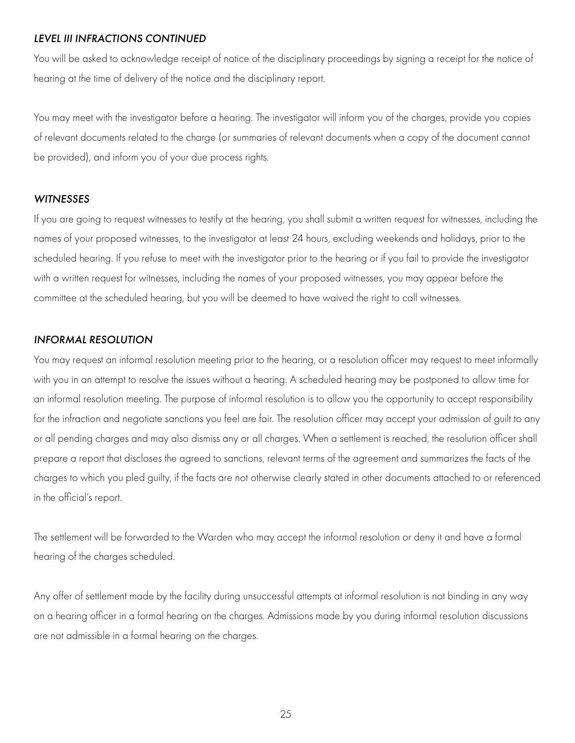### *LEVEL III INFRACTIONS CONTINUED*

You will be asked to acknowledge receipt of notice of the disciplinary proceedings by signing a receipt for the notice of hearing at the time of delivery of the notice and the disciplinary report.

You may meet with the investigator before a hearing. The investigator will inform you of the charges, provide you copies of relevant documents related to the charge (or summaries of relevant documents when a copy of the document cannot be provided), and inform you of your due process rights.

### *WITNESSES*

If you are going to request witnesses to testify at the hearing, you shall submit a written request for witnesses, including the names of your proposed witnesses, to the investigator at least 24 hours, excluding weekends and holidays, prior to the scheduled hearing. If you refuse to meet with the investigator prior to the hearing or if you fail to provide the investigator with a written request for witnesses, including the names of your proposed witnesses, you may appear before the committee at the scheduled hearing, but you will be deemed to have waived the right to call witnesses.

### *INFORMAL RESOLUTION*

You may request an informal resolution meeting prior to the hearing, or a resolution officer may request to meet informally with you in an attempt to resolve the issues without a hearing. A scheduled hearing may be postponed to allow time for an informal resolution meeting. The purpose of informal resolution is to allow you the opportunity to accept responsibility for the infraction and negotiate sanctions you feel are fair. The resolution officer may accept your admission of guilt to any or all pending charges and may also dismiss any or all charges. When a settlement is reached, the resolution officer shall prepare a report that discloses the agreed to sanctions, relevant terms of the agreement and summarizes the facts of the charges to which you pled guilty, if the facts are not otherwise clearly stated in other documents attached to or referenced in the official's report.

The settlement will be forwarded to the Warden who may accept the informal resolution or deny it and have a formal hearing of the charges scheduled.

Any offer of settlement made by the facility during unsuccessful attempts at informal resolution is not binding in any way on a hearing officer in a formal hearing on the charges. Admissions made by you during informal resolution discussions are not admissible in a formal hearing on the charges.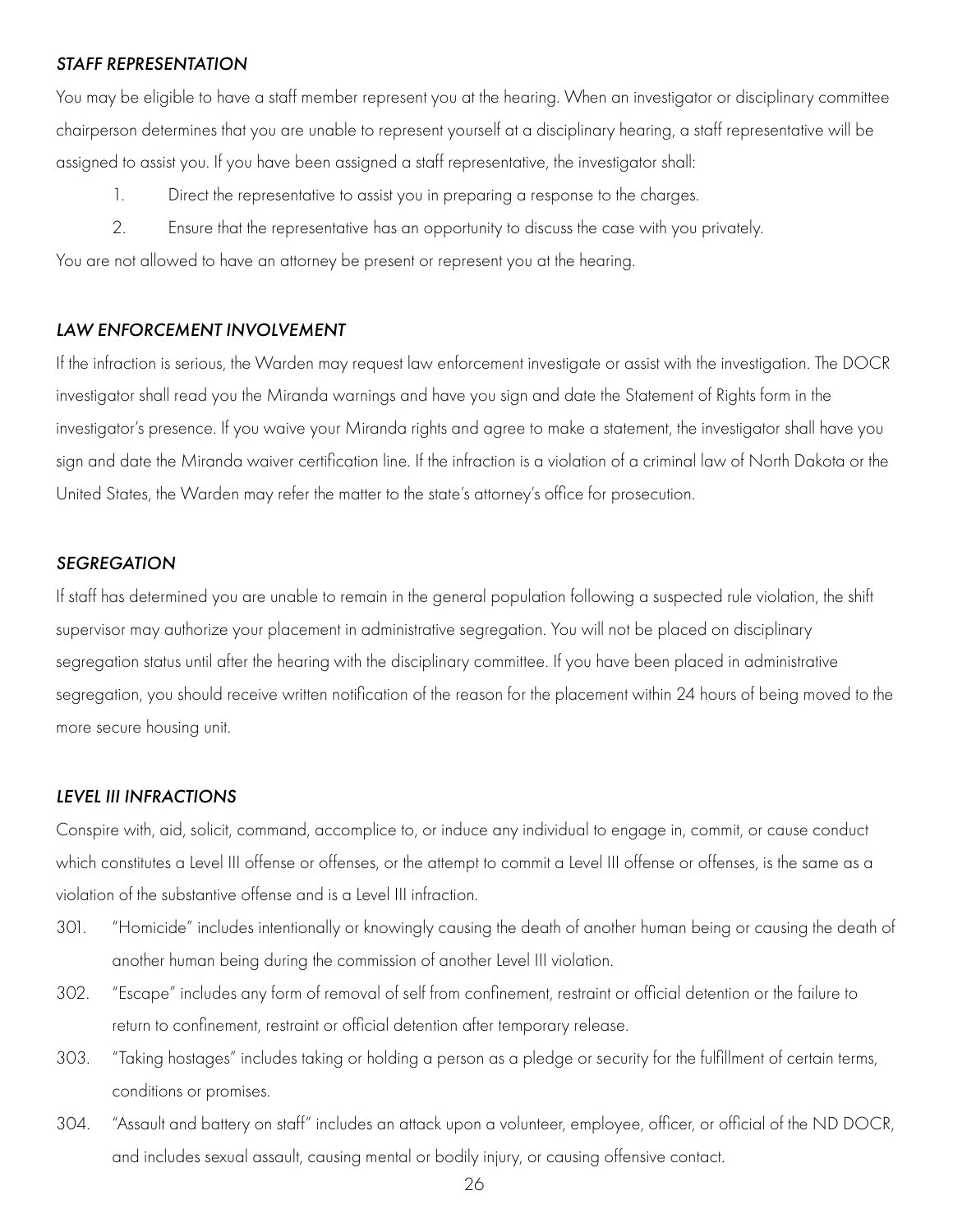### *STAFF REPRESENTATION*

You may be eligible to have a staff member represent you at the hearing. When an investigator or disciplinary committee chairperson determines that you are unable to represent yourself at a disciplinary hearing, a staff representative will be assigned to assist you. If you have been assigned a staff representative, the investigator shall:

1. Direct the representative to assist you in preparing a response to the charges.
2. Ensure that the representative has an opportunity to discuss the case with you privately.

You are not allowed to have an attorney be present or represent you at the hearing.

### *LAW ENFORCEMENT INVOLVEMENT*

If the infraction is serious, the Warden may request law enforcement investigate or assist with the investigation. The DOCR investigator shall read you the Miranda warnings and have you sign and date the Statement of Rights form in the investigator's presence. If you waive your Miranda rights and agree to make a statement, the investigator shall have you sign and date the Miranda waiver certification line. If the infraction is a violation of a criminal law of North Dakota or the United States, the Warden may refer the matter to the state's attorney's office for prosecution.

### *SEGREGATION*

If staff has determined you are unable to remain in the general population following a suspected rule violation, the shift supervisor may authorize your placement in administrative segregation. You will not be placed on disciplinary segregation status until after the hearing with the disciplinary committee. If you have been placed in administrative segregation, you should receive written notification of the reason for the placement within 24 hours of being moved to the more secure housing unit.

### *LEVEL III INFRACTIONS*

Conspire with, aid, solicit, command, accomplice to, or induce any individual to engage in, commit, or cause conduct which constitutes a Level III offense or offenses, or the attempt to commit a Level III offense or offenses, is the same as a violation of the substantive offense and is a Level III infraction.

301. "Homicide" includes intentionally or knowingly causing the death of another human being or causing the death of another human being during the commission of another Level III violation.
302. "Escape" includes any form of removal of self from confinement, restraint or official detention or the failure to return to confinement, restraint or official detention after temporary release.
303. "Taking hostages" includes taking or holding a person as a pledge or security for the fulfillment of certain terms, conditions or promises.
304. "Assault and battery on staff" includes an attack upon a volunteer, employee, officer, or official of the ND DOCR, and includes sexual assault, causing mental or bodily injury, or causing offensive contact.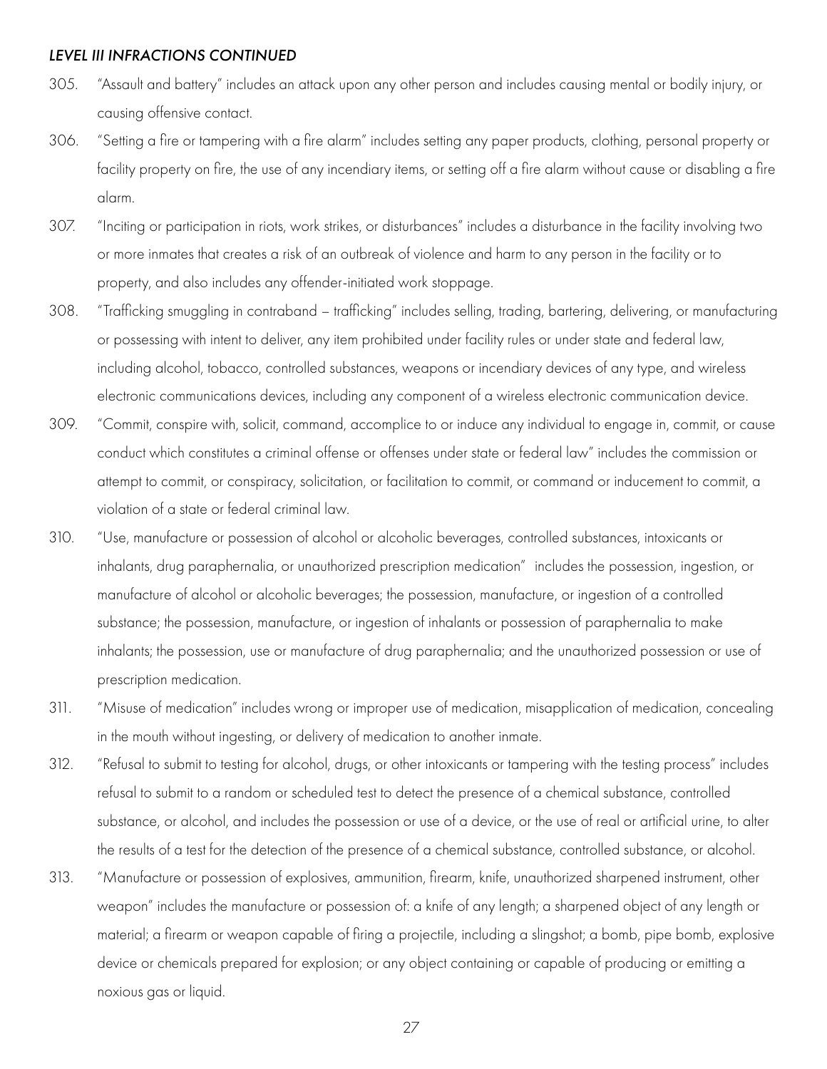*LEVEL III INFRACTIONS CONTINUED*

305. "Assault and battery" includes an attack upon any other person and includes causing mental or bodily injury, or causing offensive contact.

306. "Setting a fire or tampering with a fire alarm" includes setting any paper products, clothing, personal property or facility property on fire, the use of any incendiary items, or setting off a fire alarm without cause or disabling a fire alarm.

307. "Inciting or participation in riots, work strikes, or disturbances" includes a disturbance in the facility involving two or more inmates that creates a risk of an outbreak of violence and harm to any person in the facility or to property, and also includes any offender-initiated work stoppage.

308. "Trafficking smuggling in contraband – trafficking" includes selling, trading, bartering, delivering, or manufacturing or possessing with intent to deliver, any item prohibited under facility rules or under state and federal law, including alcohol, tobacco, controlled substances, weapons or incendiary devices of any type, and wireless electronic communications devices, including any component of a wireless electronic communication device.

309. "Commit, conspire with, solicit, command, accomplice to or induce any individual to engage in, commit, or cause conduct which constitutes a criminal offense or offenses under state or federal law" includes the commission or attempt to commit, or conspiracy, solicitation, or facilitation to commit, or command or inducement to commit, a violation of a state or federal criminal law.

310. "Use, manufacture or possession of alcohol or alcoholic beverages, controlled substances, intoxicants or inhalants, drug paraphernalia, or unauthorized prescription medication" includes the possession, ingestion, or manufacture of alcohol or alcoholic beverages; the possession, manufacture, or ingestion of a controlled substance; the possession, manufacture, or ingestion of inhalants or possession of paraphernalia to make inhalants; the possession, use or manufacture of drug paraphernalia; and the unauthorized possession or use of prescription medication.

311. "Misuse of medication" includes wrong or improper use of medication, misapplication of medication, concealing in the mouth without ingesting, or delivery of medication to another inmate.

312. "Refusal to submit to testing for alcohol, drugs, or other intoxicants or tampering with the testing process" includes refusal to submit to a random or scheduled test to detect the presence of a chemical substance, controlled substance, or alcohol, and includes the possession or use of a device, or the use of real or artificial urine, to alter the results of a test for the detection of the presence of a chemical substance, controlled substance, or alcohol.

313. "Manufacture or possession of explosives, ammunition, firearm, knife, unauthorized sharpened instrument, other weapon" includes the manufacture or possession of: a knife of any length; a sharpened object of any length or material; a firearm or weapon capable of firing a projectile, including a slingshot; a bomb, pipe bomb, explosive device or chemicals prepared for explosion; or any object containing or capable of producing or emitting a noxious gas or liquid.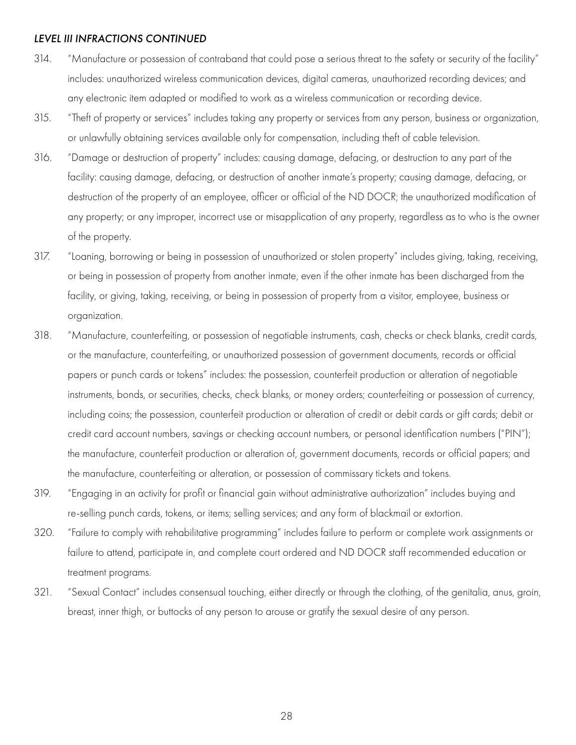*LEVEL III INFRACTIONS CONTINUED*

314. "Manufacture or possession of contraband that could pose a serious threat to the safety or security of the facility" includes: unauthorized wireless communication devices, digital cameras, unauthorized recording devices; and any electronic item adapted or modified to work as a wireless communication or recording device.

315. "Theft of property or services" includes taking any property or services from any person, business or organization, or unlawfully obtaining services available only for compensation, including theft of cable television.

316. "Damage or destruction of property" includes: causing damage, defacing, or destruction to any part of the facility: causing damage, defacing, or destruction of another inmate's property; causing damage, defacing, or destruction of the property of an employee, officer or official of the ND DOCR; the unauthorized modification of any property; or any improper, incorrect use or misapplication of any property, regardless as to who is the owner of the property.

317. "Loaning, borrowing or being in possession of unauthorized or stolen property" includes giving, taking, receiving, or being in possession of property from another inmate, even if the other inmate has been discharged from the facility, or giving, taking, receiving, or being in possession of property from a visitor, employee, business or organization.

318. "Manufacture, counterfeiting, or possession of negotiable instruments, cash, checks or check blanks, credit cards, or the manufacture, counterfeiting, or unauthorized possession of government documents, records or official papers or punch cards or tokens" includes: the possession, counterfeit production or alteration of negotiable instruments, bonds, or securities, checks, check blanks, or money orders; counterfeiting or possession of currency, including coins; the possession, counterfeit production or alteration of credit or debit cards or gift cards; debit or credit card account numbers, savings or checking account numbers, or personal identification numbers ("PIN"); the manufacture, counterfeit production or alteration of, government documents, records or official papers; and the manufacture, counterfeiting or alteration, or possession of commissary tickets and tokens.

319. "Engaging in an activity for profit or financial gain without administrative authorization" includes buying and re-selling punch cards, tokens, or items; selling services; and any form of blackmail or extortion.

320. "Failure to comply with rehabilitative programming" includes failure to perform or complete work assignments or failure to attend, participate in, and complete court ordered and ND DOCR staff recommended education or treatment programs.

321. "Sexual Contact" includes consensual touching, either directly or through the clothing, of the genitalia, anus, groin, breast, inner thigh, or buttocks of any person to arouse or gratify the sexual desire of any person.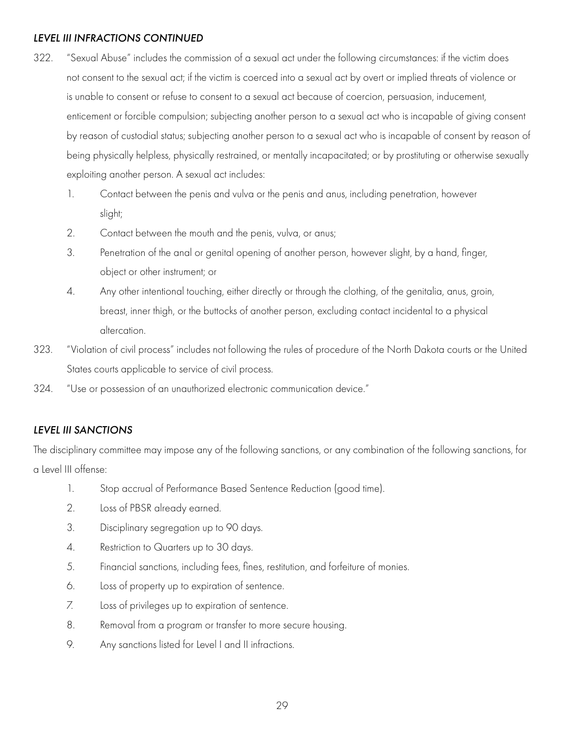### *LEVEL III INFRACTIONS CONTINUED*

322. "Sexual Abuse" includes the commission of a sexual act under the following circumstances: if the victim does not consent to the sexual act; if the victim is coerced into a sexual act by overt or implied threats of violence or is unable to consent or refuse to consent to a sexual act because of coercion, persuasion, inducement, enticement or forcible compulsion; subjecting another person to a sexual act who is incapable of giving consent by reason of custodial status; subjecting another person to a sexual act who is incapable of consent by reason of being physically helpless, physically restrained, or mentally incapacitated; or by prostituting or otherwise sexually exploiting another person. A sexual act includes:

    1. Contact between the penis and vulva or the penis and anus, including penetration, however slight;
    2. Contact between the mouth and the penis, vulva, or anus;
    3. Penetration of the anal or genital opening of another person, however slight, by a hand, finger, object or other instrument; or
    4. Any other intentional touching, either directly or through the clothing, of the genitalia, anus, groin, breast, inner thigh, or the buttocks of another person, excluding contact incidental to a physical altercation.

323. "Violation of civil process" includes not following the rules of procedure of the North Dakota courts or the United States courts applicable to service of civil process.

324. "Use or possession of an unauthorized electronic communication device."

### *LEVEL III SANCTIONS*

The disciplinary committee may impose any of the following sanctions, or any combination of the following sanctions, for a Level III offense:

1. Stop accrual of Performance Based Sentence Reduction (good time).
2. Loss of PBSR already earned.
3. Disciplinary segregation up to 90 days.
4. Restriction to Quarters up to 30 days.
5. Financial sanctions, including fees, fines, restitution, and forfeiture of monies.
6. Loss of property up to expiration of sentence.
7. Loss of privileges up to expiration of sentence.
8. Removal from a program or transfer to more secure housing.
9. Any sanctions listed for Level I and II infractions.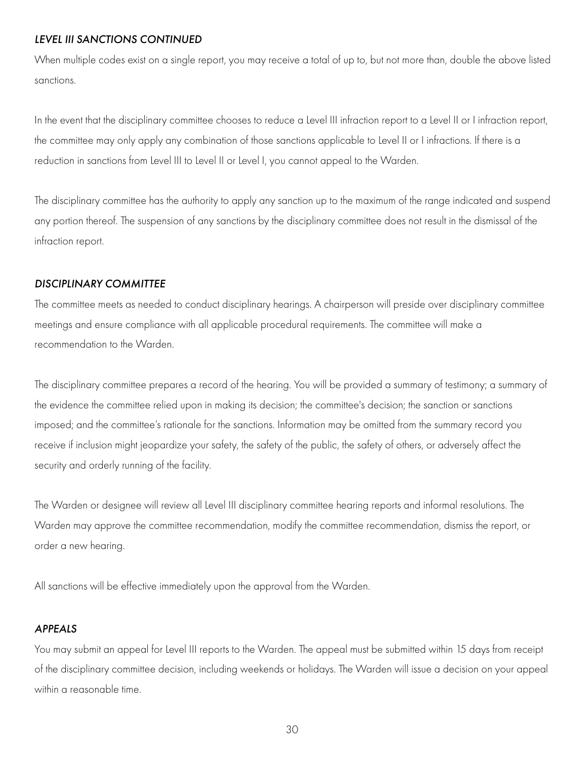### *LEVEL III SANCTIONS CONTINUED*

When multiple codes exist on a single report, you may receive a total of up to, but not more than, double the above listed sanctions.

In the event that the disciplinary committee chooses to reduce a Level III infraction report to a Level II or I infraction report, the committee may only apply any combination of those sanctions applicable to Level II or I infractions. If there is a reduction in sanctions from Level III to Level II or Level I, you cannot appeal to the Warden.

The disciplinary committee has the authority to apply any sanction up to the maximum of the range indicated and suspend any portion thereof. The suspension of any sanctions by the disciplinary committee does not result in the dismissal of the infraction report.

### *DISCIPLINARY COMMITTEE*

The committee meets as needed to conduct disciplinary hearings. A chairperson will preside over disciplinary committee meetings and ensure compliance with all applicable procedural requirements. The committee will make a recommendation to the Warden.

The disciplinary committee prepares a record of the hearing. You will be provided a summary of testimony; a summary of the evidence the committee relied upon in making its decision; the committee's decision; the sanction or sanctions imposed; and the committee's rationale for the sanctions. Information may be omitted from the summary record you receive if inclusion might jeopardize your safety, the safety of the public, the safety of others, or adversely affect the security and orderly running of the facility.

The Warden or designee will review all Level III disciplinary committee hearing reports and informal resolutions. The Warden may approve the committee recommendation, modify the committee recommendation, dismiss the report, or order a new hearing.

All sanctions will be effective immediately upon the approval from the Warden.

### *APPEALS*

You may submit an appeal for Level III reports to the Warden. The appeal must be submitted within 15 days from receipt of the disciplinary committee decision, including weekends or holidays. The Warden will issue a decision on your appeal within a reasonable time.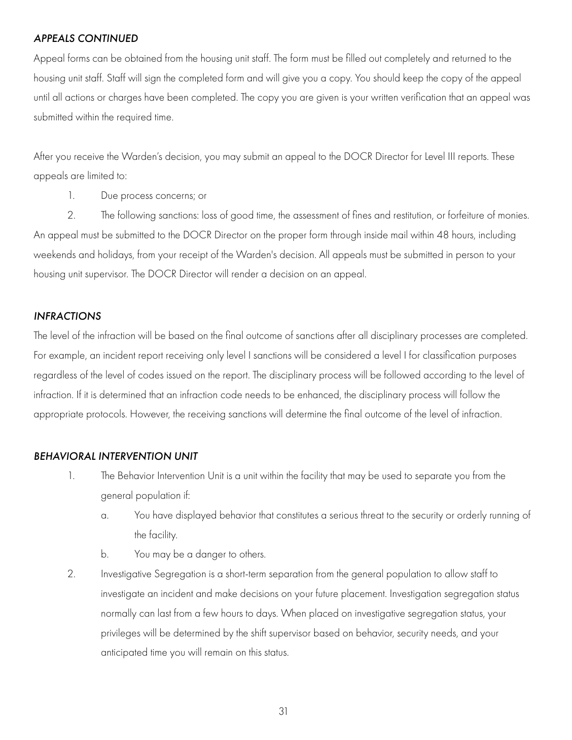### *APPEALS CONTINUED*

Appeal forms can be obtained from the housing unit staff. The form must be filled out completely and returned to the housing unit staff. Staff will sign the completed form and will give you a copy. You should keep the copy of the appeal until all actions or charges have been completed. The copy you are given is your written verification that an appeal was submitted within the required time.

After you receive the Warden's decision, you may submit an appeal to the DOCR Director for Level III reports. These appeals are limited to:

1. Due process concerns; or
2. The following sanctions: loss of good time, the assessment of fines and restitution, or forfeiture of monies.

An appeal must be submitted to the DOCR Director on the proper form through inside mail within 48 hours, including weekends and holidays, from your receipt of the Warden's decision. All appeals must be submitted in person to your housing unit supervisor. The DOCR Director will render a decision on an appeal.

### *INFRACTIONS*

The level of the infraction will be based on the final outcome of sanctions after all disciplinary processes are completed. For example, an incident report receiving only level I sanctions will be considered a level I for classification purposes regardless of the level of codes issued on the report. The disciplinary process will be followed according to the level of infraction. If it is determined that an infraction code needs to be enhanced, the disciplinary process will follow the appropriate protocols. However, the receiving sanctions will determine the final outcome of the level of infraction.

### *BEHAVIORAL INTERVENTION UNIT*

1. The Behavior Intervention Unit is a unit within the facility that may be used to separate you from the general population if:
   a. You have displayed behavior that constitutes a serious threat to the security or orderly running of the facility.
   b. You may be a danger to others.
2. Investigative Segregation is a short-term separation from the general population to allow staff to investigate an incident and make decisions on your future placement. Investigation segregation status normally can last from a few hours to days. When placed on investigative segregation status, your privileges will be determined by the shift supervisor based on behavior, security needs, and your anticipated time you will remain on this status.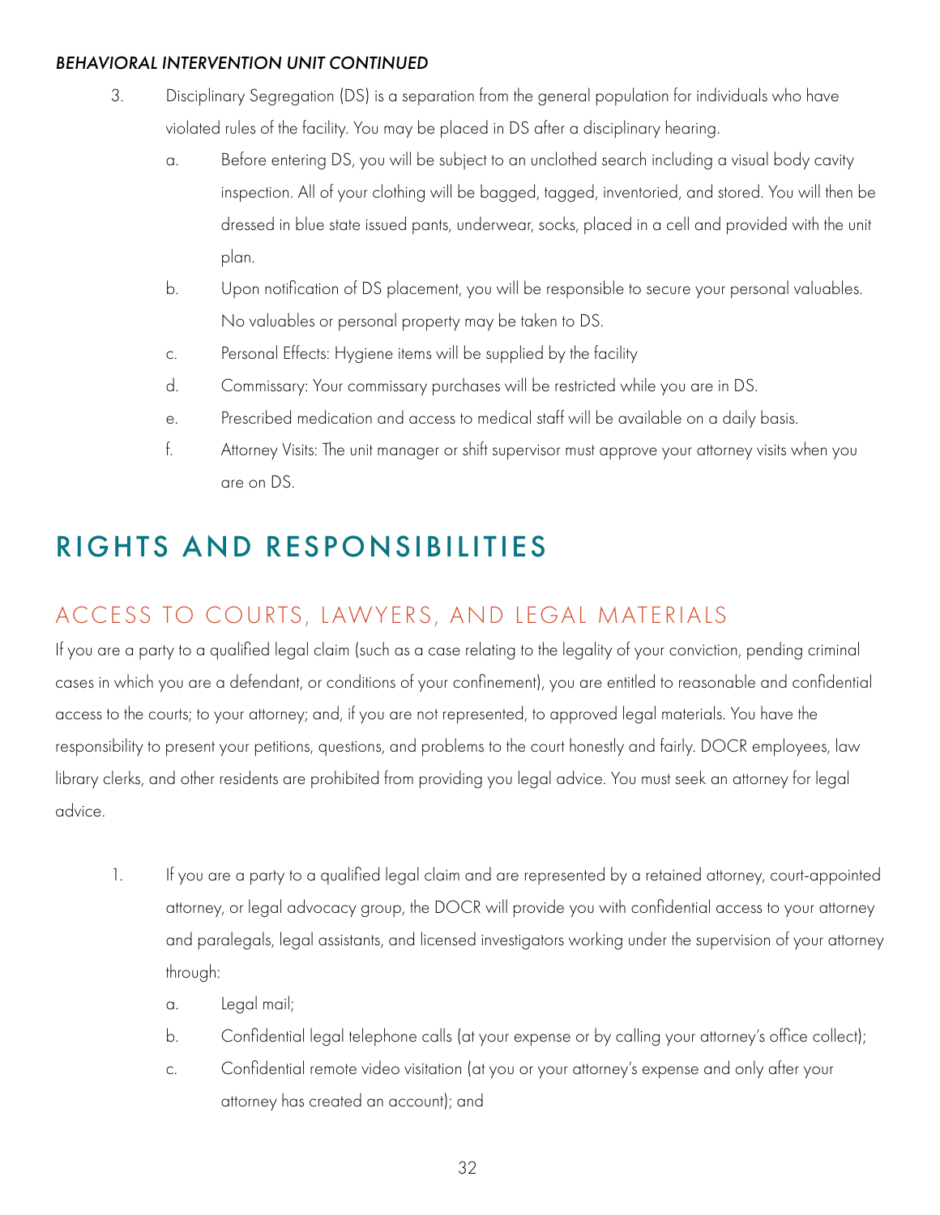*BEHAVIORAL INTERVENTION UNIT CONTINUED*

3. Disciplinary Segregation (DS) is a separation from the general population for individuals who have violated rules of the facility. You may be placed in DS after a disciplinary hearing.
   a. Before entering DS, you will be subject to an unclothed search including a visual body cavity inspection. All of your clothing will be bagged, tagged, inventoried, and stored. You will then be dressed in blue state issued pants, underwear, socks, placed in a cell and provided with the unit plan.
   b. Upon notification of DS placement, you will be responsible to secure your personal valuables. No valuables or personal property may be taken to DS.
   c. Personal Effects: Hygiene items will be supplied by the facility
   d. Commissary: Your commissary purchases will be restricted while you are in DS.
   e. Prescribed medication and access to medical staff will be available on a daily basis.
   f. Attorney Visits: The unit manager or shift supervisor must approve your attorney visits when you are on DS.

# RIGHTS AND RESPONSIBILITIES

## ACCESS TO COURTS, LAWYERS, AND LEGAL MATERIALS

If you are a party to a qualified legal claim (such as a case relating to the legality of your conviction, pending criminal cases in which you are a defendant, or conditions of your confinement), you are entitled to reasonable and confidential access to the courts; to your attorney; and, if you are not represented, to approved legal materials. You have the responsibility to present your petitions, questions, and problems to the court honestly and fairly. DOCR employees, law library clerks, and other residents are prohibited from providing you legal advice. You must seek an attorney for legal advice.

1. If you are a party to a qualified legal claim and are represented by a retained attorney, court-appointed attorney, or legal advocacy group, the DOCR will provide you with confidential access to your attorney and paralegals, legal assistants, and licensed investigators working under the supervision of your attorney through:
   a. Legal mail;
   b. Confidential legal telephone calls (at your expense or by calling your attorney's office collect);
   c. Confidential remote video visitation (at you or your attorney's expense and only after your attorney has created an account); and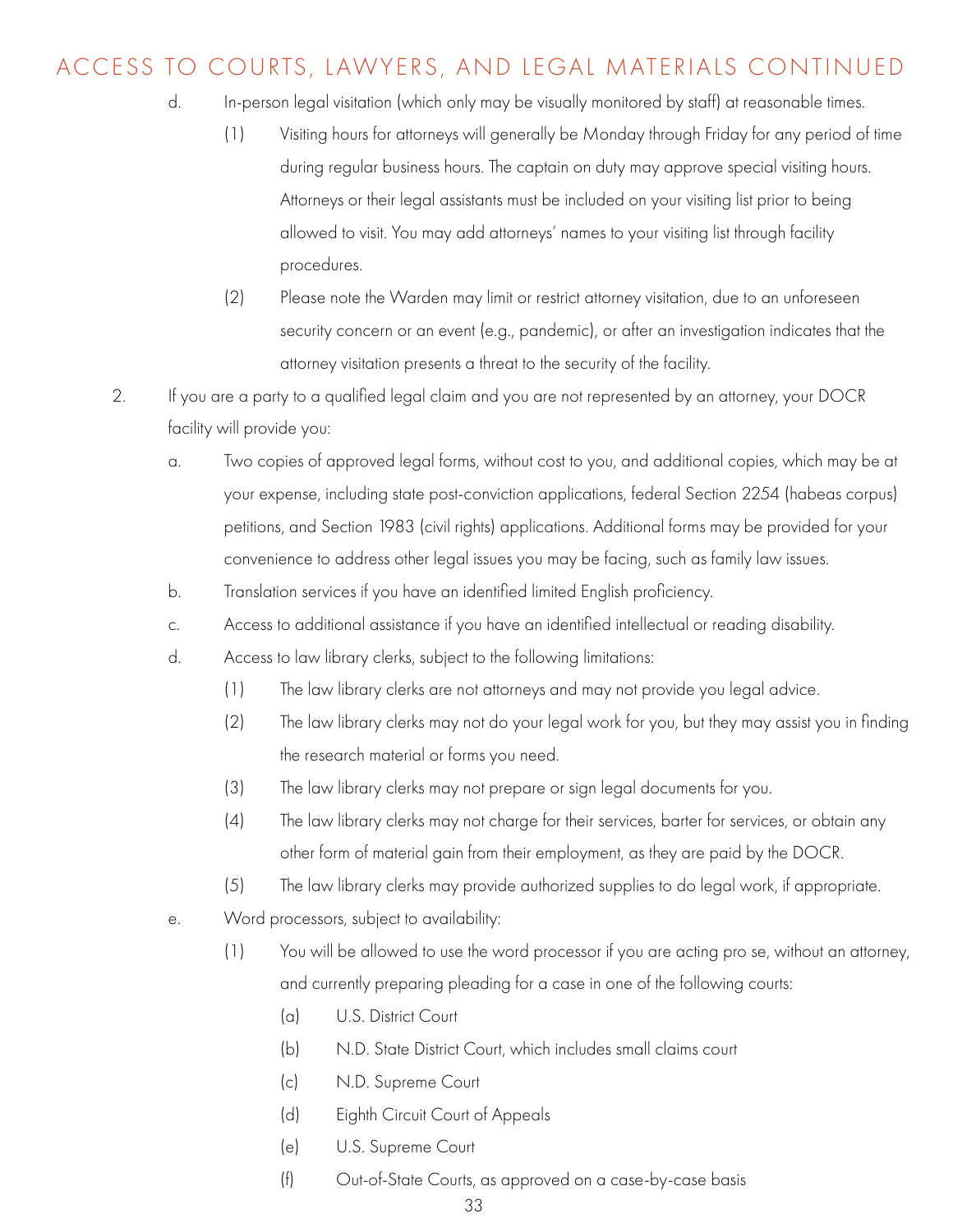## ACCESS TO COURTS, LAWYERS, AND LEGAL MATERIALS CONTINUED

d. In-person legal visitation (which only may be visually monitored by staff) at reasonable times.

   (1) Visiting hours for attorneys will generally be Monday through Friday for any period of time during regular business hours. The captain on duty may approve special visiting hours. Attorneys or their legal assistants must be included on your visiting list prior to being allowed to visit. You may add attorneys' names to your visiting list through facility procedures.

   (2) Please note the Warden may limit or restrict attorney visitation, due to an unforeseen security concern or an event (e.g., pandemic), or after an investigation indicates that the attorney visitation presents a threat to the security of the facility.

2. If you are a party to a qualified legal claim and you are not represented by an attorney, your DOCR facility will provide you:

   a. Two copies of approved legal forms, without cost to you, and additional copies, which may be at your expense, including state post-conviction applications, federal Section 2254 (habeas corpus) petitions, and Section 1983 (civil rights) applications. Additional forms may be provided for your convenience to address other legal issues you may be facing, such as family law issues.

   b. Translation services if you have an identified limited English proficiency.

   c. Access to additional assistance if you have an identified intellectual or reading disability.

   d. Access to law library clerks, subject to the following limitations:

      (1) The law library clerks are not attorneys and may not provide you legal advice.

      (2) The law library clerks may not do your legal work for you, but they may assist you in finding the research material or forms you need.

      (3) The law library clerks may not prepare or sign legal documents for you.

      (4) The law library clerks may not charge for their services, barter for services, or obtain any other form of material gain from their employment, as they are paid by the DOCR.

      (5) The law library clerks may provide authorized supplies to do legal work, if appropriate.

   e. Word processors, subject to availability:

      (1) You will be allowed to use the word processor if you are acting pro se, without an attorney, and currently preparing pleading for a case in one of the following courts:

         (a) U.S. District Court

         (b) N.D. State District Court, which includes small claims court

         (c) N.D. Supreme Court

         (d) Eighth Circuit Court of Appeals

         (e) U.S. Supreme Court

         (f) Out-of-State Courts, as approved on a case-by-case basis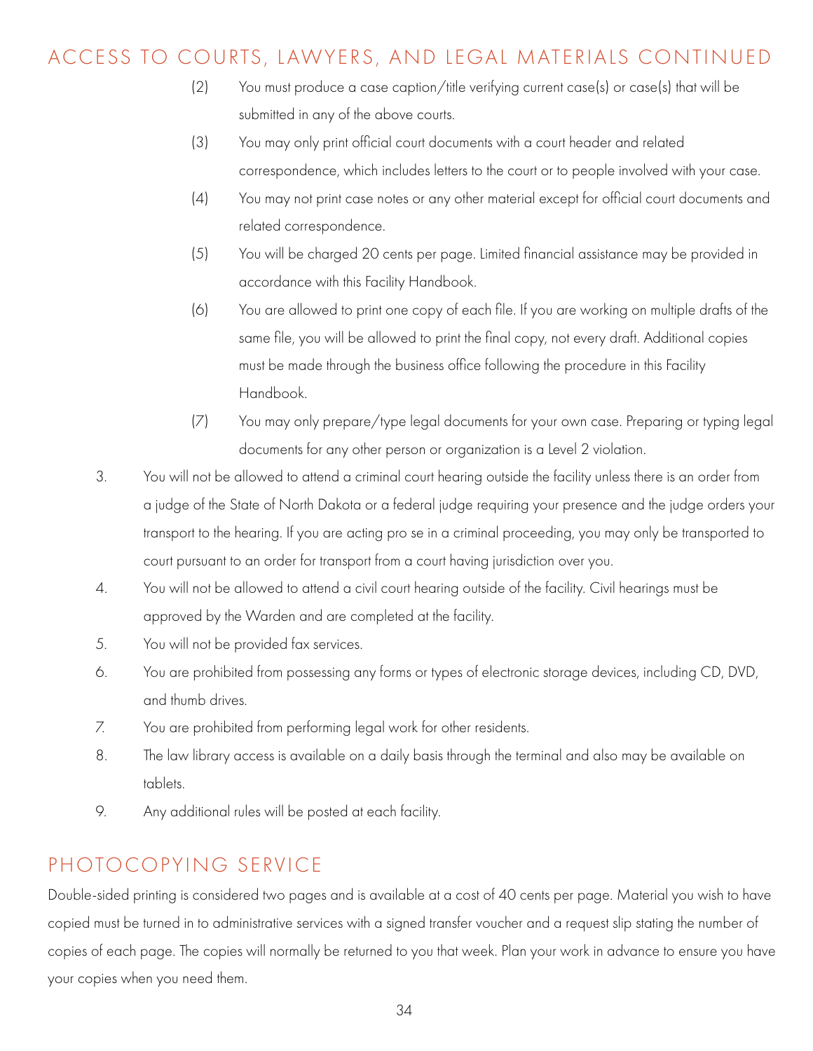## ACCESS TO COURTS, LAWYERS, AND LEGAL MATERIALS CONTINUED

(2) You must produce a case caption/title verifying current case(s) or case(s) that will be submitted in any of the above courts.

(3) You may only print official court documents with a court header and related correspondence, which includes letters to the court or to people involved with your case.

(4) You may not print case notes or any other material except for official court documents and related correspondence.

(5) You will be charged 20 cents per page. Limited financial assistance may be provided in accordance with this Facility Handbook.

(6) You are allowed to print one copy of each file. If you are working on multiple drafts of the same file, you will be allowed to print the final copy, not every draft. Additional copies must be made through the business office following the procedure in this Facility Handbook.

(7) You may only prepare/type legal documents for your own case. Preparing or typing legal documents for any other person or organization is a Level 2 violation.

3. You will not be allowed to attend a criminal court hearing outside the facility unless there is an order from a judge of the State of North Dakota or a federal judge requiring your presence and the judge orders your transport to the hearing. If you are acting pro se in a criminal proceeding, you may only be transported to court pursuant to an order for transport from a court having jurisdiction over you.
4. You will not be allowed to attend a civil court hearing outside of the facility. Civil hearings must be approved by the Warden and are completed at the facility.
5. You will not be provided fax services.
6. You are prohibited from possessing any forms or types of electronic storage devices, including CD, DVD, and thumb drives.
7. You are prohibited from performing legal work for other residents.
8. The law library access is available on a daily basis through the terminal and also may be available on tablets.
9. Any additional rules will be posted at each facility.

## PHOTOCOPYING SERVICE

Double-sided printing is considered two pages and is available at a cost of 40 cents per page. Material you wish to have copied must be turned in to administrative services with a signed transfer voucher and a request slip stating the number of copies of each page. The copies will normally be returned to you that week. Plan your work in advance to ensure you have your copies when you need them.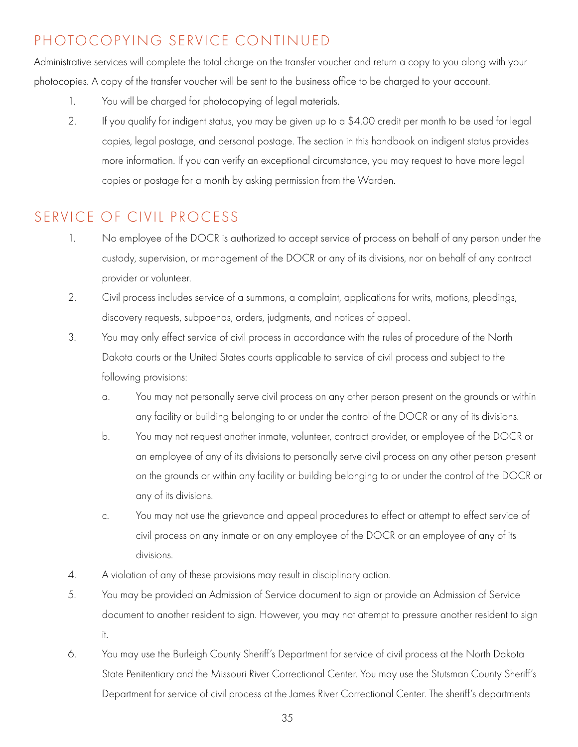## PHOTOCOPYING SERVICE CONTINUED

Administrative services will complete the total charge on the transfer voucher and return a copy to you along with your photocopies. A copy of the transfer voucher will be sent to the business office to be charged to your account.

1. You will be charged for photocopying of legal materials.
2. If you qualify for indigent status, you may be given up to a $4.00 credit per month to be used for legal copies, legal postage, and personal postage. The section in this handbook on indigent status provides more information. If you can verify an exceptional circumstance, you may request to have more legal copies or postage for a month by asking permission from the Warden.

## SERVICE OF CIVIL PROCESS

1. No employee of the DOCR is authorized to accept service of process on behalf of any person under the custody, supervision, or management of the DOCR or any of its divisions, nor on behalf of any contract provider or volunteer.
2. Civil process includes service of a summons, a complaint, applications for writs, motions, pleadings, discovery requests, subpoenas, orders, judgments, and notices of appeal.
3. You may only effect service of civil process in accordance with the rules of procedure of the North Dakota courts or the United States courts applicable to service of civil process and subject to the following provisions:
   a. You may not personally serve civil process on any other person present on the grounds or within any facility or building belonging to or under the control of the DOCR or any of its divisions.
   b. You may not request another inmate, volunteer, contract provider, or employee of the DOCR or an employee of any of its divisions to personally serve civil process on any other person present on the grounds or within any facility or building belonging to or under the control of the DOCR or any of its divisions.
   c. You may not use the grievance and appeal procedures to effect or attempt to effect service of civil process on any inmate or on any employee of the DOCR or an employee of any of its divisions.
4. A violation of any of these provisions may result in disciplinary action.
5. You may be provided an Admission of Service document to sign or provide an Admission of Service document to another resident to sign. However, you may not attempt to pressure another resident to sign it.
6. You may use the Burleigh County Sheriff's Department for service of civil process at the North Dakota State Penitentiary and the Missouri River Correctional Center. You may use the Stutsman County Sheriff's Department for service of civil process at the James River Correctional Center. The sheriff's departments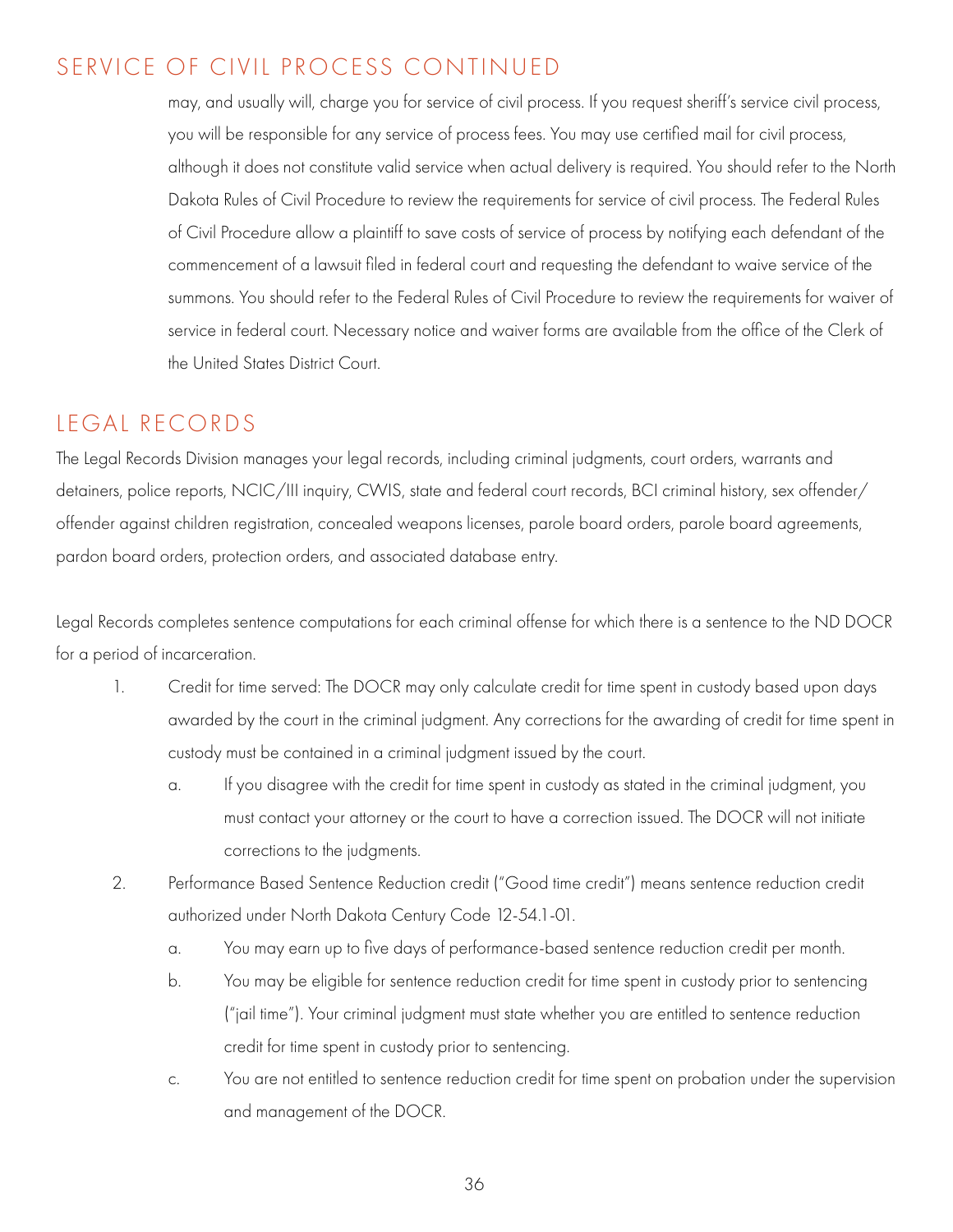## SERVICE OF CIVIL PROCESS CONTINUED

may, and usually will, charge you for service of civil process. If you request sheriff's service civil process, you will be responsible for any service of process fees. You may use certified mail for civil process, although it does not constitute valid service when actual delivery is required. You should refer to the North Dakota Rules of Civil Procedure to review the requirements for service of civil process. The Federal Rules of Civil Procedure allow a plaintiff to save costs of service of process by notifying each defendant of the commencement of a lawsuit filed in federal court and requesting the defendant to waive service of the summons. You should refer to the Federal Rules of Civil Procedure to review the requirements for waiver of service in federal court. Necessary notice and waiver forms are available from the office of the Clerk of the United States District Court.

## LEGAL RECORDS

The Legal Records Division manages your legal records, including criminal judgments, court orders, warrants and detainers, police reports, NCIC/III inquiry, CWIS, state and federal court records, BCI criminal history, sex offender/offender against children registration, concealed weapons licenses, parole board orders, parole board agreements, pardon board orders, protection orders, and associated database entry.

Legal Records completes sentence computations for each criminal offense for which there is a sentence to the ND DOCR for a period of incarceration.

1. Credit for time served: The DOCR may only calculate credit for time spent in custody based upon days awarded by the court in the criminal judgment. Any corrections for the awarding of credit for time spent in custody must be contained in a criminal judgment issued by the court.
   a. If you disagree with the credit for time spent in custody as stated in the criminal judgment, you must contact your attorney or the court to have a correction issued. The DOCR will not initiate corrections to the judgments.
2. Performance Based Sentence Reduction credit ("Good time credit") means sentence reduction credit authorized under North Dakota Century Code 12-54.1-01.
   a. You may earn up to five days of performance-based sentence reduction credit per month.
   b. You may be eligible for sentence reduction credit for time spent in custody prior to sentencing ("jail time"). Your criminal judgment must state whether you are entitled to sentence reduction credit for time spent in custody prior to sentencing.
   c. You are not entitled to sentence reduction credit for time spent on probation under the supervision and management of the DOCR.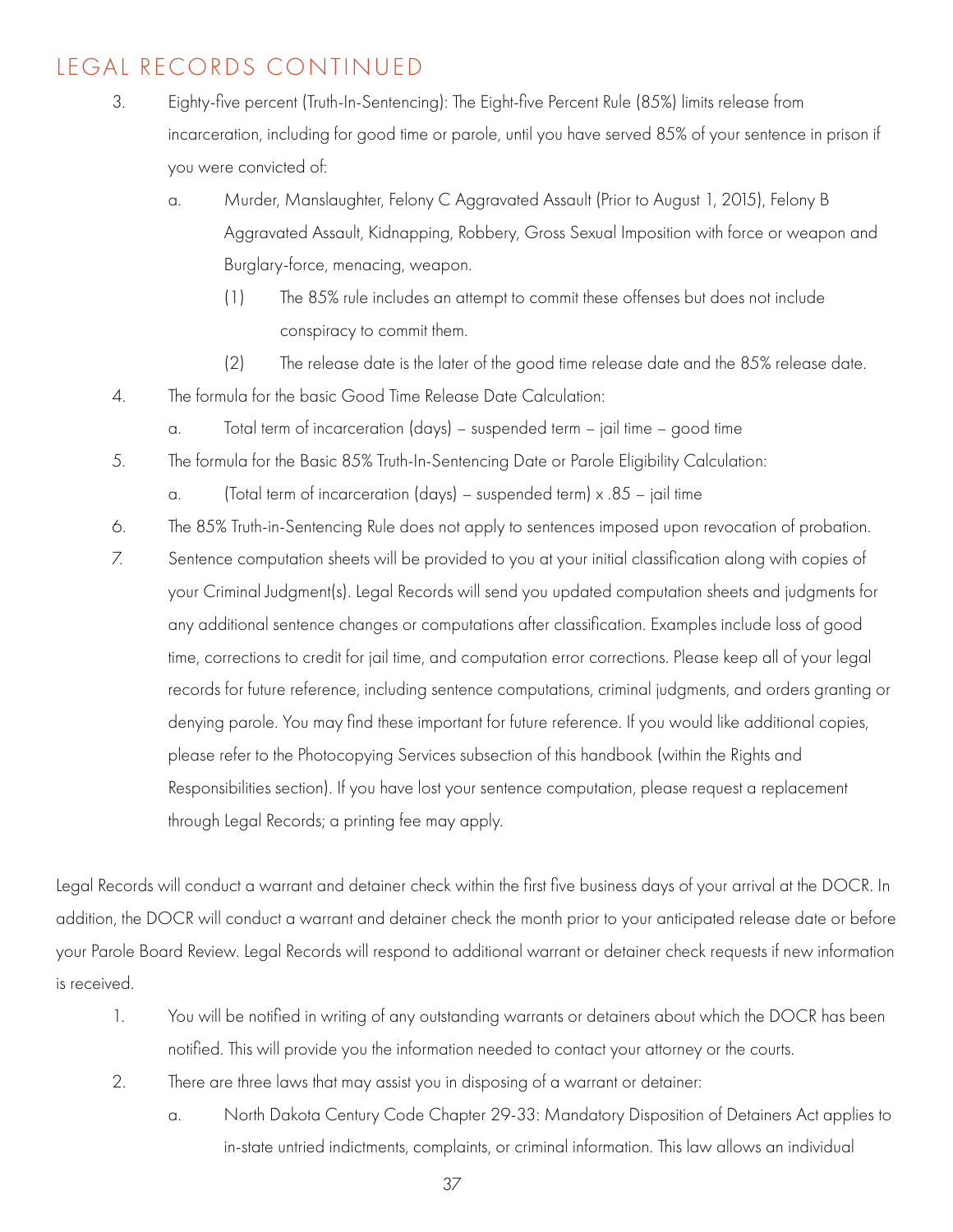## LEGAL RECORDS CONTINUED

3. Eighty-five percent (Truth-In-Sentencing): The Eight-five Percent Rule (85%) limits release from incarceration, including for good time or parole, until you have served 85% of your sentence in prison if you were convicted of:
   a. Murder, Manslaughter, Felony C Aggravated Assault (Prior to August 1, 2015), Felony B Aggravated Assault, Kidnapping, Robbery, Gross Sexual Imposition with force or weapon and Burglary-force, menacing, weapon.
      (1) The 85% rule includes an attempt to commit these offenses but does not include conspiracy to commit them.
      (2) The release date is the later of the good time release date and the 85% release date.
4. The formula for the basic Good Time Release Date Calculation:
   a. Total term of incarceration (days) – suspended term – jail time – good time
5. The formula for the Basic 85% Truth-In-Sentencing Date or Parole Eligibility Calculation:
   a. (Total term of incarceration (days) – suspended term) x .85 – jail time
6. The 85% Truth-in-Sentencing Rule does not apply to sentences imposed upon revocation of probation.
7. Sentence computation sheets will be provided to you at your initial classification along with copies of your Criminal Judgment(s). Legal Records will send you updated computation sheets and judgments for any additional sentence changes or computations after classification. Examples include loss of good time, corrections to credit for jail time, and computation error corrections. Please keep all of your legal records for future reference, including sentence computations, criminal judgments, and orders granting or denying parole. You may find these important for future reference. If you would like additional copies, please refer to the Photocopying Services subsection of this handbook (within the Rights and Responsibilities section). If you have lost your sentence computation, please request a replacement through Legal Records; a printing fee may apply.

Legal Records will conduct a warrant and detainer check within the first five business days of your arrival at the DOCR. In addition, the DOCR will conduct a warrant and detainer check the month prior to your anticipated release date or before your Parole Board Review. Legal Records will respond to additional warrant or detainer check requests if new information is received.

1. You will be notified in writing of any outstanding warrants or detainers about which the DOCR has been notified. This will provide you the information needed to contact your attorney or the courts.
2. There are three laws that may assist you in disposing of a warrant or detainer:
   a. North Dakota Century Code Chapter 29-33: Mandatory Disposition of Detainers Act applies to in-state untried indictments, complaints, or criminal information. This law allows an individual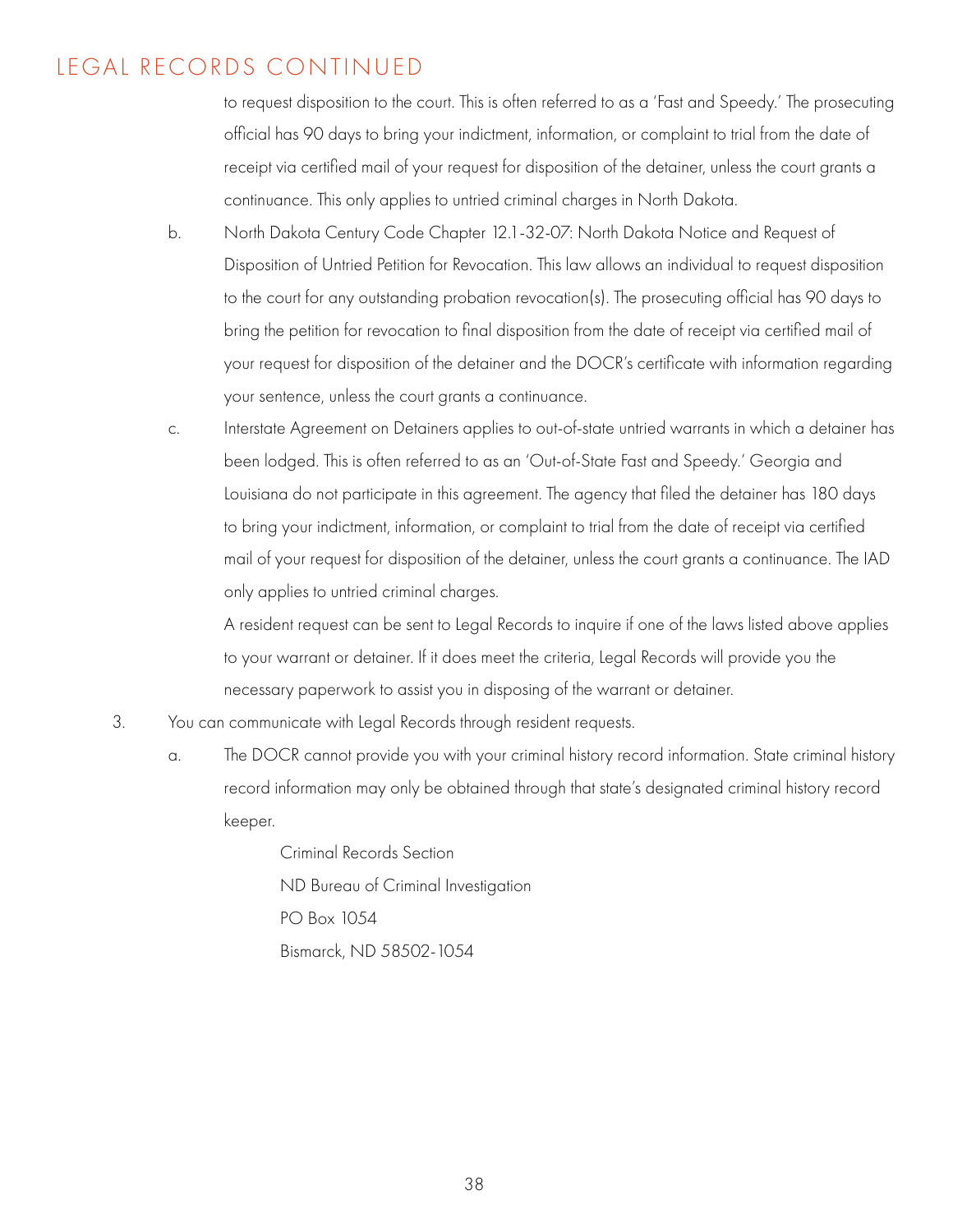## LEGAL RECORDS CONTINUED

to request disposition to the court. This is often referred to as a 'Fast and Speedy.' The prosecuting official has 90 days to bring your indictment, information, or complaint to trial from the date of receipt via certified mail of your request for disposition of the detainer, unless the court grants a continuance. This only applies to untried criminal charges in North Dakota.

b. North Dakota Century Code Chapter 12.1-32-07: North Dakota Notice and Request of Disposition of Untried Petition for Revocation. This law allows an individual to request disposition to the court for any outstanding probation revocation(s). The prosecuting official has 90 days to bring the petition for revocation to final disposition from the date of receipt via certified mail of your request for disposition of the detainer and the DOCR's certificate with information regarding your sentence, unless the court grants a continuance.

c. Interstate Agreement on Detainers applies to out-of-state untried warrants in which a detainer has been lodged. This is often referred to as an 'Out-of-State Fast and Speedy.' Georgia and Louisiana do not participate in this agreement. The agency that filed the detainer has 180 days to bring your indictment, information, or complaint to trial from the date of receipt via certified mail of your request for disposition of the detainer, unless the court grants a continuance. The IAD only applies to untried criminal charges.

   A resident request can be sent to Legal Records to inquire if one of the laws listed above applies to your warrant or detainer. If it does meet the criteria, Legal Records will provide you the necessary paperwork to assist you in disposing of the warrant or detainer.

3. You can communicate with Legal Records through resident requests.

   a. The DOCR cannot provide you with your criminal history record information. State criminal history record information may only be obtained through that state's designated criminal history record keeper.

      Criminal Records Section
      ND Bureau of Criminal Investigation
      PO Box 1054
      Bismarck, ND 58502-1054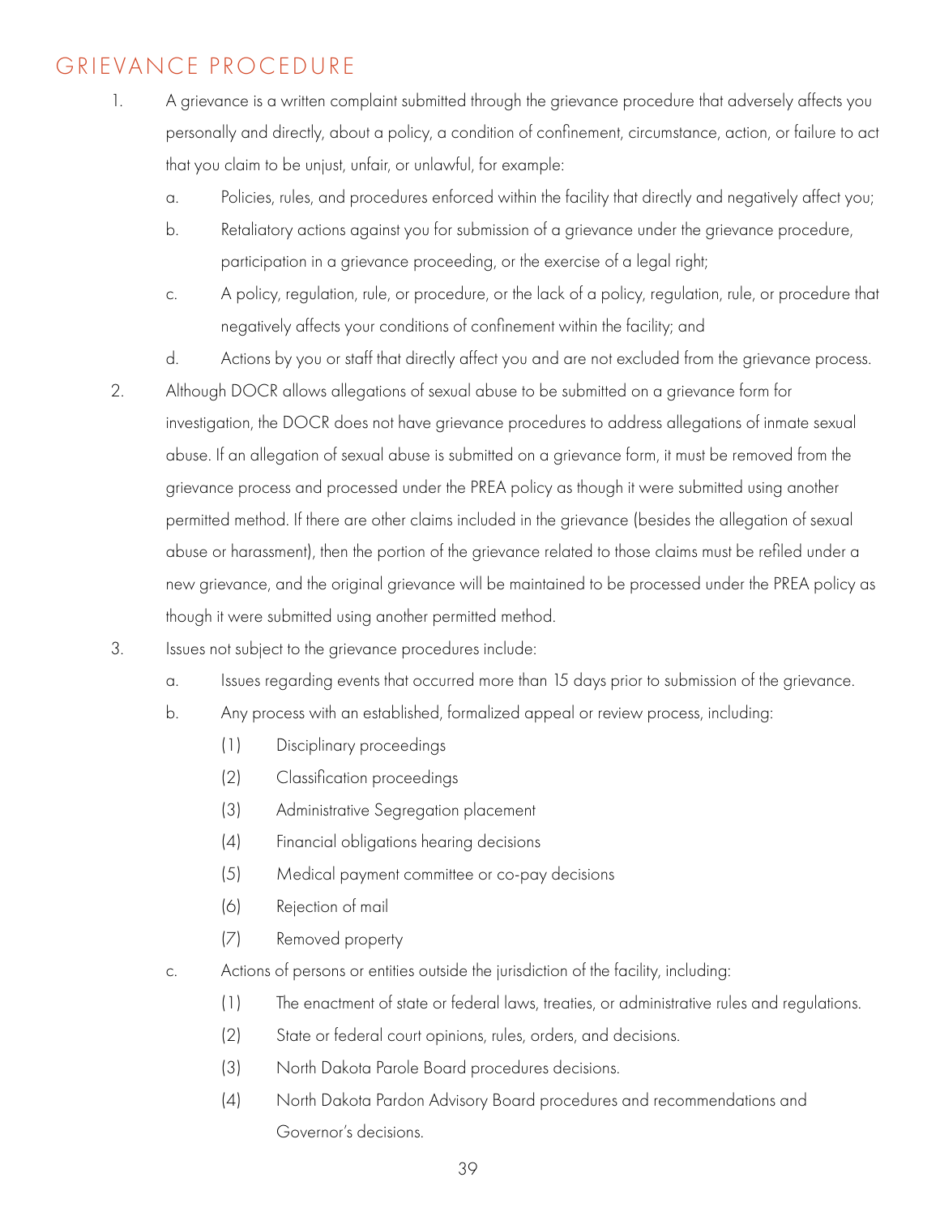## GRIEVANCE PROCEDURE

1. A grievance is a written complaint submitted through the grievance procedure that adversely affects you personally and directly, about a policy, a condition of confinement, circumstance, action, or failure to act that you claim to be unjust, unfair, or unlawful, for example:
   a. Policies, rules, and procedures enforced within the facility that directly and negatively affect you;
   b. Retaliatory actions against you for submission of a grievance under the grievance procedure, participation in a grievance proceeding, or the exercise of a legal right;
   c. A policy, regulation, rule, or procedure, or the lack of a policy, regulation, rule, or procedure that negatively affects your conditions of confinement within the facility; and
   d. Actions by you or staff that directly affect you and are not excluded from the grievance process.
2. Although DOCR allows allegations of sexual abuse to be submitted on a grievance form for investigation, the DOCR does not have grievance procedures to address allegations of inmate sexual abuse. If an allegation of sexual abuse is submitted on a grievance form, it must be removed from the grievance process and processed under the PREA policy as though it were submitted using another permitted method. If there are other claims included in the grievance (besides the allegation of sexual abuse or harassment), then the portion of the grievance related to those claims must be refiled under a new grievance, and the original grievance will be maintained to be processed under the PREA policy as though it were submitted using another permitted method.
3. Issues not subject to the grievance procedures include:
   a. Issues regarding events that occurred more than 15 days prior to submission of the grievance.
   b. Any process with an established, formalized appeal or review process, including:
      (1) Disciplinary proceedings
      (2) Classification proceedings
      (3) Administrative Segregation placement
      (4) Financial obligations hearing decisions
      (5) Medical payment committee or co-pay decisions
      (6) Rejection of mail
      (7) Removed property
   c. Actions of persons or entities outside the jurisdiction of the facility, including:
      (1) The enactment of state or federal laws, treaties, or administrative rules and regulations.
      (2) State or federal court opinions, rules, orders, and decisions.
      (3) North Dakota Parole Board procedures decisions.
      (4) North Dakota Pardon Advisory Board procedures and recommendations and Governor's decisions.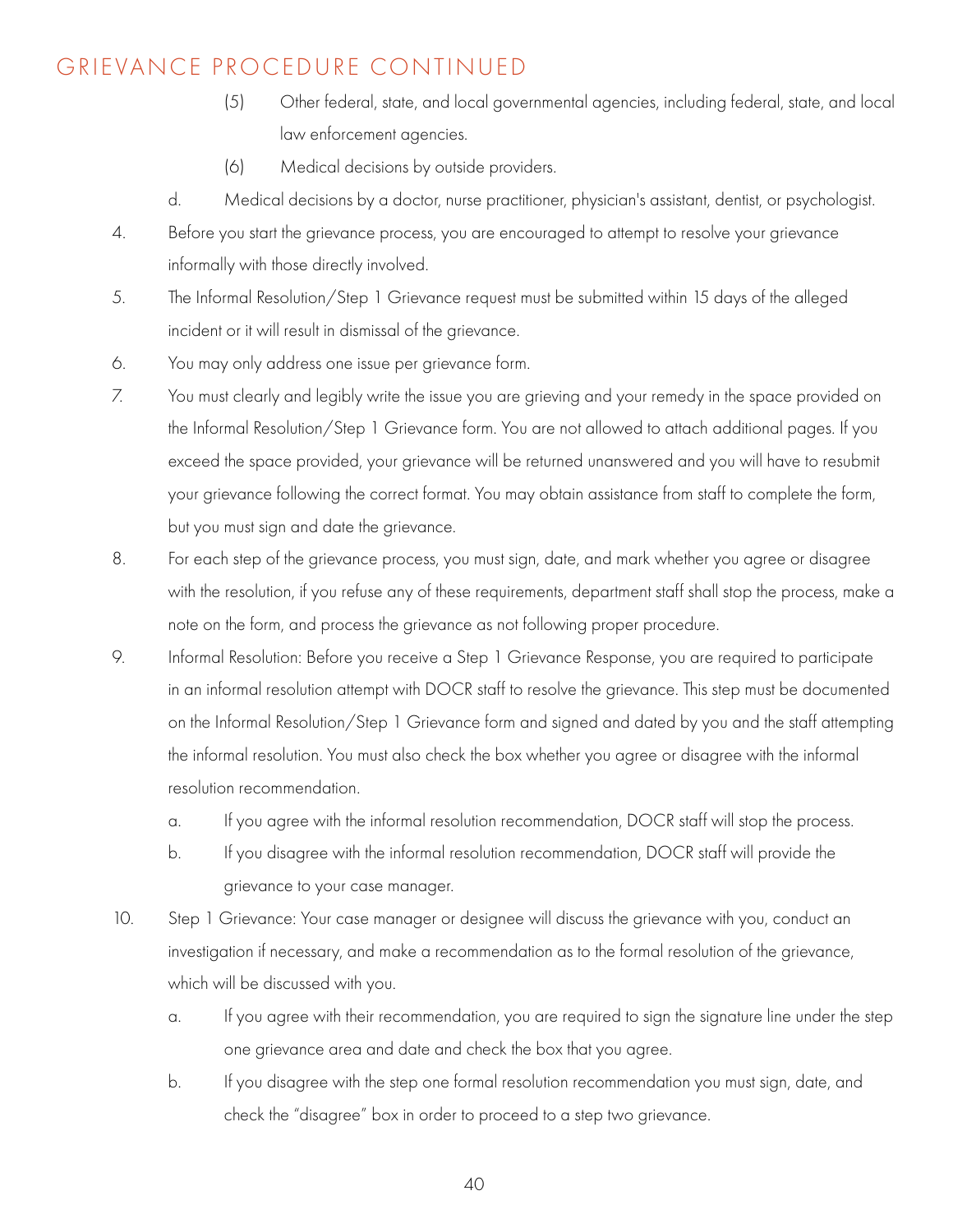## GRIEVANCE PROCEDURE CONTINUED

(5) Other federal, state, and local governmental agencies, including federal, state, and local law enforcement agencies.

(6) Medical decisions by outside providers.

d. Medical decisions by a doctor, nurse practitioner, physician's assistant, dentist, or psychologist.

4. Before you start the grievance process, you are encouraged to attempt to resolve your grievance informally with those directly involved.

5. The Informal Resolution/Step 1 Grievance request must be submitted within 15 days of the alleged incident or it will result in dismissal of the grievance.

6. You may only address one issue per grievance form.

7. You must clearly and legibly write the issue you are grieving and your remedy in the space provided on the Informal Resolution/Step 1 Grievance form. You are not allowed to attach additional pages. If you exceed the space provided, your grievance will be returned unanswered and you will have to resubmit your grievance following the correct format. You may obtain assistance from staff to complete the form, but you must sign and date the grievance.

8. For each step of the grievance process, you must sign, date, and mark whether you agree or disagree with the resolution, if you refuse any of these requirements, department staff shall stop the process, make a note on the form, and process the grievance as not following proper procedure.

9. Informal Resolution: Before you receive a Step 1 Grievance Response, you are required to participate in an informal resolution attempt with DOCR staff to resolve the grievance. This step must be documented on the Informal Resolution/Step 1 Grievance form and signed and dated by you and the staff attempting the informal resolution. You must also check the box whether you agree or disagree with the informal resolution recommendation.

   a. If you agree with the informal resolution recommendation, DOCR staff will stop the process.

   b. If you disagree with the informal resolution recommendation, DOCR staff will provide the grievance to your case manager.

10. Step 1 Grievance: Your case manager or designee will discuss the grievance with you, conduct an investigation if necessary, and make a recommendation as to the formal resolution of the grievance, which will be discussed with you.

   a. If you agree with their recommendation, you are required to sign the signature line under the step one grievance area and date and check the box that you agree.

   b. If you disagree with the step one formal resolution recommendation you must sign, date, and check the "disagree" box in order to proceed to a step two grievance.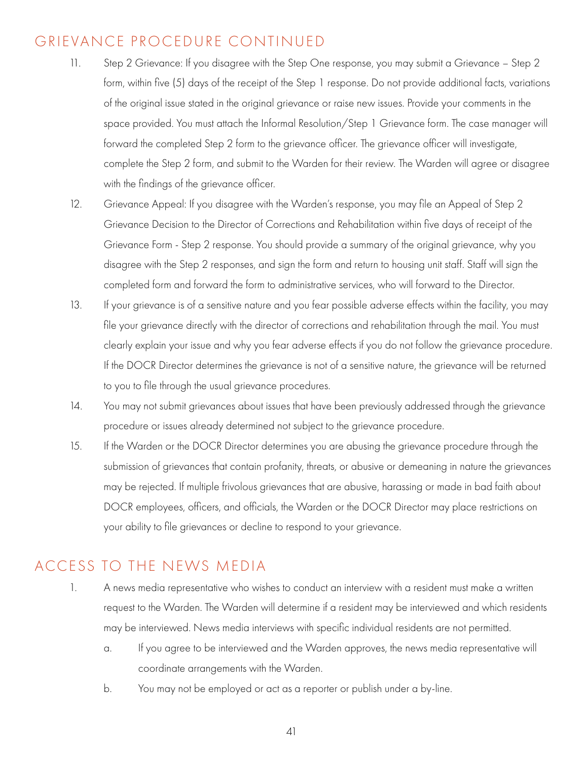## GRIEVANCE PROCEDURE CONTINUED

11. Step 2 Grievance: If you disagree with the Step One response, you may submit a Grievance – Step 2 form, within five (5) days of the receipt of the Step 1 response. Do not provide additional facts, variations of the original issue stated in the original grievance or raise new issues. Provide your comments in the space provided. You must attach the Informal Resolution/Step 1 Grievance form. The case manager will forward the completed Step 2 form to the grievance officer. The grievance officer will investigate, complete the Step 2 form, and submit to the Warden for their review. The Warden will agree or disagree with the findings of the grievance officer.
12. Grievance Appeal: If you disagree with the Warden's response, you may file an Appeal of Step 2 Grievance Decision to the Director of Corrections and Rehabilitation within five days of receipt of the Grievance Form - Step 2 response. You should provide a summary of the original grievance, why you disagree with the Step 2 responses, and sign the form and return to housing unit staff. Staff will sign the completed form and forward the form to administrative services, who will forward to the Director.
13. If your grievance is of a sensitive nature and you fear possible adverse effects within the facility, you may file your grievance directly with the director of corrections and rehabilitation through the mail. You must clearly explain your issue and why you fear adverse effects if you do not follow the grievance procedure. If the DOCR Director determines the grievance is not of a sensitive nature, the grievance will be returned to you to file through the usual grievance procedures.
14. You may not submit grievances about issues that have been previously addressed through the grievance procedure or issues already determined not subject to the grievance procedure.
15. If the Warden or the DOCR Director determines you are abusing the grievance procedure through the submission of grievances that contain profanity, threats, or abusive or demeaning in nature the grievances may be rejected. If multiple frivolous grievances that are abusive, harassing or made in bad faith about DOCR employees, officers, and officials, the Warden or the DOCR Director may place restrictions on your ability to file grievances or decline to respond to your grievance.

## ACCESS TO THE NEWS MEDIA

1. A news media representative who wishes to conduct an interview with a resident must make a written request to the Warden. The Warden will determine if a resident may be interviewed and which residents may be interviewed. News media interviews with specific individual residents are not permitted.
   a. If you agree to be interviewed and the Warden approves, the news media representative will coordinate arrangements with the Warden.
   b. You may not be employed or act as a reporter or publish under a by-line.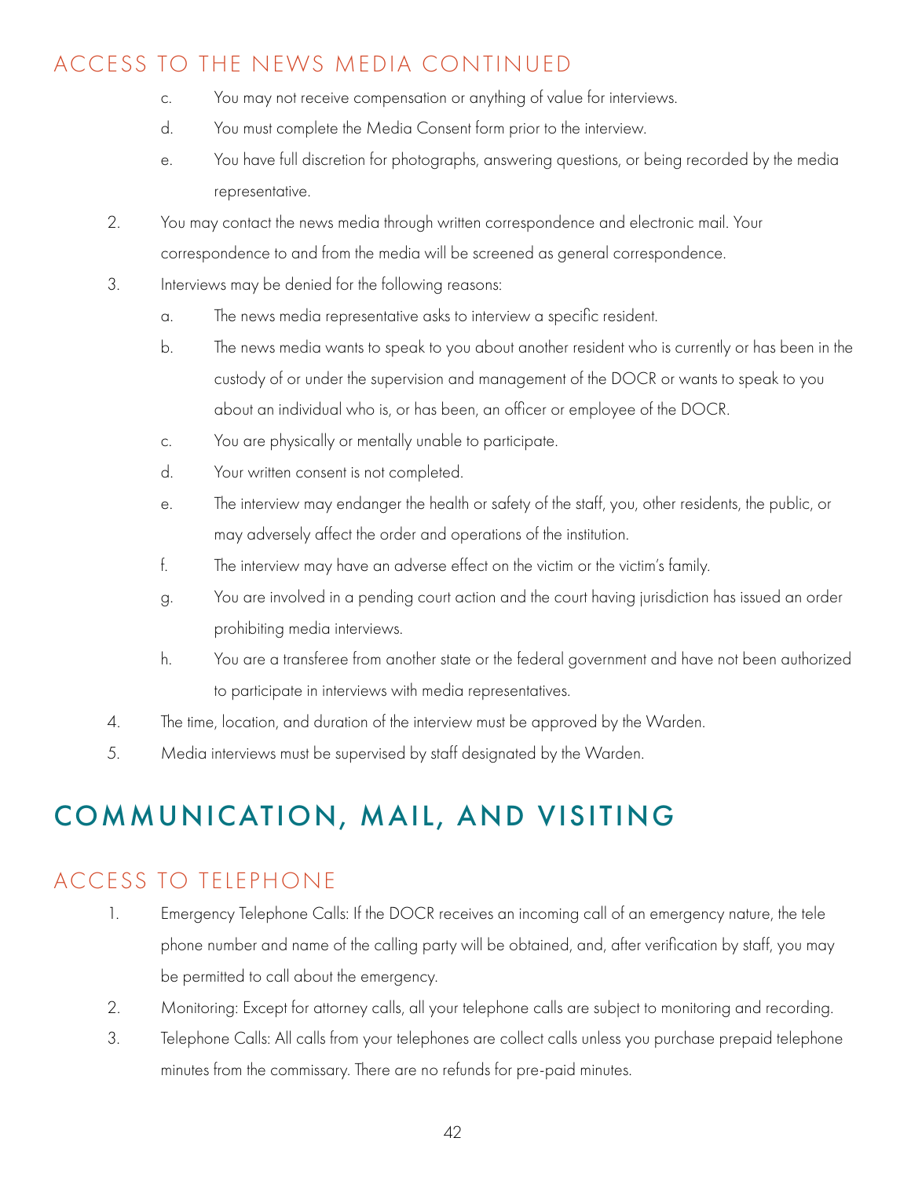## ACCESS TO THE NEWS MEDIA CONTINUED

   c. You may not receive compensation or anything of value for interviews.
   d. You must complete the Media Consent form prior to the interview.
   e. You have full discretion for photographs, answering questions, or being recorded by the media representative.

2. You may contact the news media through written correspondence and electronic mail. Your correspondence to and from the media will be screened as general correspondence.
3. Interviews may be denied for the following reasons:
   a. The news media representative asks to interview a specific resident.
   b. The news media wants to speak to you about another resident who is currently or has been in the custody of or under the supervision and management of the DOCR or wants to speak to you about an individual who is, or has been, an officer or employee of the DOCR.
   c. You are physically or mentally unable to participate.
   d. Your written consent is not completed.
   e. The interview may endanger the health or safety of the staff, you, other residents, the public, or may adversely affect the order and operations of the institution.
   f. The interview may have an adverse effect on the victim or the victim's family.
   g. You are involved in a pending court action and the court having jurisdiction has issued an order prohibiting media interviews.
   h. You are a transferee from another state or the federal government and have not been authorized to participate in interviews with media representatives.
4. The time, location, and duration of the interview must be approved by the Warden.
5. Media interviews must be supervised by staff designated by the Warden.

# COMMUNICATION, MAIL, AND VISITING

## ACCESS TO TELEPHONE

1. Emergency Telephone Calls: If the DOCR receives an incoming call of an emergency nature, the tele phone number and name of the calling party will be obtained, and, after verification by staff, you may be permitted to call about the emergency.
2. Monitoring: Except for attorney calls, all your telephone calls are subject to monitoring and recording.
3. Telephone Calls: All calls from your telephones are collect calls unless you purchase prepaid telephone minutes from the commissary. There are no refunds for pre-paid minutes.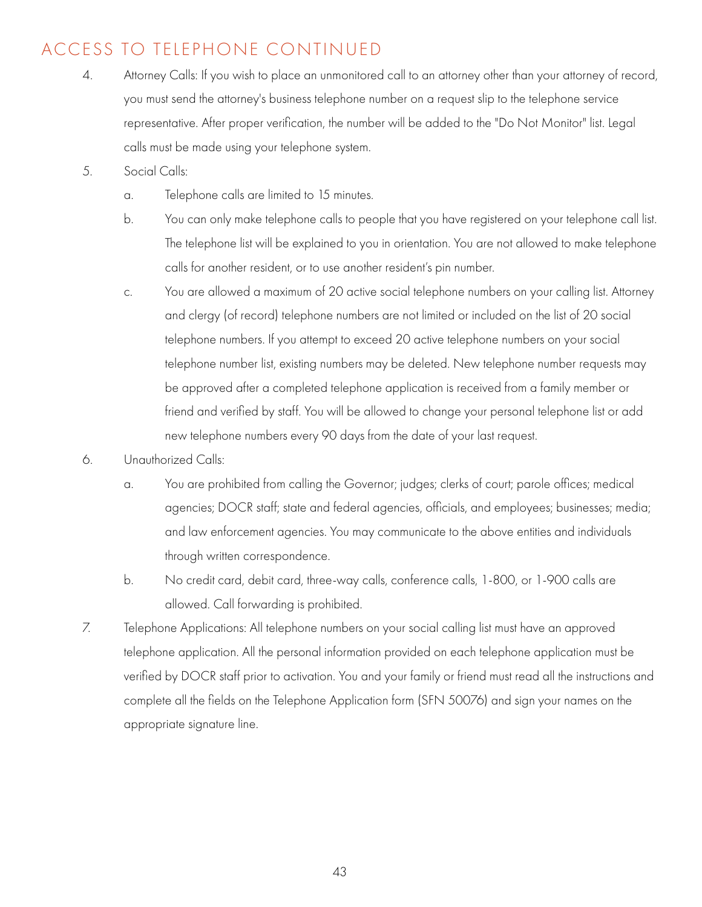## ACCESS TO TELEPHONE CONTINUED

4. Attorney Calls: If you wish to place an unmonitored call to an attorney other than your attorney of record, you must send the attorney's business telephone number on a request slip to the telephone service representative. After proper verification, the number will be added to the "Do Not Monitor" list. Legal calls must be made using your telephone system.

5. Social Calls:
   a. Telephone calls are limited to 15 minutes.
   b. You can only make telephone calls to people that you have registered on your telephone call list. The telephone list will be explained to you in orientation. You are not allowed to make telephone calls for another resident, or to use another resident's pin number.
   c. You are allowed a maximum of 20 active social telephone numbers on your calling list. Attorney and clergy (of record) telephone numbers are not limited or included on the list of 20 social telephone numbers. If you attempt to exceed 20 active telephone numbers on your social telephone number list, existing numbers may be deleted. New telephone number requests may be approved after a completed telephone application is received from a family member or friend and verified by staff. You will be allowed to change your personal telephone list or add new telephone numbers every 90 days from the date of your last request.

6. Unauthorized Calls:
   a. You are prohibited from calling the Governor; judges; clerks of court; parole offices; medical agencies; DOCR staff; state and federal agencies, officials, and employees; businesses; media; and law enforcement agencies. You may communicate to the above entities and individuals through written correspondence.
   b. No credit card, debit card, three-way calls, conference calls, 1-800, or 1-900 calls are allowed. Call forwarding is prohibited.

7. Telephone Applications: All telephone numbers on your social calling list must have an approved telephone application. All the personal information provided on each telephone application must be verified by DOCR staff prior to activation. You and your family or friend must read all the instructions and complete all the fields on the Telephone Application form (SFN 50076) and sign your names on the appropriate signature line.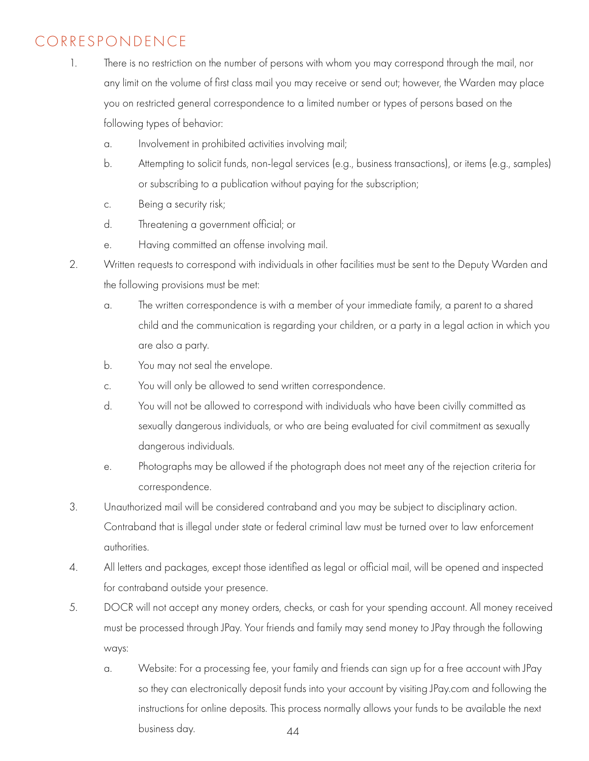## CORRESPONDENCE

1. There is no restriction on the number of persons with whom you may correspond through the mail, nor any limit on the volume of first class mail you may receive or send out; however, the Warden may place you on restricted general correspondence to a limited number or types of persons based on the following types of behavior:
   a. Involvement in prohibited activities involving mail;
   b. Attempting to solicit funds, non-legal services (e.g., business transactions), or items (e.g., samples) or subscribing to a publication without paying for the subscription;
   c. Being a security risk;
   d. Threatening a government official; or
   e. Having committed an offense involving mail.
2. Written requests to correspond with individuals in other facilities must be sent to the Deputy Warden and the following provisions must be met:
   a. The written correspondence is with a member of your immediate family, a parent to a shared child and the communication is regarding your children, or a party in a legal action in which you are also a party.
   b. You may not seal the envelope.
   c. You will only be allowed to send written correspondence.
   d. You will not be allowed to correspond with individuals who have been civilly committed as sexually dangerous individuals, or who are being evaluated for civil commitment as sexually dangerous individuals.
   e. Photographs may be allowed if the photograph does not meet any of the rejection criteria for correspondence.
3. Unauthorized mail will be considered contraband and you may be subject to disciplinary action. Contraband that is illegal under state or federal criminal law must be turned over to law enforcement authorities.
4. All letters and packages, except those identified as legal or official mail, will be opened and inspected for contraband outside your presence.
5. DOCR will not accept any money orders, checks, or cash for your spending account. All money received must be processed through JPay. Your friends and family may send money to JPay through the following ways:
   a. Website: For a processing fee, your family and friends can sign up for a free account with JPay so they can electronically deposit funds into your account by visiting JPay.com and following the instructions for online deposits. This process normally allows your funds to be available the next business day.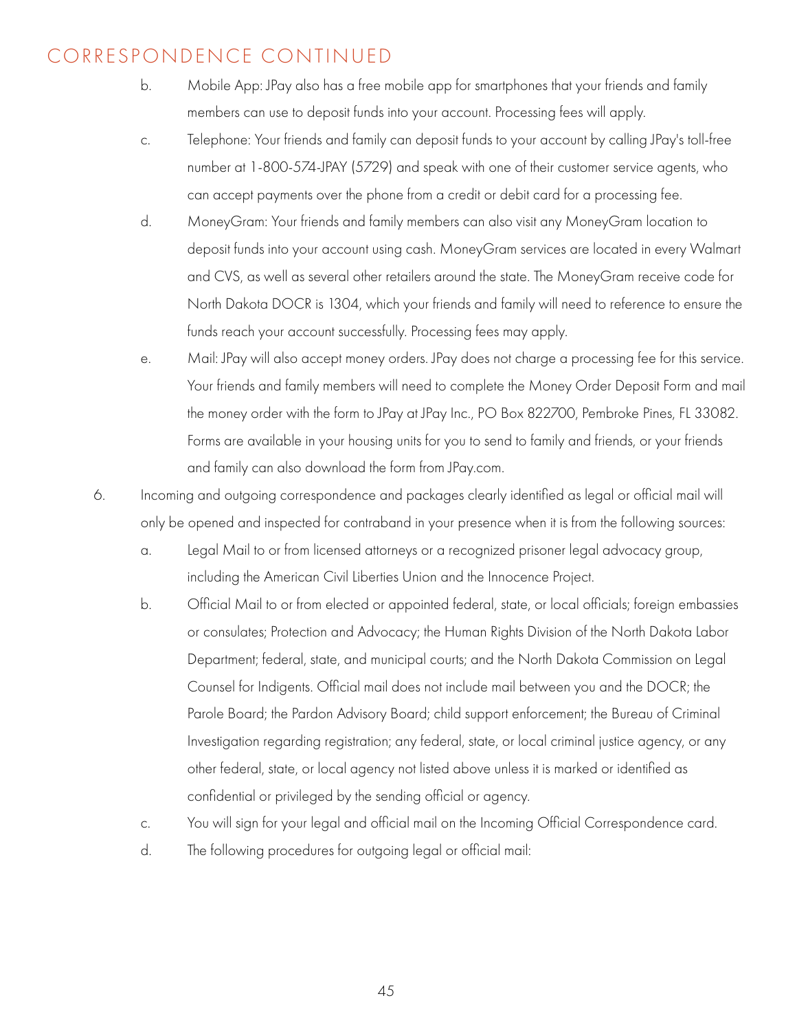## CORRESPONDENCE CONTINUED

b. Mobile App: JPay also has a free mobile app for smartphones that your friends and family members can use to deposit funds into your account. Processing fees will apply.

c. Telephone: Your friends and family can deposit funds to your account by calling JPay's toll-free number at 1-800-574-JPAY (5729) and speak with one of their customer service agents, who can accept payments over the phone from a credit or debit card for a processing fee.

d. MoneyGram: Your friends and family members can also visit any MoneyGram location to deposit funds into your account using cash. MoneyGram services are located in every Walmart and CVS, as well as several other retailers around the state. The MoneyGram receive code for North Dakota DOCR is 1304, which your friends and family will need to reference to ensure the funds reach your account successfully. Processing fees may apply.

e. Mail: JPay will also accept money orders. JPay does not charge a processing fee for this service. Your friends and family members will need to complete the Money Order Deposit Form and mail the money order with the form to JPay at JPay Inc., PO Box 822700, Pembroke Pines, FL 33082. Forms are available in your housing units for you to send to family and friends, or your friends and family can also download the form from JPay.com.

6. Incoming and outgoing correspondence and packages clearly identified as legal or official mail will only be opened and inspected for contraband in your presence when it is from the following sources:

   a. Legal Mail to or from licensed attorneys or a recognized prisoner legal advocacy group, including the American Civil Liberties Union and the Innocence Project.

   b. Official Mail to or from elected or appointed federal, state, or local officials; foreign embassies or consulates; Protection and Advocacy; the Human Rights Division of the North Dakota Labor Department; federal, state, and municipal courts; and the North Dakota Commission on Legal Counsel for Indigents. Official mail does not include mail between you and the DOCR; the Parole Board; the Pardon Advisory Board; child support enforcement; the Bureau of Criminal Investigation regarding registration; any federal, state, or local criminal justice agency, or any other federal, state, or local agency not listed above unless it is marked or identified as confidential or privileged by the sending official or agency.

   c. You will sign for your legal and official mail on the Incoming Official Correspondence card.

   d. The following procedures for outgoing legal or official mail: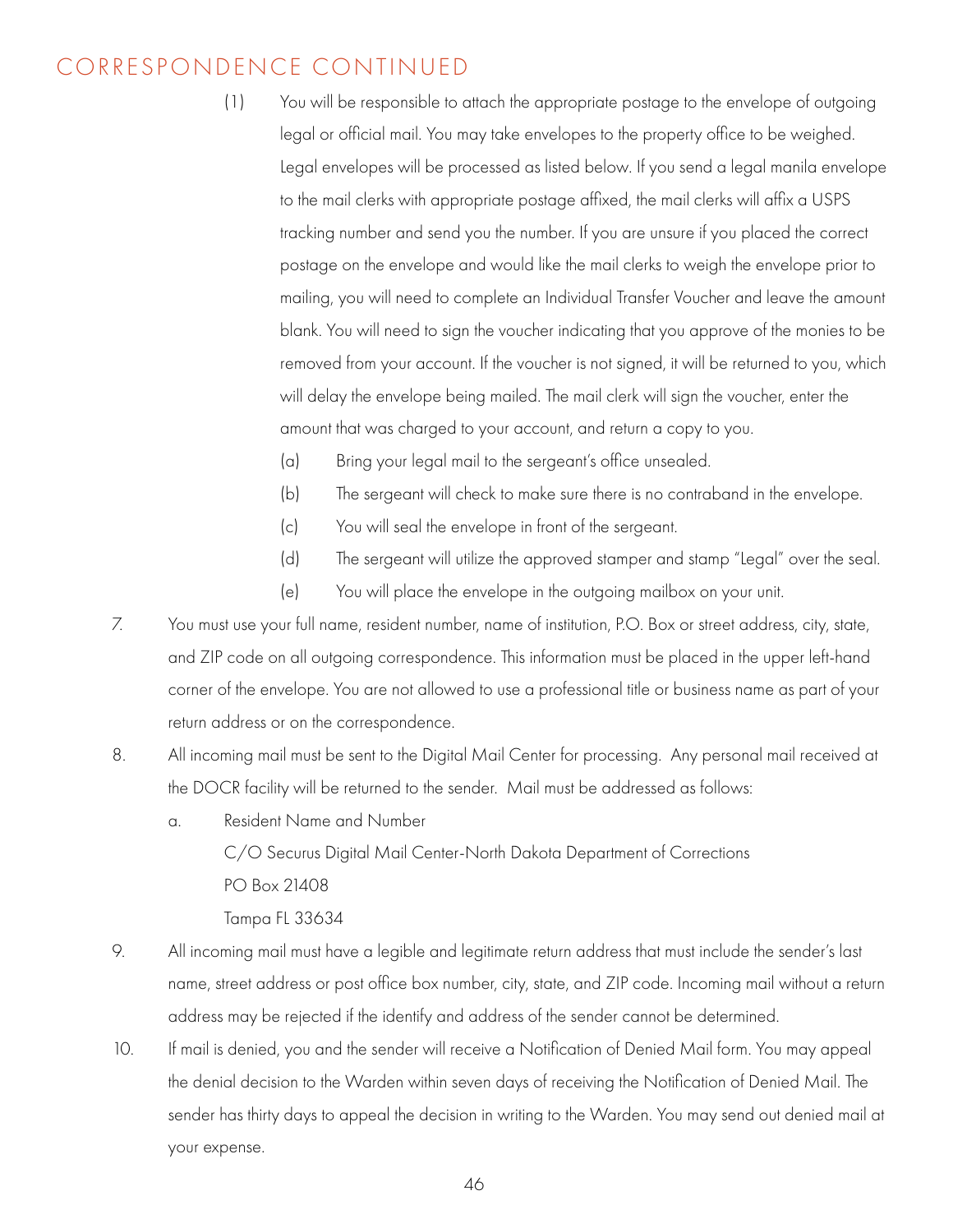## CORRESPONDENCE CONTINUED

(1) You will be responsible to attach the appropriate postage to the envelope of outgoing legal or official mail. You may take envelopes to the property office to be weighed. Legal envelopes will be processed as listed below. If you send a legal manila envelope to the mail clerks with appropriate postage affixed, the mail clerks will affix a USPS tracking number and send you the number. If you are unsure if you placed the correct postage on the envelope and would like the mail clerks to weigh the envelope prior to mailing, you will need to complete an Individual Transfer Voucher and leave the amount blank. You will need to sign the voucher indicating that you approve of the monies to be removed from your account. If the voucher is not signed, it will be returned to you, which will delay the envelope being mailed. The mail clerk will sign the voucher, enter the amount that was charged to your account, and return a copy to you.

(a) Bring your legal mail to the sergeant's office unsealed.

(b) The sergeant will check to make sure there is no contraband in the envelope.

(c) You will seal the envelope in front of the sergeant.

(d) The sergeant will utilize the approved stamper and stamp "Legal" over the seal.

(e) You will place the envelope in the outgoing mailbox on your unit.

7. You must use your full name, resident number, name of institution, P.O. Box or street address, city, state, and ZIP code on all outgoing correspondence. This information must be placed in the upper left-hand corner of the envelope. You are not allowed to use a professional title or business name as part of your return address or on the correspondence.

8. All incoming mail must be sent to the Digital Mail Center for processing. Any personal mail received at the DOCR facility will be returned to the sender. Mail must be addressed as follows:

   a. Resident Name and Number
      C/O Securus Digital Mail Center-North Dakota Department of Corrections
      PO Box 21408
      Tampa FL 33634

9. All incoming mail must have a legible and legitimate return address that must include the sender's last name, street address or post office box number, city, state, and ZIP code. Incoming mail without a return address may be rejected if the identify and address of the sender cannot be determined.

10. If mail is denied, you and the sender will receive a Notification of Denied Mail form. You may appeal the denial decision to the Warden within seven days of receiving the Notification of Denied Mail. The sender has thirty days to appeal the decision in writing to the Warden. You may send out denied mail at your expense.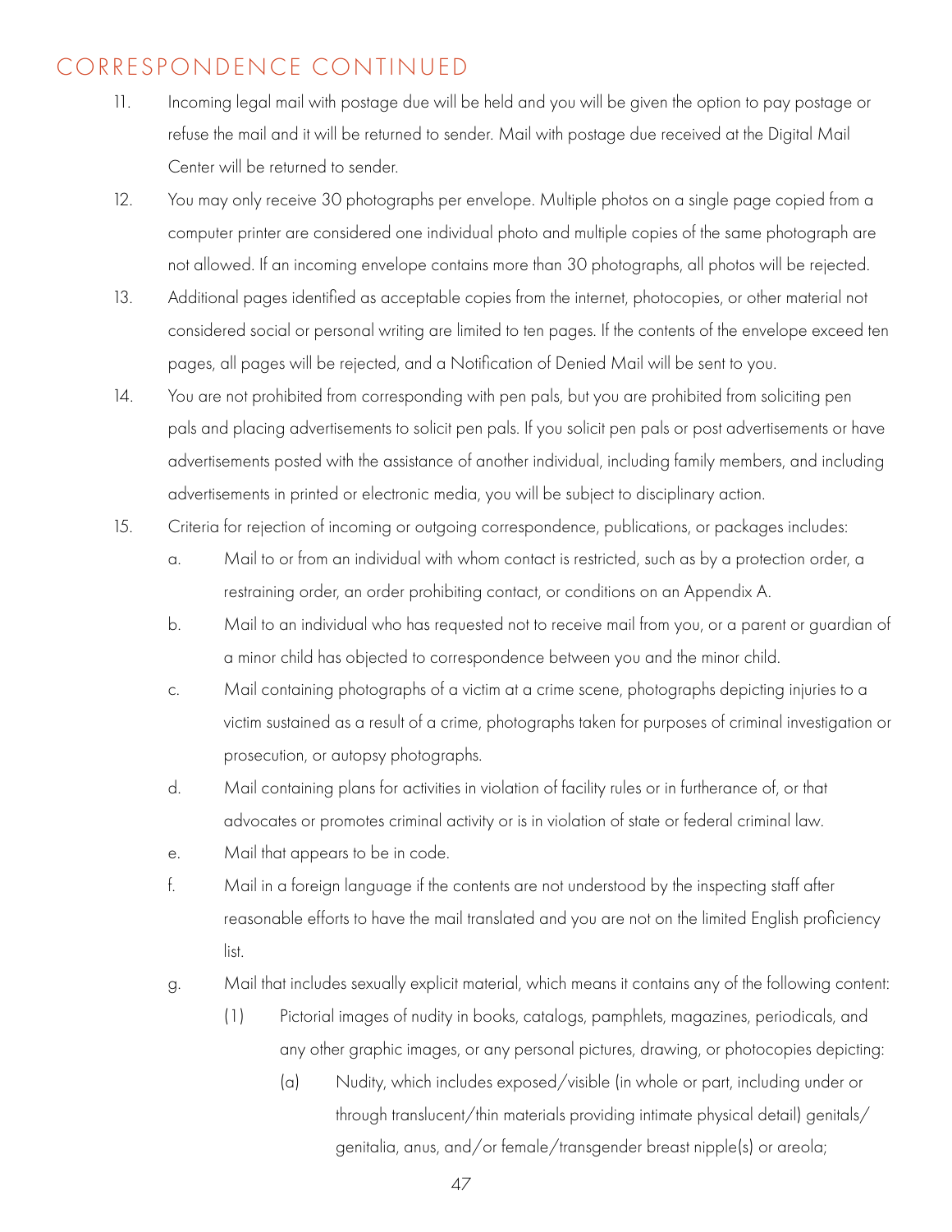## CORRESPONDENCE CONTINUED

11. Incoming legal mail with postage due will be held and you will be given the option to pay postage or refuse the mail and it will be returned to sender. Mail with postage due received at the Digital Mail Center will be returned to sender.
12. You may only receive 30 photographs per envelope. Multiple photos on a single page copied from a computer printer are considered one individual photo and multiple copies of the same photograph are not allowed. If an incoming envelope contains more than 30 photographs, all photos will be rejected.
13. Additional pages identified as acceptable copies from the internet, photocopies, or other material not considered social or personal writing are limited to ten pages. If the contents of the envelope exceed ten pages, all pages will be rejected, and a Notification of Denied Mail will be sent to you.
14. You are not prohibited from corresponding with pen pals, but you are prohibited from soliciting pen pals and placing advertisements to solicit pen pals. If you solicit pen pals or post advertisements or have advertisements posted with the assistance of another individual, including family members, and including advertisements in printed or electronic media, you will be subject to disciplinary action.
15. Criteria for rejection of incoming or outgoing correspondence, publications, or packages includes:
    a. Mail to or from an individual with whom contact is restricted, such as by a protection order, a restraining order, an order prohibiting contact, or conditions on an Appendix A.
    b. Mail to an individual who has requested not to receive mail from you, or a parent or guardian of a minor child has objected to correspondence between you and the minor child.
    c. Mail containing photographs of a victim at a crime scene, photographs depicting injuries to a victim sustained as a result of a crime, photographs taken for purposes of criminal investigation or prosecution, or autopsy photographs.
    d. Mail containing plans for activities in violation of facility rules or in furtherance of, or that advocates or promotes criminal activity or is in violation of state or federal criminal law.
    e. Mail that appears to be in code.
    f. Mail in a foreign language if the contents are not understood by the inspecting staff after reasonable efforts to have the mail translated and you are not on the limited English proficiency list.
    g. Mail that includes sexually explicit material, which means it contains any of the following content:
        (1) Pictorial images of nudity in books, catalogs, pamphlets, magazines, periodicals, and any other graphic images, or any personal pictures, drawing, or photocopies depicting:
            (a) Nudity, which includes exposed/visible (in whole or part, including under or through translucent/thin materials providing intimate physical detail) genitals/genitalia, anus, and/or female/transgender breast nipple(s) or areola;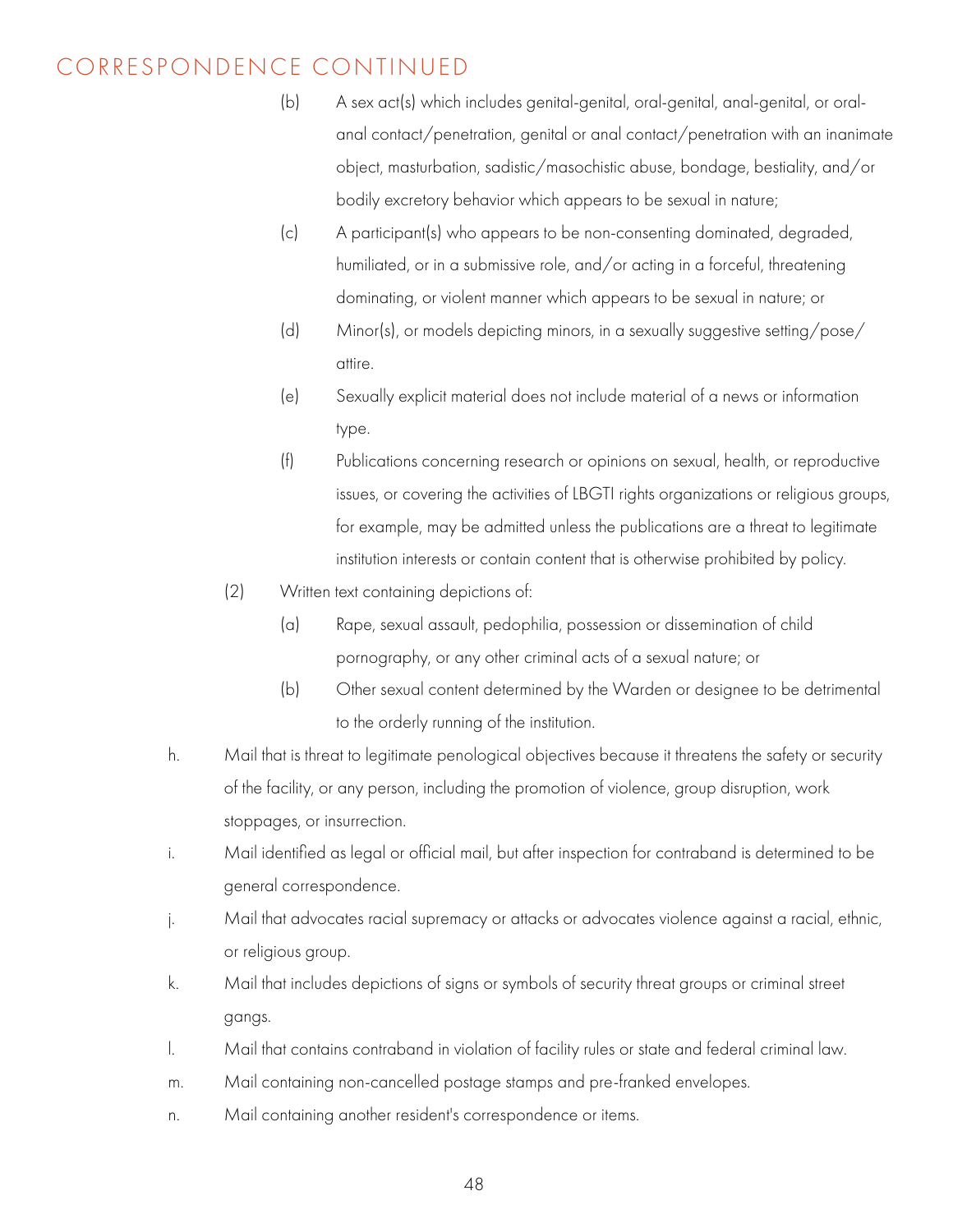# CORRESPONDENCE CONTINUED

(b) A sex act(s) which includes genital-genital, oral-genital, anal-genital, or oral-anal contact/penetration, genital or anal contact/penetration with an inanimate object, masturbation, sadistic/masochistic abuse, bondage, bestiality, and/or bodily excretory behavior which appears to be sexual in nature;

(c) A participant(s) who appears to be non-consenting dominated, degraded, humiliated, or in a submissive role, and/or acting in a forceful, threatening dominating, or violent manner which appears to be sexual in nature; or

(d) Minor(s), or models depicting minors, in a sexually suggestive setting/pose/attire.

(e) Sexually explicit material does not include material of a news or information type.

(f) Publications concerning research or opinions on sexual, health, or reproductive issues, or covering the activities of LBGTI rights organizations or religious groups, for example, may be admitted unless the publications are a threat to legitimate institution interests or contain content that is otherwise prohibited by policy.

(2) Written text containing depictions of:

(a) Rape, sexual assault, pedophilia, possession or dissemination of child pornography, or any other criminal acts of a sexual nature; or

(b) Other sexual content determined by the Warden or designee to be detrimental to the orderly running of the institution.

h. Mail that is threat to legitimate penological objectives because it threatens the safety or security of the facility, or any person, including the promotion of violence, group disruption, work stoppages, or insurrection.

i. Mail identified as legal or official mail, but after inspection for contraband is determined to be general correspondence.

j. Mail that advocates racial supremacy or attacks or advocates violence against a racial, ethnic, or religious group.

k. Mail that includes depictions of signs or symbols of security threat groups or criminal street gangs.

l. Mail that contains contraband in violation of facility rules or state and federal criminal law.

m. Mail containing non-cancelled postage stamps and pre-franked envelopes.

n. Mail containing another resident's correspondence or items.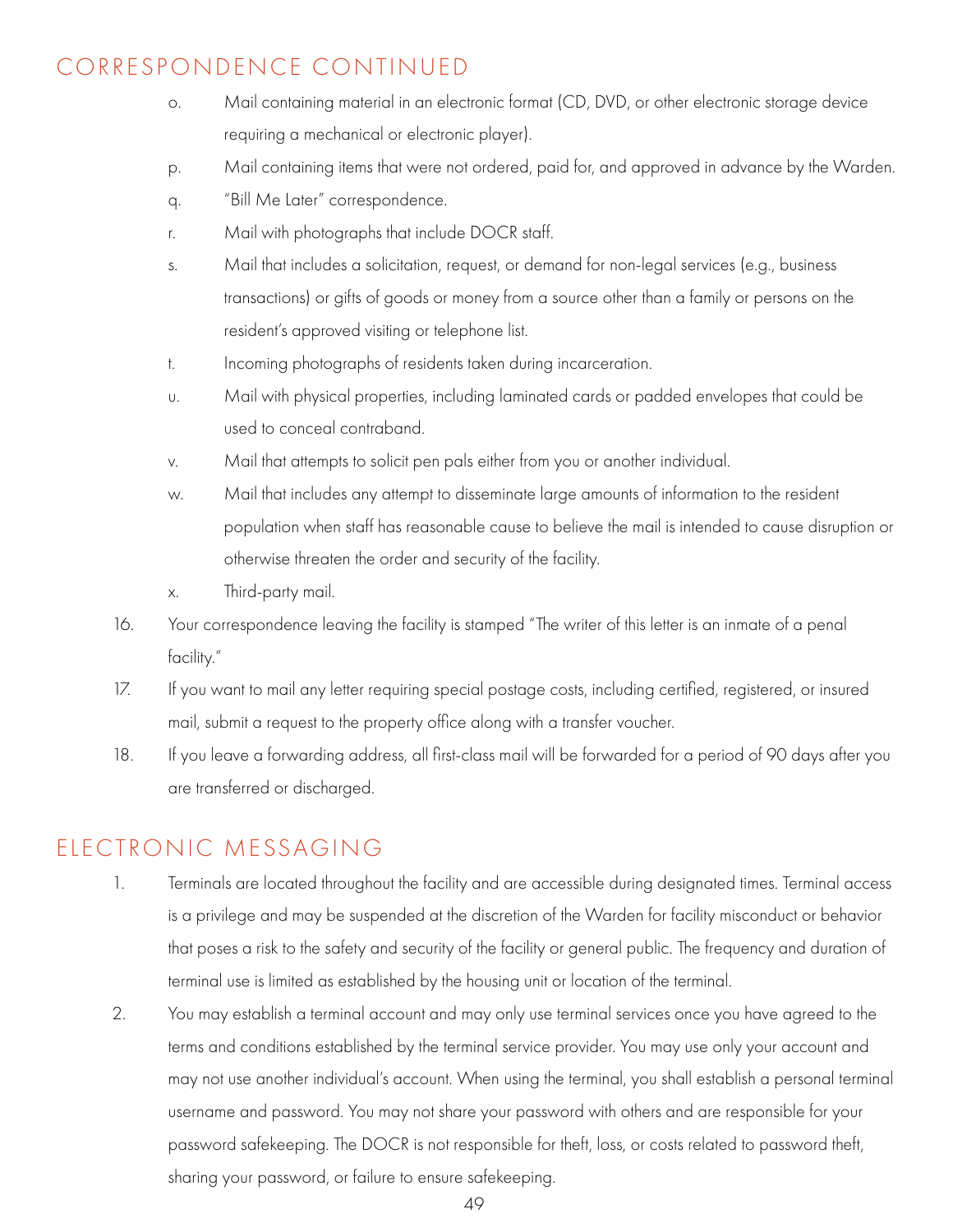## CORRESPONDENCE CONTINUED

o. Mail containing material in an electronic format (CD, DVD, or other electronic storage device requiring a mechanical or electronic player).

p. Mail containing items that were not ordered, paid for, and approved in advance by the Warden.

q. "Bill Me Later" correspondence.

r. Mail with photographs that include DOCR staff.

s. Mail that includes a solicitation, request, or demand for non-legal services (e.g., business transactions) or gifts of goods or money from a source other than a family or persons on the resident's approved visiting or telephone list.

t. Incoming photographs of residents taken during incarceration.

u. Mail with physical properties, including laminated cards or padded envelopes that could be used to conceal contraband.

v. Mail that attempts to solicit pen pals either from you or another individual.

w. Mail that includes any attempt to disseminate large amounts of information to the resident population when staff has reasonable cause to believe the mail is intended to cause disruption or otherwise threaten the order and security of the facility.

x. Third-party mail.

16. Your correspondence leaving the facility is stamped "The writer of this letter is an inmate of a penal facility."

17. If you want to mail any letter requiring special postage costs, including certified, registered, or insured mail, submit a request to the property office along with a transfer voucher.

18. If you leave a forwarding address, all first-class mail will be forwarded for a period of 90 days after you are transferred or discharged.

## ELECTRONIC MESSAGING

1. Terminals are located throughout the facility and are accessible during designated times. Terminal access is a privilege and may be suspended at the discretion of the Warden for facility misconduct or behavior that poses a risk to the safety and security of the facility or general public. The frequency and duration of terminal use is limited as established by the housing unit or location of the terminal.

2. You may establish a terminal account and may only use terminal services once you have agreed to the terms and conditions established by the terminal service provider. You may use only your account and may not use another individual's account. When using the terminal, you shall establish a personal terminal username and password. You may not share your password with others and are responsible for your password safekeeping. The DOCR is not responsible for theft, loss, or costs related to password theft, sharing your password, or failure to ensure safekeeping.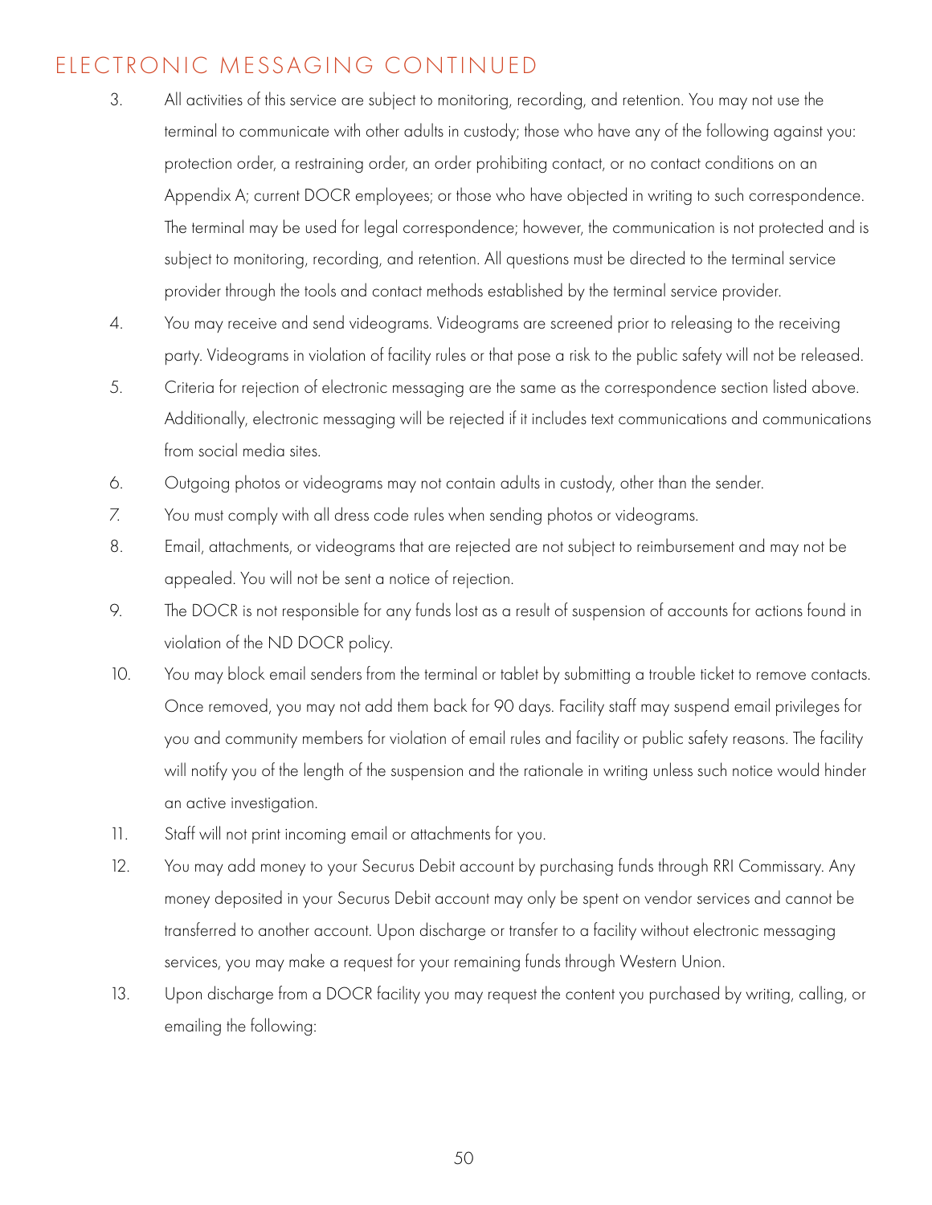## ELECTRONIC MESSAGING CONTINUED

3. All activities of this service are subject to monitoring, recording, and retention. You may not use the terminal to communicate with other adults in custody; those who have any of the following against you: protection order, a restraining order, an order prohibiting contact, or no contact conditions on an Appendix A; current DOCR employees; or those who have objected in writing to such correspondence. The terminal may be used for legal correspondence; however, the communication is not protected and is subject to monitoring, recording, and retention. All questions must be directed to the terminal service provider through the tools and contact methods established by the terminal service provider.
4. You may receive and send videograms. Videograms are screened prior to releasing to the receiving party. Videograms in violation of facility rules or that pose a risk to the public safety will not be released.
5. Criteria for rejection of electronic messaging are the same as the correspondence section listed above. Additionally, electronic messaging will be rejected if it includes text communications and communications from social media sites.
6. Outgoing photos or videograms may not contain adults in custody, other than the sender.
7. You must comply with all dress code rules when sending photos or videograms.
8. Email, attachments, or videograms that are rejected are not subject to reimbursement and may not be appealed. You will not be sent a notice of rejection.
9. The DOCR is not responsible for any funds lost as a result of suspension of accounts for actions found in violation of the ND DOCR policy.
10. You may block email senders from the terminal or tablet by submitting a trouble ticket to remove contacts. Once removed, you may not add them back for 90 days. Facility staff may suspend email privileges for you and community members for violation of email rules and facility or public safety reasons. The facility will notify you of the length of the suspension and the rationale in writing unless such notice would hinder an active investigation.
11. Staff will not print incoming email or attachments for you.
12. You may add money to your Securus Debit account by purchasing funds through RRI Commissary. Any money deposited in your Securus Debit account may only be spent on vendor services and cannot be transferred to another account. Upon discharge or transfer to a facility without electronic messaging services, you may make a request for your remaining funds through Western Union.
13. Upon discharge from a DOCR facility you may request the content you purchased by writing, calling, or emailing the following: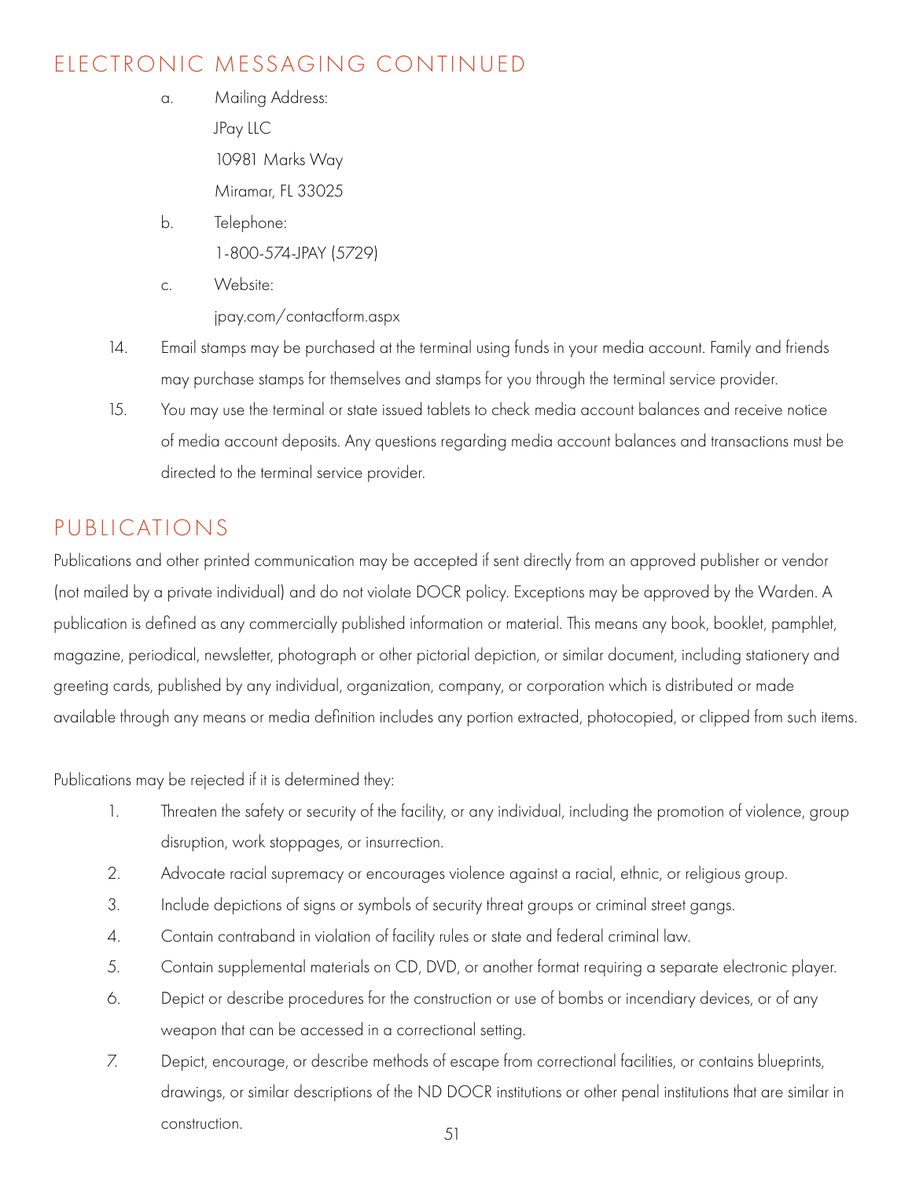## ELECTRONIC MESSAGING CONTINUED

a. Mailing Address:
   JPay LLC
   10981 Marks Way
   Miramar, FL 33025

b. Telephone:
   1-800-574-JPAY (5729)

c. Website:
   jpay.com/contactform.aspx

14. Email stamps may be purchased at the terminal using funds in your media account. Family and friends may purchase stamps for themselves and stamps for you through the terminal service provider.

15. You may use the terminal or state issued tablets to check media account balances and receive notice of media account deposits. Any questions regarding media account balances and transactions must be directed to the terminal service provider.

## PUBLICATIONS

Publications and other printed communication may be accepted if sent directly from an approved publisher or vendor (not mailed by a private individual) and do not violate DOCR policy. Exceptions may be approved by the Warden. A publication is defined as any commercially published information or material. This means any book, booklet, pamphlet, magazine, periodical, newsletter, photograph or other pictorial depiction, or similar document, including stationery and greeting cards, published by any individual, organization, company, or corporation which is distributed or made available through any means or media definition includes any portion extracted, photocopied, or clipped from such items.

Publications may be rejected if it is determined they:

1. Threaten the safety or security of the facility, or any individual, including the promotion of violence, group disruption, work stoppages, or insurrection.
2. Advocate racial supremacy or encourages violence against a racial, ethnic, or religious group.
3. Include depictions of signs or symbols of security threat groups or criminal street gangs.
4. Contain contraband in violation of facility rules or state and federal criminal law.
5. Contain supplemental materials on CD, DVD, or another format requiring a separate electronic player.
6. Depict or describe procedures for the construction or use of bombs or incendiary devices, or of any weapon that can be accessed in a correctional setting.
7. Depict, encourage, or describe methods of escape from correctional facilities, or contains blueprints, drawings, or similar descriptions of the ND DOCR institutions or other penal institutions that are similar in construction.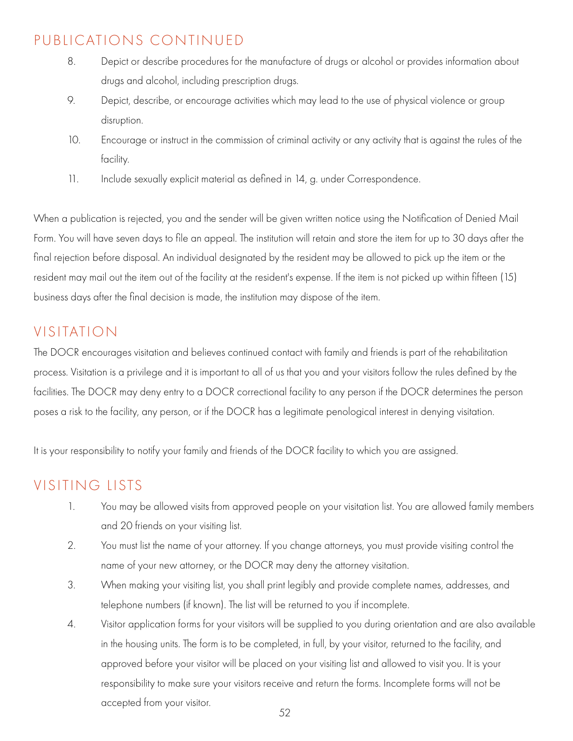## PUBLICATIONS CONTINUED

8. Depict or describe procedures for the manufacture of drugs or alcohol or provides information about drugs and alcohol, including prescription drugs.
9. Depict, describe, or encourage activities which may lead to the use of physical violence or group disruption.
10. Encourage or instruct in the commission of criminal activity or any activity that is against the rules of the facility.
11. Include sexually explicit material as defined in 14, g. under Correspondence.

When a publication is rejected, you and the sender will be given written notice using the Notification of Denied Mail Form. You will have seven days to file an appeal. The institution will retain and store the item for up to 30 days after the final rejection before disposal. An individual designated by the resident may be allowed to pick up the item or the resident may mail out the item out of the facility at the resident's expense. If the item is not picked up within fifteen (15) business days after the final decision is made, the institution may dispose of the item.

## VISITATION

The DOCR encourages visitation and believes continued contact with family and friends is part of the rehabilitation process. Visitation is a privilege and it is important to all of us that you and your visitors follow the rules defined by the facilities. The DOCR may deny entry to a DOCR correctional facility to any person if the DOCR determines the person poses a risk to the facility, any person, or if the DOCR has a legitimate penological interest in denying visitation.

It is your responsibility to notify your family and friends of the DOCR facility to which you are assigned.

## VISITING LISTS

1. You may be allowed visits from approved people on your visitation list. You are allowed family members and 20 friends on your visiting list.
2. You must list the name of your attorney. If you change attorneys, you must provide visiting control the name of your new attorney, or the DOCR may deny the attorney visitation.
3. When making your visiting list, you shall print legibly and provide complete names, addresses, and telephone numbers (if known). The list will be returned to you if incomplete.
4. Visitor application forms for your visitors will be supplied to you during orientation and are also available in the housing units. The form is to be completed, in full, by your visitor, returned to the facility, and approved before your visitor will be placed on your visiting list and allowed to visit you. It is your responsibility to make sure your visitors receive and return the forms. Incomplete forms will not be accepted from your visitor.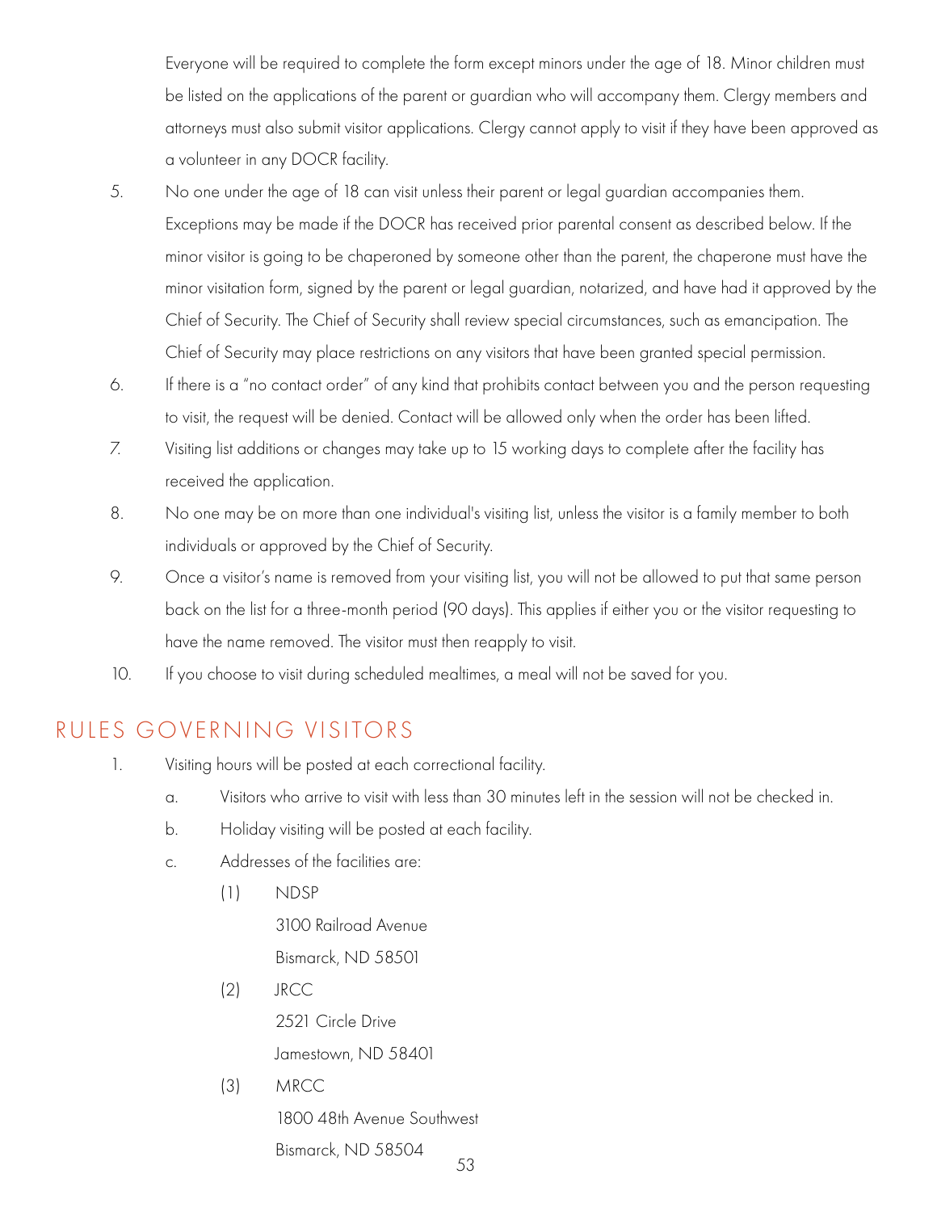Everyone will be required to complete the form except minors under the age of 18. Minor children must be listed on the applications of the parent or guardian who will accompany them. Clergy members and attorneys must also submit visitor applications. Clergy cannot apply to visit if they have been approved as a volunteer in any DOCR facility.

5. No one under the age of 18 can visit unless their parent or legal guardian accompanies them. Exceptions may be made if the DOCR has received prior parental consent as described below. If the minor visitor is going to be chaperoned by someone other than the parent, the chaperone must have the minor visitation form, signed by the parent or legal guardian, notarized, and have had it approved by the Chief of Security. The Chief of Security shall review special circumstances, such as emancipation. The Chief of Security may place restrictions on any visitors that have been granted special permission.
6. If there is a "no contact order" of any kind that prohibits contact between you and the person requesting to visit, the request will be denied. Contact will be allowed only when the order has been lifted.
7. Visiting list additions or changes may take up to 15 working days to complete after the facility has received the application.
8. No one may be on more than one individual's visiting list, unless the visitor is a family member to both individuals or approved by the Chief of Security.
9. Once a visitor's name is removed from your visiting list, you will not be allowed to put that same person back on the list for a three-month period (90 days). This applies if either you or the visitor requesting to have the name removed. The visitor must then reapply to visit.
10. If you choose to visit during scheduled mealtimes, a meal will not be saved for you.

## RULES GOVERNING VISITORS

1. Visiting hours will be posted at each correctional facility.
   a. Visitors who arrive to visit with less than 30 minutes left in the session will not be checked in.
   b. Holiday visiting will be posted at each facility.
   c. Addresses of the facilities are:
      (1) NDSP
      3100 Railroad Avenue
      Bismarck, ND 58501
      (2) JRCC
      2521 Circle Drive
      Jamestown, ND 58401
      (3) MRCC
      1800 48th Avenue Southwest
      Bismarck, ND 58504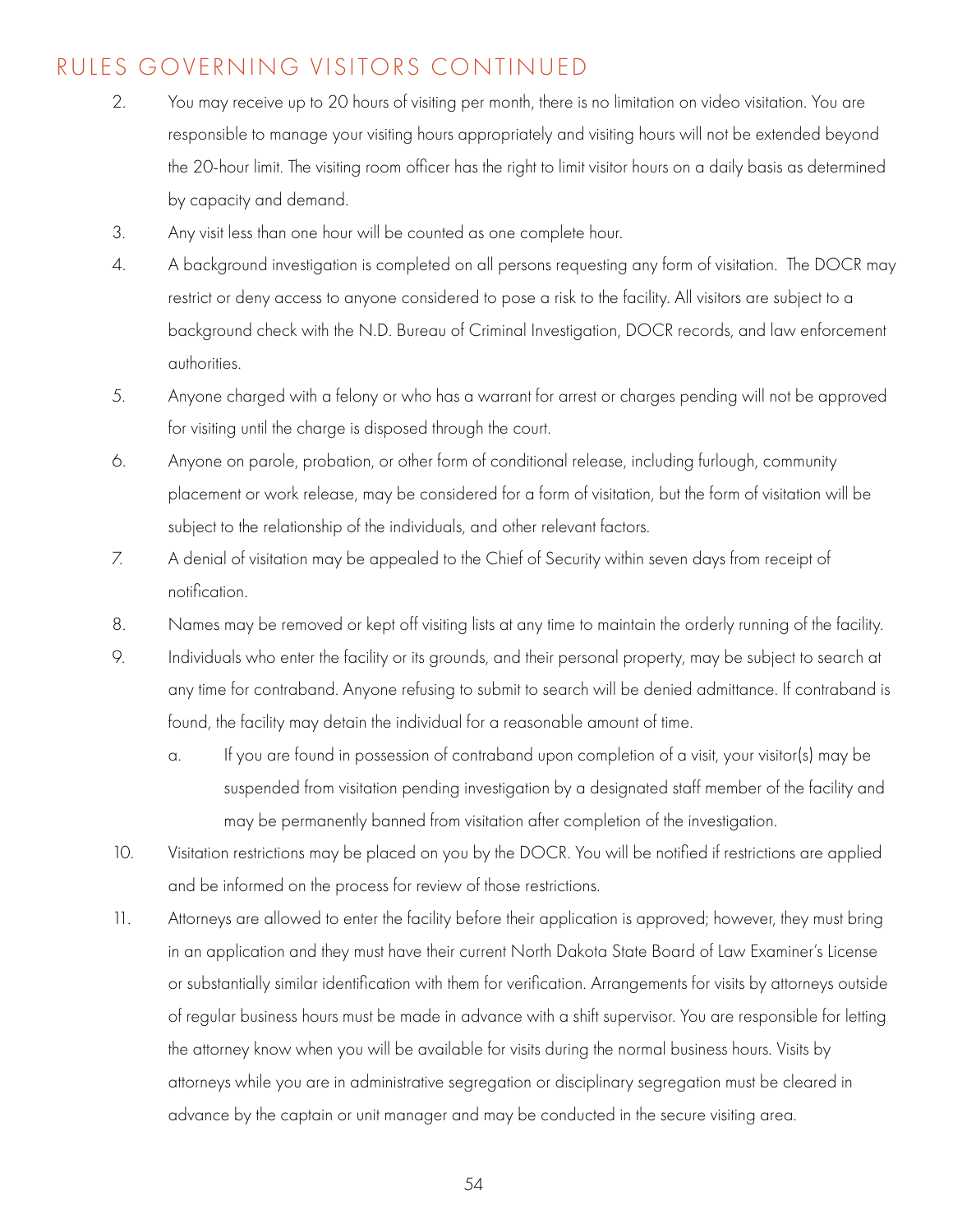## RULES GOVERNING VISITORS CONTINUED

2. You may receive up to 20 hours of visiting per month, there is no limitation on video visitation. You are responsible to manage your visiting hours appropriately and visiting hours will not be extended beyond the 20-hour limit. The visiting room officer has the right to limit visitor hours on a daily basis as determined by capacity and demand.
3. Any visit less than one hour will be counted as one complete hour.
4. A background investigation is completed on all persons requesting any form of visitation. The DOCR may restrict or deny access to anyone considered to pose a risk to the facility. All visitors are subject to a background check with the N.D. Bureau of Criminal Investigation, DOCR records, and law enforcement authorities.
5. Anyone charged with a felony or who has a warrant for arrest or charges pending will not be approved for visiting until the charge is disposed through the court.
6. Anyone on parole, probation, or other form of conditional release, including furlough, community placement or work release, may be considered for a form of visitation, but the form of visitation will be subject to the relationship of the individuals, and other relevant factors.
7. A denial of visitation may be appealed to the Chief of Security within seven days from receipt of notification.
8. Names may be removed or kept off visiting lists at any time to maintain the orderly running of the facility.
9. Individuals who enter the facility or its grounds, and their personal property, may be subject to search at any time for contraband. Anyone refusing to submit to search will be denied admittance. If contraband is found, the facility may detain the individual for a reasonable amount of time.
   a. If you are found in possession of contraband upon completion of a visit, your visitor(s) may be suspended from visitation pending investigation by a designated staff member of the facility and may be permanently banned from visitation after completion of the investigation.
10. Visitation restrictions may be placed on you by the DOCR. You will be notified if restrictions are applied and be informed on the process for review of those restrictions.
11. Attorneys are allowed to enter the facility before their application is approved; however, they must bring in an application and they must have their current North Dakota State Board of Law Examiner's License or substantially similar identification with them for verification. Arrangements for visits by attorneys outside of regular business hours must be made in advance with a shift supervisor. You are responsible for letting the attorney know when you will be available for visits during the normal business hours. Visits by attorneys while you are in administrative segregation or disciplinary segregation must be cleared in advance by the captain or unit manager and may be conducted in the secure visiting area.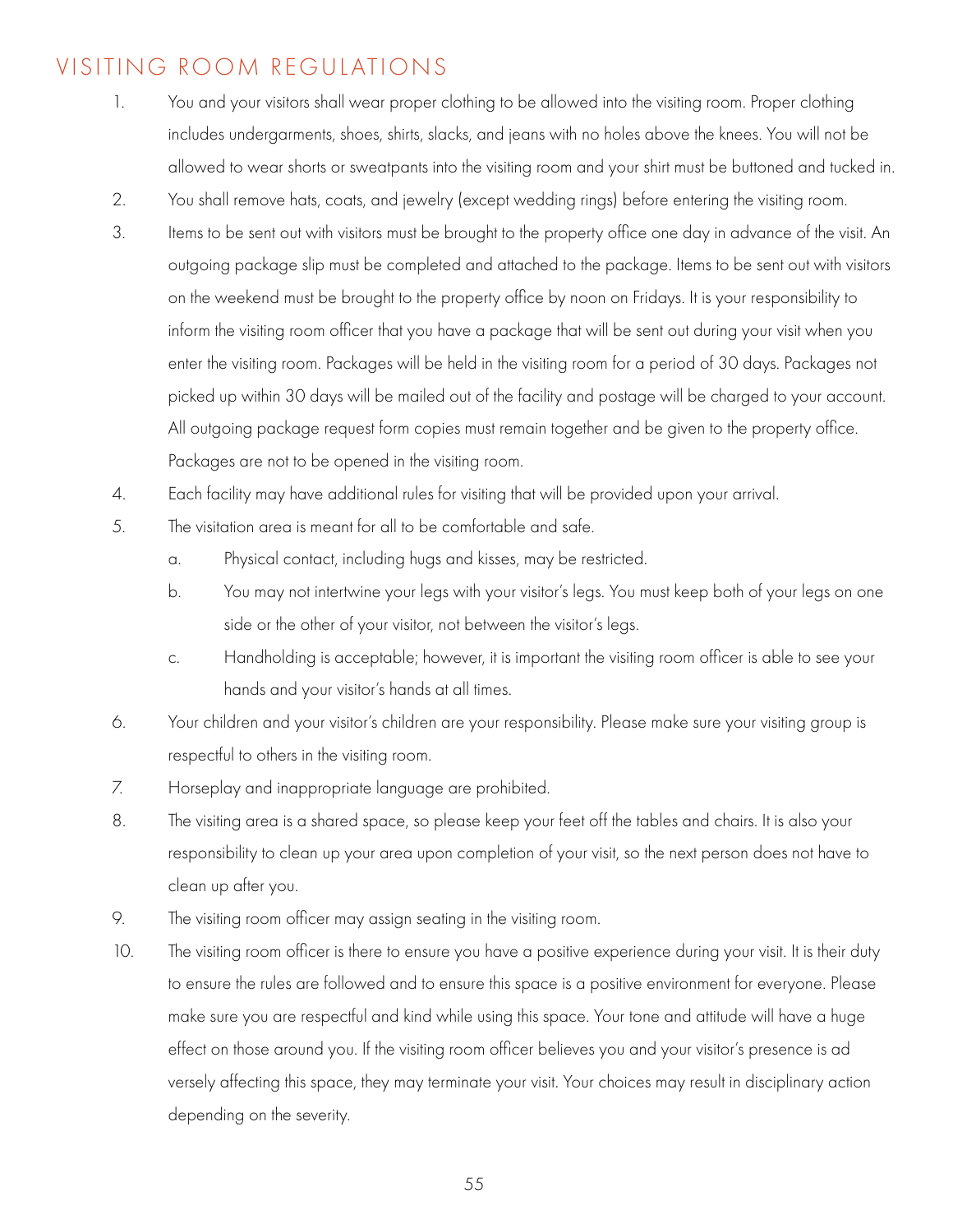# VISITING ROOM REGULATIONS

1. You and your visitors shall wear proper clothing to be allowed into the visiting room. Proper clothing includes undergarments, shoes, shirts, slacks, and jeans with no holes above the knees. You will not be allowed to wear shorts or sweatpants into the visiting room and your shirt must be buttoned and tucked in.
2. You shall remove hats, coats, and jewelry (except wedding rings) before entering the visiting room.
3. Items to be sent out with visitors must be brought to the property office one day in advance of the visit. An outgoing package slip must be completed and attached to the package. Items to be sent out with visitors on the weekend must be brought to the property office by noon on Fridays. It is your responsibility to inform the visiting room officer that you have a package that will be sent out during your visit when you enter the visiting room. Packages will be held in the visiting room for a period of 30 days. Packages not picked up within 30 days will be mailed out of the facility and postage will be charged to your account. All outgoing package request form copies must remain together and be given to the property office. Packages are not to be opened in the visiting room.
4. Each facility may have additional rules for visiting that will be provided upon your arrival.
5. The visitation area is meant for all to be comfortable and safe.
   a. Physical contact, including hugs and kisses, may be restricted.
   b. You may not intertwine your legs with your visitor's legs. You must keep both of your legs on one side or the other of your visitor, not between the visitor's legs.
   c. Handholding is acceptable; however, it is important the visiting room officer is able to see your hands and your visitor's hands at all times.
6. Your children and your visitor's children are your responsibility. Please make sure your visiting group is respectful to others in the visiting room.
7. Horseplay and inappropriate language are prohibited.
8. The visiting area is a shared space, so please keep your feet off the tables and chairs. It is also your responsibility to clean up your area upon completion of your visit, so the next person does not have to clean up after you.
9. The visiting room officer may assign seating in the visiting room.
10. The visiting room officer is there to ensure you have a positive experience during your visit. It is their duty to ensure the rules are followed and to ensure this space is a positive environment for everyone. Please make sure you are respectful and kind while using this space. Your tone and attitude will have a huge effect on those around you. If the visiting room officer believes you and your visitor's presence is ad versely affecting this space, they may terminate your visit. Your choices may result in disciplinary action depending on the severity.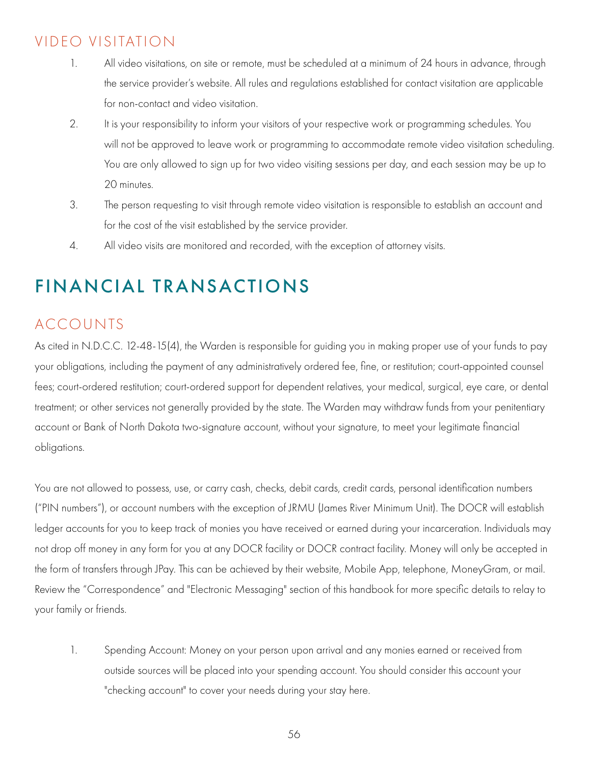## VIDEO VISITATION

1. All video visitations, on site or remote, must be scheduled at a minimum of 24 hours in advance, through the service provider's website. All rules and regulations established for contact visitation are applicable for non-contact and video visitation.
2. It is your responsibility to inform your visitors of your respective work or programming schedules. You will not be approved to leave work or programming to accommodate remote video visitation scheduling. You are only allowed to sign up for two video visiting sessions per day, and each session may be up to 20 minutes.
3. The person requesting to visit through remote video visitation is responsible to establish an account and for the cost of the visit established by the service provider.
4. All video visits are monitored and recorded, with the exception of attorney visits.

# FINANCIAL TRANSACTIONS

## ACCOUNTS

As cited in N.D.C.C. 12-48-15(4), the Warden is responsible for guiding you in making proper use of your funds to pay your obligations, including the payment of any administratively ordered fee, fine, or restitution; court-appointed counsel fees; court-ordered restitution; court-ordered support for dependent relatives, your medical, surgical, eye care, or dental treatment; or other services not generally provided by the state. The Warden may withdraw funds from your penitentiary account or Bank of North Dakota two-signature account, without your signature, to meet your legitimate financial obligations.

You are not allowed to possess, use, or carry cash, checks, debit cards, credit cards, personal identification numbers ("PIN numbers"), or account numbers with the exception of JRMU (James River Minimum Unit). The DOCR will establish ledger accounts for you to keep track of monies you have received or earned during your incarceration. Individuals may not drop off money in any form for you at any DOCR facility or DOCR contract facility. Money will only be accepted in the form of transfers through JPay. This can be achieved by their website, Mobile App, telephone, MoneyGram, or mail. Review the "Correspondence" and "Electronic Messaging" section of this handbook for more specific details to relay to your family or friends.

1. Spending Account: Money on your person upon arrival and any monies earned or received from outside sources will be placed into your spending account. You should consider this account your "checking account" to cover your needs during your stay here.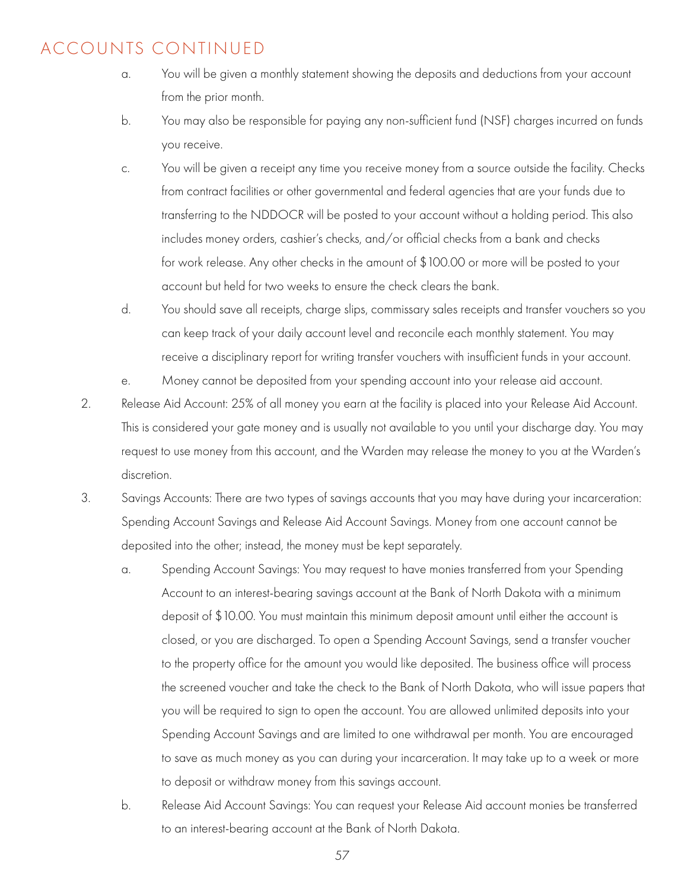## ACCOUNTS CONTINUED

a. You will be given a monthly statement showing the deposits and deductions from your account from the prior month.

b. You may also be responsible for paying any non-sufficient fund (NSF) charges incurred on funds you receive.

c. You will be given a receipt any time you receive money from a source outside the facility. Checks from contract facilities or other governmental and federal agencies that are your funds due to transferring to the NDDOCR will be posted to your account without a holding period. This also includes money orders, cashier's checks, and/or official checks from a bank and checks for work release. Any other checks in the amount of $100.00 or more will be posted to your account but held for two weeks to ensure the check clears the bank.

d. You should save all receipts, charge slips, commissary sales receipts and transfer vouchers so you can keep track of your daily account level and reconcile each monthly statement. You may receive a disciplinary report for writing transfer vouchers with insufficient funds in your account.

e. Money cannot be deposited from your spending account into your release aid account.

2. Release Aid Account: 25% of all money you earn at the facility is placed into your Release Aid Account. This is considered your gate money and is usually not available to you until your discharge day. You may request to use money from this account, and the Warden may release the money to you at the Warden's discretion.

3. Savings Accounts: There are two types of savings accounts that you may have during your incarceration: Spending Account Savings and Release Aid Account Savings. Money from one account cannot be deposited into the other; instead, the money must be kept separately.

   a. Spending Account Savings: You may request to have monies transferred from your Spending Account to an interest-bearing savings account at the Bank of North Dakota with a minimum deposit of $10.00. You must maintain this minimum deposit amount until either the account is closed, or you are discharged. To open a Spending Account Savings, send a transfer voucher to the property office for the amount you would like deposited. The business office will process the screened voucher and take the check to the Bank of North Dakota, who will issue papers that you will be required to sign to open the account. You are allowed unlimited deposits into your Spending Account Savings and are limited to one withdrawal per month. You are encouraged to save as much money as you can during your incarceration. It may take up to a week or more to deposit or withdraw money from this savings account.

   b. Release Aid Account Savings: You can request your Release Aid account monies be transferred to an interest-bearing account at the Bank of North Dakota.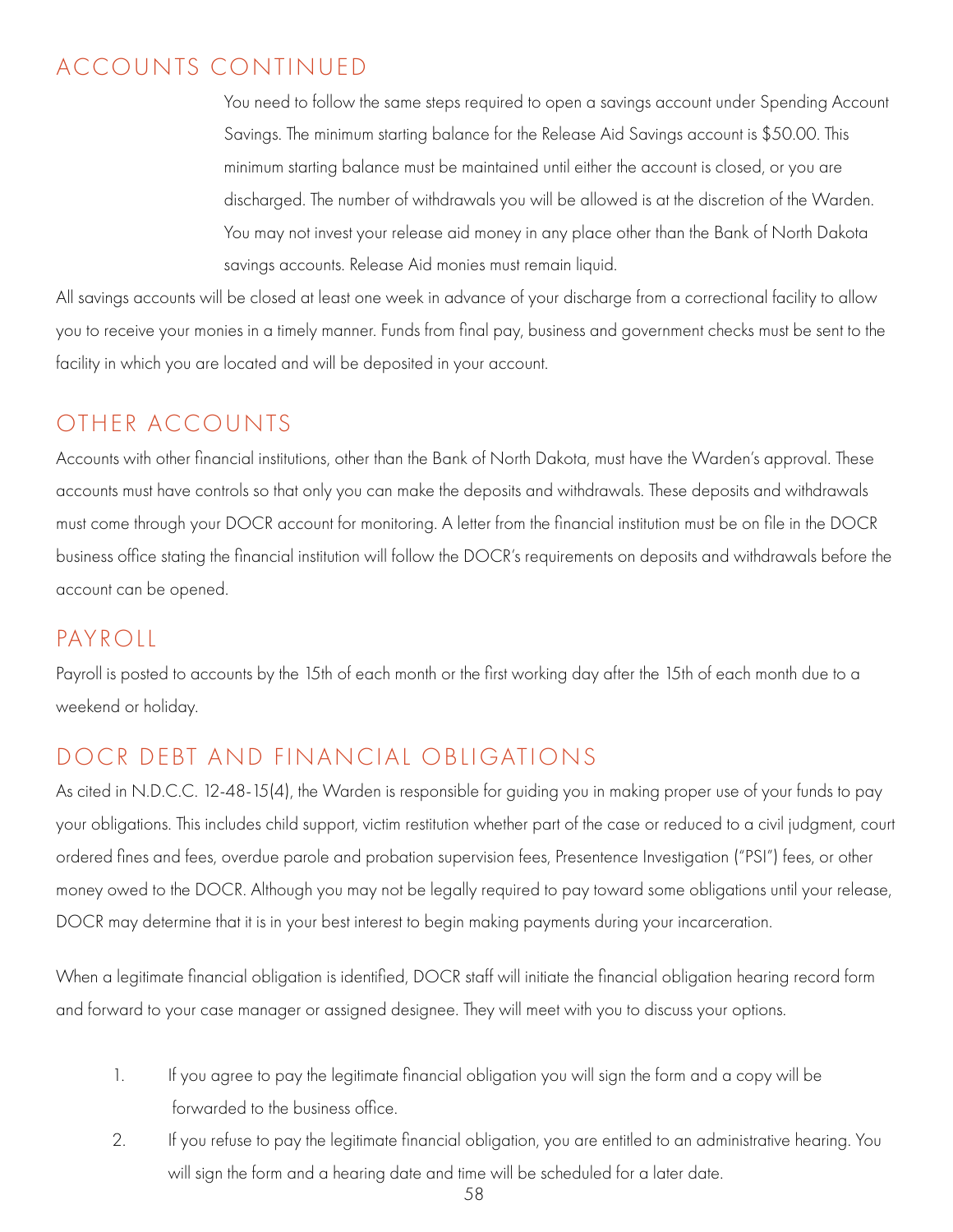## ACCOUNTS CONTINUED

You need to follow the same steps required to open a savings account under Spending Account Savings. The minimum starting balance for the Release Aid Savings account is $50.00. This minimum starting balance must be maintained until either the account is closed, or you are discharged. The number of withdrawals you will be allowed is at the discretion of the Warden. You may not invest your release aid money in any place other than the Bank of North Dakota savings accounts. Release Aid monies must remain liquid.

All savings accounts will be closed at least one week in advance of your discharge from a correctional facility to allow you to receive your monies in a timely manner. Funds from final pay, business and government checks must be sent to the facility in which you are located and will be deposited in your account.

## OTHER ACCOUNTS

Accounts with other financial institutions, other than the Bank of North Dakota, must have the Warden's approval. These accounts must have controls so that only you can make the deposits and withdrawals. These deposits and withdrawals must come through your DOCR account for monitoring. A letter from the financial institution must be on file in the DOCR business office stating the financial institution will follow the DOCR's requirements on deposits and withdrawals before the account can be opened.

## PAYROLL

Payroll is posted to accounts by the 15th of each month or the first working day after the 15th of each month due to a weekend or holiday.

## DOCR DEBT AND FINANCIAL OBLIGATIONS

As cited in N.D.C.C. 12-48-15(4), the Warden is responsible for guiding you in making proper use of your funds to pay your obligations. This includes child support, victim restitution whether part of the case or reduced to a civil judgment, court ordered fines and fees, overdue parole and probation supervision fees, Presentence Investigation ("PSI") fees, or other money owed to the DOCR. Although you may not be legally required to pay toward some obligations until your release, DOCR may determine that it is in your best interest to begin making payments during your incarceration.

When a legitimate financial obligation is identified, DOCR staff will initiate the financial obligation hearing record form and forward to your case manager or assigned designee. They will meet with you to discuss your options.

1. If you agree to pay the legitimate financial obligation you will sign the form and a copy will be forwarded to the business office.
2. If you refuse to pay the legitimate financial obligation, you are entitled to an administrative hearing. You will sign the form and a hearing date and time will be scheduled for a later date.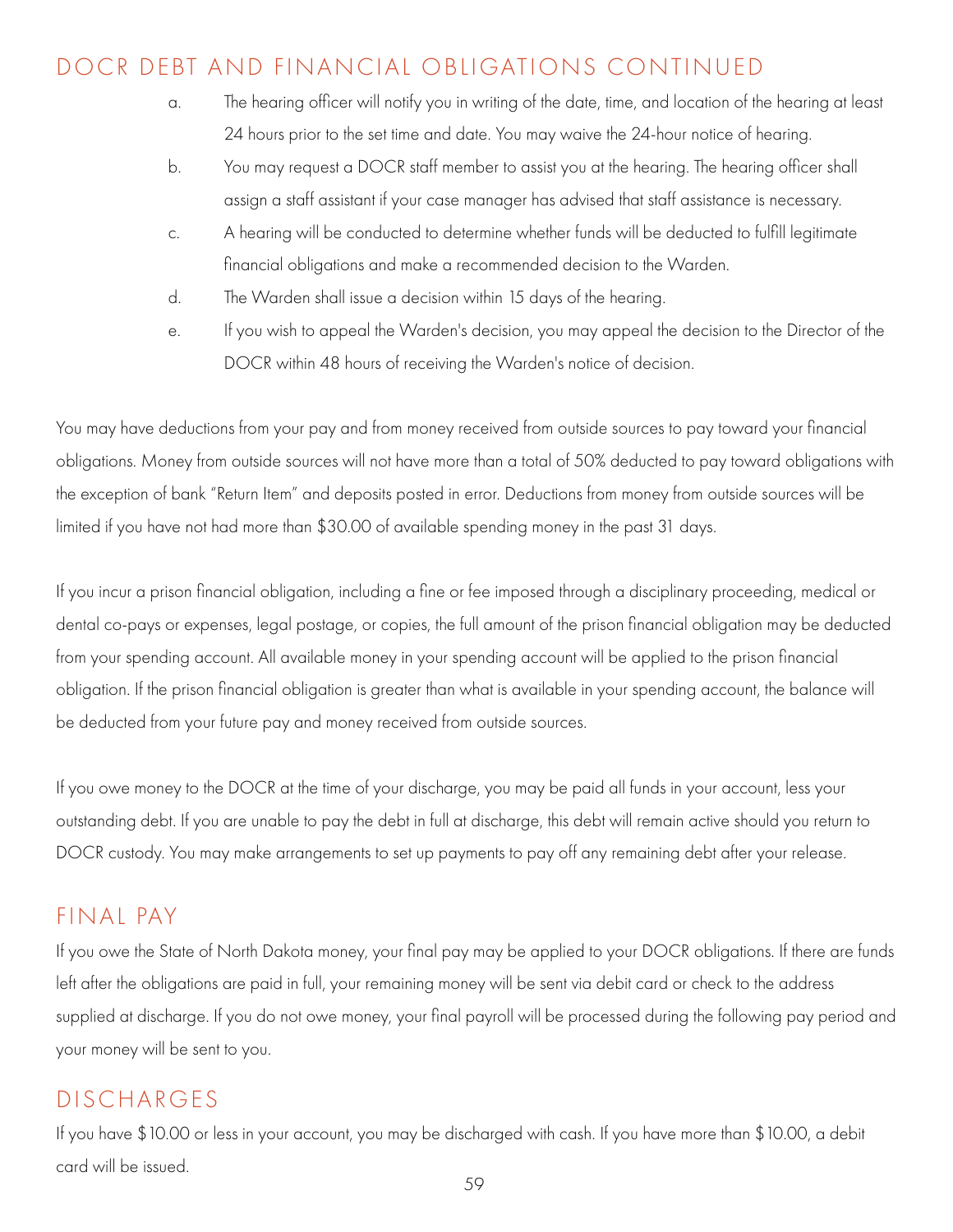## DOCR DEBT AND FINANCIAL OBLIGATIONS CONTINUED

a. The hearing officer will notify you in writing of the date, time, and location of the hearing at least 24 hours prior to the set time and date. You may waive the 24-hour notice of hearing.

b. You may request a DOCR staff member to assist you at the hearing. The hearing officer shall assign a staff assistant if your case manager has advised that staff assistance is necessary.

c. A hearing will be conducted to determine whether funds will be deducted to fulfill legitimate financial obligations and make a recommended decision to the Warden.

d. The Warden shall issue a decision within 15 days of the hearing.

e. If you wish to appeal the Warden's decision, you may appeal the decision to the Director of the DOCR within 48 hours of receiving the Warden's notice of decision.

You may have deductions from your pay and from money received from outside sources to pay toward your financial obligations. Money from outside sources will not have more than a total of 50% deducted to pay toward obligations with the exception of bank "Return Item" and deposits posted in error. Deductions from money from outside sources will be limited if you have not had more than $30.00 of available spending money in the past 31 days.

If you incur a prison financial obligation, including a fine or fee imposed through a disciplinary proceeding, medical or dental co-pays or expenses, legal postage, or copies, the full amount of the prison financial obligation may be deducted from your spending account. All available money in your spending account will be applied to the prison financial obligation. If the prison financial obligation is greater than what is available in your spending account, the balance will be deducted from your future pay and money received from outside sources.

If you owe money to the DOCR at the time of your discharge, you may be paid all funds in your account, less your outstanding debt. If you are unable to pay the debt in full at discharge, this debt will remain active should you return to DOCR custody. You may make arrangements to set up payments to pay off any remaining debt after your release.

## FINAL PAY

If you owe the State of North Dakota money, your final pay may be applied to your DOCR obligations. If there are funds left after the obligations are paid in full, your remaining money will be sent via debit card or check to the address supplied at discharge. If you do not owe money, your final payroll will be processed during the following pay period and your money will be sent to you.

## DISCHARGES

If you have $10.00 or less in your account, you may be discharged with cash. If you have more than $10.00, a debit card will be issued.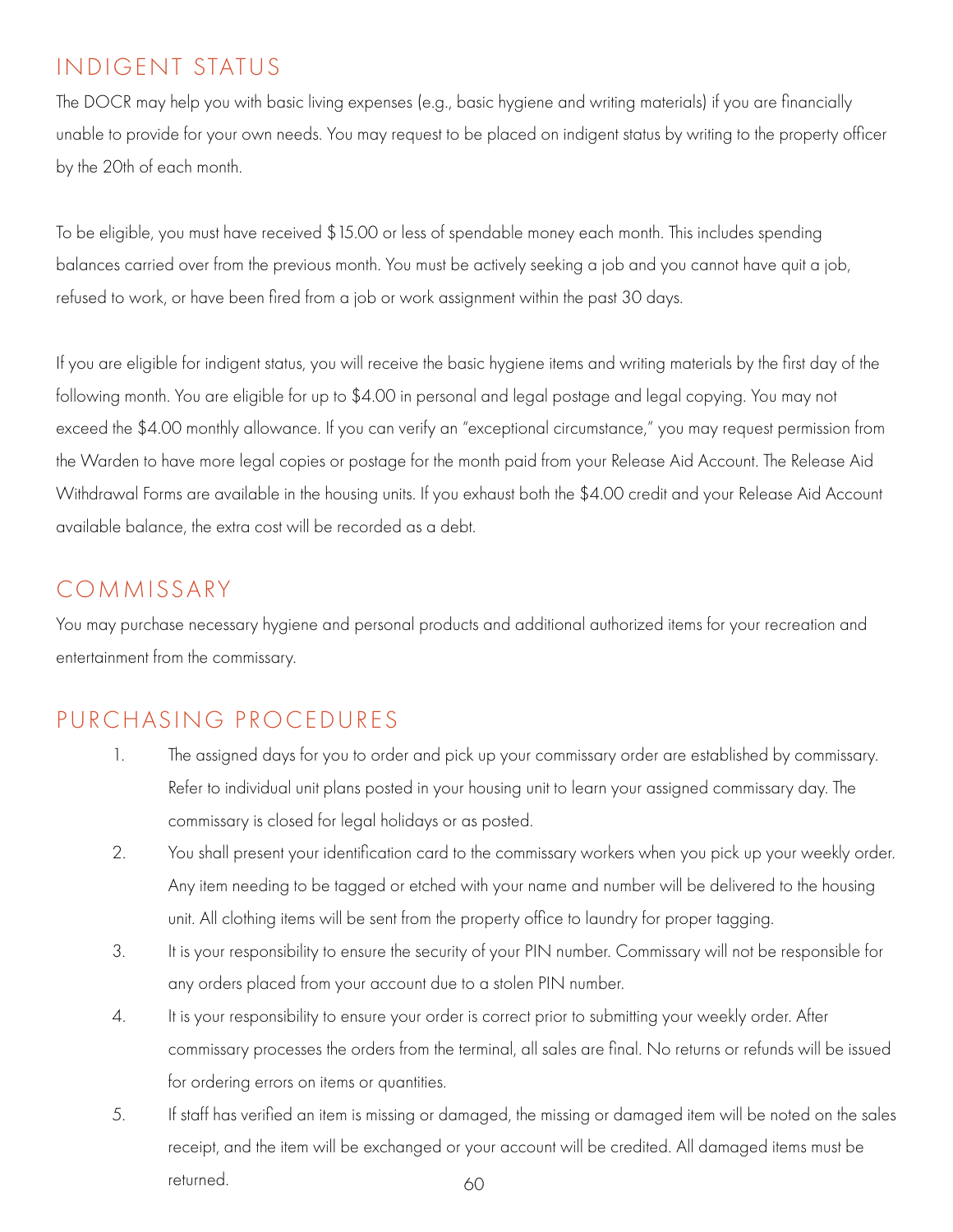## INDIGENT STATUS

The DOCR may help you with basic living expenses (e.g., basic hygiene and writing materials) if you are financially unable to provide for your own needs. You may request to be placed on indigent status by writing to the property officer by the 20th of each month.

To be eligible, you must have received $15.00 or less of spendable money each month. This includes spending balances carried over from the previous month. You must be actively seeking a job and you cannot have quit a job, refused to work, or have been fired from a job or work assignment within the past 30 days.

If you are eligible for indigent status, you will receive the basic hygiene items and writing materials by the first day of the following month. You are eligible for up to $4.00 in personal and legal postage and legal copying. You may not exceed the $4.00 monthly allowance. If you can verify an "exceptional circumstance," you may request permission from the Warden to have more legal copies or postage for the month paid from your Release Aid Account. The Release Aid Withdrawal Forms are available in the housing units. If you exhaust both the $4.00 credit and your Release Aid Account available balance, the extra cost will be recorded as a debt.

## COMMISSARY

You may purchase necessary hygiene and personal products and additional authorized items for your recreation and entertainment from the commissary.

## PURCHASING PROCEDURES

1. The assigned days for you to order and pick up your commissary order are established by commissary. Refer to individual unit plans posted in your housing unit to learn your assigned commissary day. The commissary is closed for legal holidays or as posted.
2. You shall present your identification card to the commissary workers when you pick up your weekly order. Any item needing to be tagged or etched with your name and number will be delivered to the housing unit. All clothing items will be sent from the property office to laundry for proper tagging.
3. It is your responsibility to ensure the security of your PIN number. Commissary will not be responsible for any orders placed from your account due to a stolen PIN number.
4. It is your responsibility to ensure your order is correct prior to submitting your weekly order. After commissary processes the orders from the terminal, all sales are final. No returns or refunds will be issued for ordering errors on items or quantities.
5. If staff has verified an item is missing or damaged, the missing or damaged item will be noted on the sales receipt, and the item will be exchanged or your account will be credited. All damaged items must be returned.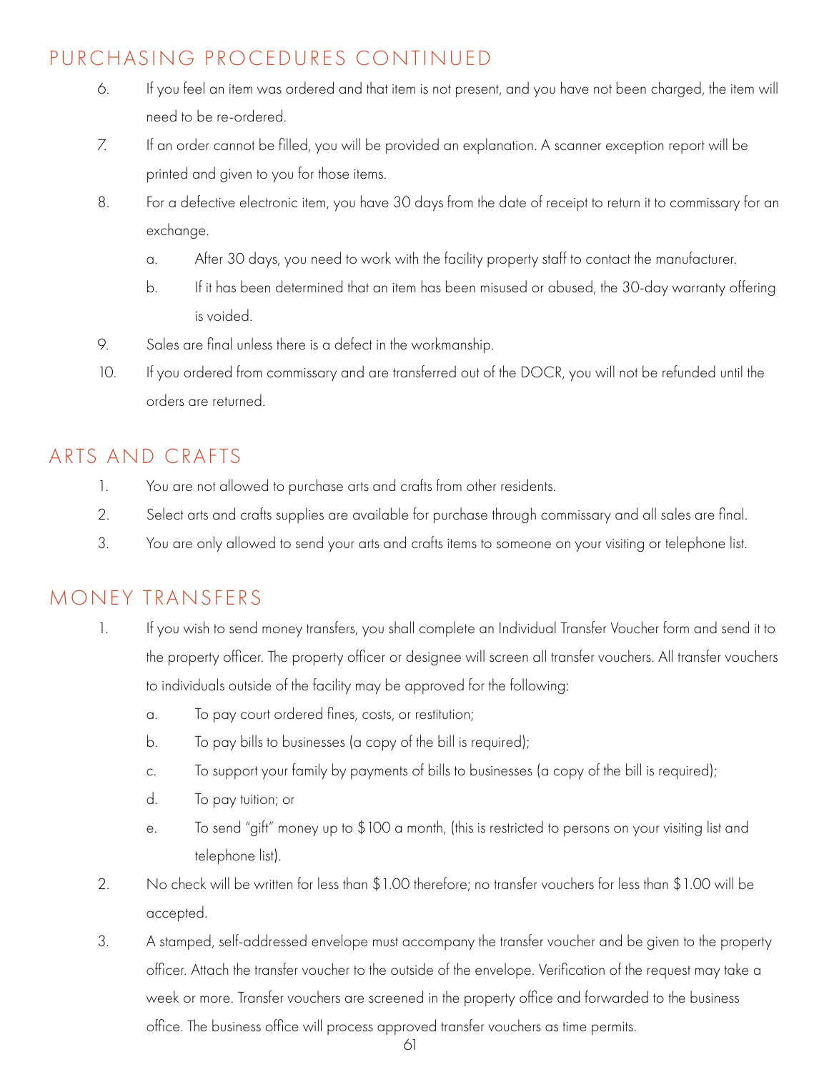## PURCHASING PROCEDURES CONTINUED

6. If you feel an item was ordered and that item is not present, and you have not been charged, the item will need to be re-ordered.
7. If an order cannot be filled, you will be provided an explanation. A scanner exception report will be printed and given to you for those items.
8. For a defective electronic item, you have 30 days from the date of receipt to return it to commissary for an exchange.
   a. After 30 days, you need to work with the facility property staff to contact the manufacturer.
   b. If it has been determined that an item has been misused or abused, the 30-day warranty offering is voided.
9. Sales are final unless there is a defect in the workmanship.
10. If you ordered from commissary and are transferred out of the DOCR, you will not be refunded until the orders are returned.

## ARTS AND CRAFTS

1. You are not allowed to purchase arts and crafts from other residents.
2. Select arts and crafts supplies are available for purchase through commissary and all sales are final.
3. You are only allowed to send your arts and crafts items to someone on your visiting or telephone list.

## MONEY TRANSFERS

1. If you wish to send money transfers, you shall complete an Individual Transfer Voucher form and send it to the property officer. The property officer or designee will screen all transfer vouchers. All transfer vouchers to individuals outside of the facility may be approved for the following:
   a. To pay court ordered fines, costs, or restitution;
   b. To pay bills to businesses (a copy of the bill is required);
   c. To support your family by payments of bills to businesses (a copy of the bill is required);
   d. To pay tuition; or
   e. To send "gift" money up to $100 a month, (this is restricted to persons on your visiting list and telephone list).
2. No check will be written for less than $1.00 therefore; no transfer vouchers for less than $1.00 will be accepted.
3. A stamped, self-addressed envelope must accompany the transfer voucher and be given to the property officer. Attach the transfer voucher to the outside of the envelope. Verification of the request may take a week or more. Transfer vouchers are screened in the property office and forwarded to the business office. The business office will process approved transfer vouchers as time permits.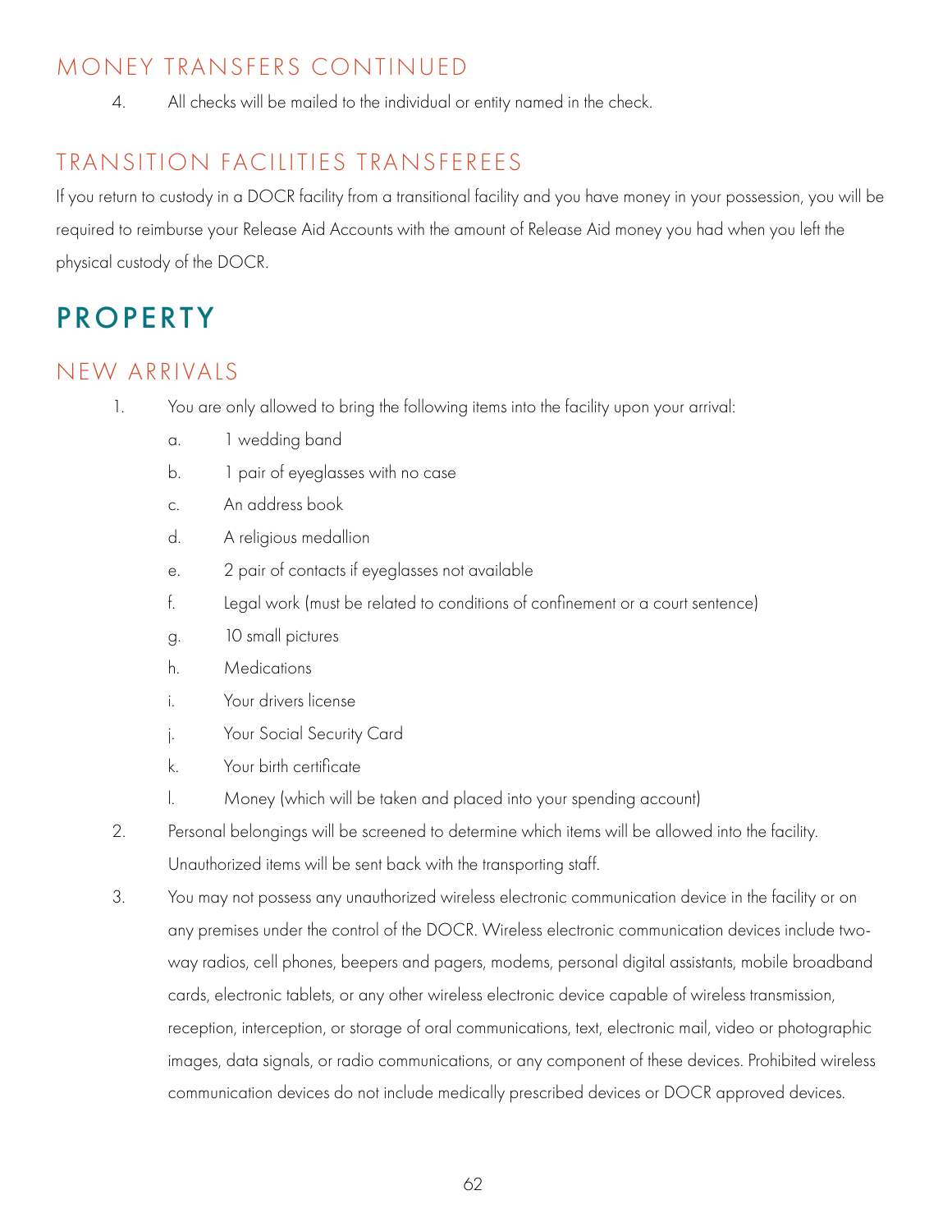## MONEY TRANSFERS CONTINUED

4. All checks will be mailed to the individual or entity named in the check.

## TRANSITION FACILITIES TRANSFEREES

If you return to custody in a DOCR facility from a transitional facility and you have money in your possession, you will be required to reimburse your Release Aid Accounts with the amount of Release Aid money you had when you left the physical custody of the DOCR.

# PROPERTY

## NEW ARRIVALS

1. You are only allowed to bring the following items into the facility upon your arrival:
   a. 1 wedding band
   b. 1 pair of eyeglasses with no case
   c. An address book
   d. A religious medallion
   e. 2 pair of contacts if eyeglasses not available
   f. Legal work (must be related to conditions of confinement or a court sentence)
   g. 10 small pictures
   h. Medications
   i. Your drivers license
   j. Your Social Security Card
   k. Your birth certificate
   l. Money (which will be taken and placed into your spending account)
2. Personal belongings will be screened to determine which items will be allowed into the facility. Unauthorized items will be sent back with the transporting staff.
3. You may not possess any unauthorized wireless electronic communication device in the facility or on any premises under the control of the DOCR. Wireless electronic communication devices include two-way radios, cell phones, beepers and pagers, modems, personal digital assistants, mobile broadband cards, electronic tablets, or any other wireless electronic device capable of wireless transmission, reception, interception, or storage of oral communications, text, electronic mail, video or photographic images, data signals, or radio communications, or any component of these devices. Prohibited wireless communication devices do not include medically prescribed devices or DOCR approved devices.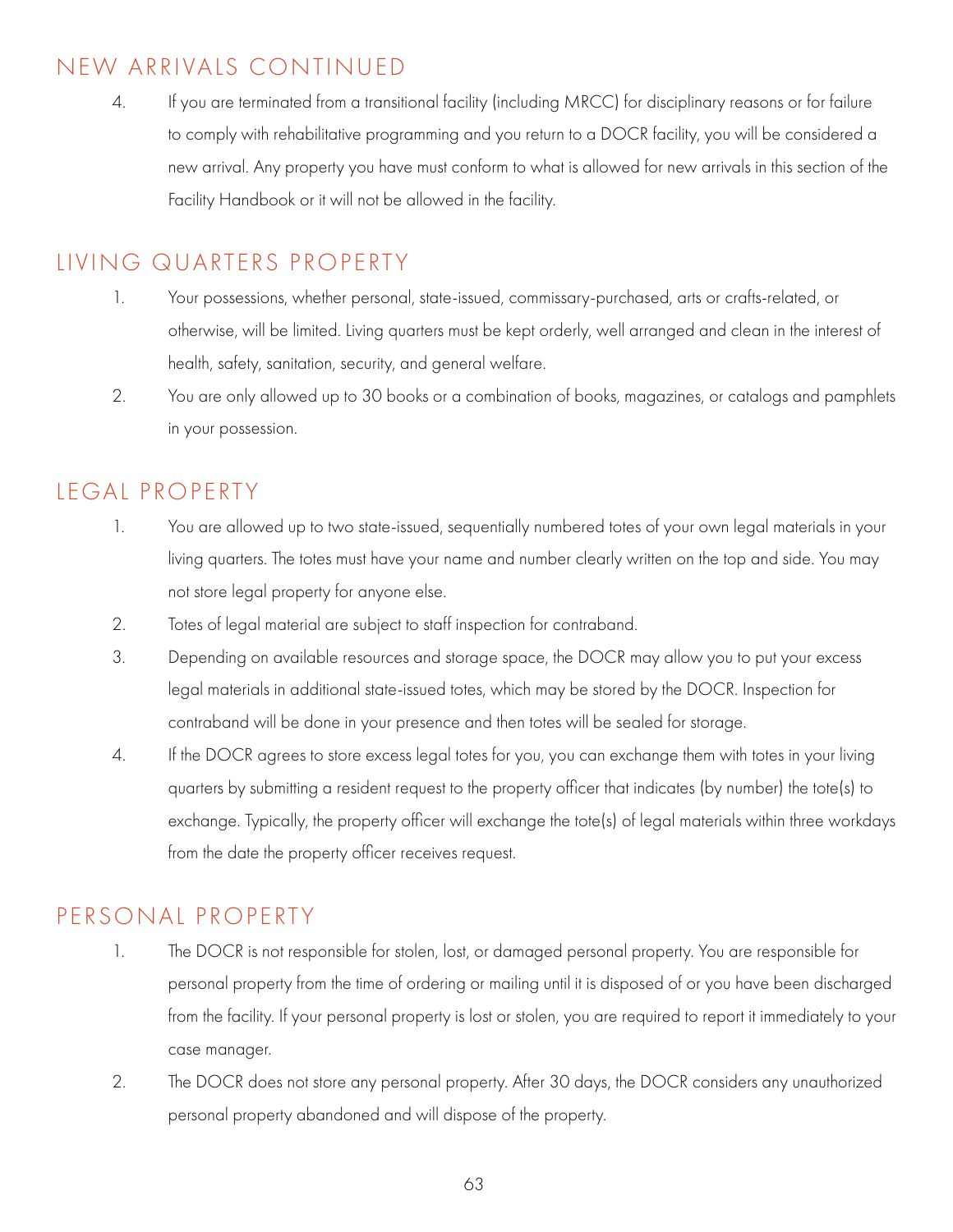## NEW ARRIVALS CONTINUED

4. If you are terminated from a transitional facility (including MRCC) for disciplinary reasons or for failure to comply with rehabilitative programming and you return to a DOCR facility, you will be considered a new arrival. Any property you have must conform to what is allowed for new arrivals in this section of the Facility Handbook or it will not be allowed in the facility.

## LIVING QUARTERS PROPERTY

1. Your possessions, whether personal, state-issued, commissary-purchased, arts or crafts-related, or otherwise, will be limited. Living quarters must be kept orderly, well arranged and clean in the interest of health, safety, sanitation, security, and general welfare.
2. You are only allowed up to 30 books or a combination of books, magazines, or catalogs and pamphlets in your possession.

## LEGAL PROPERTY

1. You are allowed up to two state-issued, sequentially numbered totes of your own legal materials in your living quarters. The totes must have your name and number clearly written on the top and side. You may not store legal property for anyone else.
2. Totes of legal material are subject to staff inspection for contraband.
3. Depending on available resources and storage space, the DOCR may allow you to put your excess legal materials in additional state-issued totes, which may be stored by the DOCR. Inspection for contraband will be done in your presence and then totes will be sealed for storage.
4. If the DOCR agrees to store excess legal totes for you, you can exchange them with totes in your living quarters by submitting a resident request to the property officer that indicates (by number) the tote(s) to exchange. Typically, the property officer will exchange the tote(s) of legal materials within three workdays from the date the property officer receives request.

## PERSONAL PROPERTY

1. The DOCR is not responsible for stolen, lost, or damaged personal property. You are responsible for personal property from the time of ordering or mailing until it is disposed of or you have been discharged from the facility. If your personal property is lost or stolen, you are required to report it immediately to your case manager.
2. The DOCR does not store any personal property. After 30 days, the DOCR considers any unauthorized personal property abandoned and will dispose of the property.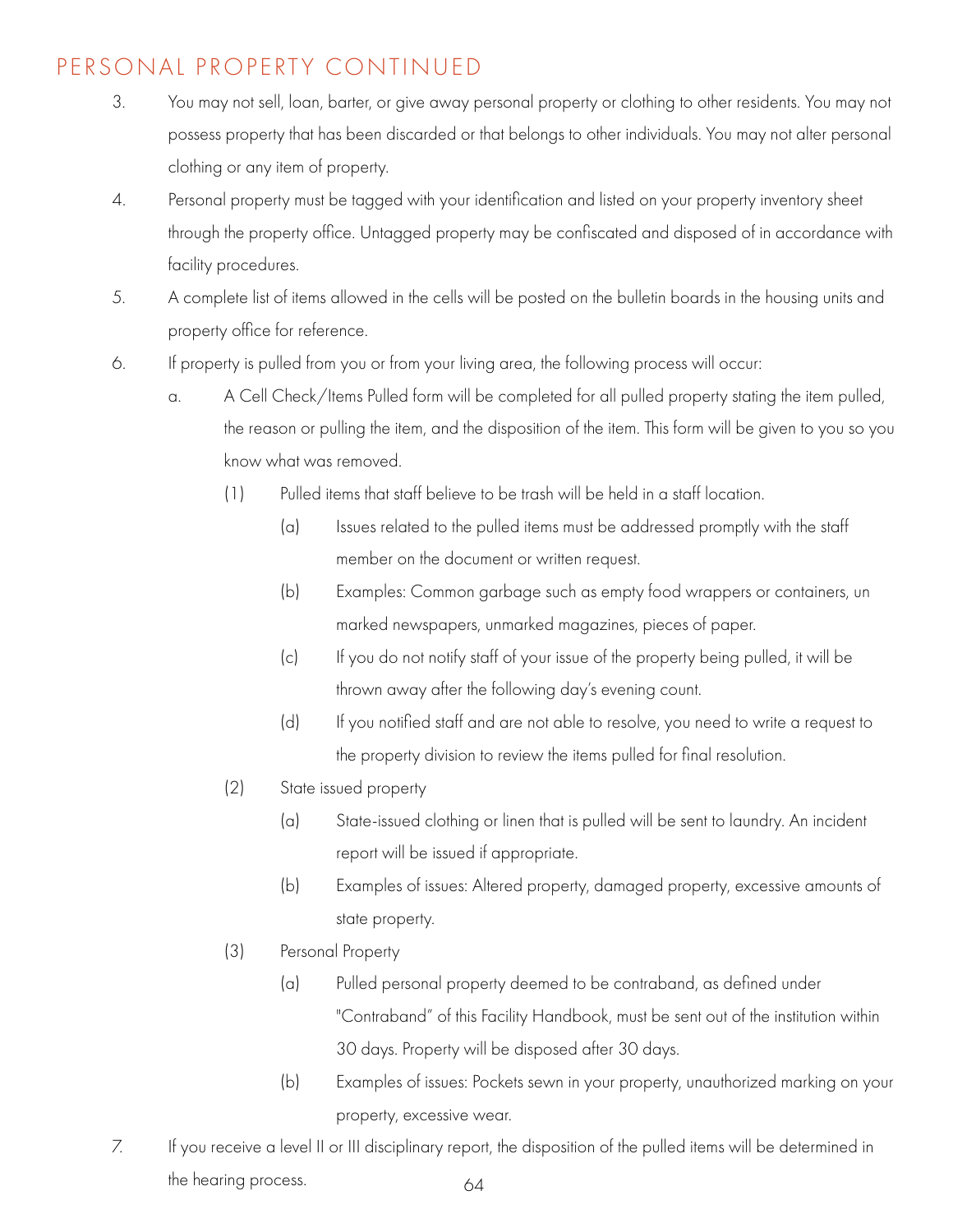## PERSONAL PROPERTY CONTINUED

3. You may not sell, loan, barter, or give away personal property or clothing to other residents. You may not possess property that has been discarded or that belongs to other individuals. You may not alter personal clothing or any item of property.
4. Personal property must be tagged with your identification and listed on your property inventory sheet through the property office. Untagged property may be confiscated and disposed of in accordance with facility procedures.
5. A complete list of items allowed in the cells will be posted on the bulletin boards in the housing units and property office for reference.
6. If property is pulled from you or from your living area, the following process will occur:
   a. A Cell Check/Items Pulled form will be completed for all pulled property stating the item pulled, the reason or pulling the item, and the disposition of the item. This form will be given to you so you know what was removed.
      (1) Pulled items that staff believe to be trash will be held in a staff location.
         (a) Issues related to the pulled items must be addressed promptly with the staff member on the document or written request.
         (b) Examples: Common garbage such as empty food wrappers or containers, un marked newspapers, unmarked magazines, pieces of paper.
         (c) If you do not notify staff of your issue of the property being pulled, it will be thrown away after the following day's evening count.
         (d) If you notified staff and are not able to resolve, you need to write a request to the property division to review the items pulled for final resolution.
      (2) State issued property
         (a) State-issued clothing or linen that is pulled will be sent to laundry. An incident report will be issued if appropriate.
         (b) Examples of issues: Altered property, damaged property, excessive amounts of state property.
      (3) Personal Property
         (a) Pulled personal property deemed to be contraband, as defined under "Contraband" of this Facility Handbook, must be sent out of the institution within 30 days. Property will be disposed after 30 days.
         (b) Examples of issues: Pockets sewn in your property, unauthorized marking on your property, excessive wear.
7. If you receive a level II or III disciplinary report, the disposition of the pulled items will be determined in the hearing process.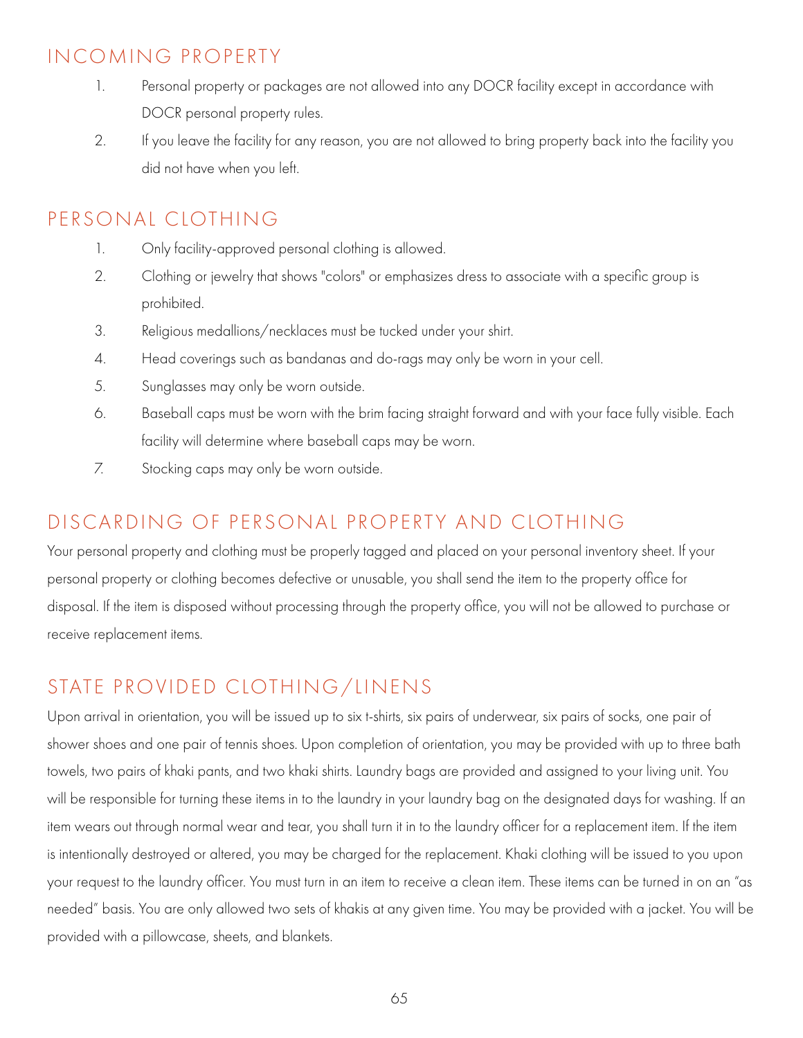## INCOMING PROPERTY

1. Personal property or packages are not allowed into any DOCR facility except in accordance with DOCR personal property rules.
2. If you leave the facility for any reason, you are not allowed to bring property back into the facility you did not have when you left.

## PERSONAL CLOTHING

1. Only facility-approved personal clothing is allowed.
2. Clothing or jewelry that shows "colors" or emphasizes dress to associate with a specific group is prohibited.
3. Religious medallions/necklaces must be tucked under your shirt.
4. Head coverings such as bandanas and do-rags may only be worn in your cell.
5. Sunglasses may only be worn outside.
6. Baseball caps must be worn with the brim facing straight forward and with your face fully visible. Each facility will determine where baseball caps may be worn.
7. Stocking caps may only be worn outside.

## DISCARDING OF PERSONAL PROPERTY AND CLOTHING

Your personal property and clothing must be properly tagged and placed on your personal inventory sheet. If your personal property or clothing becomes defective or unusable, you shall send the item to the property office for disposal. If the item is disposed without processing through the property office, you will not be allowed to purchase or receive replacement items.

## STATE PROVIDED CLOTHING/LINENS

Upon arrival in orientation, you will be issued up to six t-shirts, six pairs of underwear, six pairs of socks, one pair of shower shoes and one pair of tennis shoes. Upon completion of orientation, you may be provided with up to three bath towels, two pairs of khaki pants, and two khaki shirts. Laundry bags are provided and assigned to your living unit. You will be responsible for turning these items in to the laundry in your laundry bag on the designated days for washing. If an item wears out through normal wear and tear, you shall turn it in to the laundry officer for a replacement item. If the item is intentionally destroyed or altered, you may be charged for the replacement. Khaki clothing will be issued to you upon your request to the laundry officer. You must turn in an item to receive a clean item. These items can be turned in on an "as needed" basis. You are only allowed two sets of khakis at any given time. You may be provided with a jacket. You will be provided with a pillowcase, sheets, and blankets.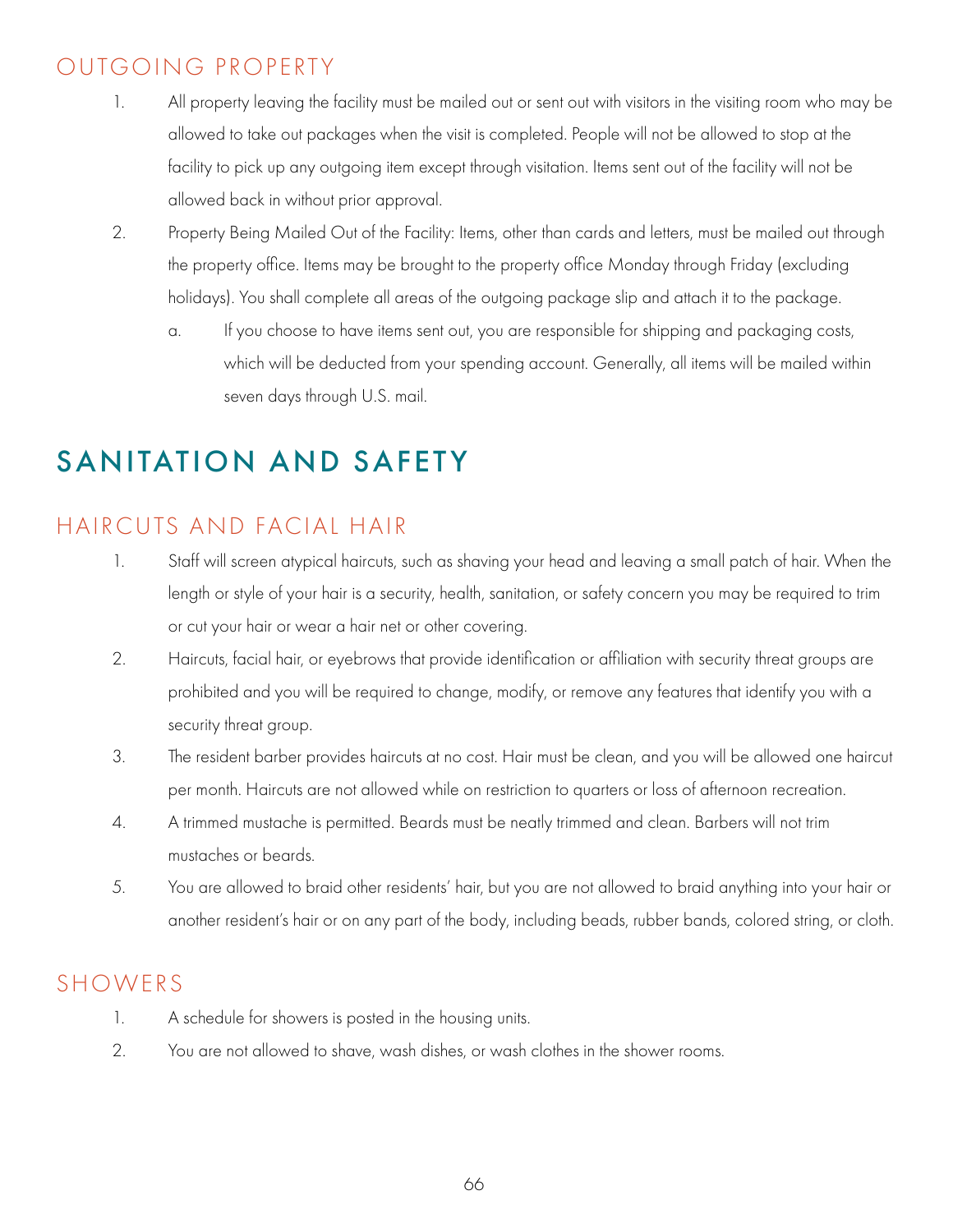## OUTGOING PROPERTY

1. All property leaving the facility must be mailed out or sent out with visitors in the visiting room who may be allowed to take out packages when the visit is completed. People will not be allowed to stop at the facility to pick up any outgoing item except through visitation. Items sent out of the facility will not be allowed back in without prior approval.
2. Property Being Mailed Out of the Facility: Items, other than cards and letters, must be mailed out through the property office. Items may be brought to the property office Monday through Friday (excluding holidays). You shall complete all areas of the outgoing package slip and attach it to the package.
   a. If you choose to have items sent out, you are responsible for shipping and packaging costs, which will be deducted from your spending account. Generally, all items will be mailed within seven days through U.S. mail.

# SANITATION AND SAFETY

## HAIRCUTS AND FACIAL HAIR

1. Staff will screen atypical haircuts, such as shaving your head and leaving a small patch of hair. When the length or style of your hair is a security, health, sanitation, or safety concern you may be required to trim or cut your hair or wear a hair net or other covering.
2. Haircuts, facial hair, or eyebrows that provide identification or affiliation with security threat groups are prohibited and you will be required to change, modify, or remove any features that identify you with a security threat group.
3. The resident barber provides haircuts at no cost. Hair must be clean, and you will be allowed one haircut per month. Haircuts are not allowed while on restriction to quarters or loss of afternoon recreation.
4. A trimmed mustache is permitted. Beards must be neatly trimmed and clean. Barbers will not trim mustaches or beards.
5. You are allowed to braid other residents' hair, but you are not allowed to braid anything into your hair or another resident's hair or on any part of the body, including beads, rubber bands, colored string, or cloth.

## SHOWERS

1. A schedule for showers is posted in the housing units.
2. You are not allowed to shave, wash dishes, or wash clothes in the shower rooms.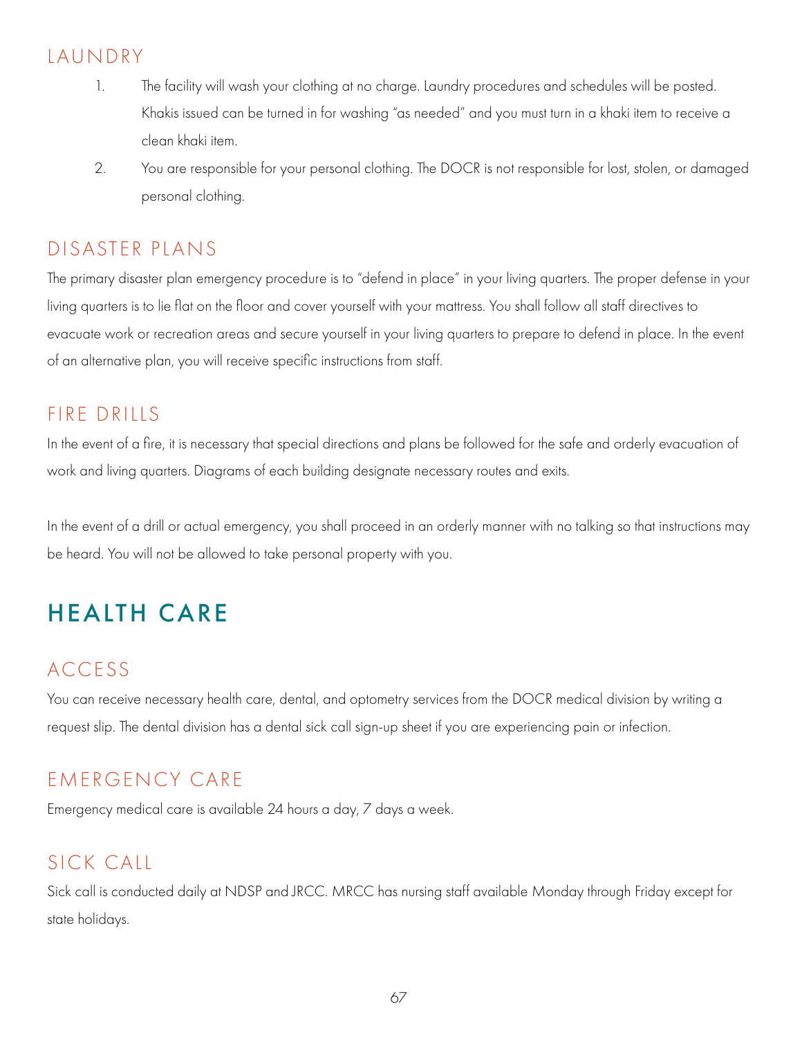### LAUNDRY

1. The facility will wash your clothing at no charge. Laundry procedures and schedules will be posted. Khakis issued can be turned in for washing "as needed" and you must turn in a khaki item to receive a clean khaki item.
2. You are responsible for your personal clothing. The DOCR is not responsible for lost, stolen, or damaged personal clothing.

### DISASTER PLANS

The primary disaster plan emergency procedure is to "defend in place" in your living quarters. The proper defense in your living quarters is to lie flat on the floor and cover yourself with your mattress. You shall follow all staff directives to evacuate work or recreation areas and secure yourself in your living quarters to prepare to defend in place. In the event of an alternative plan, you will receive specific instructions from staff.

### FIRE DRILLS

In the event of a fire, it is necessary that special directions and plans be followed for the safe and orderly evacuation of work and living quarters. Diagrams of each building designate necessary routes and exits.

In the event of a drill or actual emergency, you shall proceed in an orderly manner with no talking so that instructions may be heard. You will not be allowed to take personal property with you.

## HEALTH CARE

### ACCESS

You can receive necessary health care, dental, and optometry services from the DOCR medical division by writing a request slip. The dental division has a dental sick call sign-up sheet if you are experiencing pain or infection.

### EMERGENCY CARE

Emergency medical care is available 24 hours a day, 7 days a week.

### SICK CALL

Sick call is conducted daily at NDSP and JRCC. MRCC has nursing staff available Monday through Friday except for state holidays.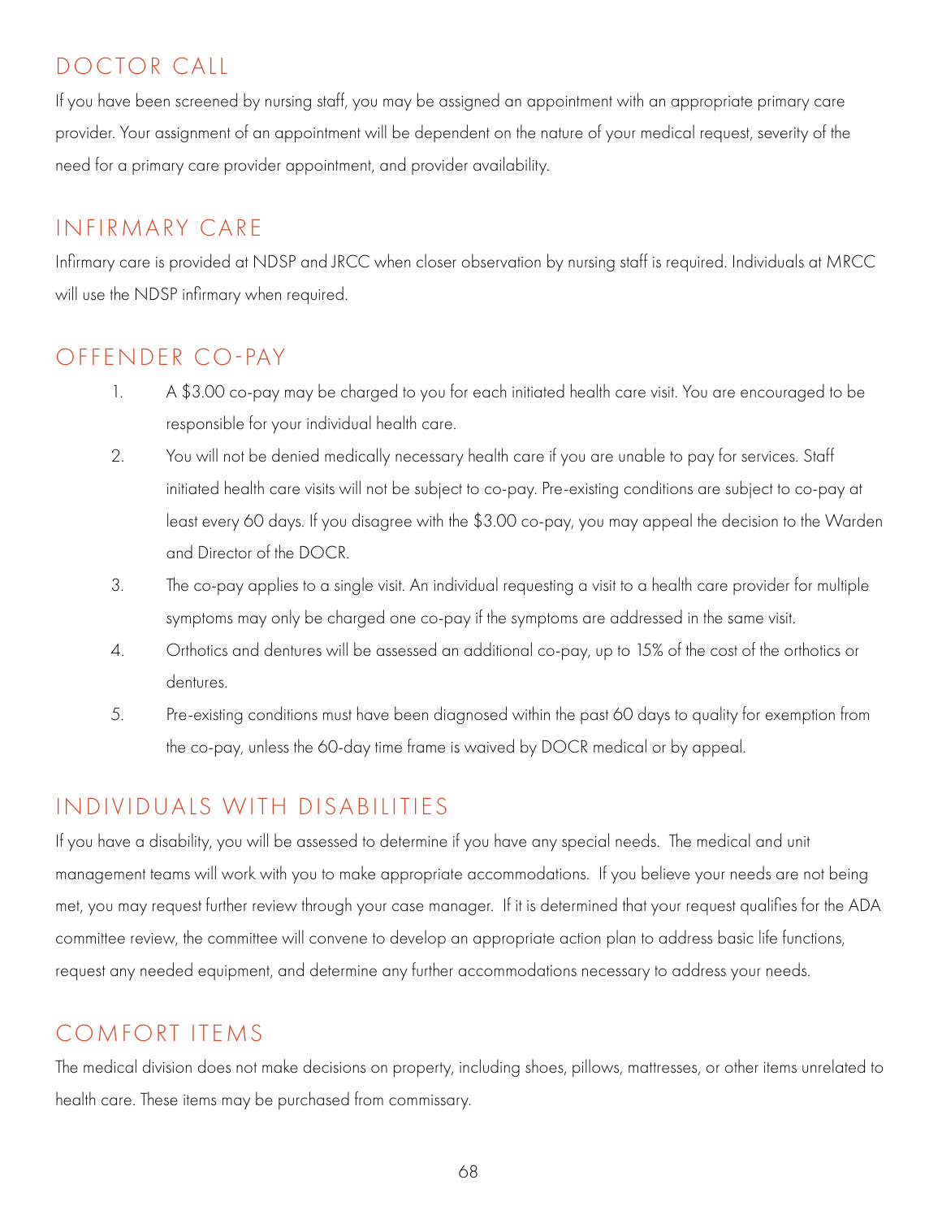## DOCTOR CALL

If you have been screened by nursing staff, you may be assigned an appointment with an appropriate primary care provider. Your assignment of an appointment will be dependent on the nature of your medical request, severity of the need for a primary care provider appointment, and provider availability.

## INFIRMARY CARE

Infirmary care is provided at NDSP and JRCC when closer observation by nursing staff is required. Individuals at MRCC will use the NDSP infirmary when required.

## OFFENDER CO-PAY

1. A $3.00 co-pay may be charged to you for each initiated health care visit. You are encouraged to be responsible for your individual health care.
2. You will not be denied medically necessary health care if you are unable to pay for services. Staff initiated health care visits will not be subject to co-pay. Pre-existing conditions are subject to co-pay at least every 60 days. If you disagree with the $3.00 co-pay, you may appeal the decision to the Warden and Director of the DOCR.
3. The co-pay applies to a single visit. An individual requesting a visit to a health care provider for multiple symptoms may only be charged one co-pay if the symptoms are addressed in the same visit.
4. Orthotics and dentures will be assessed an additional co-pay, up to 15% of the cost of the orthotics or dentures.
5. Pre-existing conditions must have been diagnosed within the past 60 days to quality for exemption from the co-pay, unless the 60-day time frame is waived by DOCR medical or by appeal.

## INDIVIDUALS WITH DISABILITIES

If you have a disability, you will be assessed to determine if you have any special needs. The medical and unit management teams will work with you to make appropriate accommodations. If you believe your needs are not being met, you may request further review through your case manager. If it is determined that your request qualifies for the ADA committee review, the committee will convene to develop an appropriate action plan to address basic life functions, request any needed equipment, and determine any further accommodations necessary to address your needs.

## COMFORT ITEMS

The medical division does not make decisions on property, including shoes, pillows, mattresses, or other items unrelated to health care. These items may be purchased from commissary.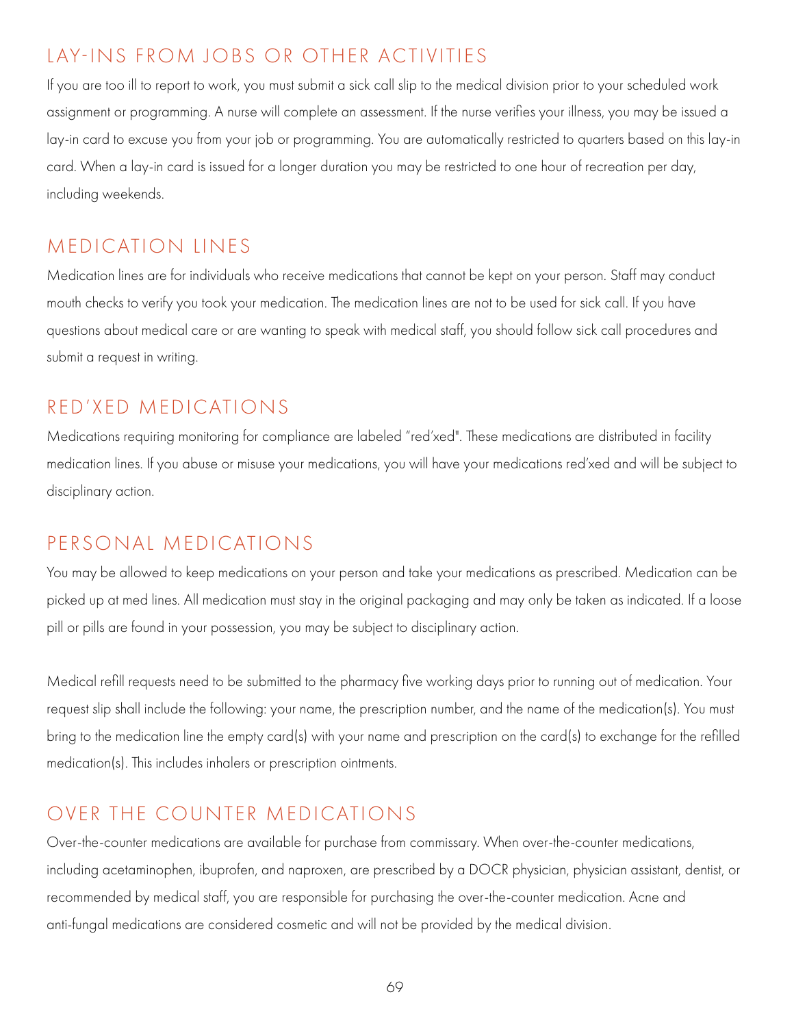## LAY-INS FROM JOBS OR OTHER ACTIVITIES

If you are too ill to report to work, you must submit a sick call slip to the medical division prior to your scheduled work assignment or programming. A nurse will complete an assessment. If the nurse verifies your illness, you may be issued a lay-in card to excuse you from your job or programming. You are automatically restricted to quarters based on this lay-in card. When a lay-in card is issued for a longer duration you may be restricted to one hour of recreation per day, including weekends.

## MEDICATION LINES

Medication lines are for individuals who receive medications that cannot be kept on your person. Staff may conduct mouth checks to verify you took your medication. The medication lines are not to be used for sick call. If you have questions about medical care or are wanting to speak with medical staff, you should follow sick call procedures and submit a request in writing.

## RED'XED MEDICATIONS

Medications requiring monitoring for compliance are labeled "red'xed". These medications are distributed in facility medication lines. If you abuse or misuse your medications, you will have your medications red'xed and will be subject to disciplinary action.

## PERSONAL MEDICATIONS

You may be allowed to keep medications on your person and take your medications as prescribed. Medication can be picked up at med lines. All medication must stay in the original packaging and may only be taken as indicated. If a loose pill or pills are found in your possession, you may be subject to disciplinary action.

Medical refill requests need to be submitted to the pharmacy five working days prior to running out of medication. Your request slip shall include the following: your name, the prescription number, and the name of the medication(s). You must bring to the medication line the empty card(s) with your name and prescription on the card(s) to exchange for the refilled medication(s). This includes inhalers or prescription ointments.

## OVER THE COUNTER MEDICATIONS

Over-the-counter medications are available for purchase from commissary. When over-the-counter medications, including acetaminophen, ibuprofen, and naproxen, are prescribed by a DOCR physician, physician assistant, dentist, or recommended by medical staff, you are responsible for purchasing the over-the-counter medication. Acne and anti-fungal medications are considered cosmetic and will not be provided by the medical division.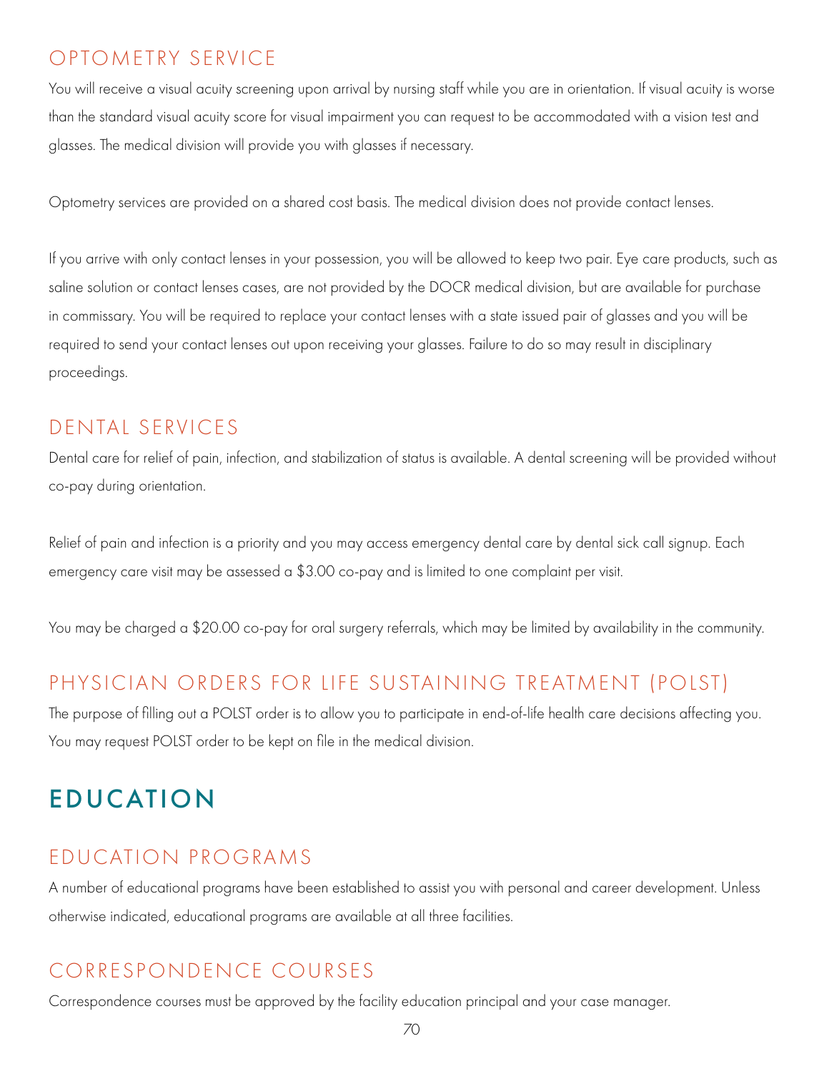### OPTOMETRY SERVICE

You will receive a visual acuity screening upon arrival by nursing staff while you are in orientation. If visual acuity is worse than the standard visual acuity score for visual impairment you can request to be accommodated with a vision test and glasses. The medical division will provide you with glasses if necessary.

Optometry services are provided on a shared cost basis. The medical division does not provide contact lenses.

If you arrive with only contact lenses in your possession, you will be allowed to keep two pair. Eye care products, such as saline solution or contact lenses cases, are not provided by the DOCR medical division, but are available for purchase in commissary. You will be required to replace your contact lenses with a state issued pair of glasses and you will be required to send your contact lenses out upon receiving your glasses. Failure to do so may result in disciplinary proceedings.

### DENTAL SERVICES

Dental care for relief of pain, infection, and stabilization of status is available. A dental screening will be provided without co-pay during orientation.

Relief of pain and infection is a priority and you may access emergency dental care by dental sick call signup. Each emergency care visit may be assessed a $3.00 co-pay and is limited to one complaint per visit.

You may be charged a $20.00 co-pay for oral surgery referrals, which may be limited by availability in the community.

### PHYSICIAN ORDERS FOR LIFE SUSTAINING TREATMENT (POLST)

The purpose of filling out a POLST order is to allow you to participate in end-of-life health care decisions affecting you. You may request POLST order to be kept on file in the medical division.

## EDUCATION

### EDUCATION PROGRAMS

A number of educational programs have been established to assist you with personal and career development. Unless otherwise indicated, educational programs are available at all three facilities.

### CORRESPONDENCE COURSES

Correspondence courses must be approved by the facility education principal and your case manager.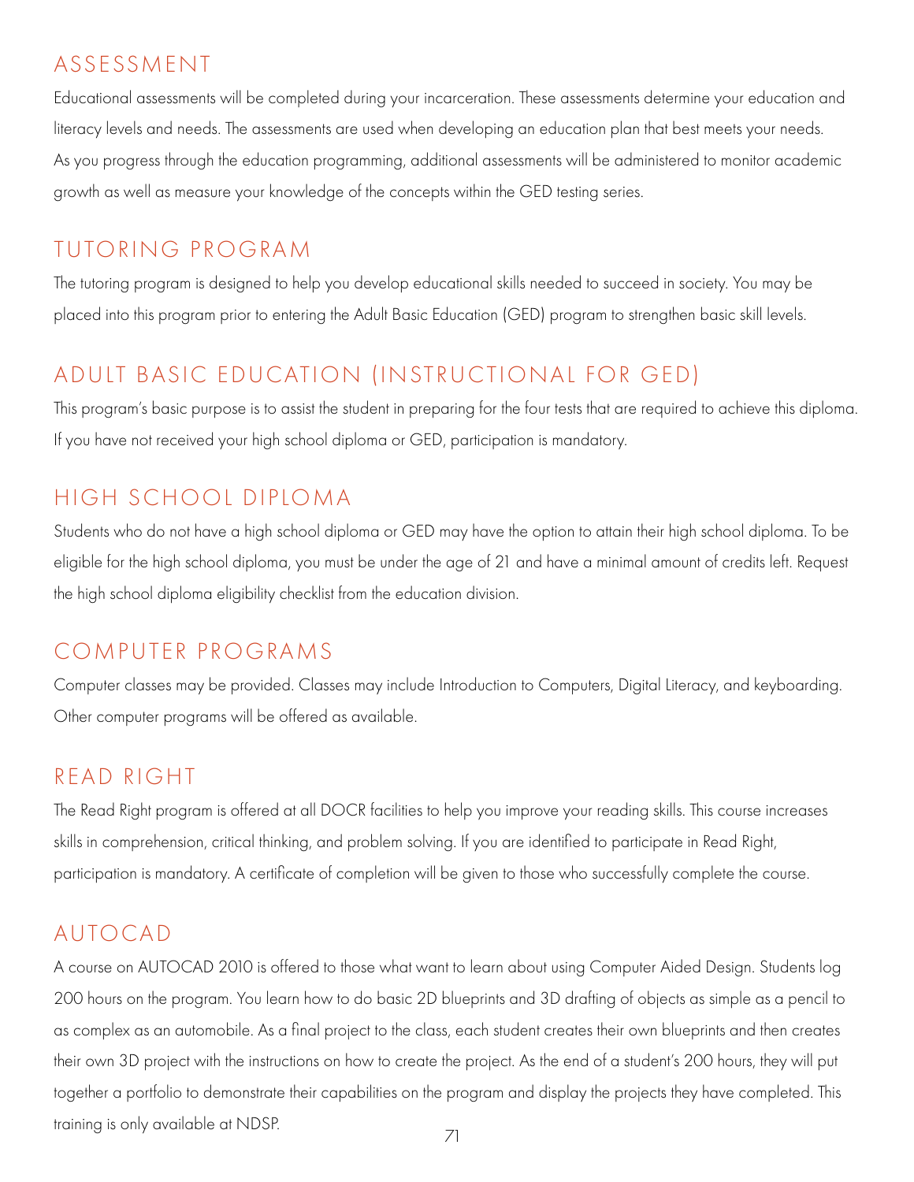## ASSESSMENT

Educational assessments will be completed during your incarceration. These assessments determine your education and literacy levels and needs. The assessments are used when developing an education plan that best meets your needs. As you progress through the education programming, additional assessments will be administered to monitor academic growth as well as measure your knowledge of the concepts within the GED testing series.

## TUTORING PROGRAM

The tutoring program is designed to help you develop educational skills needed to succeed in society. You may be placed into this program prior to entering the Adult Basic Education (GED) program to strengthen basic skill levels.

## ADULT BASIC EDUCATION (INSTRUCTIONAL FOR GED)

This program's basic purpose is to assist the student in preparing for the four tests that are required to achieve this diploma. If you have not received your high school diploma or GED, participation is mandatory.

## HIGH SCHOOL DIPLOMA

Students who do not have a high school diploma or GED may have the option to attain their high school diploma. To be eligible for the high school diploma, you must be under the age of 21 and have a minimal amount of credits left. Request the high school diploma eligibility checklist from the education division.

## COMPUTER PROGRAMS

Computer classes may be provided. Classes may include Introduction to Computers, Digital Literacy, and keyboarding. Other computer programs will be offered as available.

## READ RIGHT

The Read Right program is offered at all DOCR facilities to help you improve your reading skills. This course increases skills in comprehension, critical thinking, and problem solving. If you are identified to participate in Read Right, participation is mandatory. A certificate of completion will be given to those who successfully complete the course.

## AUTOCAD

A course on AUTOCAD 2010 is offered to those what want to learn about using Computer Aided Design. Students log 200 hours on the program. You learn how to do basic 2D blueprints and 3D drafting of objects as simple as a pencil to as complex as an automobile. As a final project to the class, each student creates their own blueprints and then creates their own 3D project with the instructions on how to create the project. As the end of a student's 200 hours, they will put together a portfolio to demonstrate their capabilities on the program and display the projects they have completed. This training is only available at NDSP.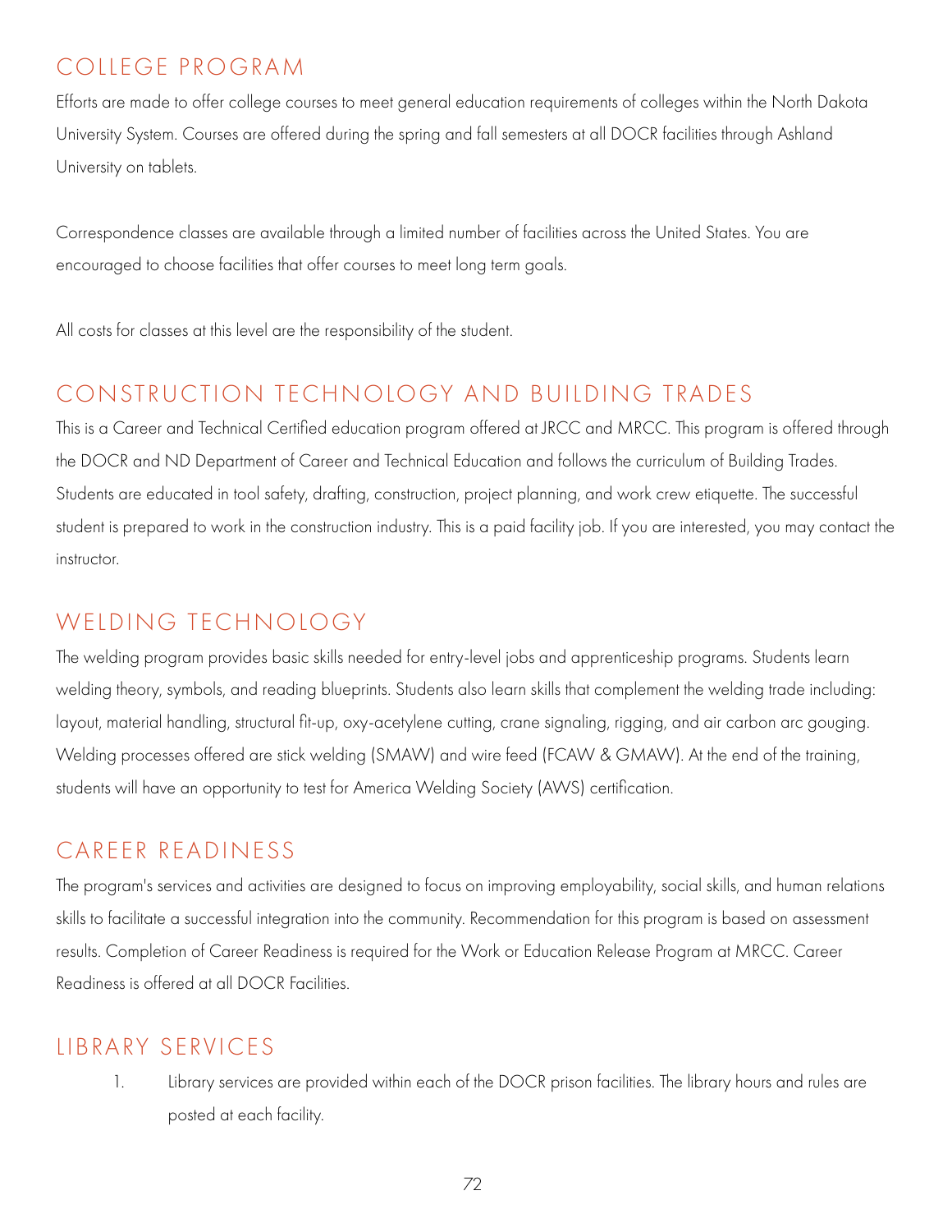## COLLEGE PROGRAM

Efforts are made to offer college courses to meet general education requirements of colleges within the North Dakota University System. Courses are offered during the spring and fall semesters at all DOCR facilities through Ashland University on tablets.

Correspondence classes are available through a limited number of facilities across the United States. You are encouraged to choose facilities that offer courses to meet long term goals.

All costs for classes at this level are the responsibility of the student.

## CONSTRUCTION TECHNOLOGY AND BUILDING TRADES

This is a Career and Technical Certified education program offered at JRCC and MRCC. This program is offered through the DOCR and ND Department of Career and Technical Education and follows the curriculum of Building Trades. Students are educated in tool safety, drafting, construction, project planning, and work crew etiquette. The successful student is prepared to work in the construction industry. This is a paid facility job. If you are interested, you may contact the instructor.

## WELDING TECHNOLOGY

The welding program provides basic skills needed for entry-level jobs and apprenticeship programs. Students learn welding theory, symbols, and reading blueprints. Students also learn skills that complement the welding trade including: layout, material handling, structural fit-up, oxy-acetylene cutting, crane signaling, rigging, and air carbon arc gouging. Welding processes offered are stick welding (SMAW) and wire feed (FCAW & GMAW). At the end of the training, students will have an opportunity to test for America Welding Society (AWS) certification.

## CAREER READINESS

The program's services and activities are designed to focus on improving employability, social skills, and human relations skills to facilitate a successful integration into the community. Recommendation for this program is based on assessment results. Completion of Career Readiness is required for the Work or Education Release Program at MRCC. Career Readiness is offered at all DOCR Facilities.

## LIBRARY SERVICES

1. Library services are provided within each of the DOCR prison facilities. The library hours and rules are posted at each facility.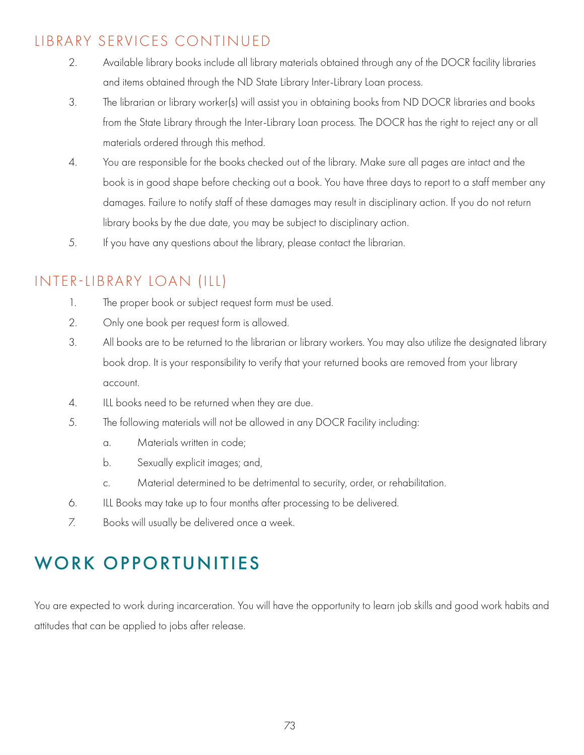## LIBRARY SERVICES CONTINUED

2. Available library books include all library materials obtained through any of the DOCR facility libraries and items obtained through the ND State Library Inter-Library Loan process.
3. The librarian or library worker(s) will assist you in obtaining books from ND DOCR libraries and books from the State Library through the Inter-Library Loan process. The DOCR has the right to reject any or all materials ordered through this method.
4. You are responsible for the books checked out of the library. Make sure all pages are intact and the book is in good shape before checking out a book. You have three days to report to a staff member any damages. Failure to notify staff of these damages may result in disciplinary action. If you do not return library books by the due date, you may be subject to disciplinary action.
5. If you have any questions about the library, please contact the librarian.

## INTER-LIBRARY LOAN (ILL)

1. The proper book or subject request form must be used.
2. Only one book per request form is allowed.
3. All books are to be returned to the librarian or library workers. You may also utilize the designated library book drop. It is your responsibility to verify that your returned books are removed from your library account.
4. ILL books need to be returned when they are due.
5. The following materials will not be allowed in any DOCR Facility including:
   a. Materials written in code;
   b. Sexually explicit images; and,
   c. Material determined to be detrimental to security, order, or rehabilitation.
6. ILL Books may take up to four months after processing to be delivered.
7. Books will usually be delivered once a week.

# WORK OPPORTUNITIES

You are expected to work during incarceration. You will have the opportunity to learn job skills and good work habits and attitudes that can be applied to jobs after release.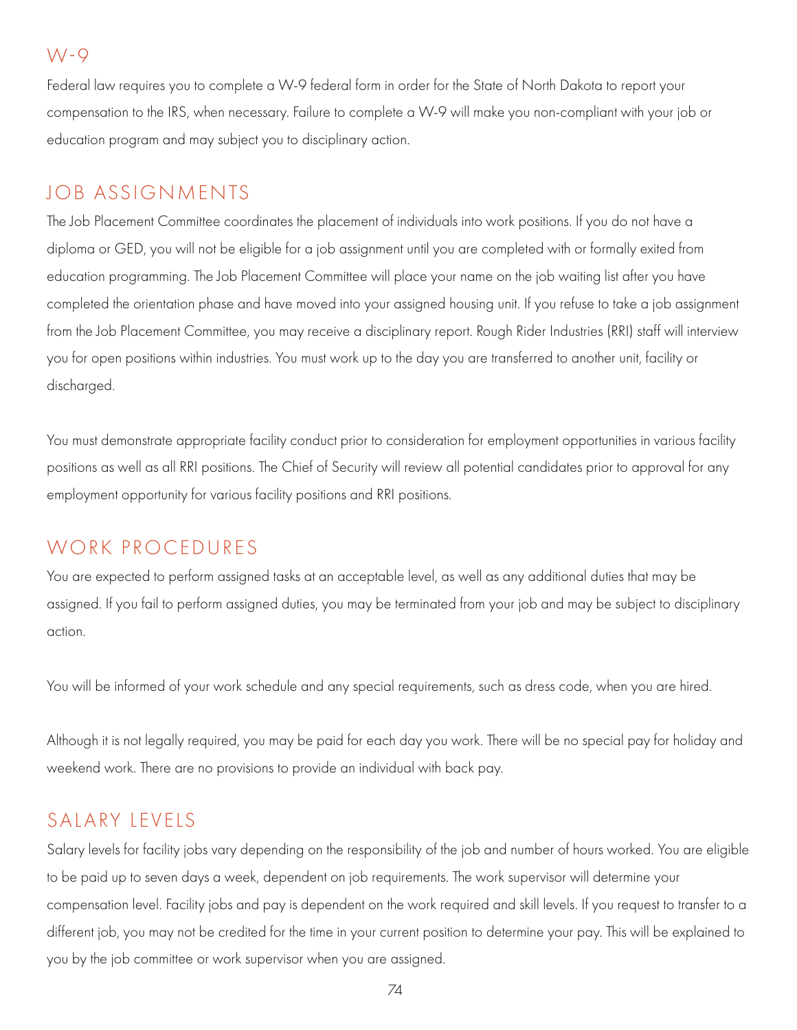## W-9

Federal law requires you to complete a W-9 federal form in order for the State of North Dakota to report your compensation to the IRS, when necessary. Failure to complete a W-9 will make you non-compliant with your job or education program and may subject you to disciplinary action.

## JOB ASSIGNMENTS

The Job Placement Committee coordinates the placement of individuals into work positions. If you do not have a diploma or GED, you will not be eligible for a job assignment until you are completed with or formally exited from education programming. The Job Placement Committee will place your name on the job waiting list after you have completed the orientation phase and have moved into your assigned housing unit. If you refuse to take a job assignment from the Job Placement Committee, you may receive a disciplinary report. Rough Rider Industries (RRI) staff will interview you for open positions within industries. You must work up to the day you are transferred to another unit, facility or discharged.

You must demonstrate appropriate facility conduct prior to consideration for employment opportunities in various facility positions as well as all RRI positions. The Chief of Security will review all potential candidates prior to approval for any employment opportunity for various facility positions and RRI positions.

## WORK PROCEDURES

You are expected to perform assigned tasks at an acceptable level, as well as any additional duties that may be assigned. If you fail to perform assigned duties, you may be terminated from your job and may be subject to disciplinary action.

You will be informed of your work schedule and any special requirements, such as dress code, when you are hired.

Although it is not legally required, you may be paid for each day you work. There will be no special pay for holiday and weekend work. There are no provisions to provide an individual with back pay.

## SALARY LEVELS

Salary levels for facility jobs vary depending on the responsibility of the job and number of hours worked. You are eligible to be paid up to seven days a week, dependent on job requirements. The work supervisor will determine your compensation level. Facility jobs and pay is dependent on the work required and skill levels. If you request to transfer to a different job, you may not be credited for the time in your current position to determine your pay. This will be explained to you by the job committee or work supervisor when you are assigned.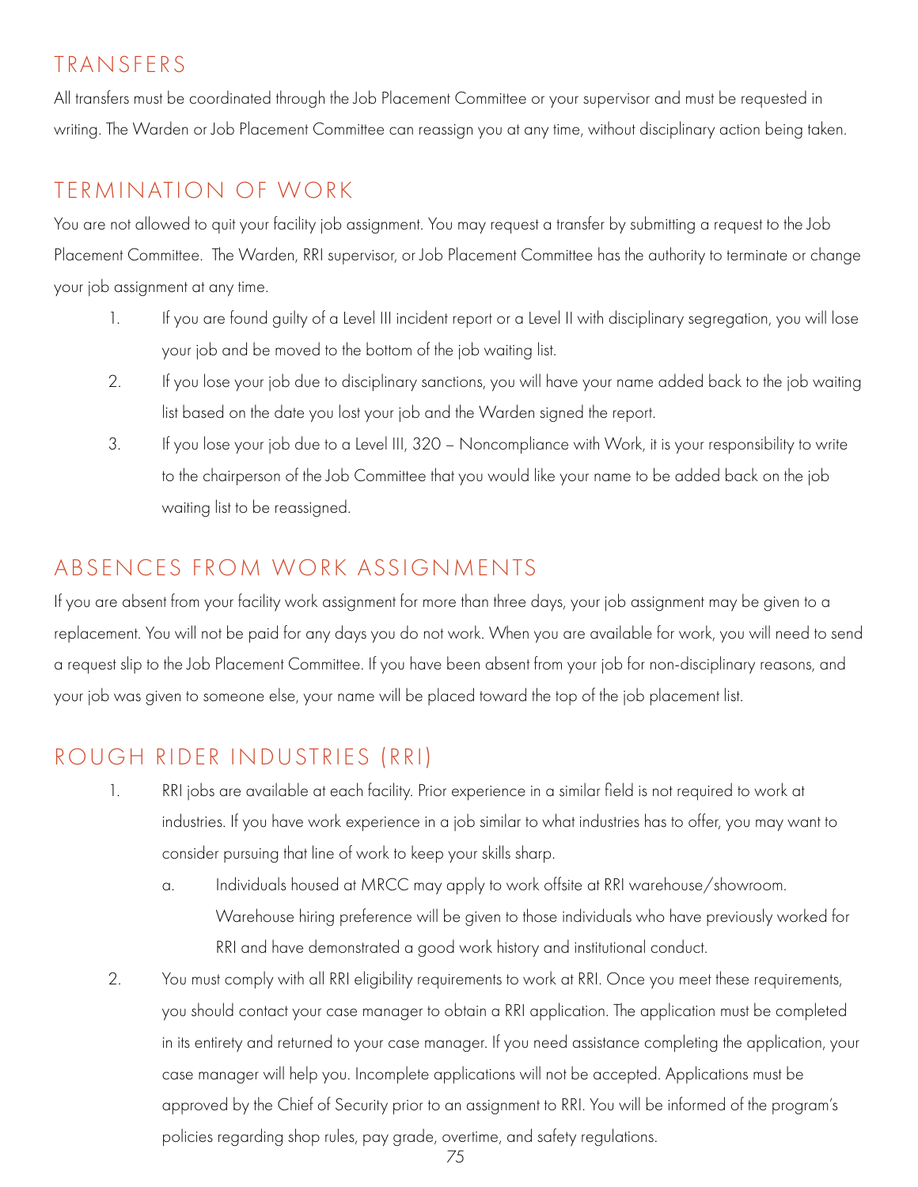## TRANSFERS

All transfers must be coordinated through the Job Placement Committee or your supervisor and must be requested in writing. The Warden or Job Placement Committee can reassign you at any time, without disciplinary action being taken.

## TERMINATION OF WORK

You are not allowed to quit your facility job assignment. You may request a transfer by submitting a request to the Job Placement Committee. The Warden, RRI supervisor, or Job Placement Committee has the authority to terminate or change your job assignment at any time.

1. If you are found guilty of a Level III incident report or a Level II with disciplinary segregation, you will lose your job and be moved to the bottom of the job waiting list.
2. If you lose your job due to disciplinary sanctions, you will have your name added back to the job waiting list based on the date you lost your job and the Warden signed the report.
3. If you lose your job due to a Level III, 320 – Noncompliance with Work, it is your responsibility to write to the chairperson of the Job Committee that you would like your name to be added back on the job waiting list to be reassigned.

## ABSENCES FROM WORK ASSIGNMENTS

If you are absent from your facility work assignment for more than three days, your job assignment may be given to a replacement. You will not be paid for any days you do not work. When you are available for work, you will need to send a request slip to the Job Placement Committee. If you have been absent from your job for non-disciplinary reasons, and your job was given to someone else, your name will be placed toward the top of the job placement list.

## ROUGH RIDER INDUSTRIES (RRI)

1. RRI jobs are available at each facility. Prior experience in a similar field is not required to work at industries. If you have work experience in a job similar to what industries has to offer, you may want to consider pursuing that line of work to keep your skills sharp.
   a. Individuals housed at MRCC may apply to work offsite at RRI warehouse/showroom. Warehouse hiring preference will be given to those individuals who have previously worked for RRI and have demonstrated a good work history and institutional conduct.
2. You must comply with all RRI eligibility requirements to work at RRI. Once you meet these requirements, you should contact your case manager to obtain a RRI application. The application must be completed in its entirety and returned to your case manager. If you need assistance completing the application, your case manager will help you. Incomplete applications will not be accepted. Applications must be approved by the Chief of Security prior to an assignment to RRI. You will be informed of the program's policies regarding shop rules, pay grade, overtime, and safety regulations.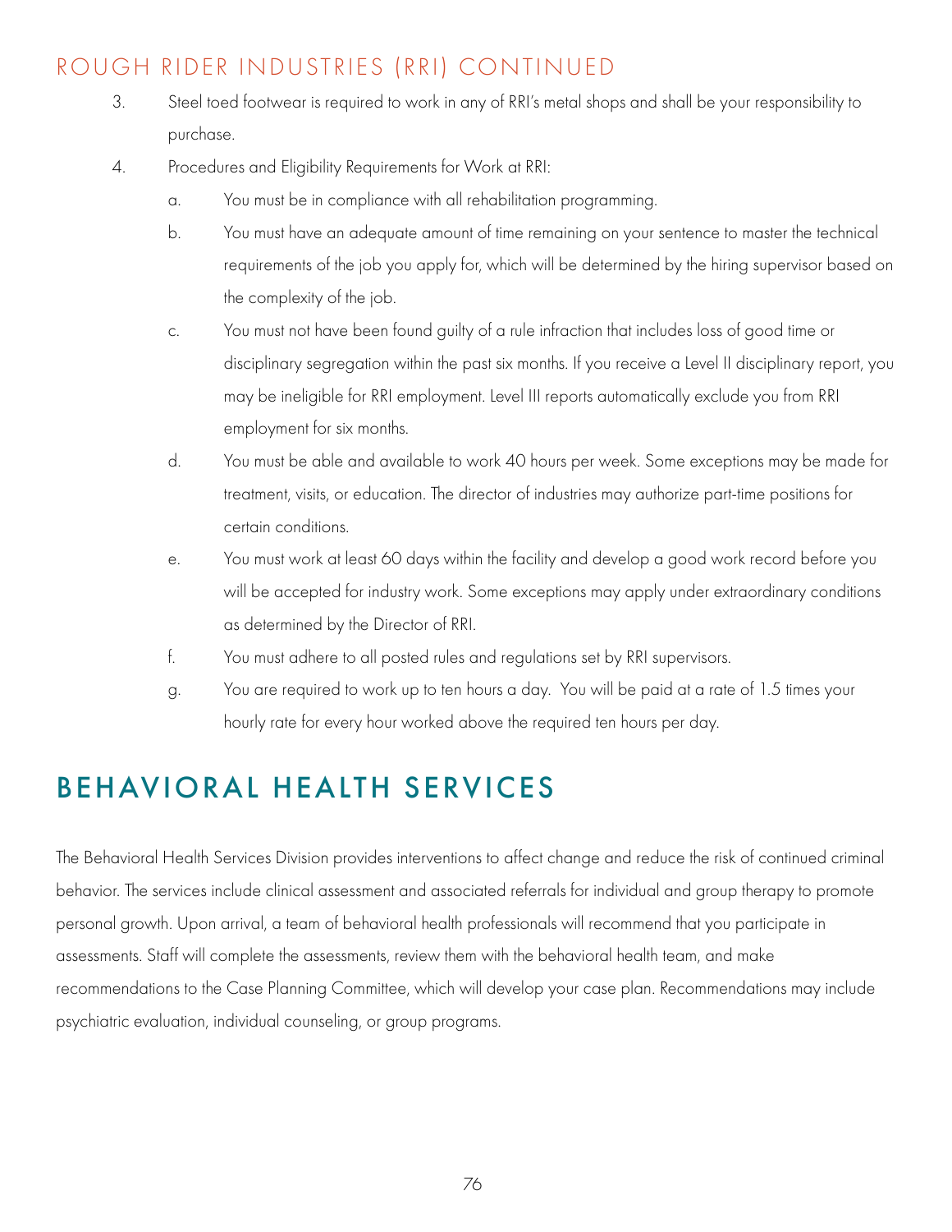## ROUGH RIDER INDUSTRIES (RRI) CONTINUED

3. Steel toed footwear is required to work in any of RRI's metal shops and shall be your responsibility to purchase.
4. Procedures and Eligibility Requirements for Work at RRI:
   a. You must be in compliance with all rehabilitation programming.
   b. You must have an adequate amount of time remaining on your sentence to master the technical requirements of the job you apply for, which will be determined by the hiring supervisor based on the complexity of the job.
   c. You must not have been found guilty of a rule infraction that includes loss of good time or disciplinary segregation within the past six months. If you receive a Level II disciplinary report, you may be ineligible for RRI employment. Level III reports automatically exclude you from RRI employment for six months.
   d. You must be able and available to work 40 hours per week. Some exceptions may be made for treatment, visits, or education. The director of industries may authorize part-time positions for certain conditions.
   e. You must work at least 60 days within the facility and develop a good work record before you will be accepted for industry work. Some exceptions may apply under extraordinary conditions as determined by the Director of RRI.
   f. You must adhere to all posted rules and regulations set by RRI supervisors.
   g. You are required to work up to ten hours a day. You will be paid at a rate of 1.5 times your hourly rate for every hour worked above the required ten hours per day.

# BEHAVIORAL HEALTH SERVICES

The Behavioral Health Services Division provides interventions to affect change and reduce the risk of continued criminal behavior. The services include clinical assessment and associated referrals for individual and group therapy to promote personal growth. Upon arrival, a team of behavioral health professionals will recommend that you participate in assessments. Staff will complete the assessments, review them with the behavioral health team, and make recommendations to the Case Planning Committee, which will develop your case plan. Recommendations may include psychiatric evaluation, individual counseling, or group programs.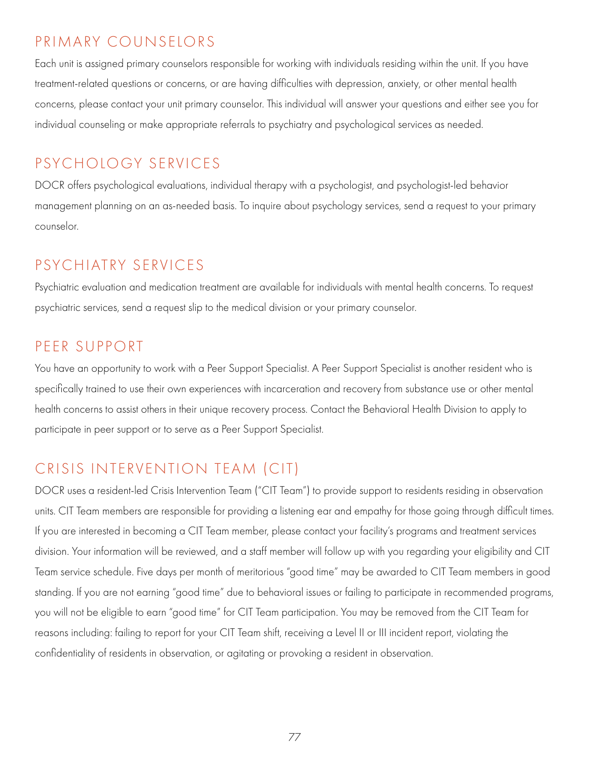## PRIMARY COUNSELORS

Each unit is assigned primary counselors responsible for working with individuals residing within the unit. If you have treatment-related questions or concerns, or are having difficulties with depression, anxiety, or other mental health concerns, please contact your unit primary counselor. This individual will answer your questions and either see you for individual counseling or make appropriate referrals to psychiatry and psychological services as needed.

## PSYCHOLOGY SERVICES

DOCR offers psychological evaluations, individual therapy with a psychologist, and psychologist-led behavior management planning on an as-needed basis. To inquire about psychology services, send a request to your primary counselor.

## PSYCHIATRY SERVICES

Psychiatric evaluation and medication treatment are available for individuals with mental health concerns. To request psychiatric services, send a request slip to the medical division or your primary counselor.

## PEER SUPPORT

You have an opportunity to work with a Peer Support Specialist. A Peer Support Specialist is another resident who is specifically trained to use their own experiences with incarceration and recovery from substance use or other mental health concerns to assist others in their unique recovery process. Contact the Behavioral Health Division to apply to participate in peer support or to serve as a Peer Support Specialist.

## CRISIS INTERVENTION TEAM (CIT)

DOCR uses a resident-led Crisis Intervention Team ("CIT Team") to provide support to residents residing in observation units. CIT Team members are responsible for providing a listening ear and empathy for those going through difficult times. If you are interested in becoming a CIT Team member, please contact your facility's programs and treatment services division. Your information will be reviewed, and a staff member will follow up with you regarding your eligibility and CIT Team service schedule. Five days per month of meritorious "good time" may be awarded to CIT Team members in good standing. If you are not earning "good time" due to behavioral issues or failing to participate in recommended programs, you will not be eligible to earn "good time" for CIT Team participation. You may be removed from the CIT Team for reasons including: failing to report for your CIT Team shift, receiving a Level II or III incident report, violating the confidentiality of residents in observation, or agitating or provoking a resident in observation.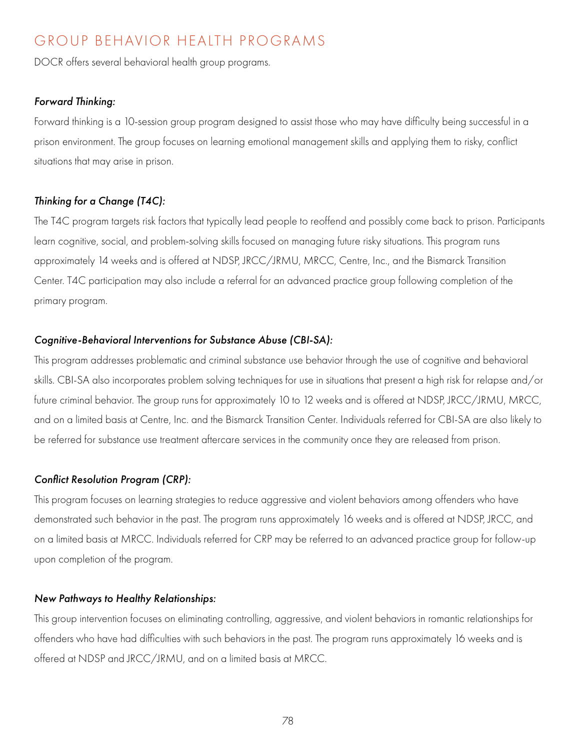# GROUP BEHAVIOR HEALTH PROGRAMS

DOCR offers several behavioral health group programs.

### *Forward Thinking:*

Forward thinking is a 10-session group program designed to assist those who may have difficulty being successful in a prison environment. The group focuses on learning emotional management skills and applying them to risky, conflict situations that may arise in prison.

### *Thinking for a Change (T4C):*

The T4C program targets risk factors that typically lead people to reoffend and possibly come back to prison. Participants learn cognitive, social, and problem-solving skills focused on managing future risky situations. This program runs approximately 14 weeks and is offered at NDSP, JRCC/JRMU, MRCC, Centre, Inc., and the Bismarck Transition Center. T4C participation may also include a referral for an advanced practice group following completion of the primary program.

### *Cognitive-Behavioral Interventions for Substance Abuse (CBI-SA):*

This program addresses problematic and criminal substance use behavior through the use of cognitive and behavioral skills. CBI-SA also incorporates problem solving techniques for use in situations that present a high risk for relapse and/or future criminal behavior. The group runs for approximately 10 to 12 weeks and is offered at NDSP, JRCC/JRMU, MRCC, and on a limited basis at Centre, Inc. and the Bismarck Transition Center. Individuals referred for CBI-SA are also likely to be referred for substance use treatment aftercare services in the community once they are released from prison.

### *Conflict Resolution Program (CRP):*

This program focuses on learning strategies to reduce aggressive and violent behaviors among offenders who have demonstrated such behavior in the past. The program runs approximately 16 weeks and is offered at NDSP, JRCC, and on a limited basis at MRCC. Individuals referred for CRP may be referred to an advanced practice group for follow-up upon completion of the program.

### *New Pathways to Healthy Relationships:*

This group intervention focuses on eliminating controlling, aggressive, and violent behaviors in romantic relationships for offenders who have had difficulties with such behaviors in the past. The program runs approximately 16 weeks and is offered at NDSP and JRCC/JRMU, and on a limited basis at MRCC.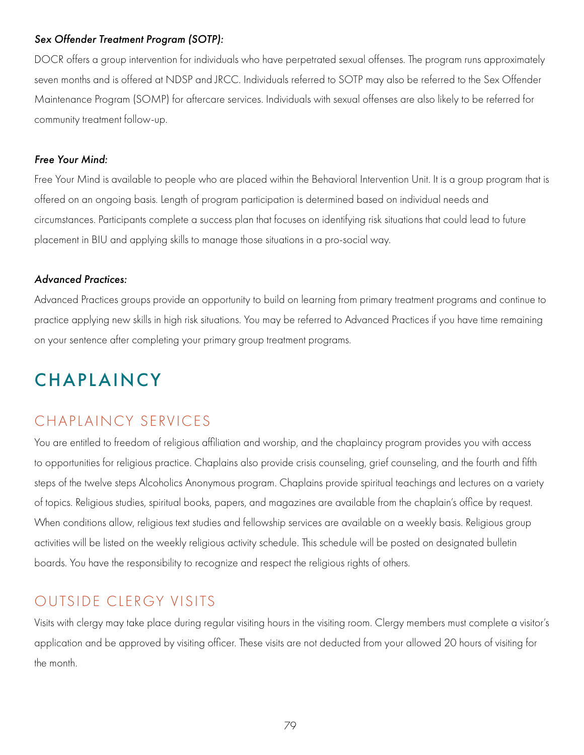***Sex Offender Treatment Program (SOTP):***

DOCR offers a group intervention for individuals who have perpetrated sexual offenses. The program runs approximately seven months and is offered at NDSP and JRCC. Individuals referred to SOTP may also be referred to the Sex Offender Maintenance Program (SOMP) for aftercare services. Individuals with sexual offenses are also likely to be referred for community treatment follow-up.

***Free Your Mind:***

Free Your Mind is available to people who are placed within the Behavioral Intervention Unit. It is a group program that is offered on an ongoing basis. Length of program participation is determined based on individual needs and circumstances. Participants complete a success plan that focuses on identifying risk situations that could lead to future placement in BIU and applying skills to manage those situations in a pro-social way.

***Advanced Practices:***

Advanced Practices groups provide an opportunity to build on learning from primary treatment programs and continue to practice applying new skills in high risk situations. You may be referred to Advanced Practices if you have time remaining on your sentence after completing your primary group treatment programs.

# CHAPLAINCY

## CHAPLAINCY SERVICES

You are entitled to freedom of religious affiliation and worship, and the chaplaincy program provides you with access to opportunities for religious practice. Chaplains also provide crisis counseling, grief counseling, and the fourth and fifth steps of the twelve steps Alcoholics Anonymous program. Chaplains provide spiritual teachings and lectures on a variety of topics. Religious studies, spiritual books, papers, and magazines are available from the chaplain's office by request. When conditions allow, religious text studies and fellowship services are available on a weekly basis. Religious group activities will be listed on the weekly religious activity schedule. This schedule will be posted on designated bulletin boards. You have the responsibility to recognize and respect the religious rights of others.

## OUTSIDE CLERGY VISITS

Visits with clergy may take place during regular visiting hours in the visiting room. Clergy members must complete a visitor's application and be approved by visiting officer. These visits are not deducted from your allowed 20 hours of visiting for the month.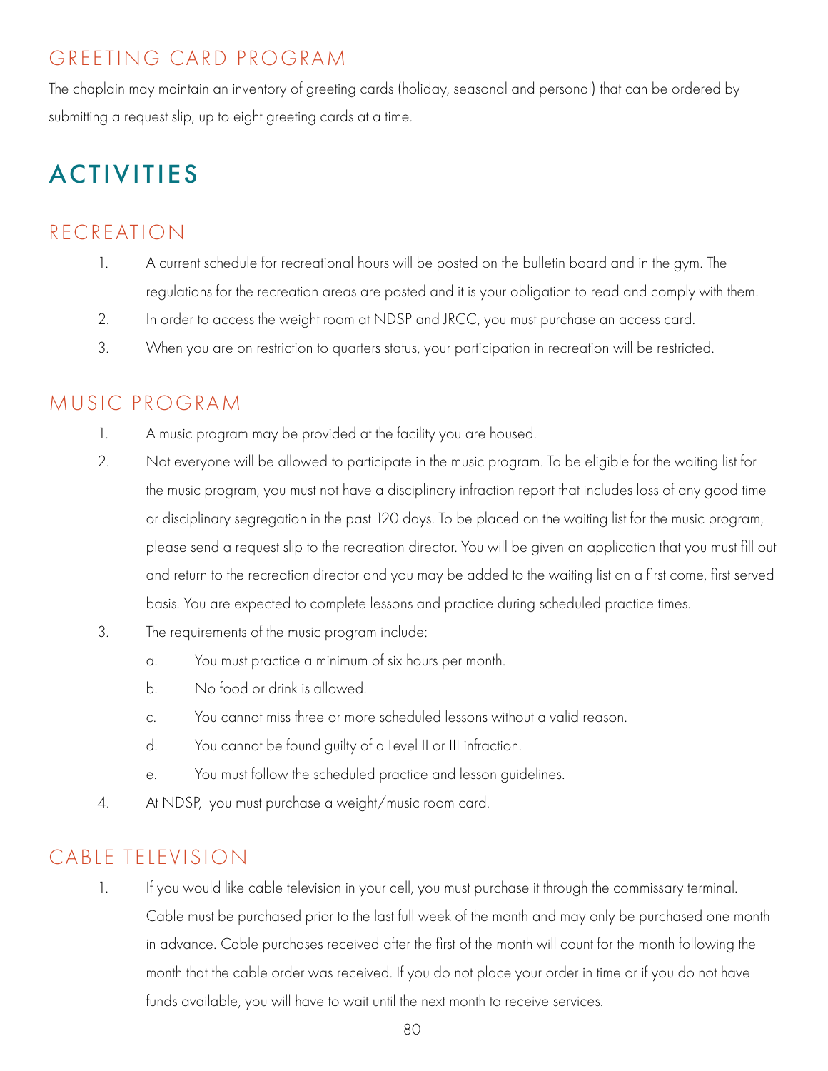## GREETING CARD PROGRAM

The chaplain may maintain an inventory of greeting cards (holiday, seasonal and personal) that can be ordered by submitting a request slip, up to eight greeting cards at a time.

# ACTIVITIES

## RECREATION

1. A current schedule for recreational hours will be posted on the bulletin board and in the gym. The regulations for the recreation areas are posted and it is your obligation to read and comply with them.
2. In order to access the weight room at NDSP and JRCC, you must purchase an access card.
3. When you are on restriction to quarters status, your participation in recreation will be restricted.

## MUSIC PROGRAM

1. A music program may be provided at the facility you are housed.
2. Not everyone will be allowed to participate in the music program. To be eligible for the waiting list for the music program, you must not have a disciplinary infraction report that includes loss of any good time or disciplinary segregation in the past 120 days. To be placed on the waiting list for the music program, please send a request slip to the recreation director. You will be given an application that you must fill out and return to the recreation director and you may be added to the waiting list on a first come, first served basis. You are expected to complete lessons and practice during scheduled practice times.
3. The requirements of the music program include:
   a. You must practice a minimum of six hours per month.
   b. No food or drink is allowed.
   c. You cannot miss three or more scheduled lessons without a valid reason.
   d. You cannot be found guilty of a Level II or III infraction.
   e. You must follow the scheduled practice and lesson guidelines.
4. At NDSP, you must purchase a weight/music room card.

## CABLE TELEVISION

1. If you would like cable television in your cell, you must purchase it through the commissary terminal. Cable must be purchased prior to the last full week of the month and may only be purchased one month in advance. Cable purchases received after the first of the month will count for the month following the month that the cable order was received. If you do not place your order in time or if you do not have funds available, you will have to wait until the next month to receive services.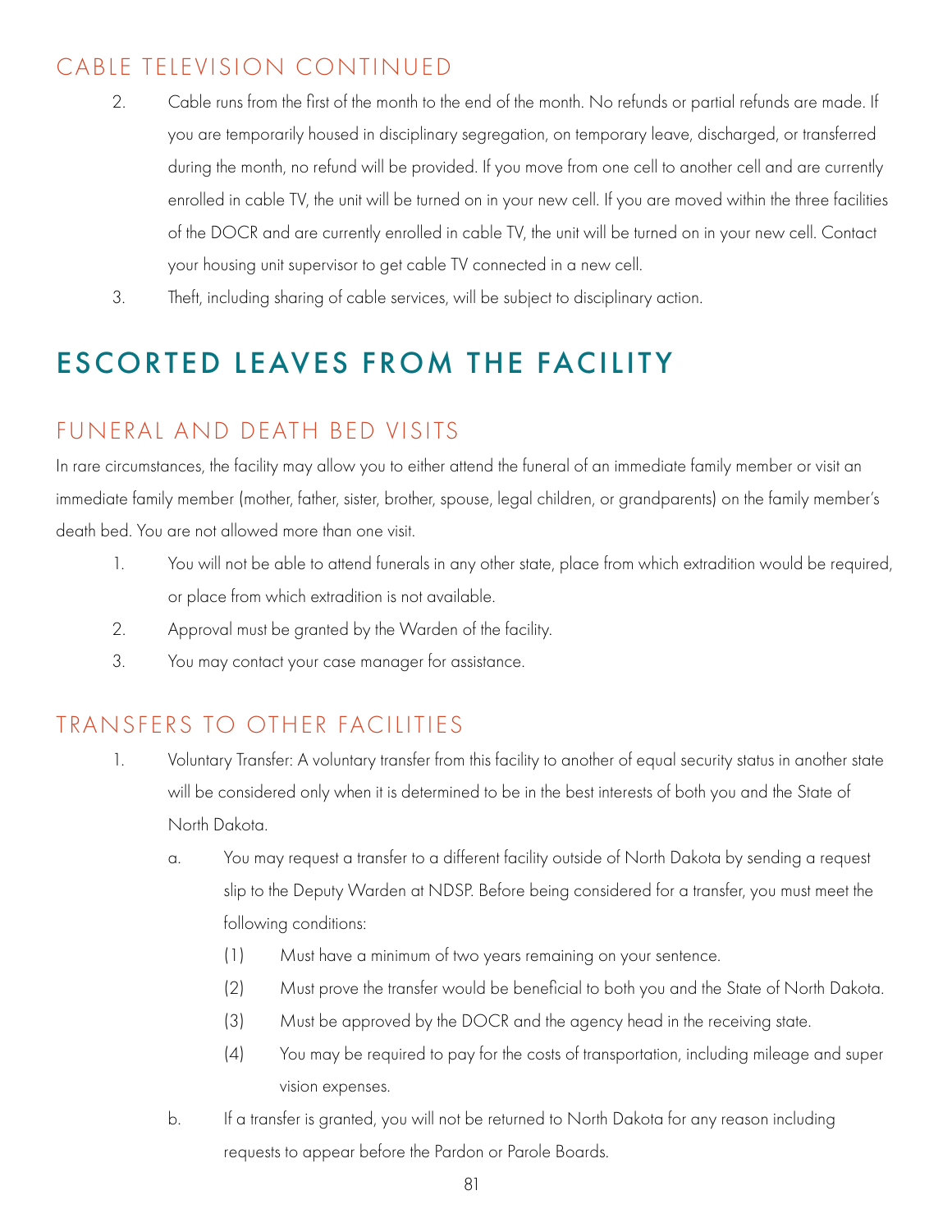## CABLE TELEVISION CONTINUED

2. Cable runs from the first of the month to the end of the month. No refunds or partial refunds are made. If you are temporarily housed in disciplinary segregation, on temporary leave, discharged, or transferred during the month, no refund will be provided. If you move from one cell to another cell and are currently enrolled in cable TV, the unit will be turned on in your new cell. If you are moved within the three facilities of the DOCR and are currently enrolled in cable TV, the unit will be turned on in your new cell. Contact your housing unit supervisor to get cable TV connected in a new cell.
3. Theft, including sharing of cable services, will be subject to disciplinary action.

# ESCORTED LEAVES FROM THE FACILITY

## FUNERAL AND DEATH BED VISITS

In rare circumstances, the facility may allow you to either attend the funeral of an immediate family member or visit an immediate family member (mother, father, sister, brother, spouse, legal children, or grandparents) on the family member's death bed. You are not allowed more than one visit.

1. You will not be able to attend funerals in any other state, place from which extradition would be required, or place from which extradition is not available.
2. Approval must be granted by the Warden of the facility.
3. You may contact your case manager for assistance.

## TRANSFERS TO OTHER FACILITIES

1. Voluntary Transfer: A voluntary transfer from this facility to another of equal security status in another state will be considered only when it is determined to be in the best interests of both you and the State of North Dakota.
   a. You may request a transfer to a different facility outside of North Dakota by sending a request slip to the Deputy Warden at NDSP. Before being considered for a transfer, you must meet the following conditions:
      (1) Must have a minimum of two years remaining on your sentence.
      (2) Must prove the transfer would be beneficial to both you and the State of North Dakota.
      (3) Must be approved by the DOCR and the agency head in the receiving state.
      (4) You may be required to pay for the costs of transportation, including mileage and super vision expenses.
   b. If a transfer is granted, you will not be returned to North Dakota for any reason including requests to appear before the Pardon or Parole Boards.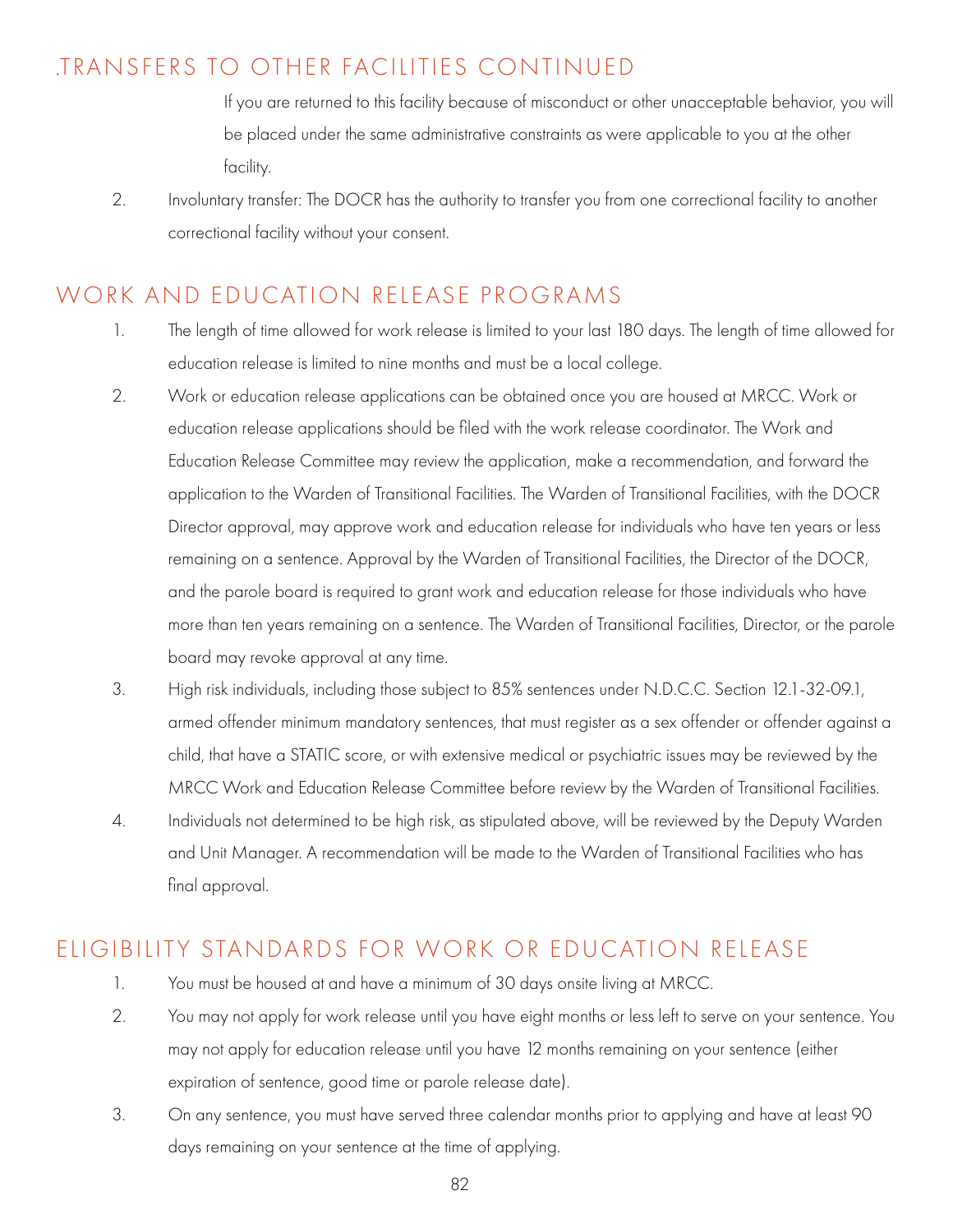## .TRANSFERS TO OTHER FACILITIES CONTINUED

If you are returned to this facility because of misconduct or other unacceptable behavior, you will be placed under the same administrative constraints as were applicable to you at the other facility.

2. Involuntary transfer: The DOCR has the authority to transfer you from one correctional facility to another correctional facility without your consent.

## WORK AND EDUCATION RELEASE PROGRAMS

1. The length of time allowed for work release is limited to your last 180 days. The length of time allowed for education release is limited to nine months and must be a local college.
2. Work or education release applications can be obtained once you are housed at MRCC. Work or education release applications should be filed with the work release coordinator. The Work and Education Release Committee may review the application, make a recommendation, and forward the application to the Warden of Transitional Facilities. The Warden of Transitional Facilities, with the DOCR Director approval, may approve work and education release for individuals who have ten years or less remaining on a sentence. Approval by the Warden of Transitional Facilities, the Director of the DOCR, and the parole board is required to grant work and education release for those individuals who have more than ten years remaining on a sentence. The Warden of Transitional Facilities, Director, or the parole board may revoke approval at any time.
3. High risk individuals, including those subject to 85% sentences under N.D.C.C. Section 12.1-32-09.1, armed offender minimum mandatory sentences, that must register as a sex offender or offender against a child, that have a STATIC score, or with extensive medical or psychiatric issues may be reviewed by the MRCC Work and Education Release Committee before review by the Warden of Transitional Facilities.
4. Individuals not determined to be high risk, as stipulated above, will be reviewed by the Deputy Warden and Unit Manager. A recommendation will be made to the Warden of Transitional Facilities who has final approval.

## ELIGIBILITY STANDARDS FOR WORK OR EDUCATION RELEASE

1. You must be housed at and have a minimum of 30 days onsite living at MRCC.
2. You may not apply for work release until you have eight months or less left to serve on your sentence. You may not apply for education release until you have 12 months remaining on your sentence (either expiration of sentence, good time or parole release date).
3. On any sentence, you must have served three calendar months prior to applying and have at least 90 days remaining on your sentence at the time of applying.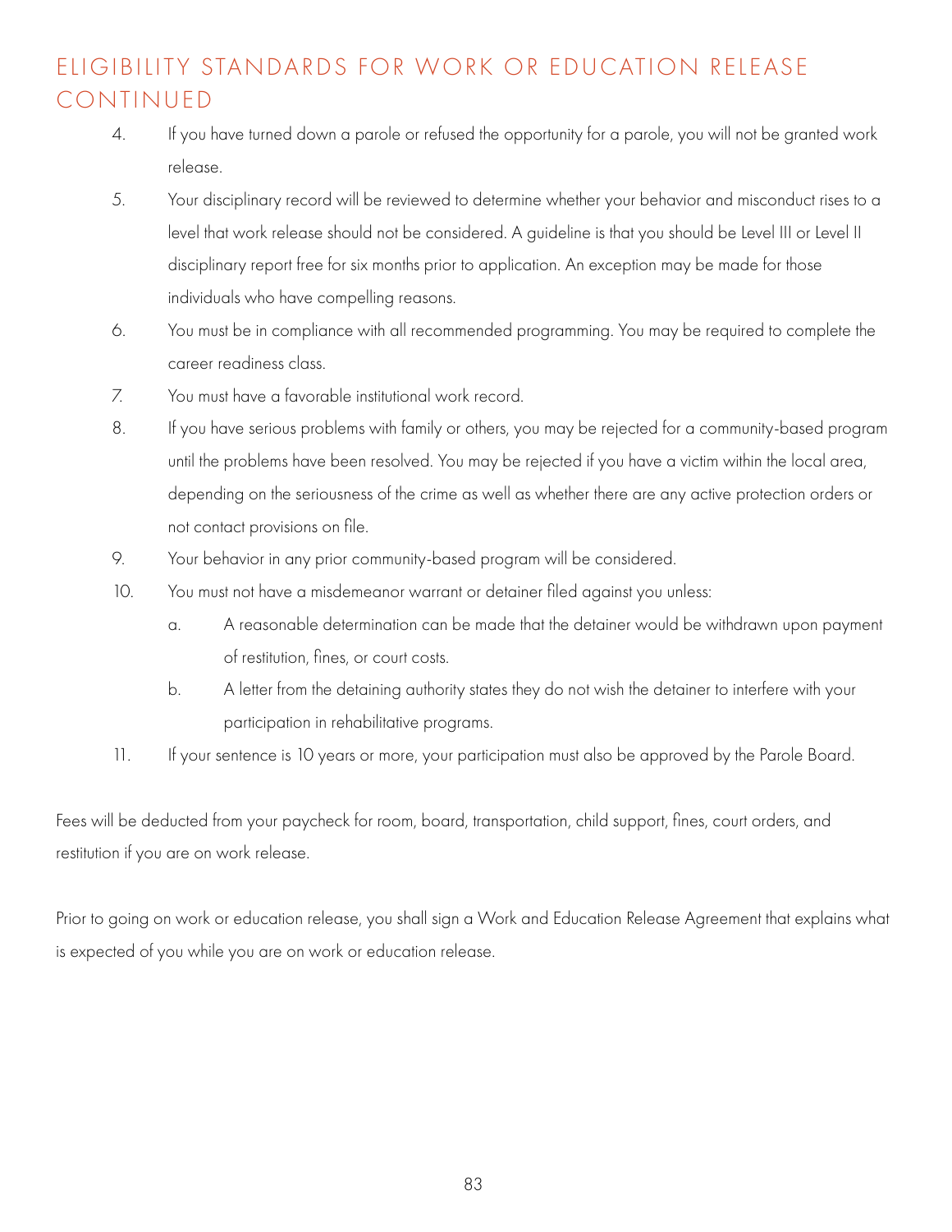## ELIGIBILITY STANDARDS FOR WORK OR EDUCATION RELEASE CONTINUED

4. If you have turned down a parole or refused the opportunity for a parole, you will not be granted work release.
5. Your disciplinary record will be reviewed to determine whether your behavior and misconduct rises to a level that work release should not be considered. A guideline is that you should be Level III or Level II disciplinary report free for six months prior to application. An exception may be made for those individuals who have compelling reasons.
6. You must be in compliance with all recommended programming. You may be required to complete the career readiness class.
7. You must have a favorable institutional work record.
8. If you have serious problems with family or others, you may be rejected for a community-based program until the problems have been resolved. You may be rejected if you have a victim within the local area, depending on the seriousness of the crime as well as whether there are any active protection orders or not contact provisions on file.
9. Your behavior in any prior community-based program will be considered.
10. You must not have a misdemeanor warrant or detainer filed against you unless:
    a. A reasonable determination can be made that the detainer would be withdrawn upon payment of restitution, fines, or court costs.
    b. A letter from the detaining authority states they do not wish the detainer to interfere with your participation in rehabilitative programs.
11. If your sentence is 10 years or more, your participation must also be approved by the Parole Board.

Fees will be deducted from your paycheck for room, board, transportation, child support, fines, court orders, and restitution if you are on work release.

Prior to going on work or education release, you shall sign a Work and Education Release Agreement that explains what is expected of you while you are on work or education release.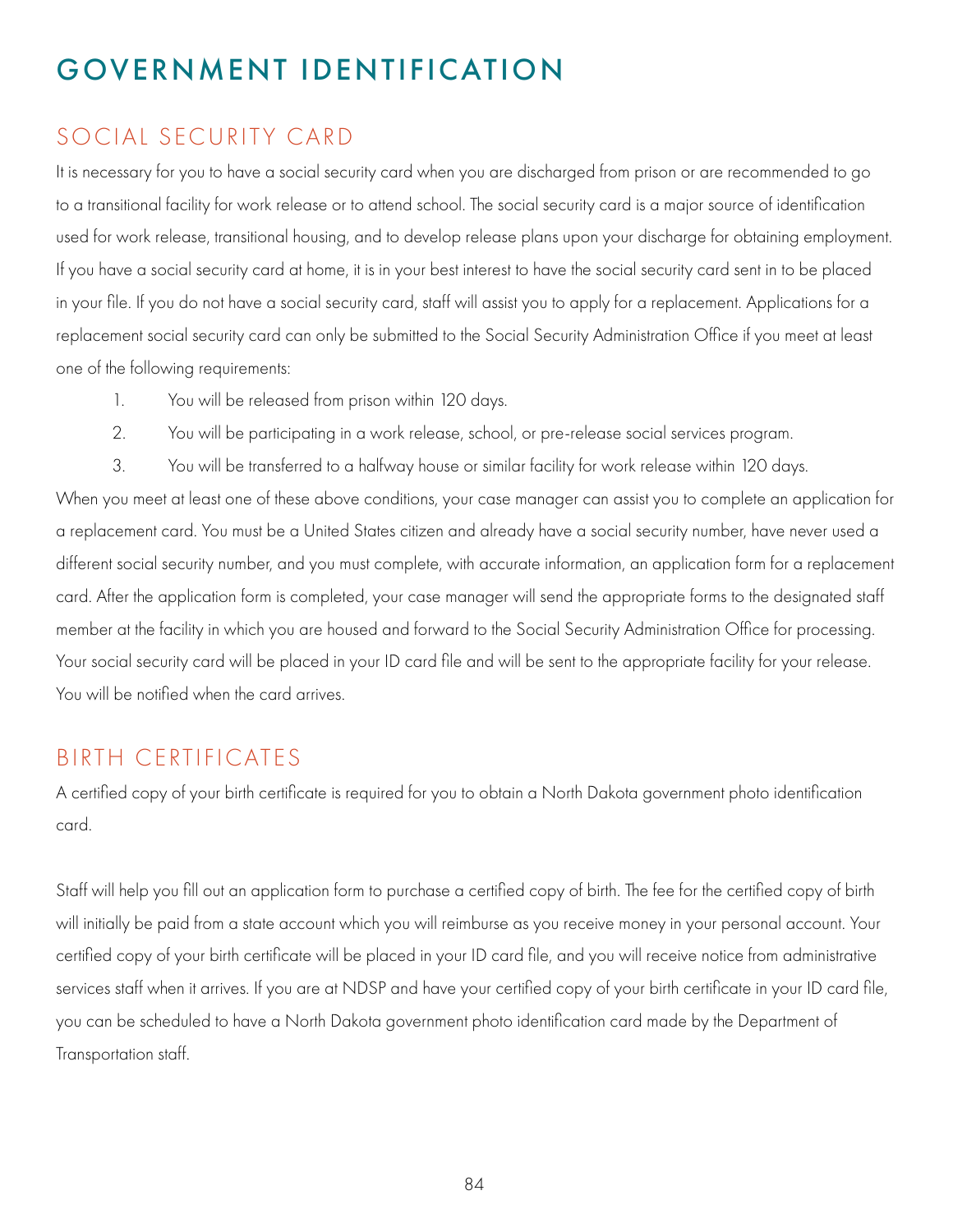# GOVERNMENT IDENTIFICATION

## SOCIAL SECURITY CARD

It is necessary for you to have a social security card when you are discharged from prison or are recommended to go to a transitional facility for work release or to attend school. The social security card is a major source of identification used for work release, transitional housing, and to develop release plans upon your discharge for obtaining employment. If you have a social security card at home, it is in your best interest to have the social security card sent in to be placed in your file. If you do not have a social security card, staff will assist you to apply for a replacement. Applications for a replacement social security card can only be submitted to the Social Security Administration Office if you meet at least one of the following requirements:

1. You will be released from prison within 120 days.
2. You will be participating in a work release, school, or pre-release social services program.
3. You will be transferred to a halfway house or similar facility for work release within 120 days.

When you meet at least one of these above conditions, your case manager can assist you to complete an application for a replacement card. You must be a United States citizen and already have a social security number, have never used a different social security number, and you must complete, with accurate information, an application form for a replacement card. After the application form is completed, your case manager will send the appropriate forms to the designated staff member at the facility in which you are housed and forward to the Social Security Administration Office for processing. Your social security card will be placed in your ID card file and will be sent to the appropriate facility for your release. You will be notified when the card arrives.

## BIRTH CERTIFICATES

A certified copy of your birth certificate is required for you to obtain a North Dakota government photo identification card.

Staff will help you fill out an application form to purchase a certified copy of birth. The fee for the certified copy of birth will initially be paid from a state account which you will reimburse as you receive money in your personal account. Your certified copy of your birth certificate will be placed in your ID card file, and you will receive notice from administrative services staff when it arrives. If you are at NDSP and have your certified copy of your birth certificate in your ID card file, you can be scheduled to have a North Dakota government photo identification card made by the Department of Transportation staff.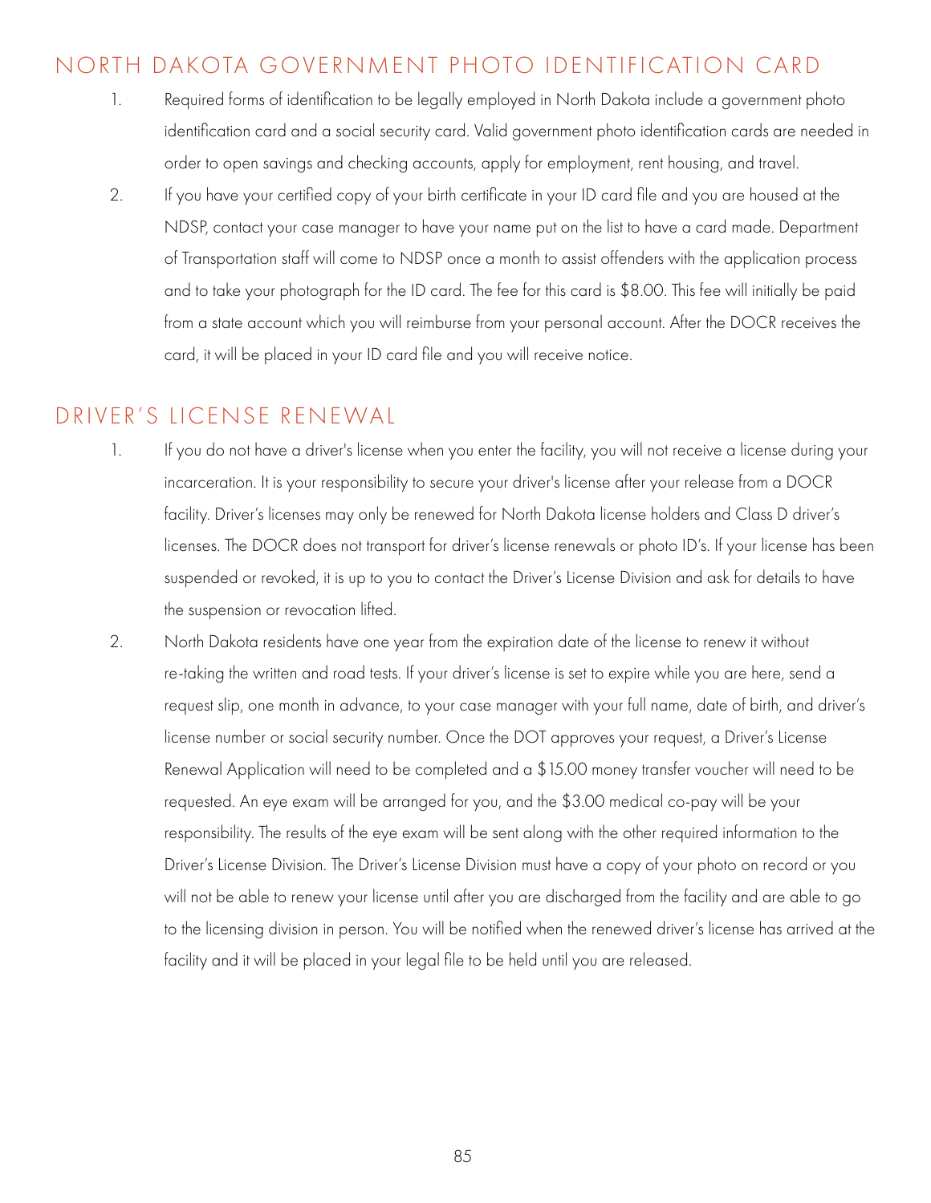## NORTH DAKOTA GOVERNMENT PHOTO IDENTIFICATION CARD

1. Required forms of identification to be legally employed in North Dakota include a government photo identification card and a social security card. Valid government photo identification cards are needed in order to open savings and checking accounts, apply for employment, rent housing, and travel.
2. If you have your certified copy of your birth certificate in your ID card file and you are housed at the NDSP, contact your case manager to have your name put on the list to have a card made. Department of Transportation staff will come to NDSP once a month to assist offenders with the application process and to take your photograph for the ID card. The fee for this card is $8.00. This fee will initially be paid from a state account which you will reimburse from your personal account. After the DOCR receives the card, it will be placed in your ID card file and you will receive notice.

## DRIVER'S LICENSE RENEWAL

1. If you do not have a driver's license when you enter the facility, you will not receive a license during your incarceration. It is your responsibility to secure your driver's license after your release from a DOCR facility. Driver's licenses may only be renewed for North Dakota license holders and Class D driver's licenses. The DOCR does not transport for driver's license renewals or photo ID's. If your license has been suspended or revoked, it is up to you to contact the Driver's License Division and ask for details to have the suspension or revocation lifted.
2. North Dakota residents have one year from the expiration date of the license to renew it without re-taking the written and road tests. If your driver's license is set to expire while you are here, send a request slip, one month in advance, to your case manager with your full name, date of birth, and driver's license number or social security number. Once the DOT approves your request, a Driver's License Renewal Application will need to be completed and a $15.00 money transfer voucher will need to be requested. An eye exam will be arranged for you, and the $3.00 medical co-pay will be your responsibility. The results of the eye exam will be sent along with the other required information to the Driver's License Division. The Driver's License Division must have a copy of your photo on record or you will not be able to renew your license until after you are discharged from the facility and are able to go to the licensing division in person. You will be notified when the renewed driver's license has arrived at the facility and it will be placed in your legal file to be held until you are released.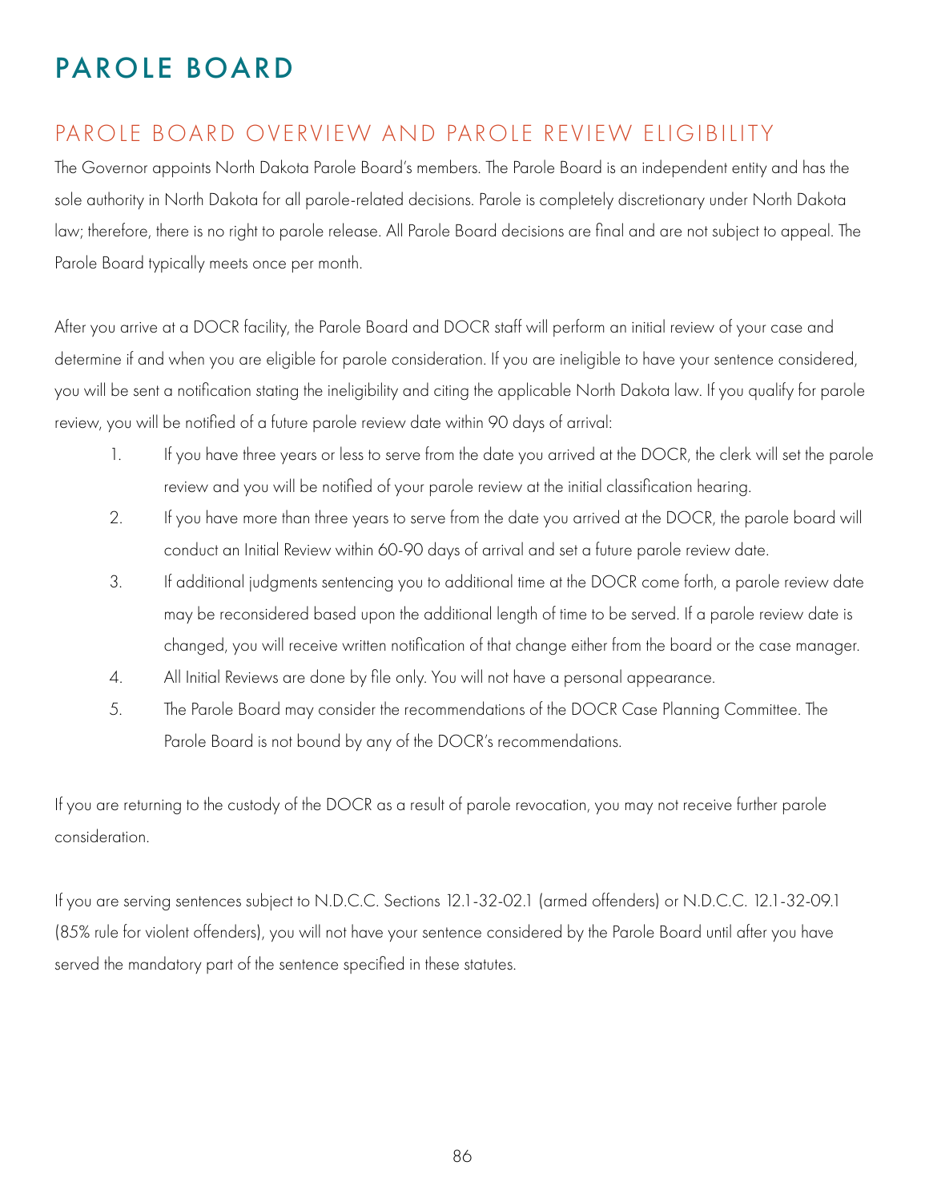# PAROLE BOARD

## PAROLE BOARD OVERVIEW AND PAROLE REVIEW ELIGIBILITY

The Governor appoints North Dakota Parole Board's members. The Parole Board is an independent entity and has the sole authority in North Dakota for all parole-related decisions. Parole is completely discretionary under North Dakota law; therefore, there is no right to parole release. All Parole Board decisions are final and are not subject to appeal. The Parole Board typically meets once per month.

After you arrive at a DOCR facility, the Parole Board and DOCR staff will perform an initial review of your case and determine if and when you are eligible for parole consideration. If you are ineligible to have your sentence considered, you will be sent a notification stating the ineligibility and citing the applicable North Dakota law. If you qualify for parole review, you will be notified of a future parole review date within 90 days of arrival:

1. If you have three years or less to serve from the date you arrived at the DOCR, the clerk will set the parole review and you will be notified of your parole review at the initial classification hearing.
2. If you have more than three years to serve from the date you arrived at the DOCR, the parole board will conduct an Initial Review within 60-90 days of arrival and set a future parole review date.
3. If additional judgments sentencing you to additional time at the DOCR come forth, a parole review date may be reconsidered based upon the additional length of time to be served. If a parole review date is changed, you will receive written notification of that change either from the board or the case manager.
4. All Initial Reviews are done by file only. You will not have a personal appearance.
5. The Parole Board may consider the recommendations of the DOCR Case Planning Committee. The Parole Board is not bound by any of the DOCR's recommendations.

If you are returning to the custody of the DOCR as a result of parole revocation, you may not receive further parole consideration.

If you are serving sentences subject to N.D.C.C. Sections 12.1-32-02.1 (armed offenders) or N.D.C.C. 12.1-32-09.1 (85% rule for violent offenders), you will not have your sentence considered by the Parole Board until after you have served the mandatory part of the sentence specified in these statutes.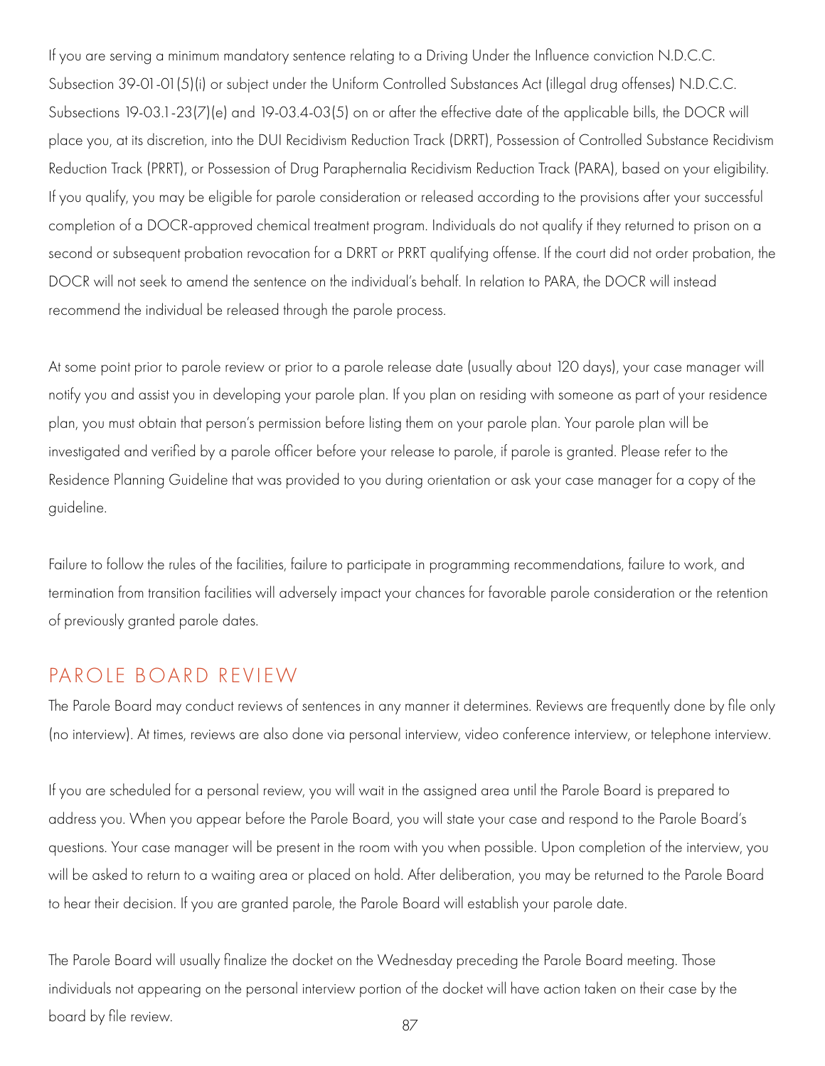If you are serving a minimum mandatory sentence relating to a Driving Under the Influence conviction N.D.C.C. Subsection 39-01-01(5)(i) or subject under the Uniform Controlled Substances Act (illegal drug offenses) N.D.C.C. Subsections 19-03.1-23(7)(e) and 19-03.4-03(5) on or after the effective date of the applicable bills, the DOCR will place you, at its discretion, into the DUI Recidivism Reduction Track (DRRT), Possession of Controlled Substance Recidivism Reduction Track (PRRT), or Possession of Drug Paraphernalia Recidivism Reduction Track (PARA), based on your eligibility. If you qualify, you may be eligible for parole consideration or released according to the provisions after your successful completion of a DOCR-approved chemical treatment program. Individuals do not qualify if they returned to prison on a second or subsequent probation revocation for a DRRT or PRRT qualifying offense. If the court did not order probation, the DOCR will not seek to amend the sentence on the individual's behalf. In relation to PARA, the DOCR will instead recommend the individual be released through the parole process.

At some point prior to parole review or prior to a parole release date (usually about 120 days), your case manager will notify you and assist you in developing your parole plan. If you plan on residing with someone as part of your residence plan, you must obtain that person's permission before listing them on your parole plan. Your parole plan will be investigated and verified by a parole officer before your release to parole, if parole is granted. Please refer to the Residence Planning Guideline that was provided to you during orientation or ask your case manager for a copy of the guideline.

Failure to follow the rules of the facilities, failure to participate in programming recommendations, failure to work, and termination from transition facilities will adversely impact your chances for favorable parole consideration or the retention of previously granted parole dates.

## PAROLE BOARD REVIEW

The Parole Board may conduct reviews of sentences in any manner it determines. Reviews are frequently done by file only (no interview). At times, reviews are also done via personal interview, video conference interview, or telephone interview.

If you are scheduled for a personal review, you will wait in the assigned area until the Parole Board is prepared to address you. When you appear before the Parole Board, you will state your case and respond to the Parole Board's questions. Your case manager will be present in the room with you when possible. Upon completion of the interview, you will be asked to return to a waiting area or placed on hold. After deliberation, you may be returned to the Parole Board to hear their decision. If you are granted parole, the Parole Board will establish your parole date.

The Parole Board will usually finalize the docket on the Wednesday preceding the Parole Board meeting. Those individuals not appearing on the personal interview portion of the docket will have action taken on their case by the board by file review.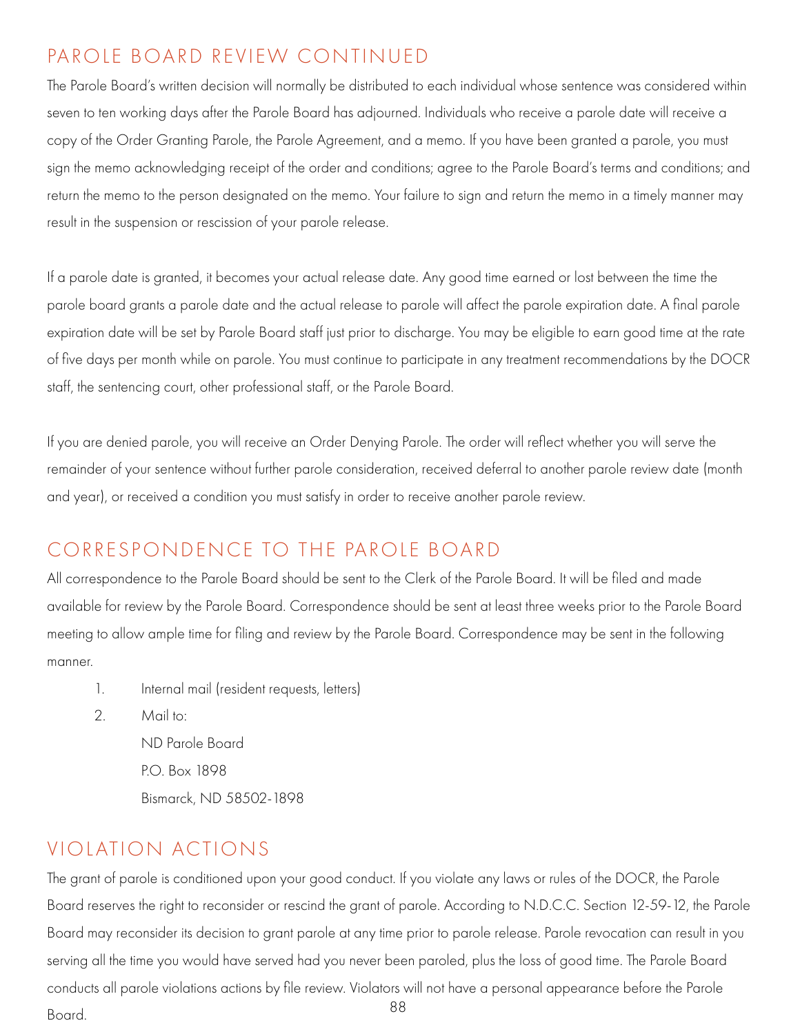## PAROLE BOARD REVIEW CONTINUED

The Parole Board's written decision will normally be distributed to each individual whose sentence was considered within seven to ten working days after the Parole Board has adjourned. Individuals who receive a parole date will receive a copy of the Order Granting Parole, the Parole Agreement, and a memo. If you have been granted a parole, you must sign the memo acknowledging receipt of the order and conditions; agree to the Parole Board's terms and conditions; and return the memo to the person designated on the memo. Your failure to sign and return the memo in a timely manner may result in the suspension or rescission of your parole release.

If a parole date is granted, it becomes your actual release date. Any good time earned or lost between the time the parole board grants a parole date and the actual release to parole will affect the parole expiration date. A final parole expiration date will be set by Parole Board staff just prior to discharge. You may be eligible to earn good time at the rate of five days per month while on parole. You must continue to participate in any treatment recommendations by the DOCR staff, the sentencing court, other professional staff, or the Parole Board.

If you are denied parole, you will receive an Order Denying Parole. The order will reflect whether you will serve the remainder of your sentence without further parole consideration, received deferral to another parole review date (month and year), or received a condition you must satisfy in order to receive another parole review.

## CORRESPONDENCE TO THE PAROLE BOARD

All correspondence to the Parole Board should be sent to the Clerk of the Parole Board. It will be filed and made available for review by the Parole Board. Correspondence should be sent at least three weeks prior to the Parole Board meeting to allow ample time for filing and review by the Parole Board. Correspondence may be sent in the following manner.

1. Internal mail (resident requests, letters)
2. Mail to:
   ND Parole Board
   P.O. Box 1898
   Bismarck, ND 58502-1898

## VIOLATION ACTIONS

The grant of parole is conditioned upon your good conduct. If you violate any laws or rules of the DOCR, the Parole Board reserves the right to reconsider or rescind the grant of parole. According to N.D.C.C. Section 12-59-12, the Parole Board may reconsider its decision to grant parole at any time prior to parole release. Parole revocation can result in you serving all the time you would have served had you never been paroled, plus the loss of good time. The Parole Board conducts all parole violations actions by file review. Violators will not have a personal appearance before the Parole Board.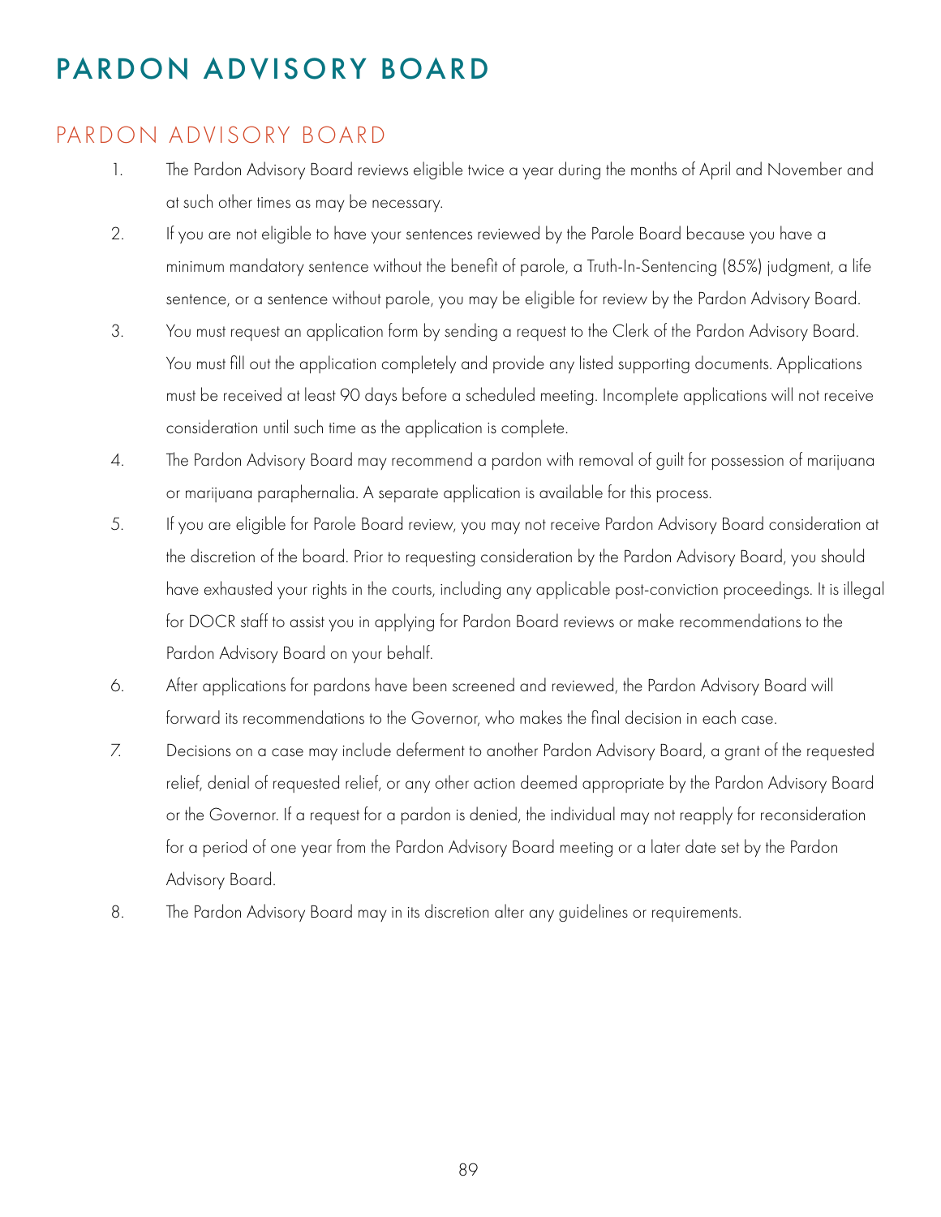# PARDON ADVISORY BOARD

## PARDON ADVISORY BOARD

1. The Pardon Advisory Board reviews eligible twice a year during the months of April and November and at such other times as may be necessary.
2. If you are not eligible to have your sentences reviewed by the Parole Board because you have a minimum mandatory sentence without the benefit of parole, a Truth-In-Sentencing (85%) judgment, a life sentence, or a sentence without parole, you may be eligible for review by the Pardon Advisory Board.
3. You must request an application form by sending a request to the Clerk of the Pardon Advisory Board. You must fill out the application completely and provide any listed supporting documents. Applications must be received at least 90 days before a scheduled meeting. Incomplete applications will not receive consideration until such time as the application is complete.
4. The Pardon Advisory Board may recommend a pardon with removal of guilt for possession of marijuana or marijuana paraphernalia. A separate application is available for this process.
5. If you are eligible for Parole Board review, you may not receive Pardon Advisory Board consideration at the discretion of the board. Prior to requesting consideration by the Pardon Advisory Board, you should have exhausted your rights in the courts, including any applicable post-conviction proceedings. It is illegal for DOCR staff to assist you in applying for Pardon Board reviews or make recommendations to the Pardon Advisory Board on your behalf.
6. After applications for pardons have been screened and reviewed, the Pardon Advisory Board will forward its recommendations to the Governor, who makes the final decision in each case.
7. Decisions on a case may include deferment to another Pardon Advisory Board, a grant of the requested relief, denial of requested relief, or any other action deemed appropriate by the Pardon Advisory Board or the Governor. If a request for a pardon is denied, the individual may not reapply for reconsideration for a period of one year from the Pardon Advisory Board meeting or a later date set by the Pardon Advisory Board.
8. The Pardon Advisory Board may in its discretion alter any guidelines or requirements.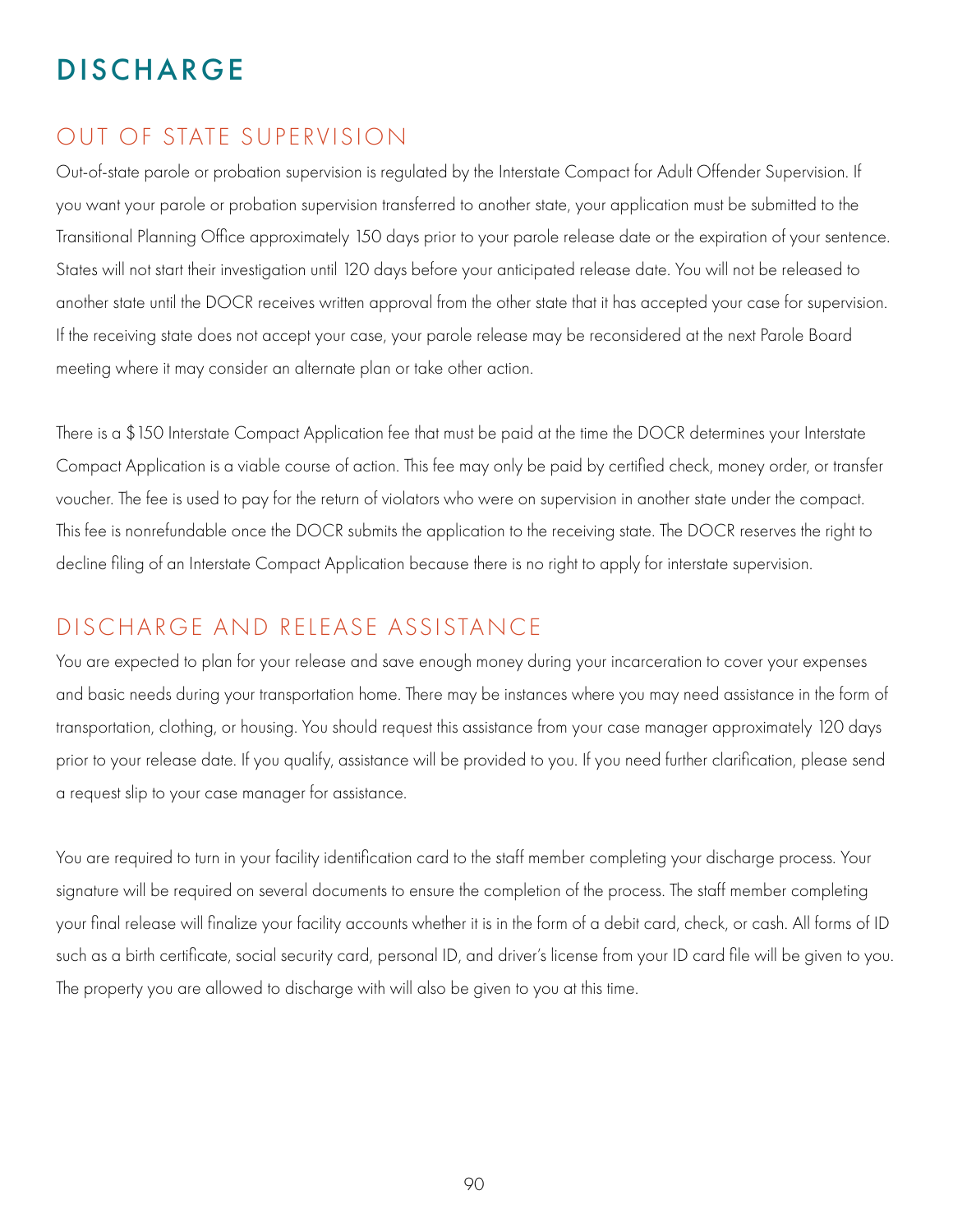# DISCHARGE

## OUT OF STATE SUPERVISION

Out-of-state parole or probation supervision is regulated by the Interstate Compact for Adult Offender Supervision. If you want your parole or probation supervision transferred to another state, your application must be submitted to the Transitional Planning Office approximately 150 days prior to your parole release date or the expiration of your sentence. States will not start their investigation until 120 days before your anticipated release date. You will not be released to another state until the DOCR receives written approval from the other state that it has accepted your case for supervision. If the receiving state does not accept your case, your parole release may be reconsidered at the next Parole Board meeting where it may consider an alternate plan or take other action.

There is a $150 Interstate Compact Application fee that must be paid at the time the DOCR determines your Interstate Compact Application is a viable course of action. This fee may only be paid by certified check, money order, or transfer voucher. The fee is used to pay for the return of violators who were on supervision in another state under the compact. This fee is nonrefundable once the DOCR submits the application to the receiving state. The DOCR reserves the right to decline filing of an Interstate Compact Application because there is no right to apply for interstate supervision.

## DISCHARGE AND RELEASE ASSISTANCE

You are expected to plan for your release and save enough money during your incarceration to cover your expenses and basic needs during your transportation home. There may be instances where you may need assistance in the form of transportation, clothing, or housing. You should request this assistance from your case manager approximately 120 days prior to your release date. If you qualify, assistance will be provided to you. If you need further clarification, please send a request slip to your case manager for assistance.

You are required to turn in your facility identification card to the staff member completing your discharge process. Your signature will be required on several documents to ensure the completion of the process. The staff member completing your final release will finalize your facility accounts whether it is in the form of a debit card, check, or cash. All forms of ID such as a birth certificate, social security card, personal ID, and driver's license from your ID card file will be given to you. The property you are allowed to discharge with will also be given to you at this time.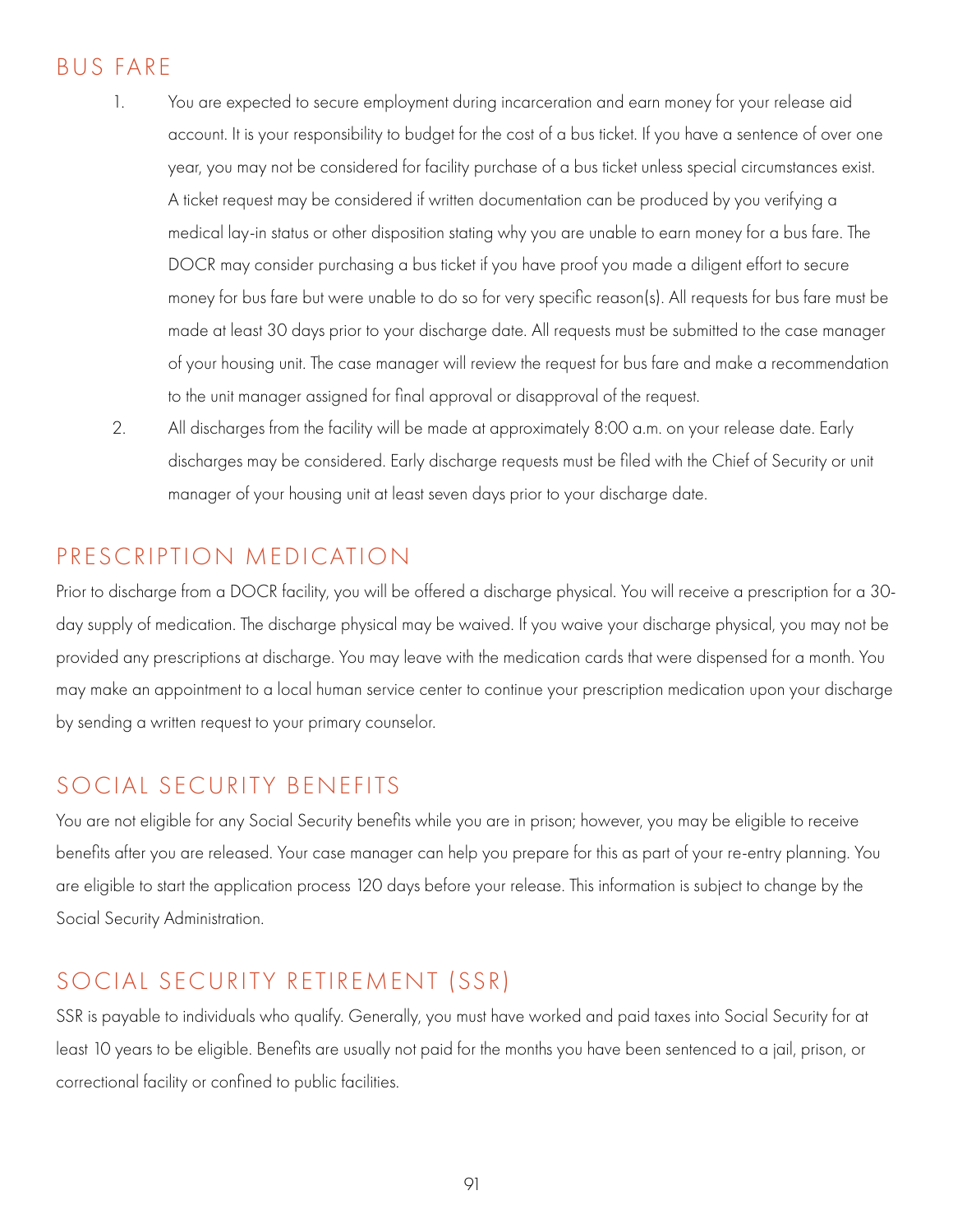## BUS FARE

1. You are expected to secure employment during incarceration and earn money for your release aid account. It is your responsibility to budget for the cost of a bus ticket. If you have a sentence of over one year, you may not be considered for facility purchase of a bus ticket unless special circumstances exist. A ticket request may be considered if written documentation can be produced by you verifying a medical lay-in status or other disposition stating why you are unable to earn money for a bus fare. The DOCR may consider purchasing a bus ticket if you have proof you made a diligent effort to secure money for bus fare but were unable to do so for very specific reason(s). All requests for bus fare must be made at least 30 days prior to your discharge date. All requests must be submitted to the case manager of your housing unit. The case manager will review the request for bus fare and make a recommendation to the unit manager assigned for final approval or disapproval of the request.
2. All discharges from the facility will be made at approximately 8:00 a.m. on your release date. Early discharges may be considered. Early discharge requests must be filed with the Chief of Security or unit manager of your housing unit at least seven days prior to your discharge date.

## PRESCRIPTION MEDICATION

Prior to discharge from a DOCR facility, you will be offered a discharge physical. You will receive a prescription for a 30-day supply of medication. The discharge physical may be waived. If you waive your discharge physical, you may not be provided any prescriptions at discharge. You may leave with the medication cards that were dispensed for a month. You may make an appointment to a local human service center to continue your prescription medication upon your discharge by sending a written request to your primary counselor.

## SOCIAL SECURITY BENEFITS

You are not eligible for any Social Security benefits while you are in prison; however, you may be eligible to receive benefits after you are released. Your case manager can help you prepare for this as part of your re-entry planning. You are eligible to start the application process 120 days before your release. This information is subject to change by the Social Security Administration.

## SOCIAL SECURITY RETIREMENT (SSR)

SSR is payable to individuals who qualify. Generally, you must have worked and paid taxes into Social Security for at least 10 years to be eligible. Benefits are usually not paid for the months you have been sentenced to a jail, prison, or correctional facility or confined to public facilities.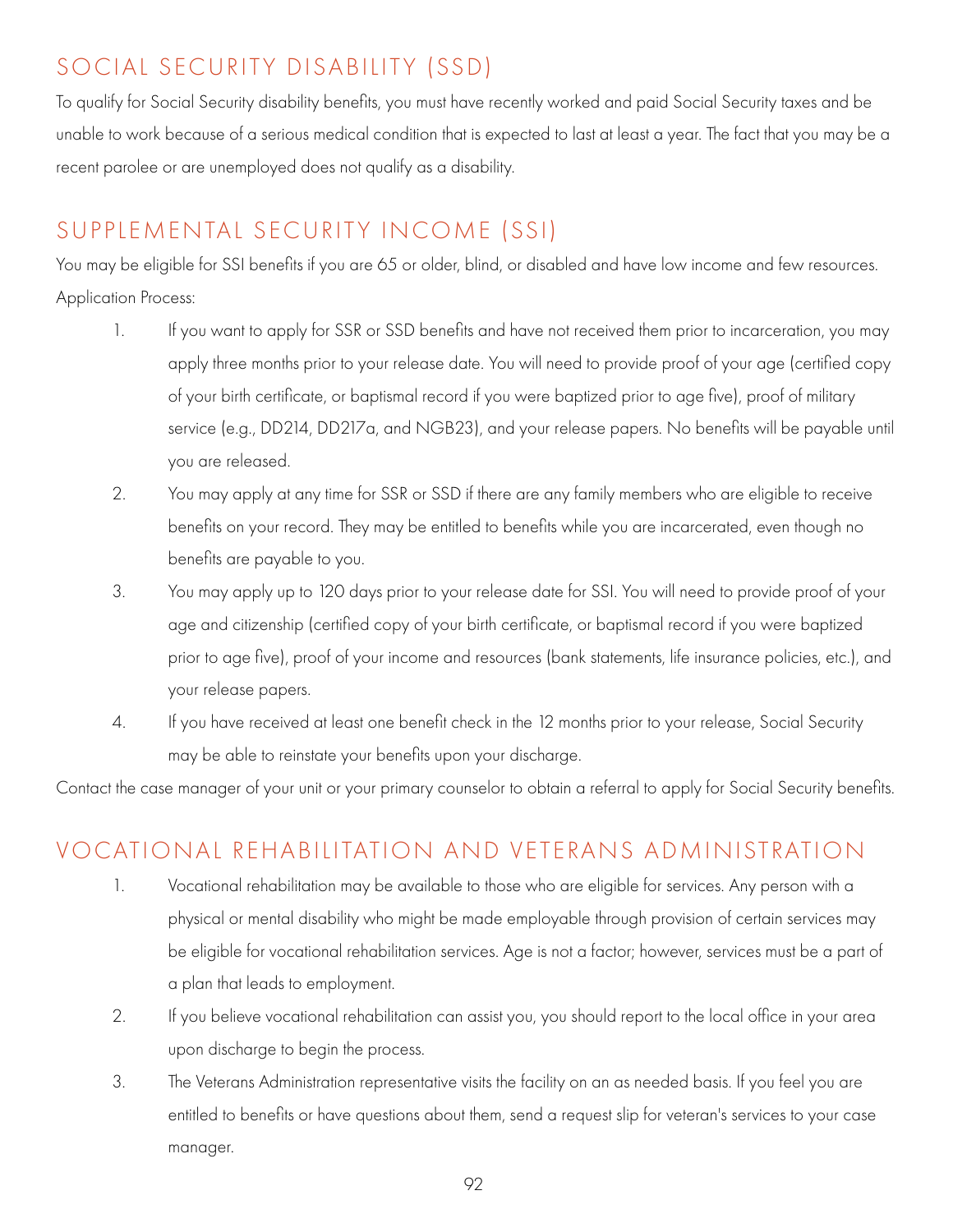## SOCIAL SECURITY DISABILITY (SSD)

To qualify for Social Security disability benefits, you must have recently worked and paid Social Security taxes and be unable to work because of a serious medical condition that is expected to last at least a year. The fact that you may be a recent parolee or are unemployed does not qualify as a disability.

## SUPPLEMENTAL SECURITY INCOME (SSI)

You may be eligible for SSI benefits if you are 65 or older, blind, or disabled and have low income and few resources.

Application Process:

1. If you want to apply for SSR or SSD benefits and have not received them prior to incarceration, you may apply three months prior to your release date. You will need to provide proof of your age (certified copy of your birth certificate, or baptismal record if you were baptized prior to age five), proof of military service (e.g., DD214, DD217a, and NGB23), and your release papers. No benefits will be payable until you are released.
2. You may apply at any time for SSR or SSD if there are any family members who are eligible to receive benefits on your record. They may be entitled to benefits while you are incarcerated, even though no benefits are payable to you.
3. You may apply up to 120 days prior to your release date for SSI. You will need to provide proof of your age and citizenship (certified copy of your birth certificate, or baptismal record if you were baptized prior to age five), proof of your income and resources (bank statements, life insurance policies, etc.), and your release papers.
4. If you have received at least one benefit check in the 12 months prior to your release, Social Security may be able to reinstate your benefits upon your discharge.

Contact the case manager of your unit or your primary counselor to obtain a referral to apply for Social Security benefits.

## VOCATIONAL REHABILITATION AND VETERANS ADMINISTRATION

1. Vocational rehabilitation may be available to those who are eligible for services. Any person with a physical or mental disability who might be made employable through provision of certain services may be eligible for vocational rehabilitation services. Age is not a factor; however, services must be a part of a plan that leads to employment.
2. If you believe vocational rehabilitation can assist you, you should report to the local office in your area upon discharge to begin the process.
3. The Veterans Administration representative visits the facility on an as needed basis. If you feel you are entitled to benefits or have questions about them, send a request slip for veteran's services to your case manager.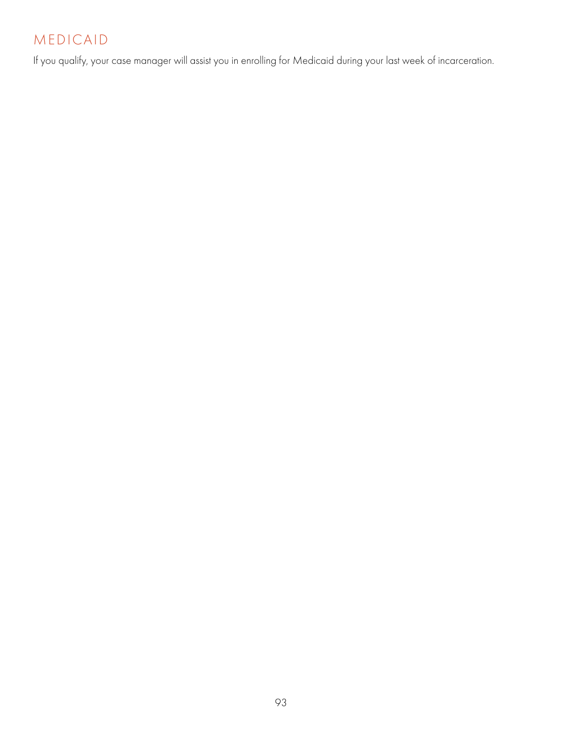# MEDICAID

If you qualify, your case manager will assist you in enrolling for Medicaid during your last week of incarceration.